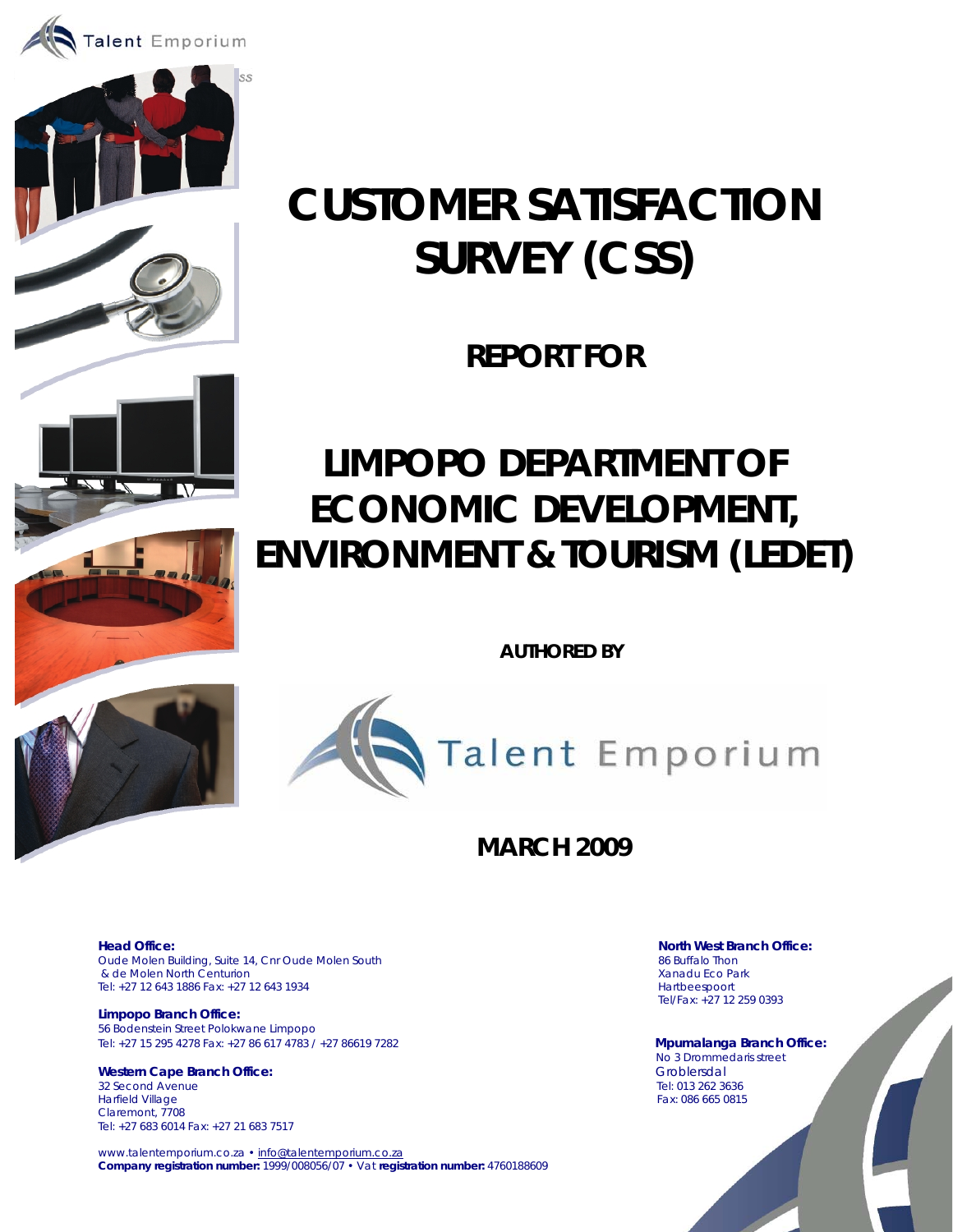Talent Emporium

# CUSTOMER SATISFACTION SURVEY (CSS)

## REPORT FOR

# LIMPOPO DEPARTMENT OF ECONOMIC DEVELOPMENT, ENVIRONMENT & TOURISM (LEDET)

**AUTHORED BY**

Talent Emporium

## MARCH 2009

**Head Office:**
Oude Molen Building, Suite 14, Cnr Oude Molen South & de Molen North Centurion
Tel: +27 12 643 1886 Fax: +27 12 643 1934

**Limpopo Branch Office:**
56 Bodenstein Street Polokwane Limpopo
Tel: +27 15 295 4278 Fax: +27 86 617 4783 / +27 86619 7282

**Western Cape Branch Office:**
32 Second Avenue
Harfield Village
Claremont, 7708
Tel: +27 683 6014 Fax: +27 21 683 7517

**North West Branch Office:**
86 Buffalo Thon
Xanadu Eco Park
Hartbeespoort
Tel/Fax: +27 12 259 0393

**Mpumalanga Branch Office:**
No 3 Drommedaris street
Groblersdal
Tel: 013 262 3636
Fax: 086 665 0815

www.talentemporium.co.za • info@talentemporium.co.za
**Company registration number:** 1999/008056/07 • Vat **registration number:** 4760188609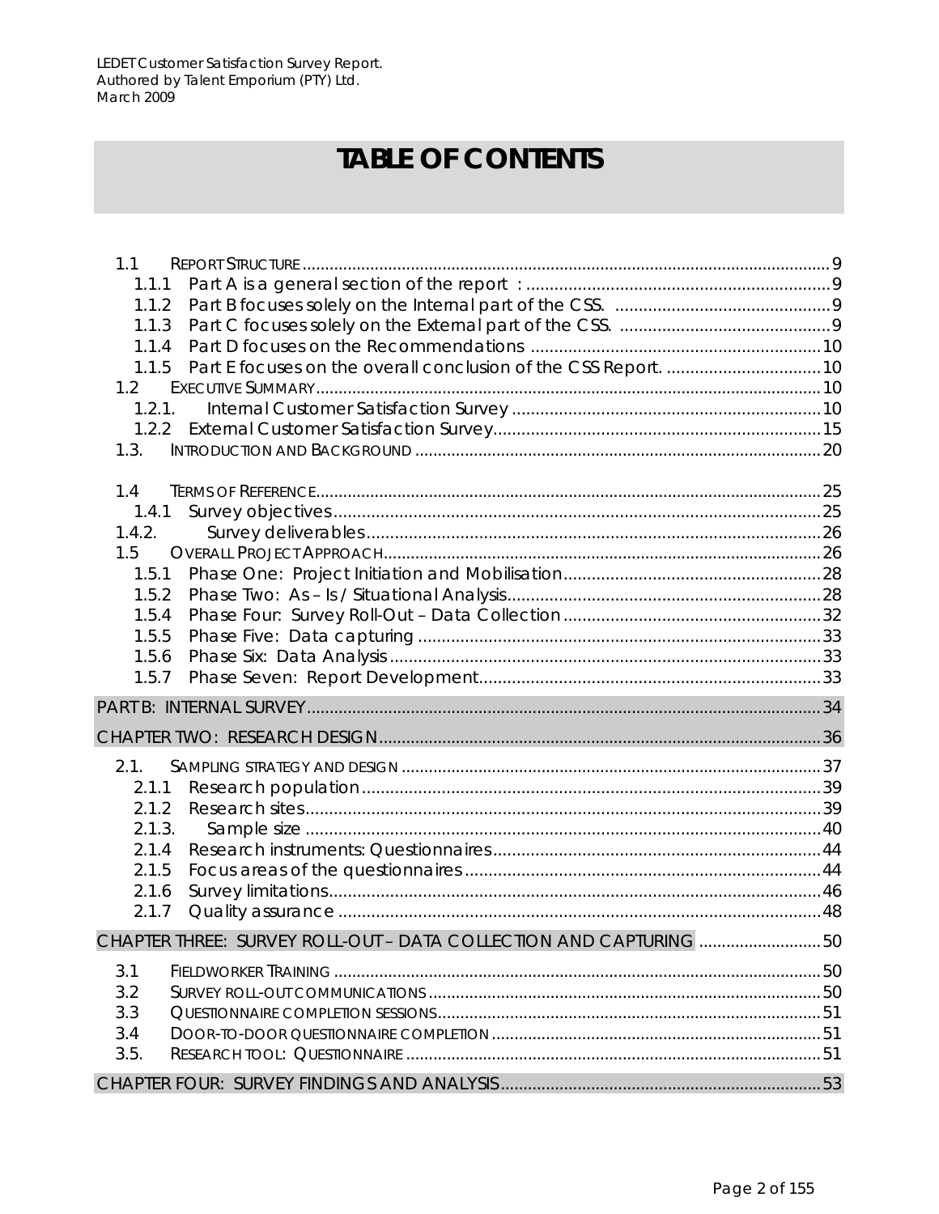# TABLE OF CONTENTS

- 1.1 REPORT STRUCTURE ........ 9
  - 1.1.1 Part A is a general section of the report : ........ 9
  - 1.1.2 Part B focuses solely on the Internal part of the CSS. ........ 9
  - 1.1.3 Part C focuses solely on the External part of the CSS. ........ 9
  - 1.1.4 Part D focuses on the Recommendations ........ 10
  - 1.1.5 Part E focuses on the overall conclusion of the CSS Report. ........ 10
- 1.2 EXECUTIVE SUMMARY ........ 10
  - 1.2.1. Internal Customer Satisfaction Survey ........ 10
  - 1.2.2 External Customer Satisfaction Survey ........ 15
- 1.3. INTRODUCTION AND BACKGROUND ........ 20
- 1.4 TERMS OF REFERENCE ........ 25
  - 1.4.1 Survey objectives ........ 25
  - 1.4.2. Survey deliverables ........ 26
- 1.5 OVERALL PROJECT APPROACH ........ 26
  - 1.5.1 Phase One: Project Initiation and Mobilisation ........ 28
  - 1.5.2 Phase Two: As – Is / Situational Analysis ........ 28
  - 1.5.4 Phase Four: Survey Roll-Out – Data Collection ........ 32
  - 1.5.5 Phase Five: Data capturing ........ 33
  - 1.5.6 Phase Six: Data Analysis ........ 33
  - 1.5.7 Phase Seven: Report Development ........ 33

PART B: INTERNAL SURVEY ........ 34

CHAPTER TWO: RESEARCH DESIGN ........ 36

- 2.1. SAMPLING STRATEGY AND DESIGN ........ 37
  - 2.1.1 Research population ........ 39
  - 2.1.2 Research sites ........ 39
  - 2.1.3. Sample size ........ 40
  - 2.1.4 Research instruments: Questionnaires ........ 44
  - 2.1.5 Focus areas of the questionnaires ........ 44
  - 2.1.6 Survey limitations ........ 46
  - 2.1.7 Quality assurance ........ 48

CHAPTER THREE: SURVEY ROLL-OUT – DATA COLLECTION AND CAPTURING ........ 50

- 3.1 FIELDWORKER TRAINING ........ 50
- 3.2 SURVEY ROLL-OUT COMMUNICATIONS ........ 50
- 3.3 QUESTIONNAIRE COMPLETION SESSIONS ........ 51
- 3.4 DOOR-TO-DOOR QUESTIONNAIRE COMPLETION ........ 51
- 3.5. RESEARCH TOOL: QUESTIONNAIRE ........ 51

CHAPTER FOUR: SURVEY FINDINGS AND ANALYSIS ........ 53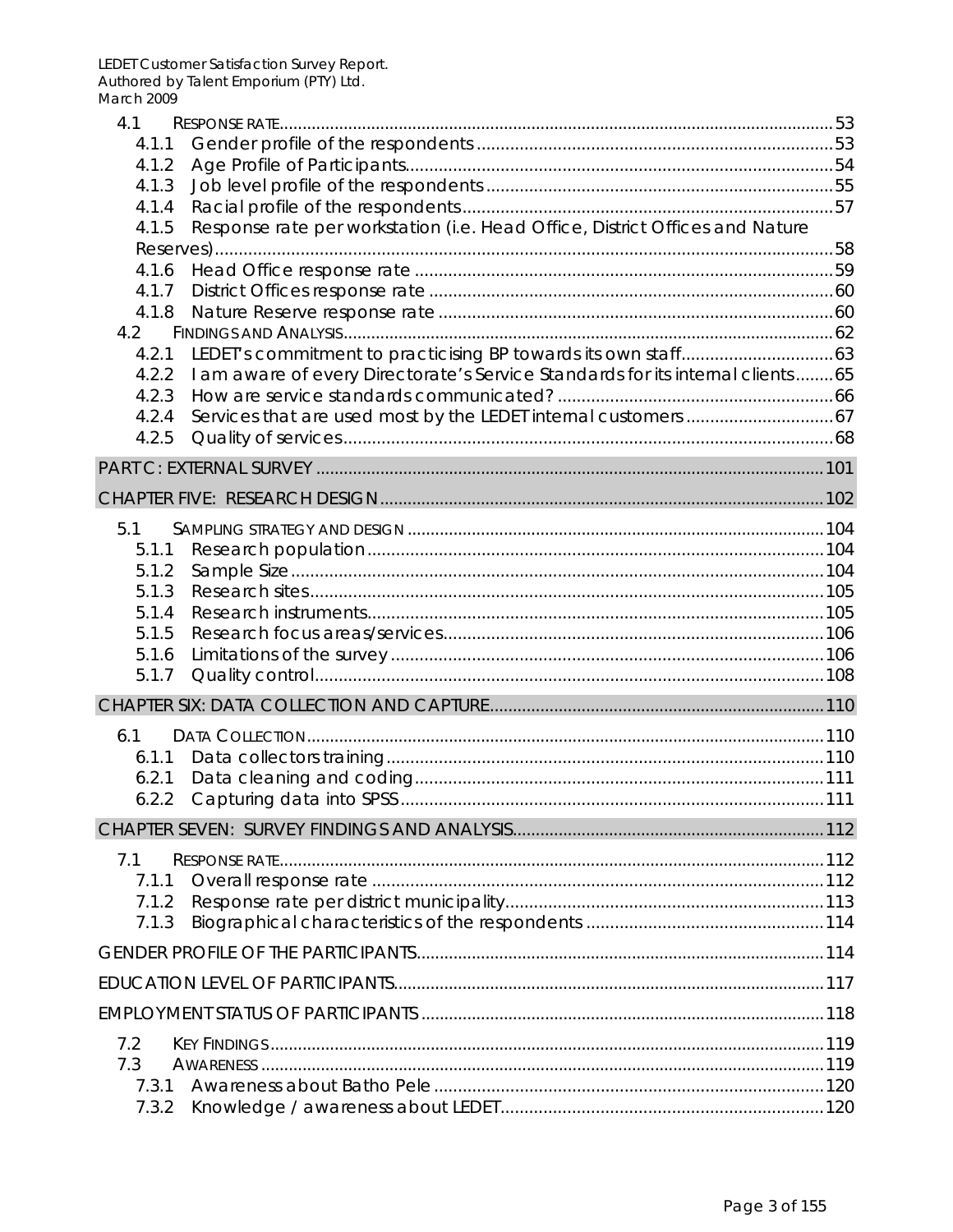4.1 RESPONSE RATE.......................................................................................................................53
4.1.1 Gender profile of the respondents...........................................................................53
4.1.2 Age Profile of Participants.........................................................................................54
4.1.3 Job level profile of the respondents.........................................................................55
4.1.4 Racial profile of the respondents..............................................................................57
4.1.5 Response rate per workstation (i.e. Head Office, District Offices and Nature Reserves)...................................................................................................................................58
4.1.6 Head Office response rate ........................................................................................59
4.1.7 District Offices response rate .....................................................................................60
4.1.8 Nature Reserve response rate ...................................................................................60
4.2 FINDINGS AND ANALYSIS.......................................................................................................62
4.2.1 LEDET's commitment to practicising BP towards its own staff................................63
4.2.2 I am aware of every Directorate's Service Standards for its internal clients........65
4.2.3 How are service standards communicated? ..........................................................66
4.2.4 Services that are used most by the LEDET internal customers...............................67
4.2.5 Quality of services.......................................................................................................68

PART C : EXTERNAL SURVEY ............................................................................................................101

CHAPTER FIVE: RESEARCH DESIGN................................................................................................102

5.1 SAMPLING STRATEGY AND DESIGN .........................................................................................104
5.1.1 Research population................................................................................................104
5.1.2 Sample Size................................................................................................................104
5.1.3 Research sites............................................................................................................105
5.1.4 Research instruments................................................................................................105
5.1.5 Research focus areas/services................................................................................106
5.1.6 Limitations of the survey...........................................................................................106
5.1.7 Quality control...........................................................................................................108

CHAPTER SIX: DATA COLLECTION AND CAPTURE.......................................................................110

6.1 DATA COLLECTION..............................................................................................................110
6.1.1 Data collectors training............................................................................................110
6.2.1 Data cleaning and coding......................................................................................111
6.2.2 Capturing data into SPSS.........................................................................................111

CHAPTER SEVEN: SURVEY FINDINGS AND ANALYSIS...................................................................112

7.1 RESPONSE RATE.....................................................................................................................112
7.1.1 Overall response rate ...............................................................................................112
7.1.2 Response rate per district municipality...................................................................113
7.1.3 Biographical characteristics of the respondents ..................................................114

GENDER PROFILE OF THE PARTICIPANTS........................................................................................114

EDUCATION LEVEL OF PARTICIPANTS.............................................................................................117

EMPLOYMENT STATUS OF PARTICIPANTS .......................................................................................118

7.2 KEY FINDINGS.......................................................................................................................119
7.3 AWARENESS ..........................................................................................................................119
7.3.1 Awareness about Batho Pele ..................................................................................120
7.3.2 Knowledge / awareness about LEDET....................................................................120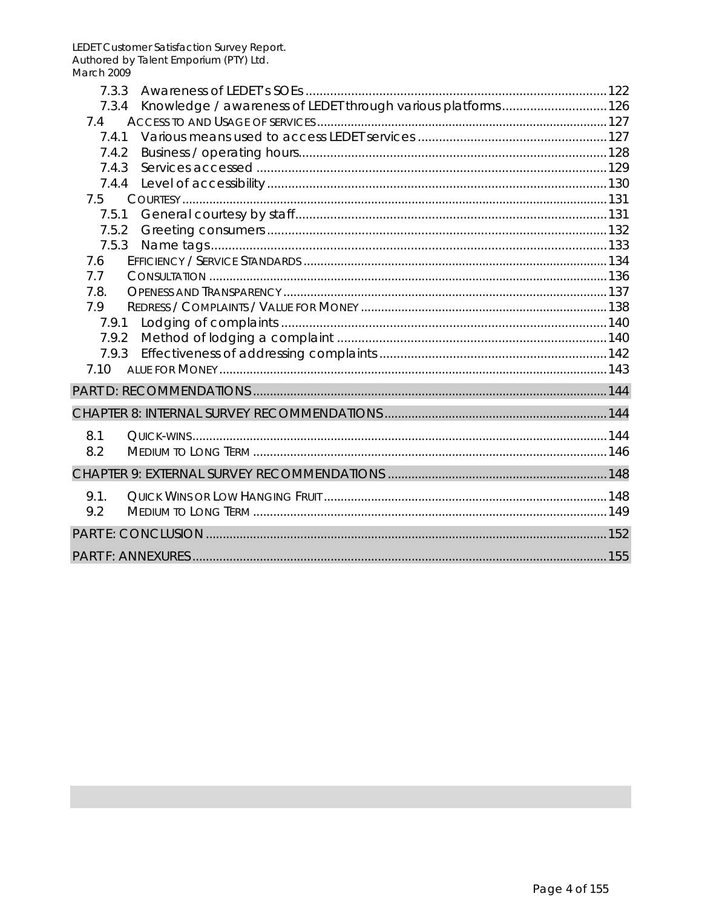7.3.3 Awareness of LEDET's SOEs ....................................................................................122
7.3.4 Knowledge / awareness of LEDET through various platforms..............................126
7.4 ACCESS TO AND USAGE OF SERVICES ....................................................................................127
7.4.1 Various means used to access LEDET services ......................................................127
7.4.2 Business / operating hours........................................................................................128
7.4.3 Services accessed ....................................................................................................129
7.4.4 Level of accessibility ..................................................................................................130
7.5 COURTESY ...........................................................................................................................131
7.5.1 General courtesy by staff..........................................................................................131
7.5.2 Greeting consumers ..................................................................................................132
7.5.3 Name tags..................................................................................................................133
7.6 EFFICIENCY / SERVICE STANDARDS ........................................................................................134
7.7 CONSULTATION ...................................................................................................................136
7.8. OPENESS AND TRANSPARENCY .............................................................................................137
7.9 REDRESS / COMPLAINTS / VALUE FOR MONEY ........................................................................138
7.9.1 Lodging of complaints ..............................................................................................140
7.9.2 Method of lodging a complaint ..............................................................................140
7.9.3 Effectiveness of addressing complaints..................................................................142
7.10 ALUE FOR MONEY ..................................................................................................................143

PART D: RECOMMENDATIONS .......................................................................................................144

CHAPTER 8: INTERNAL SURVEY RECOMMENDATIONS .................................................................144

8.1 QUICK-WINS..........................................................................................................................144
8.2 MEDIUM TO LONG TERM ........................................................................................................146

CHAPTER 9: EXTERNAL SURVEY RECOMMENDATIONS ................................................................148

9.1. QUICK WINS OR LOW HANGING FRUIT ....................................................................................148
9.2 MEDIUM TO LONG TERM ........................................................................................................149

PART E: CONCLUSION .....................................................................................................................152

PART F: ANNEXURES .........................................................................................................................155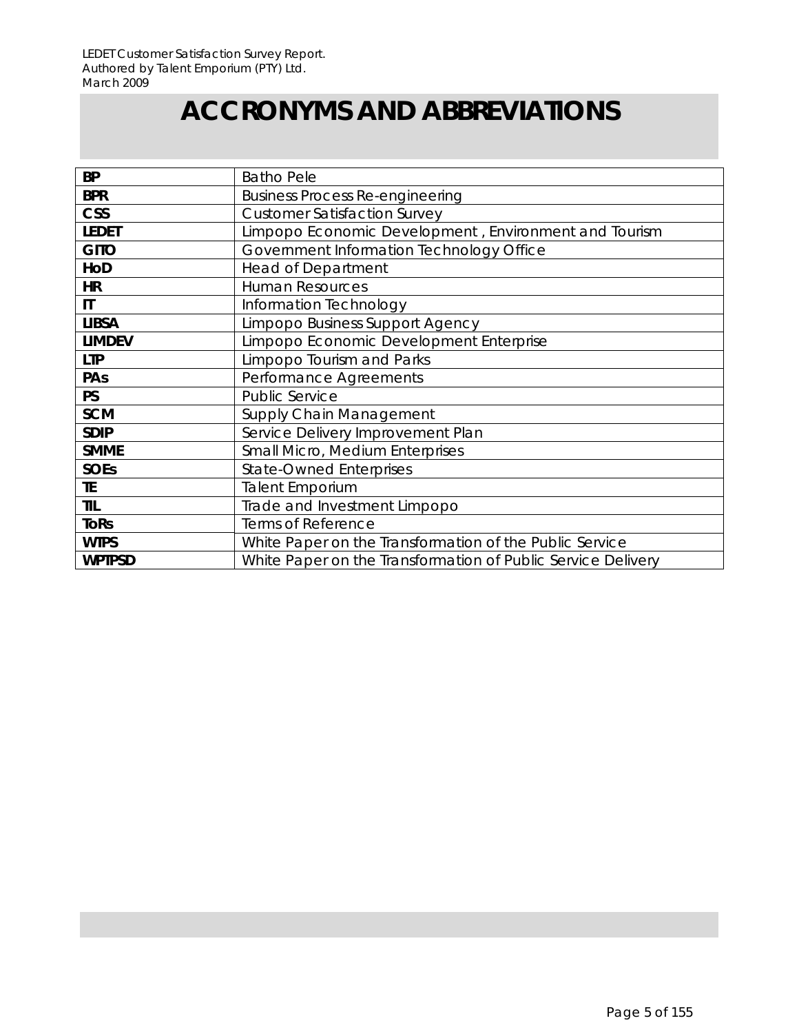# ACCRONYMS AND ABBREVIATIONS

| | |
|---|---|
| **BP** | Batho Pele |
| **BPR** | Business Process Re-engineering |
| **CSS** | Customer Satisfaction Survey |
| **LEDET** | Limpopo Economic Development , Environment and Tourism |
| **GITO** | Government Information Technology Office |
| **HoD** | Head of Department |
| **HR** | Human Resources |
| **IT** | Information Technology |
| **LIBSA** | Limpopo Business Support Agency |
| **LIMDEV** | Limpopo Economic Development Enterprise |
| **LTP** | Limpopo Tourism and Parks |
| **PAs** | Performance Agreements |
| **PS** | Public Service |
| **SCM** | Supply Chain Management |
| **SDIP** | Service Delivery Improvement Plan |
| **SMME** | Small Micro, Medium Enterprises |
| **SOEs** | State-Owned Enterprises |
| **TE** | Talent Emporium |
| **TIL** | Trade and Investment Limpopo |
| **ToRs** | Terms of Reference |
| **WTPS** | White Paper on the Transformation of the Public Service |
| **WPTPSD** | White Paper on the Transformation of Public Service Delivery |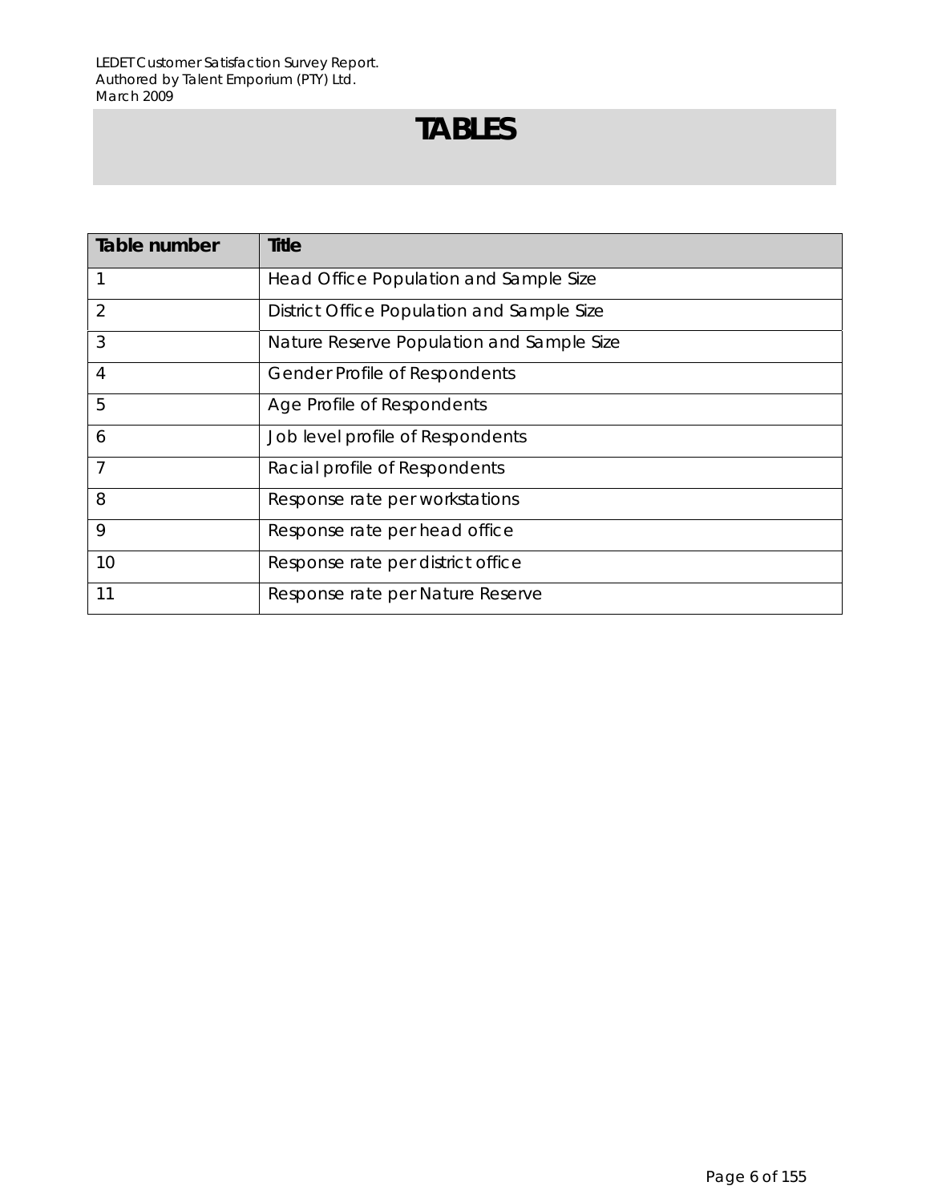# TABLES

| Table number | Title |
|---|---|
| 1 | Head Office Population and Sample Size |
| 2 | District Office Population and Sample Size |
| 3 | Nature Reserve Population and Sample Size |
| 4 | Gender Profile of Respondents |
| 5 | Age Profile of Respondents |
| 6 | Job level profile of Respondents |
| 7 | Racial profile of Respondents |
| 8 | Response rate per workstations |
| 9 | Response rate per head office |
| 10 | Response rate per district office |
| 11 | Response rate per Nature Reserve |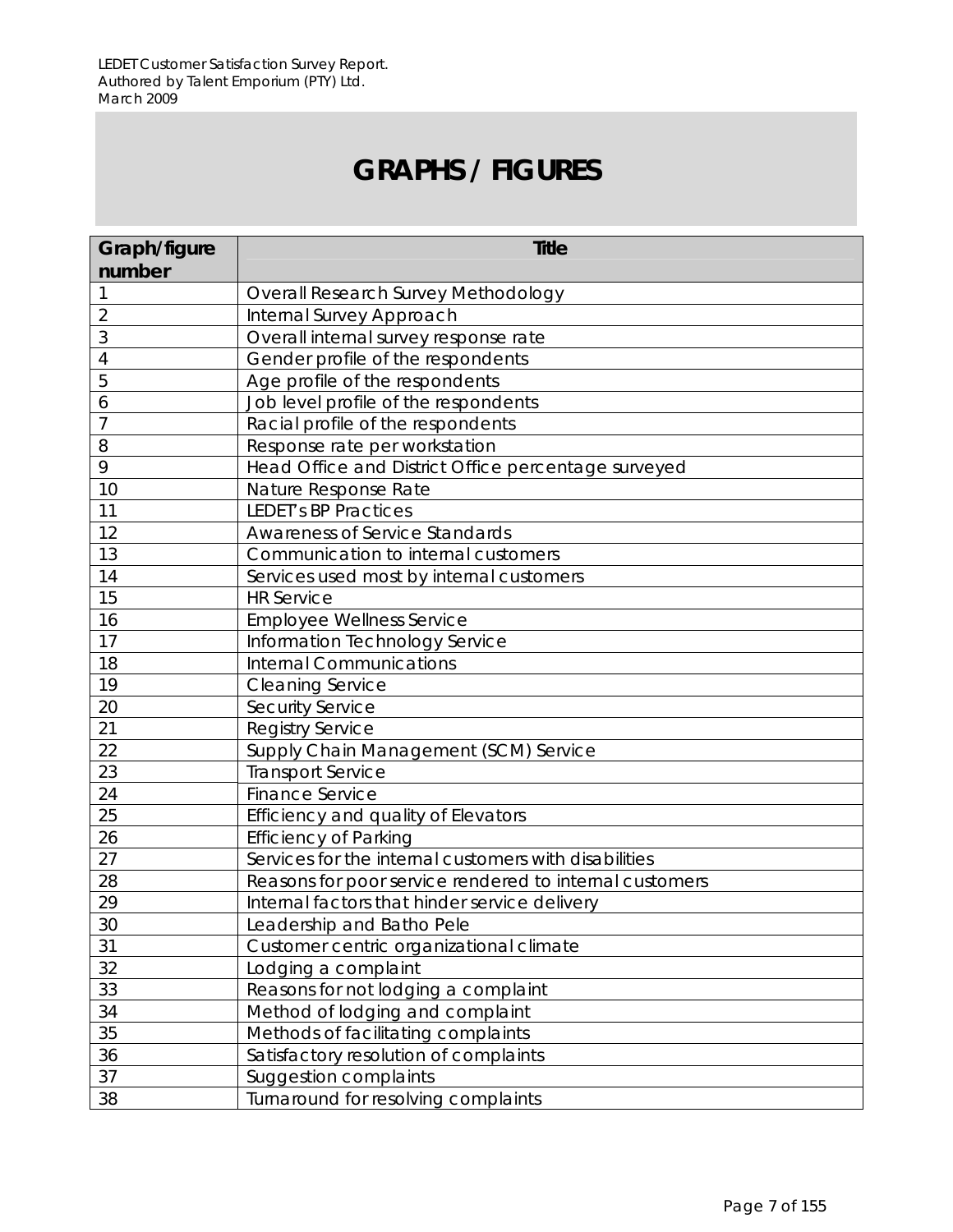# GRAPHS / FIGURES

| Graph/figure number | Title |
|---|---|
| 1 | Overall Research Survey Methodology |
| 2 | Internal Survey Approach |
| 3 | Overall internal survey response rate |
| 4 | Gender profile of the respondents |
| 5 | Age profile of the respondents |
| 6 | Job level profile of the respondents |
| 7 | Racial profile of the respondents |
| 8 | Response rate per workstation |
| 9 | Head Office and District Office percentage surveyed |
| 10 | Nature Response Rate |
| 11 | LEDET's BP Practices |
| 12 | Awareness of Service Standards |
| 13 | Communication to internal customers |
| 14 | Services used most by internal customers |
| 15 | HR Service |
| 16 | Employee Wellness Service |
| 17 | Information Technology Service |
| 18 | Internal Communications |
| 19 | Cleaning Service |
| 20 | Security Service |
| 21 | Registry Service |
| 22 | Supply Chain Management (SCM) Service |
| 23 | Transport Service |
| 24 | Finance Service |
| 25 | Efficiency and quality of Elevators |
| 26 | Efficiency of Parking |
| 27 | Services for the internal customers with disabilities |
| 28 | Reasons for poor service rendered to internal customers |
| 29 | Internal factors that hinder service delivery |
| 30 | Leadership and Batho Pele |
| 31 | Customer centric organizational climate |
| 32 | Lodging a complaint |
| 33 | Reasons for not lodging a complaint |
| 34 | Method of lodging and complaint |
| 35 | Methods of facilitating complaints |
| 36 | Satisfactory resolution of complaints |
| 37 | Suggestion complaints |
| 38 | Turnaround for resolving complaints |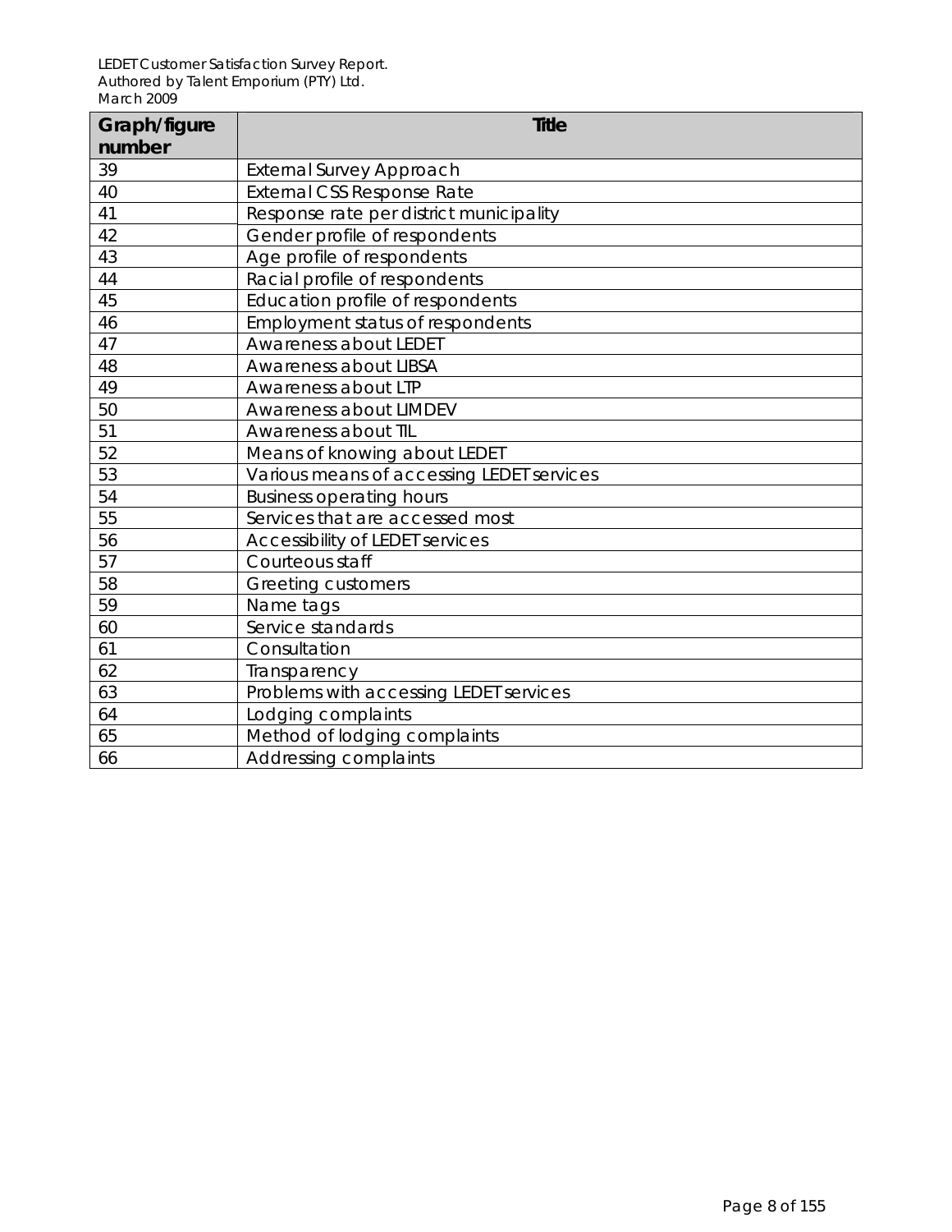| Graph/figure number | Title |
|---|---|
| 39 | External Survey Approach |
| 40 | External CSS Response Rate |
| 41 | Response rate per district municipality |
| 42 | Gender profile of respondents |
| 43 | Age profile of respondents |
| 44 | Racial profile of respondents |
| 45 | Education profile of respondents |
| 46 | Employment status of respondents |
| 47 | Awareness about LEDET |
| 48 | Awareness about LIBSA |
| 49 | Awareness about LTP |
| 50 | Awareness about LIMDEV |
| 51 | Awareness about TIL |
| 52 | Means of knowing about LEDET |
| 53 | Various means of accessing LEDET services |
| 54 | Business operating hours |
| 55 | Services that are accessed most |
| 56 | Accessibility of LEDET services |
| 57 | Courteous staff |
| 58 | Greeting customers |
| 59 | Name tags |
| 60 | Service standards |
| 61 | Consultation |
| 62 | Transparency |
| 63 | Problems with accessing LEDET services |
| 64 | Lodging complaints |
| 65 | Method of lodging complaints |
| 66 | Addressing complaints |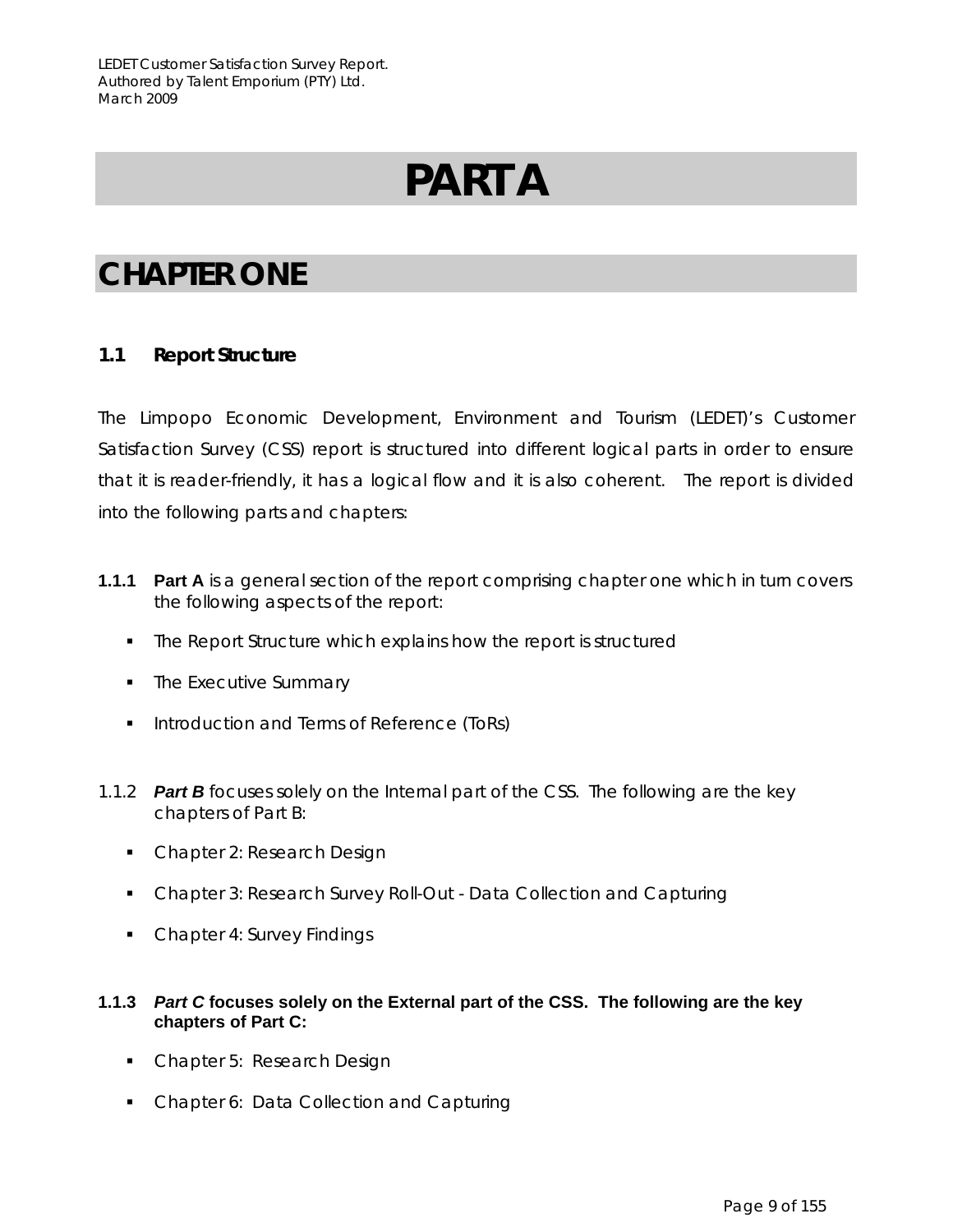# PART A

## CHAPTER ONE

### 1.1 Report Structure

The Limpopo Economic Development, Environment and Tourism (LEDET)'s Customer Satisfaction Survey (CSS) report is structured into different logical parts in order to ensure that it is reader-friendly, it has a logical flow and it is also coherent. The report is divided into the following parts and chapters:

**1.1.1** **Part A** is a general section of the report comprising chapter one which in turn covers the following aspects of the report:

- The Report Structure which explains how the report is structured
- The Executive Summary
- Introduction and Terms of Reference (ToRs)

1.1.2 ***Part B*** focuses solely on the Internal part of the CSS. The following are the key chapters of Part B:

- Chapter 2: Research Design
- Chapter 3: Research Survey Roll-Out - Data Collection and Capturing
- Chapter 4: Survey Findings

**1.1.3** ***Part C*** **focuses solely on the External part of the CSS. The following are the key chapters of Part C:**

- Chapter 5: Research Design
- Chapter 6: Data Collection and Capturing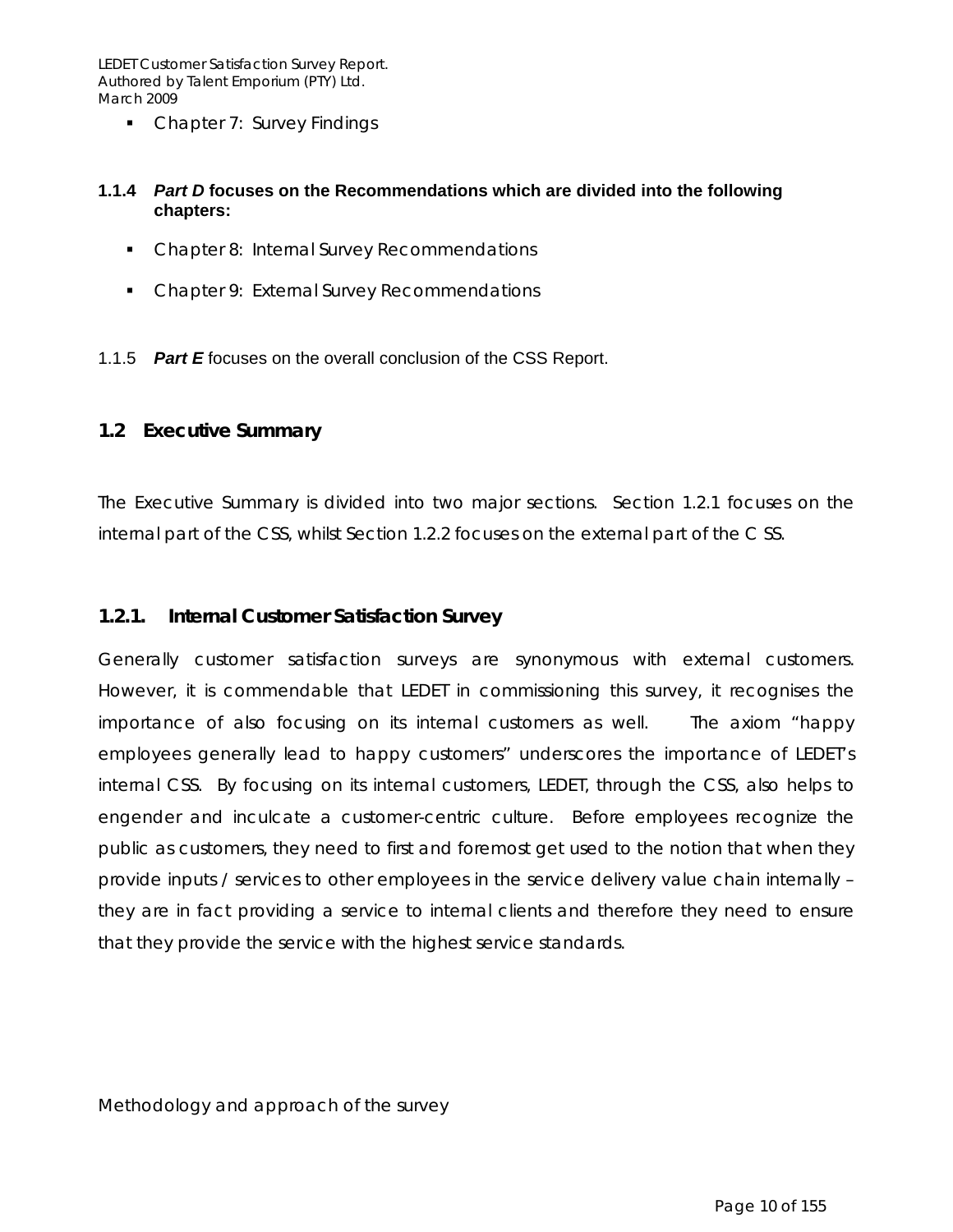- Chapter 7: Survey Findings

**1.1.4 *Part D* focuses on the Recommendations which are divided into the following chapters:**

- Chapter 8: Internal Survey Recommendations
- Chapter 9: External Survey Recommendations

1.1.5 ***Part E*** focuses on the overall conclusion of the CSS Report.

## 1.2 Executive Summary

The Executive Summary is divided into two major sections. Section 1.2.1 focuses on the internal part of the CSS, whilst Section 1.2.2 focuses on the external part of the C SS.

### 1.2.1. Internal Customer Satisfaction Survey

Generally customer satisfaction surveys are synonymous with external customers. However, it is commendable that LEDET in commissioning this survey, it recognises the importance of also focusing on its internal customers as well. The axiom "happy employees generally lead to happy customers" underscores the importance of LEDET's internal CSS. By focusing on its internal customers, LEDET, through the CSS, also helps to engender and inculcate a customer-centric culture. Before employees recognize the public as customers, they need to first and foremost get used to the notion that when they provide inputs / services to other employees in the service delivery value chain internally – they are in fact providing a service to internal clients and therefore they need to ensure that they provide the service with the highest service standards.

Methodology and approach of the survey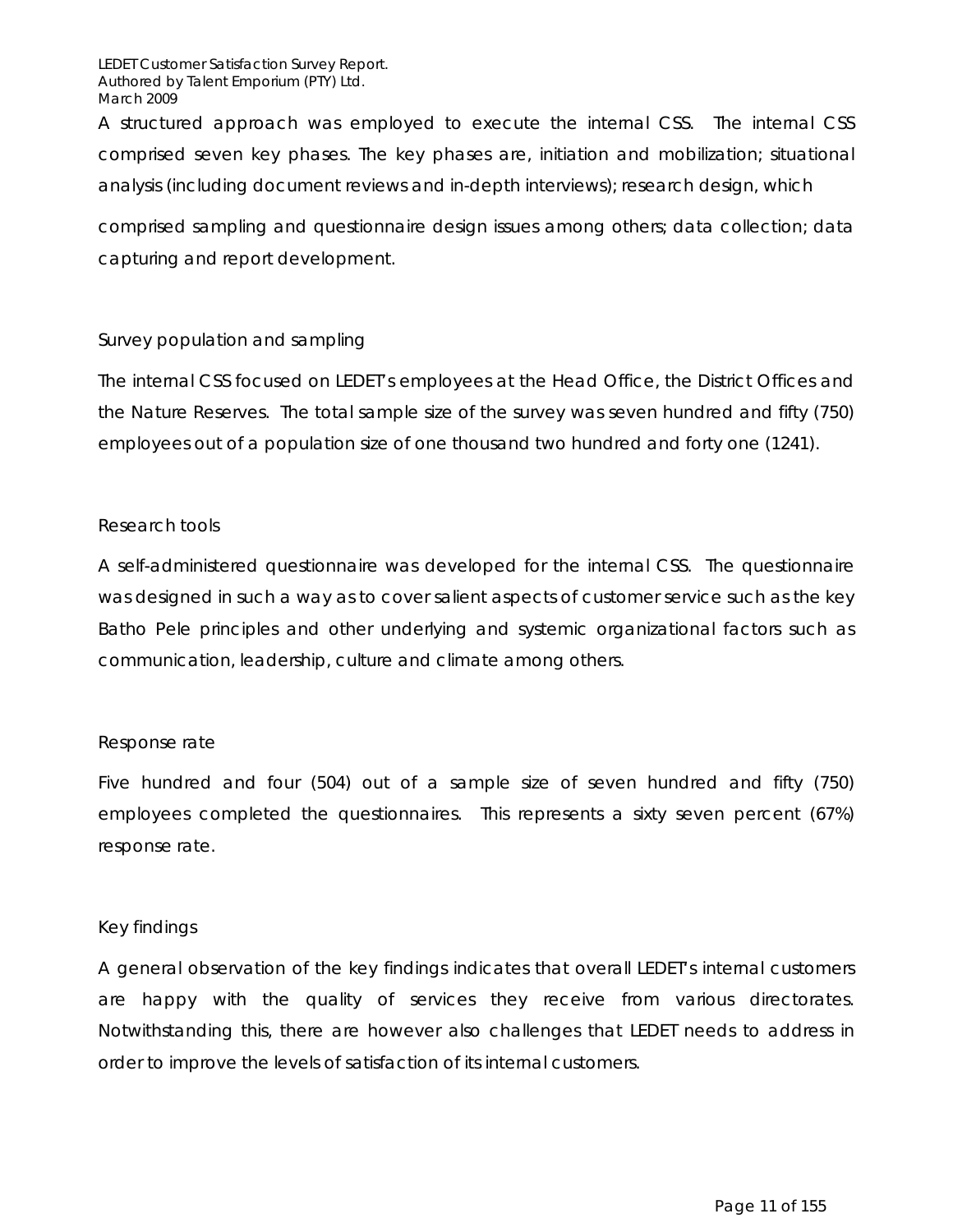A structured approach was employed to execute the internal CSS. The internal CSS comprised seven key phases. The key phases are, initiation and mobilization; situational analysis (including document reviews and in-depth interviews); research design, which comprised sampling and questionnaire design issues among others; data collection; data capturing and report development.

## Survey population and sampling

The internal CSS focused on LEDET's employees at the Head Office, the District Offices and the Nature Reserves. The total sample size of the survey was seven hundred and fifty (750) employees out of a population size of one thousand two hundred and forty one (1241).

## Research tools

A self-administered questionnaire was developed for the internal CSS. The questionnaire was designed in such a way as to cover salient aspects of customer service such as the key Batho Pele principles and other underlying and systemic organizational factors such as communication, leadership, culture and climate among others.

## Response rate

Five hundred and four (504) out of a sample size of seven hundred and fifty (750) employees completed the questionnaires. This represents a sixty seven percent (67%) response rate.

## Key findings

A general observation of the key findings indicates that overall LEDET's internal customers are happy with the quality of services they receive from various directorates. Notwithstanding this, there are however also challenges that LEDET needs to address in order to improve the levels of satisfaction of its internal customers.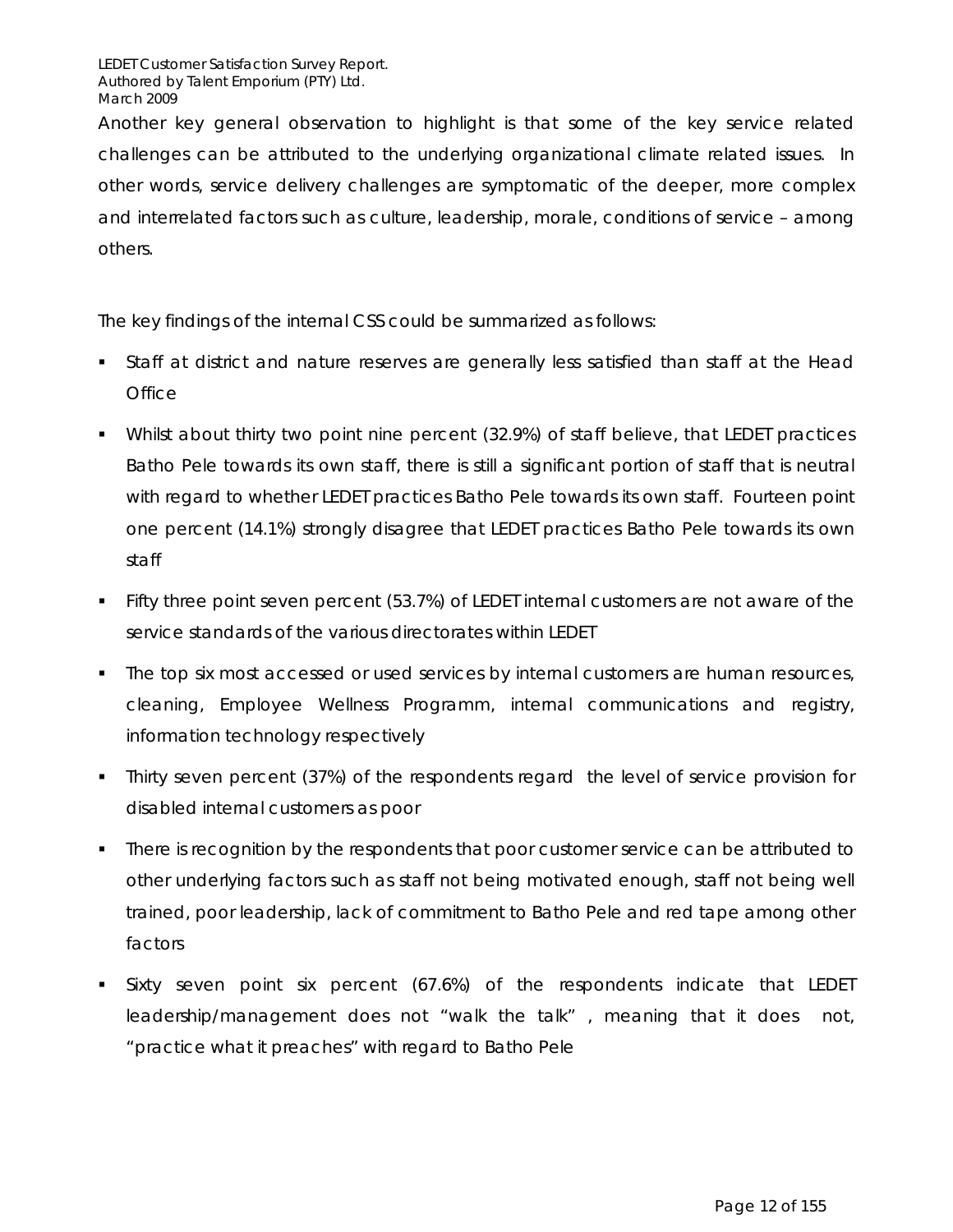Another key general observation to highlight is that some of the key service related challenges can be attributed to the underlying organizational climate related issues. In other words, service delivery challenges are symptomatic of the deeper, more complex and interrelated factors such as culture, leadership, morale, conditions of service – among others.

The key findings of the internal CSS could be summarized as follows:

- Staff at district and nature reserves are generally less satisfied than staff at the Head Office
- Whilst about thirty two point nine percent (32.9%) of staff believe, that LEDET practices Batho Pele towards its own staff, there is still a significant portion of staff that is neutral with regard to whether LEDET practices Batho Pele towards its own staff. Fourteen point one percent (14.1%) strongly disagree that LEDET practices Batho Pele towards its own staff
- Fifty three point seven percent (53.7%) of LEDET internal customers are not aware of the service standards of the various directorates within LEDET
- The top six most accessed or used services by internal customers are human resources, cleaning, Employee Wellness Programm, internal communications and registry, information technology respectively
- Thirty seven percent (37%) of the respondents regard the level of service provision for disabled internal customers as poor
- There is recognition by the respondents that poor customer service can be attributed to other underlying factors such as staff not being motivated enough, staff not being well trained, poor leadership, lack of commitment to Batho Pele and red tape among other factors
- Sixty seven point six percent (67.6%) of the respondents indicate that LEDET leadership/management does not "walk the talk" , meaning that it does not, "practice what it preaches" with regard to Batho Pele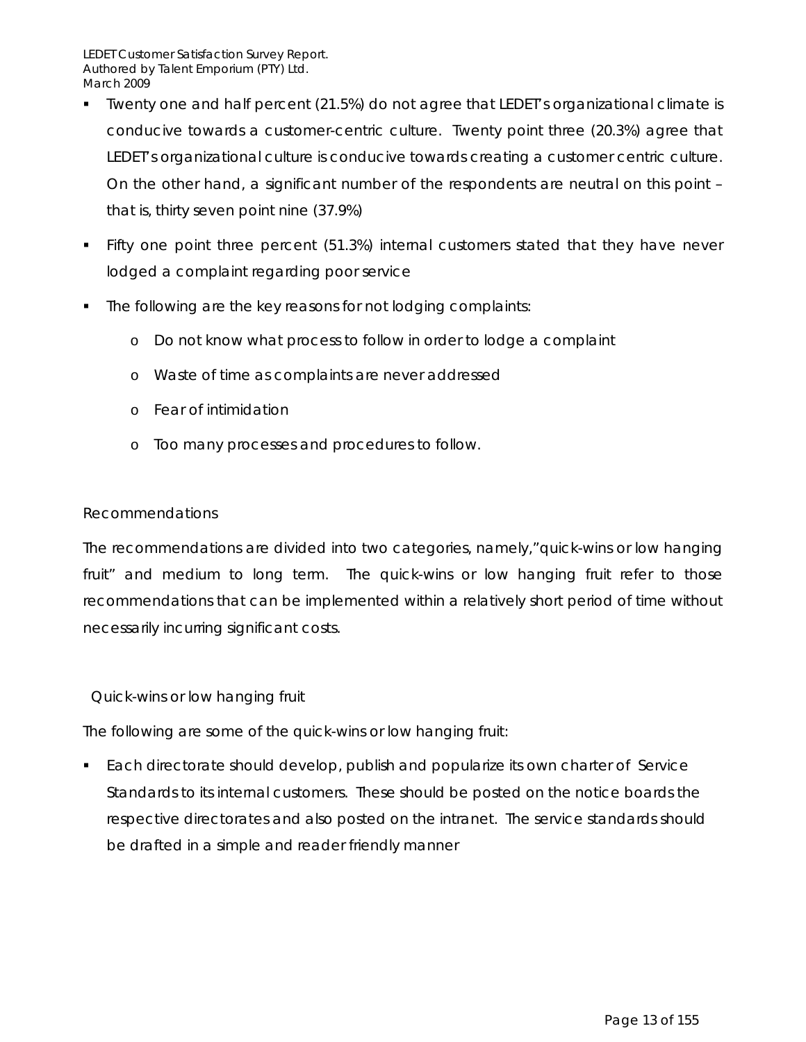- Twenty one and half percent (21.5%) do not agree that LEDET's organizational climate is conducive towards a customer-centric culture. Twenty point three (20.3%) agree that LEDET's organizational culture is conducive towards creating a customer centric culture. On the other hand, a significant number of the respondents are neutral on this point – that is, thirty seven point nine (37.9%)
- Fifty one point three percent (51.3%) internal customers stated that they have never lodged a complaint regarding poor service
- The following are the key reasons for not lodging complaints:
  - Do not know what process to follow in order to lodge a complaint
  - Waste of time as complaints are never addressed
  - Fear of intimidation
  - Too many processes and procedures to follow.

## Recommendations

The recommendations are divided into two categories, namely,"quick-wins or low hanging fruit" and medium to long term. The quick-wins or low hanging fruit refer to those recommendations that can be implemented within a relatively short period of time without necessarily incurring significant costs.

### Quick-wins or low hanging fruit

The following are some of the quick-wins or low hanging fruit:

- Each directorate should develop, publish and popularize its own charter of Service Standards to its internal customers. These should be posted on the notice boards the respective directorates and also posted on the intranet. The service standards should be drafted in a simple and reader friendly manner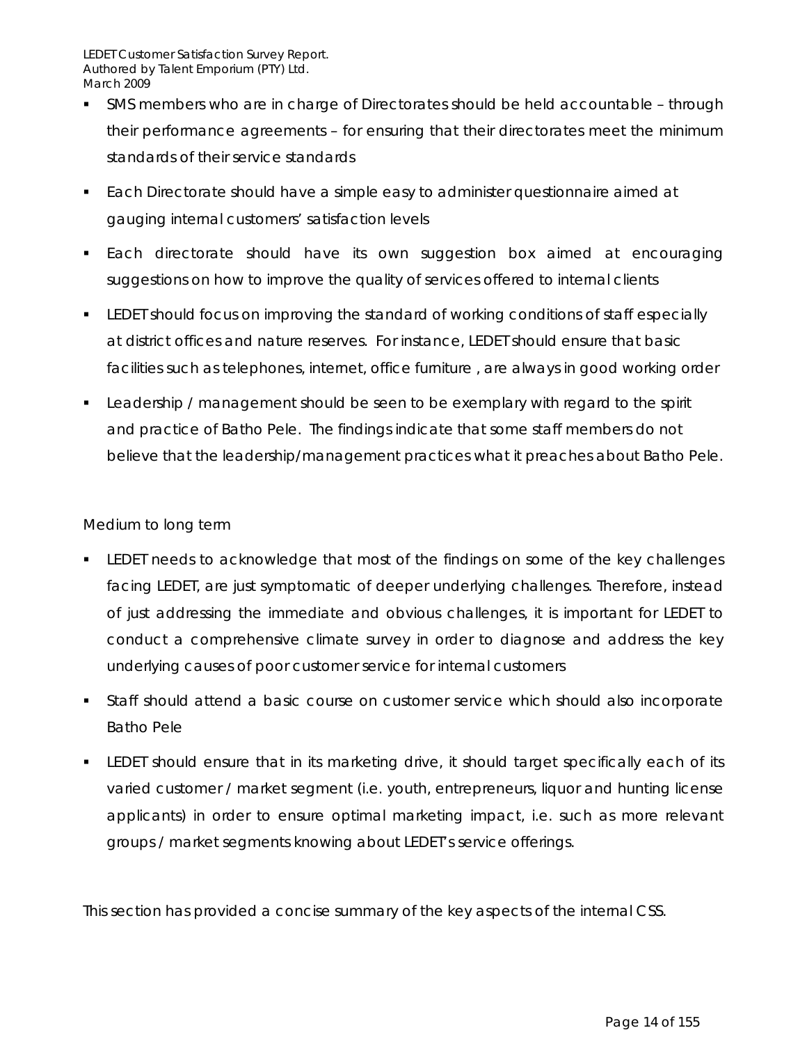- SMS members who are in charge of Directorates should be held accountable – through their performance agreements – for ensuring that their directorates meet the minimum standards of their service standards
- Each Directorate should have a simple easy to administer questionnaire aimed at gauging internal customers' satisfaction levels
- Each directorate should have its own suggestion box aimed at encouraging suggestions on how to improve the quality of services offered to internal clients
- LEDET should focus on improving the standard of working conditions of staff especially at district offices and nature reserves. For instance, LEDET should ensure that basic facilities such as telephones, internet, office furniture , are always in good working order
- Leadership / management should be seen to be exemplary with regard to the spirit and practice of Batho Pele. The findings indicate that some staff members do not believe that the leadership/management practices what it preaches about Batho Pele.

Medium to long term

- LEDET needs to acknowledge that most of the findings on some of the key challenges facing LEDET, are just symptomatic of deeper underlying challenges. Therefore, instead of just addressing the immediate and obvious challenges, it is important for LEDET to conduct a comprehensive climate survey in order to diagnose and address the key underlying causes of poor customer service for internal customers
- Staff should attend a basic course on customer service which should also incorporate Batho Pele
- LEDET should ensure that in its marketing drive, it should target specifically each of its varied customer / market segment (i.e. youth, entrepreneurs, liquor and hunting license applicants) in order to ensure optimal marketing impact, i.e. such as more relevant groups / market segments knowing about LEDET's service offerings.

This section has provided a concise summary of the key aspects of the internal CSS.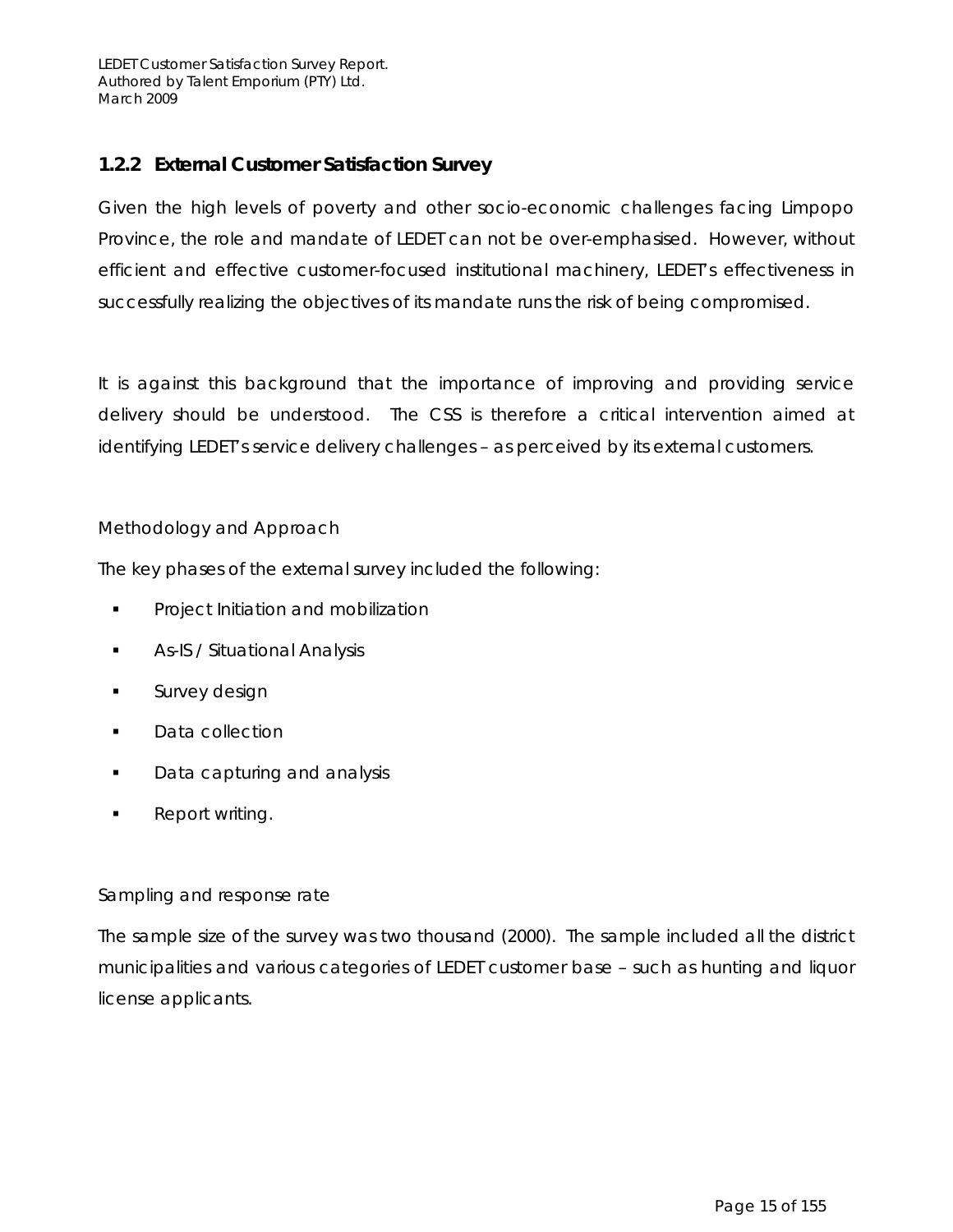### 1.2.2 External Customer Satisfaction Survey

Given the high levels of poverty and other socio-economic challenges facing Limpopo Province, the role and mandate of LEDET can not be over-emphasised. However, without efficient and effective customer-focused institutional machinery, LEDET's effectiveness in successfully realizing the objectives of its mandate runs the risk of being compromised.

It is against this background that the importance of improving and providing service delivery should be understood. The CSS is therefore a critical intervention aimed at identifying LEDET's service delivery challenges – as perceived by its external customers.

Methodology and Approach

The key phases of the external survey included the following:

- Project Initiation and mobilization
- As-IS / Situational Analysis
- Survey design
- Data collection
- Data capturing and analysis
- Report writing.

Sampling and response rate

The sample size of the survey was two thousand (2000). The sample included all the district municipalities and various categories of LEDET customer base – such as hunting and liquor license applicants.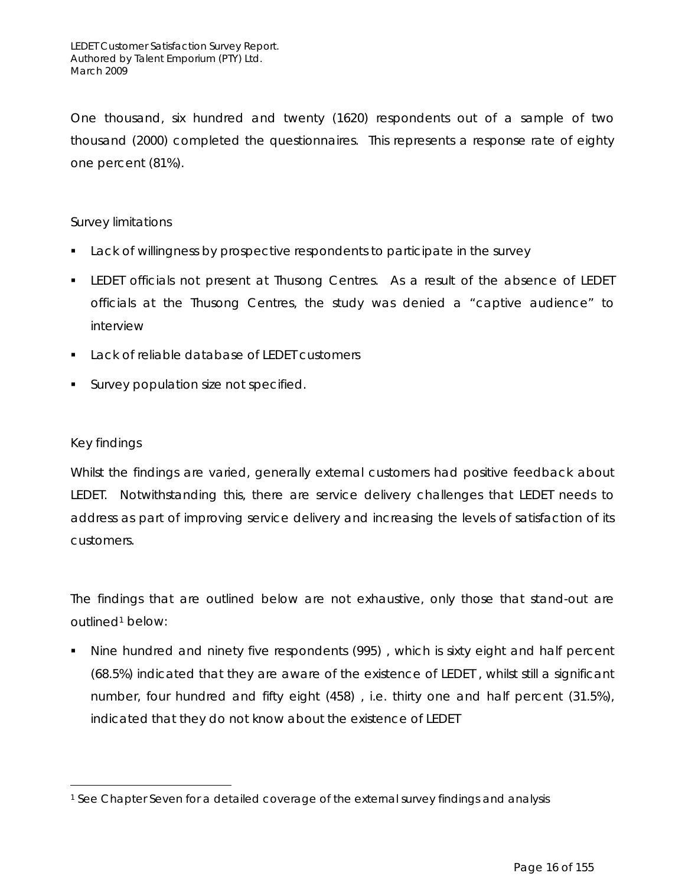One thousand, six hundred and twenty (1620) respondents out of a sample of two thousand (2000) completed the questionnaires. This represents a response rate of eighty one percent (81%).

Survey limitations

- Lack of willingness by prospective respondents to participate in the survey
- LEDET officials not present at Thusong Centres. As a result of the absence of LEDET officials at the Thusong Centres, the study was denied a "captive audience" to interview
- Lack of reliable database of LEDET customers
- Survey population size not specified.

Key findings

Whilst the findings are varied, generally external customers had positive feedback about LEDET. Notwithstanding this, there are service delivery challenges that LEDET needs to address as part of improving service delivery and increasing the levels of satisfaction of its customers.

The findings that are outlined below are not exhaustive, only those that stand-out are outlined[1] below:

- Nine hundred and ninety five respondents (995) , which is sixty eight and half percent (68.5%) indicated that they are aware of the existence of LEDET , whilst still a significant number, four hundred and fifty eight (458) , i.e. thirty one and half percent (31.5%), indicated that they do not know about the existence of LEDET

[1] See Chapter Seven for a detailed coverage of the external survey findings and analysis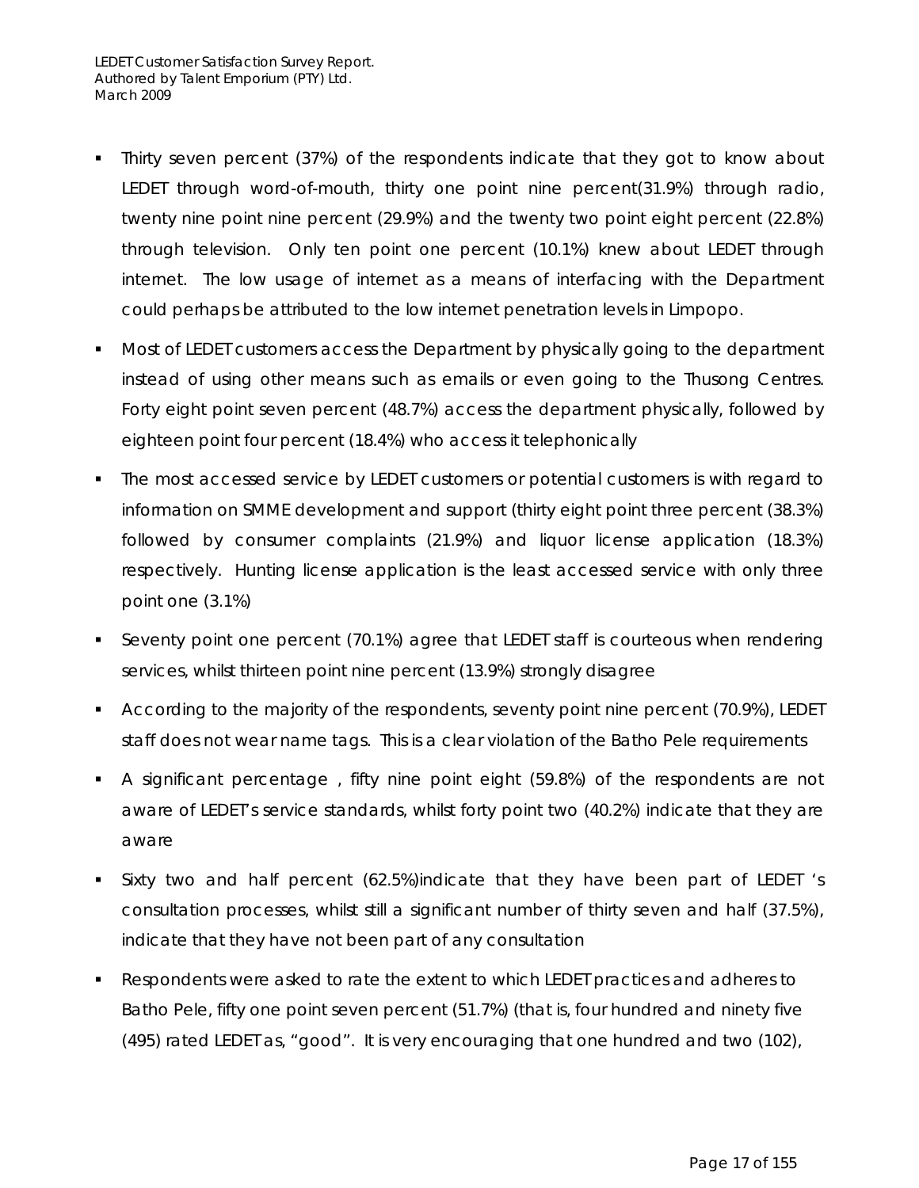- Thirty seven percent (37%) of the respondents indicate that they got to know about LEDET through word-of-mouth, thirty one point nine percent(31.9%) through radio, twenty nine point nine percent (29.9%) and the twenty two point eight percent (22.8%) through television. Only ten point one percent (10.1%) knew about LEDET through internet. The low usage of internet as a means of interfacing with the Department could perhaps be attributed to the low internet penetration levels in Limpopo.
- Most of LEDET customers access the Department by physically going to the department instead of using other means such as emails or even going to the Thusong Centres. Forty eight point seven percent (48.7%) access the department physically, followed by eighteen point four percent (18.4%) who access it telephonically
- The most accessed service by LEDET customers or potential customers is with regard to information on SMME development and support (thirty eight point three percent (38.3%) followed by consumer complaints (21.9%) and liquor license application (18.3%) respectively. Hunting license application is the least accessed service with only three point one (3.1%)
- Seventy point one percent (70.1%) agree that LEDET staff is courteous when rendering services, whilst thirteen point nine percent (13.9%) strongly disagree
- According to the majority of the respondents, seventy point nine percent (70.9%), LEDET staff does not wear name tags. This is a clear violation of the Batho Pele requirements
- A significant percentage , fifty nine point eight (59.8%) of the respondents are not aware of LEDET's service standards, whilst forty point two (40.2%) indicate that they are aware
- Sixty two and half percent (62.5%)indicate that they have been part of LEDET 's consultation processes, whilst still a significant number of thirty seven and half (37.5%), indicate that they have not been part of any consultation
- Respondents were asked to rate the extent to which LEDET practices and adheres to Batho Pele, fifty one point seven percent (51.7%) (that is, four hundred and ninety five (495) rated LEDET as, "good". It is very encouraging that one hundred and two (102),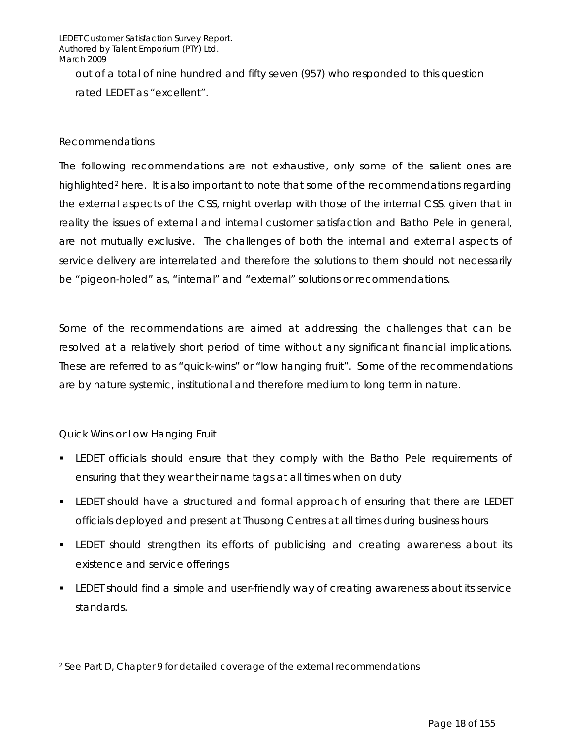out of a total of nine hundred and fifty seven (957) who responded to this question rated LEDET as "excellent".

## Recommendations

The following recommendations are not exhaustive, only some of the salient ones are highlighted[2] here. It is also important to note that some of the recommendations regarding the external aspects of the CSS, might overlap with those of the internal CSS, given that in reality the issues of external and internal customer satisfaction and Batho Pele in general, are not mutually exclusive. The challenges of both the internal and external aspects of service delivery are interrelated and therefore the solutions to them should not necessarily be "pigeon-holed" as, "internal" and "external" solutions or recommendations.

Some of the recommendations are aimed at addressing the challenges that can be resolved at a relatively short period of time without any significant financial implications. These are referred to as "quick-wins" or "low hanging fruit". Some of the recommendations are by nature systemic, institutional and therefore medium to long term in nature.

### Quick Wins or Low Hanging Fruit

- LEDET officials should ensure that they comply with the Batho Pele requirements of ensuring that they wear their name tags at all times when on duty
- LEDET should have a structured and formal approach of ensuring that there are LEDET officials deployed and present at Thusong Centres at all times during business hours
- LEDET should strengthen its efforts of publicising and creating awareness about its existence and service offerings
- LEDET should find a simple and user-friendly way of creating awareness about its service standards.

---

[2] See Part D, Chapter 9 for detailed coverage of the external recommendations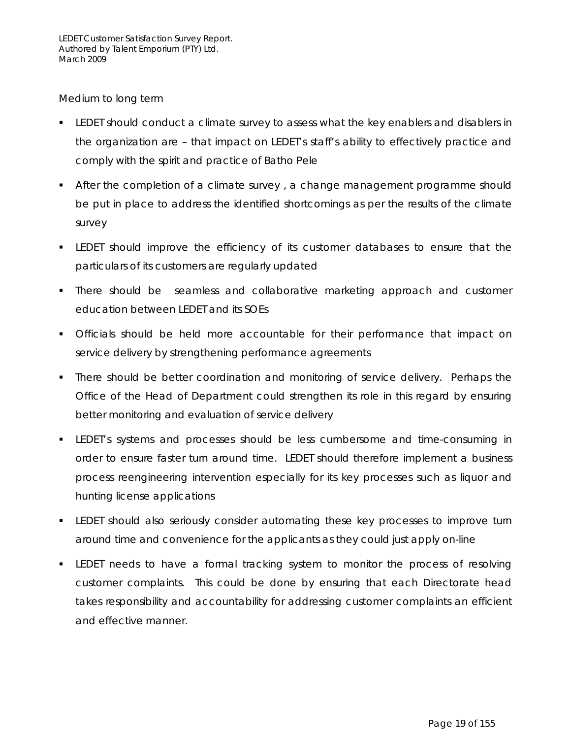Medium to long term

- LEDET should conduct a climate survey to assess what the key enablers and disablers in the organization are – that impact on LEDET's staff's ability to effectively practice and comply with the spirit and practice of Batho Pele
- After the completion of a climate survey , a change management programme should be put in place to address the identified shortcomings as per the results of the climate survey
- LEDET should improve the efficiency of its customer databases to ensure that the particulars of its customers are regularly updated
- There should be seamless and collaborative marketing approach and customer education between LEDET and its SOEs
- Officials should be held more accountable for their performance that impact on service delivery by strengthening performance agreements
- There should be better coordination and monitoring of service delivery. Perhaps the Office of the Head of Department could strengthen its role in this regard by ensuring better monitoring and evaluation of service delivery
- LEDET's systems and processes should be less cumbersome and time-consuming in order to ensure faster turn around time. LEDET should therefore implement a business process reengineering intervention especially for its key processes such as liquor and hunting license applications
- LEDET should also seriously consider automating these key processes to improve turn around time and convenience for the applicants as they could just apply on-line
- LEDET needs to have a formal tracking system to monitor the process of resolving customer complaints. This could be done by ensuring that each Directorate head takes responsibility and accountability for addressing customer complaints an efficient and effective manner.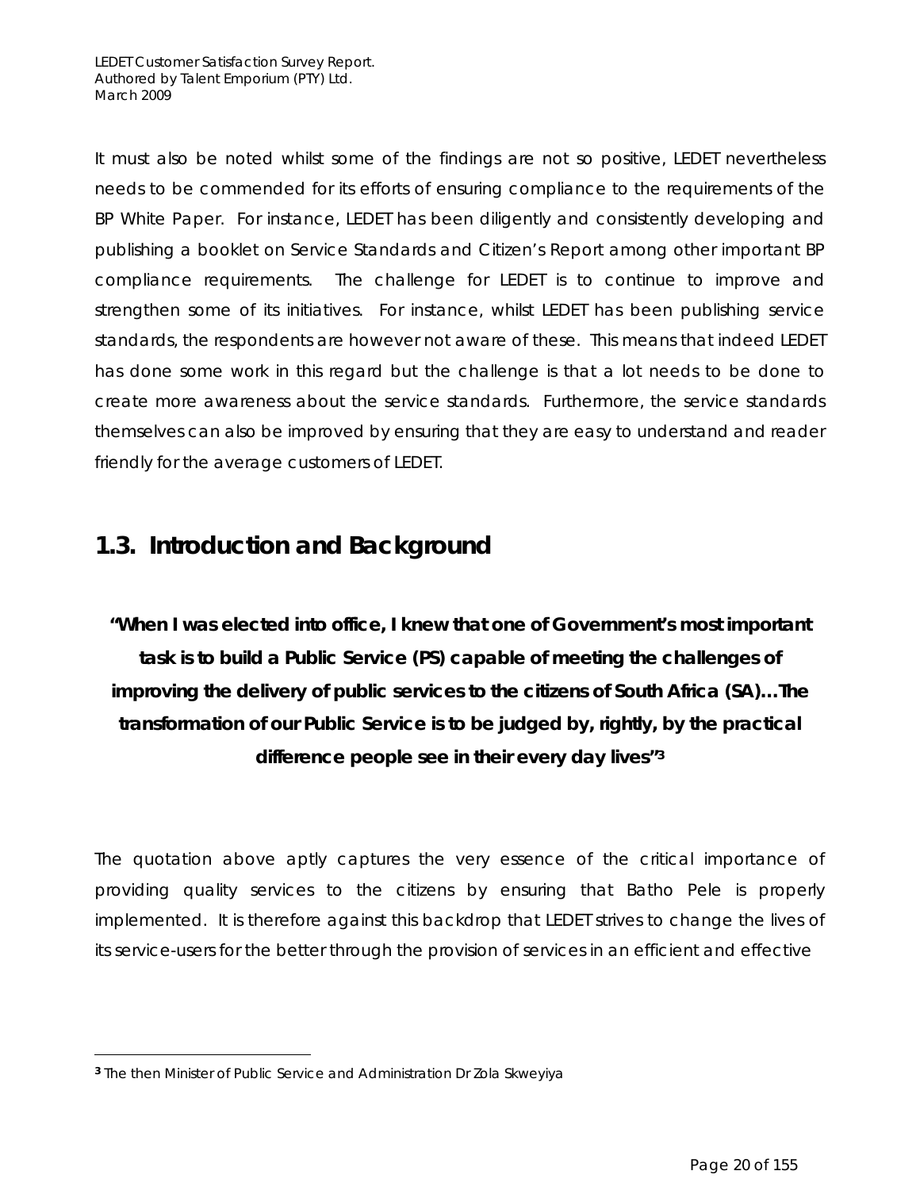It must also be noted whilst some of the findings are not so positive, LEDET nevertheless needs to be commended for its efforts of ensuring compliance to the requirements of the BP White Paper. For instance, LEDET has been diligently and consistently developing and publishing a booklet on Service Standards and Citizen's Report among other important BP compliance requirements. The challenge for LEDET is to continue to improve and strengthen some of its initiatives. For instance, whilst LEDET has been publishing service standards, the respondents are however not aware of these. This means that indeed LEDET has done some work in this regard but the challenge is that a lot needs to be done to create more awareness about the service standards. Furthermore, the service standards themselves can also be improved by ensuring that they are easy to understand and reader friendly for the average customers of LEDET.

## 1.3. Introduction and Background

**"When I was elected into office, I knew that one of Government's most important task is to build a Public Service (PS) capable of meeting the challenges of improving the delivery of public services to the citizens of South Africa (SA)…The transformation of our Public Service is to be judged by, rightly, by the practical difference people see in their every day lives"[3]**

The quotation above aptly captures the very essence of the critical importance of providing quality services to the citizens by ensuring that Batho Pele is properly implemented. It is therefore against this backdrop that LEDET strives to change the lives of its service-users for the better through the provision of services in an efficient and effective

[3] The then Minister of Public Service and Administration Dr Zola Skweyiya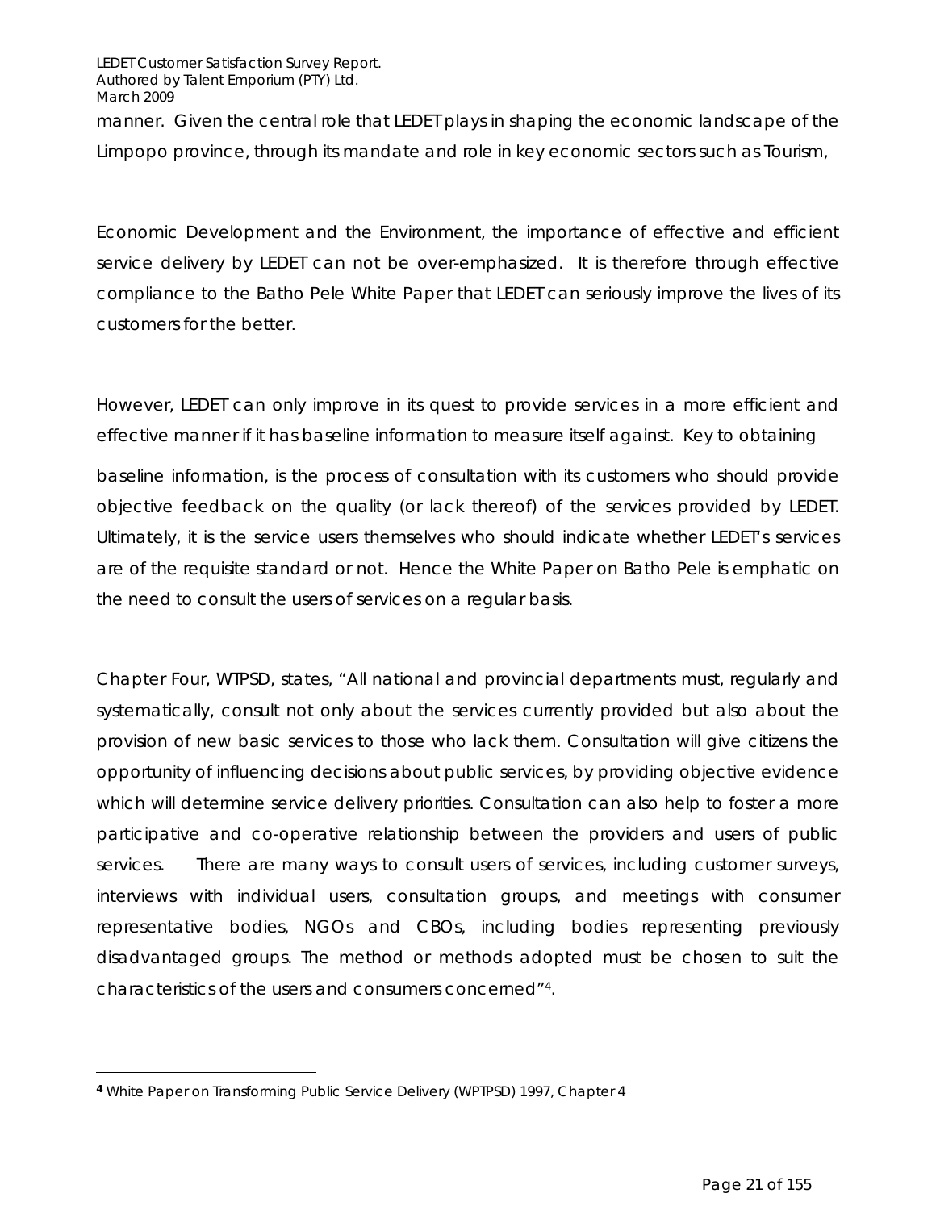manner. Given the central role that LEDET plays in shaping the economic landscape of the Limpopo province, through its mandate and role in key economic sectors such as Tourism,

Economic Development and the Environment, the importance of effective and efficient service delivery by LEDET can not be over-emphasized. It is therefore through effective compliance to the Batho Pele White Paper that LEDET can seriously improve the lives of its customers for the better.

However, LEDET can only improve in its quest to provide services in a more efficient and effective manner if it has baseline information to measure itself against. Key to obtaining

baseline information, is the process of consultation with its customers who should provide objective feedback on the quality (or lack thereof) of the services provided by LEDET. Ultimately, it is the service users themselves who should indicate whether LEDET's services are of the requisite standard or not. Hence the White Paper on Batho Pele is emphatic on the need to consult the users of services on a regular basis.

Chapter Four, WTPSD, states, "All national and provincial departments must, regularly and systematically, consult not only about the services currently provided but also about the provision of new basic services to those who lack them. Consultation will give citizens the opportunity of influencing decisions about public services, by providing objective evidence which will determine service delivery priorities. Consultation can also help to foster a more participative and co-operative relationship between the providers and users of public services. There are many ways to consult users of services, including customer surveys, interviews with individual users, consultation groups, and meetings with consumer representative bodies, NGOs and CBOs, including bodies representing previously disadvantaged groups. The method or methods adopted must be chosen to suit the characteristics of the users and consumers concerned"[4].

---

[4] White Paper on Transforming Public Service Delivery (WPTPSD) 1997, Chapter 4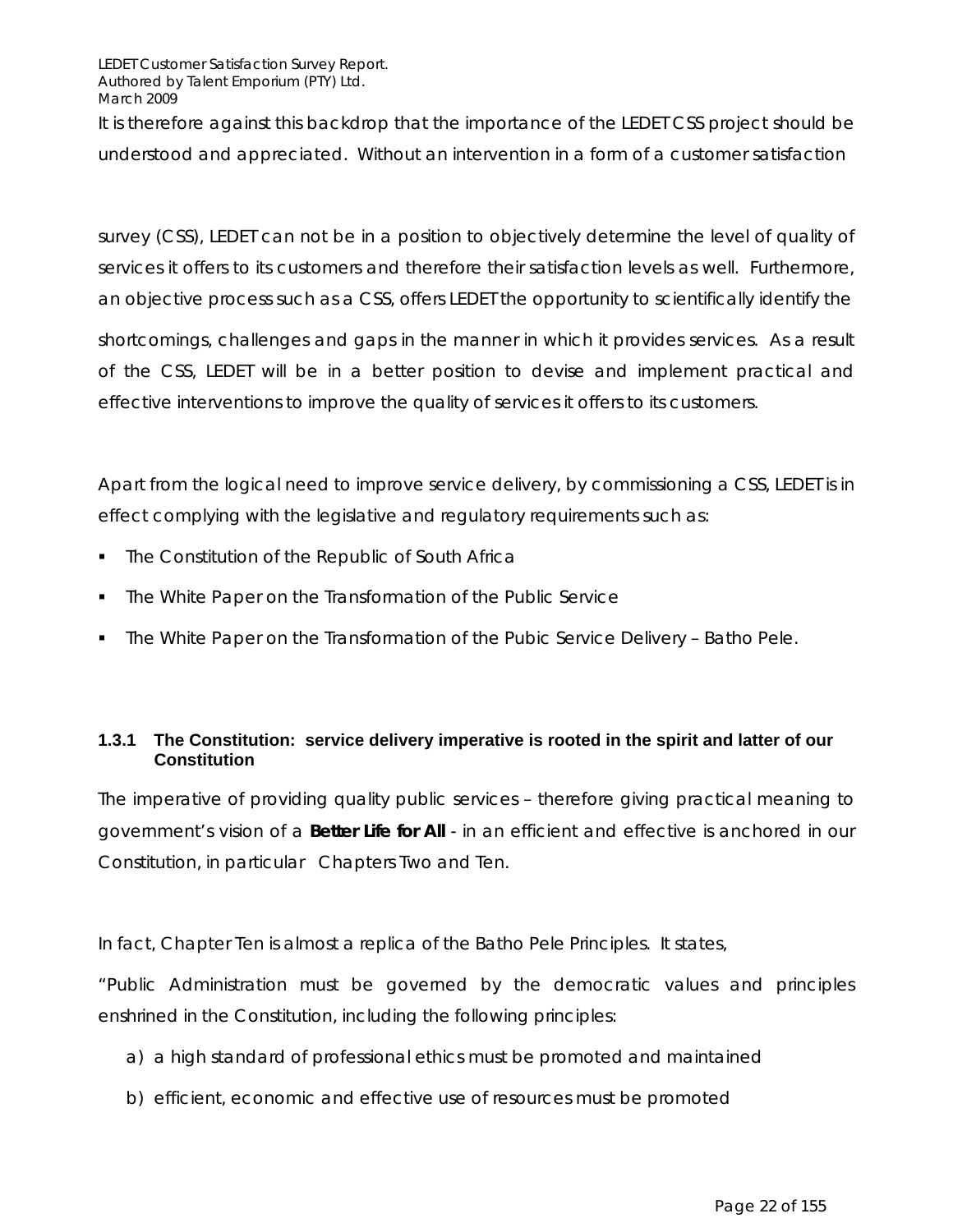It is therefore against this backdrop that the importance of the LEDET CSS project should be understood and appreciated. Without an intervention in a form of a customer satisfaction survey (CSS), LEDET can not be in a position to objectively determine the level of quality of services it offers to its customers and therefore their satisfaction levels as well. Furthermore, an objective process such as a CSS, offers LEDET the opportunity to scientifically identify the shortcomings, challenges and gaps in the manner in which it provides services. As a result of the CSS, LEDET will be in a better position to devise and implement practical and effective interventions to improve the quality of services it offers to its customers.

Apart from the logical need to improve service delivery, by commissioning a CSS, LEDET is in effect complying with the legislative and regulatory requirements such as:

- The Constitution of the Republic of South Africa
- The White Paper on the Transformation of the Public Service
- The White Paper on the Transformation of the Pubic Service Delivery – Batho Pele.

### 1.3.1 The Constitution: service delivery imperative is rooted in the spirit and latter of our Constitution

The imperative of providing quality public services – therefore giving practical meaning to government's vision of a **Better Life for All** - in an efficient and effective is anchored in our Constitution, in particular Chapters Two and Ten.

In fact, Chapter Ten is almost a replica of the Batho Pele Principles. It states,

"Public Administration must be governed by the democratic values and principles enshrined in the Constitution, including the following principles:

a) a high standard of professional ethics must be promoted and maintained

b) efficient, economic and effective use of resources must be promoted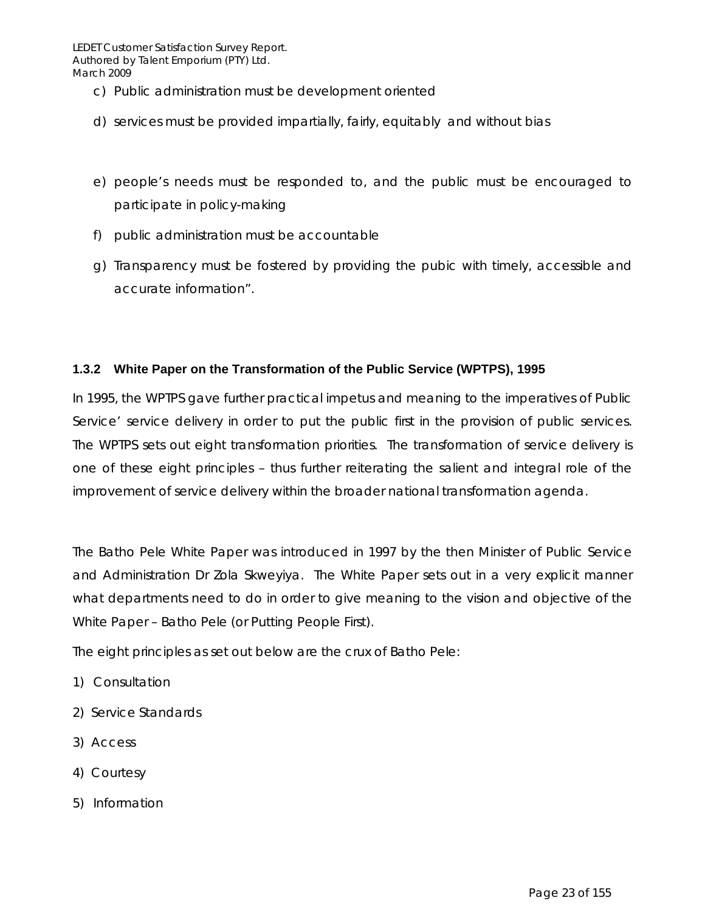c) Public administration must be development oriented

d) services must be provided impartially, fairly, equitably and without bias

e) people's needs must be responded to, and the public must be encouraged to participate in policy-making

f) public administration must be accountable

g) Transparency must be fostered by providing the pubic with timely, accessible and accurate information".

### 1.3.2 White Paper on the Transformation of the Public Service (WPTPS), 1995

In 1995, the WPTPS gave further practical impetus and meaning to the imperatives of Public Service' service delivery in order to put the public first in the provision of public services. The WPTPS sets out eight transformation priorities. The transformation of service delivery is one of these eight principles – thus further reiterating the salient and integral role of the improvement of service delivery within the broader national transformation agenda.

The Batho Pele White Paper was introduced in 1997 by the then Minister of Public Service and Administration Dr Zola Skweyiya. The White Paper sets out in a very explicit manner what departments need to do in order to give meaning to the vision and objective of the White Paper – Batho Pele (or Putting People First).

The eight principles as set out below are the crux of Batho Pele:

1) Consultation
2) Service Standards
3) Access
4) Courtesy
5) Information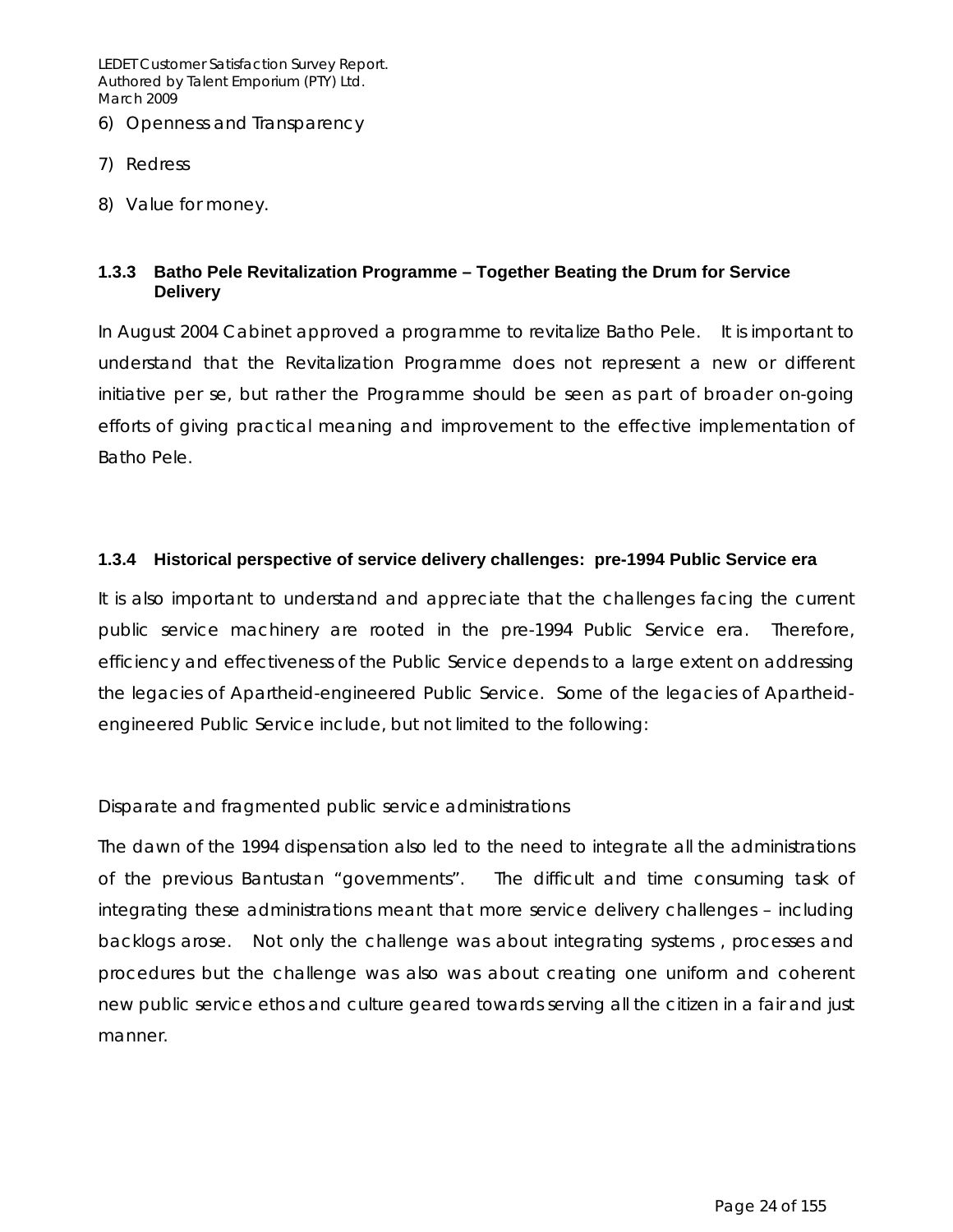6) Openness and Transparency

7) Redress

8) Value for money.

### 1.3.3 Batho Pele Revitalization Programme – Together Beating the Drum for Service Delivery

In August 2004 Cabinet approved a programme to revitalize Batho Pele. It is important to understand that the Revitalization Programme does not represent a new or different initiative per se, but rather the Programme should be seen as part of broader on-going efforts of giving practical meaning and improvement to the effective implementation of Batho Pele.

### 1.3.4 Historical perspective of service delivery challenges: pre-1994 Public Service era

It is also important to understand and appreciate that the challenges facing the current public service machinery are rooted in the pre-1994 Public Service era. Therefore, efficiency and effectiveness of the Public Service depends to a large extent on addressing the legacies of Apartheid-engineered Public Service. Some of the legacies of Apartheid-engineered Public Service include, but not limited to the following:

Disparate and fragmented public service administrations

The dawn of the 1994 dispensation also led to the need to integrate all the administrations of the previous Bantustan "governments". The difficult and time consuming task of integrating these administrations meant that more service delivery challenges – including backlogs arose. Not only the challenge was about integrating systems , processes and procedures but the challenge was also was about creating one uniform and coherent new public service ethos and culture geared towards serving all the citizen in a fair and just manner.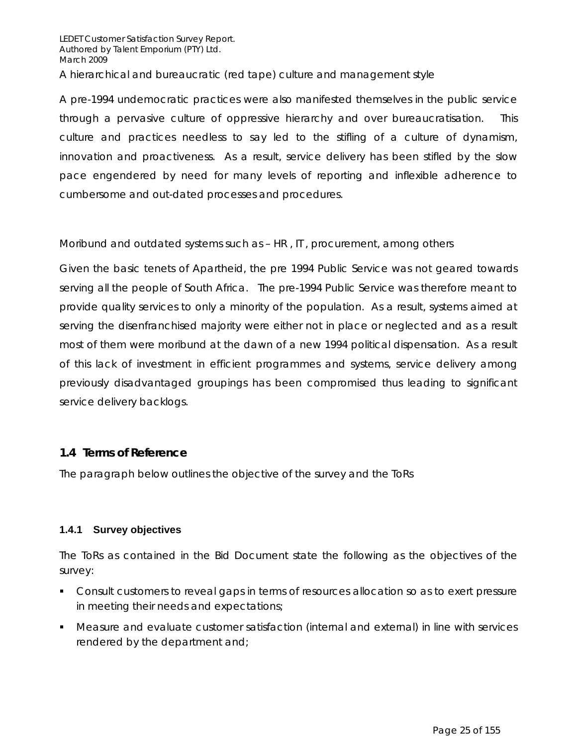A hierarchical and bureaucratic (red tape) culture and management style

A pre-1994 undemocratic practices were also manifested themselves in the public service through a pervasive culture of oppressive hierarchy and over bureaucratisation. This culture and practices needless to say led to the stifling of a culture of dynamism, innovation and proactiveness. As a result, service delivery has been stifled by the slow pace engendered by need for many levels of reporting and inflexible adherence to cumbersome and out-dated processes and procedures.

Moribund and outdated systems such as – HR , IT, procurement, among others

Given the basic tenets of Apartheid, the pre 1994 Public Service was not geared towards serving all the people of South Africa. The pre-1994 Public Service was therefore meant to provide quality services to only a minority of the population. As a result, systems aimed at serving the disenfranchised majority were either not in place or neglected and as a result most of them were moribund at the dawn of a new 1994 political dispensation. As a result of this lack of investment in efficient programmes and systems, service delivery among previously disadvantaged groupings has been compromised thus leading to significant service delivery backlogs.

## 1.4 Terms of Reference

The paragraph below outlines the objective of the survey and the ToRs

### 1.4.1 Survey objectives

The ToRs as contained in the Bid Document state the following as the objectives of the survey:

- Consult customers to reveal gaps in terms of resources allocation so as to exert pressure in meeting their needs and expectations;
- Measure and evaluate customer satisfaction (internal and external) in line with services rendered by the department and;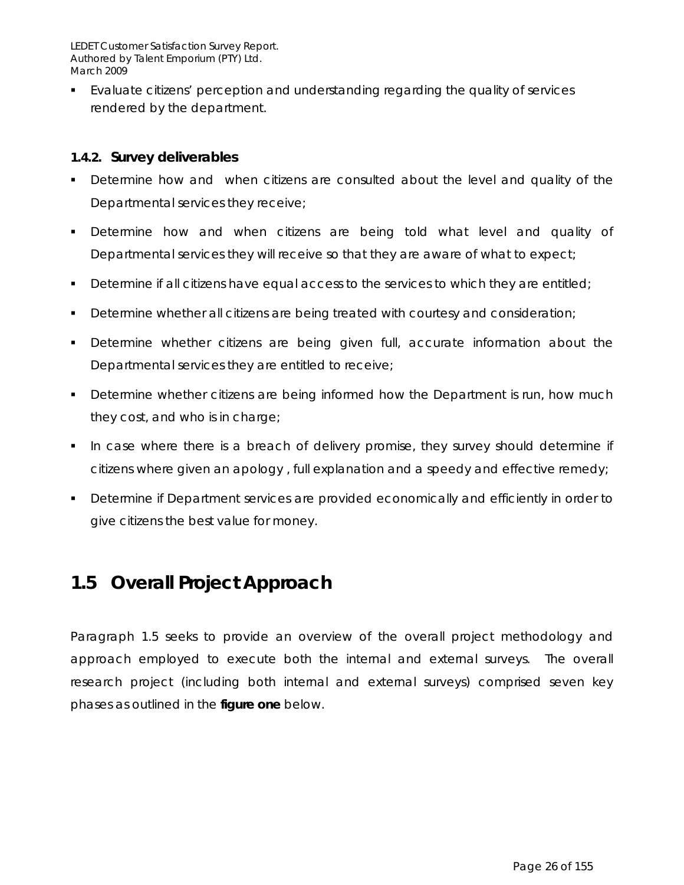- Evaluate citizens' perception and understanding regarding the quality of services rendered by the department.

### 1.4.2. Survey deliverables

- Determine how and when citizens are consulted about the level and quality of the Departmental services they receive;
- Determine how and when citizens are being told what level and quality of Departmental services they will receive so that they are aware of what to expect;
- Determine if all citizens have equal access to the services to which they are entitled;
- Determine whether all citizens are being treated with courtesy and consideration;
- Determine whether citizens are being given full, accurate information about the Departmental services they are entitled to receive;
- Determine whether citizens are being informed how the Department is run, how much they cost, and who is in charge;
- In case where there is a breach of delivery promise, they survey should determine if citizens where given an apology , full explanation and a speedy and effective remedy;
- Determine if Department services are provided economically and efficiently in order to give citizens the best value for money.

## 1.5 Overall Project Approach

Paragraph 1.5 seeks to provide an overview of the overall project methodology and approach employed to execute both the internal and external surveys. The overall research project (including both internal and external surveys) comprised seven key phases as outlined in the **figure one** below.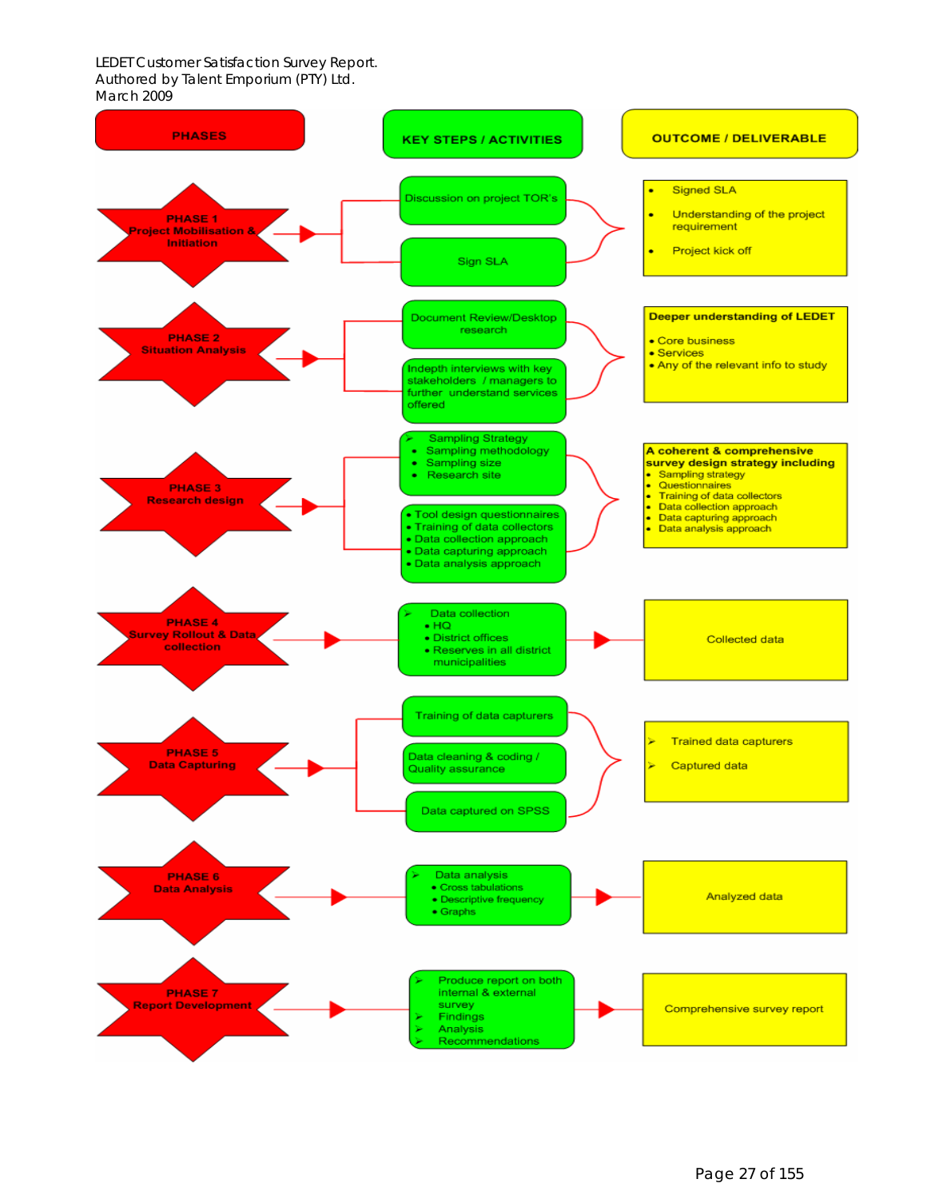| PHASES | KEY STEPS / ACTIVITIES | OUTCOME / DELIVERABLE |
|---|---|---|
| PHASE 1 Project Mobilisation & Initiation | Discussion on project TOR's<br>Sign SLA | • Signed SLA<br>• Understanding of the project requirement<br>• Project kick off |
| PHASE 2 Situation Analysis | Document Review/Desktop research<br>Indepth interviews with key stakeholders / managers to further understand services offered | **Deeper understanding of LEDET**<br>• Core business<br>• Services<br>• Any of the relevant info to study |
| PHASE 3 Research design | ➢ Sampling Strategy<br>• Sampling methodology<br>• Sampling size<br>• Research site<br>• Tool design questionnaires<br>• Training of data collectors<br>• Data collection approach<br>• Data capturing approach<br>• Data analysis approach | **A coherent & comprehensive survey design strategy including**<br>• Sampling strategy<br>• Questionnaires<br>• Training of data collectors<br>• Data collection approach<br>• Data capturing approach<br>• Data analysis approach |
| PHASE 4 Survey Rollout & Data collection | ➢ Data collection<br>• HQ<br>• District offices<br>• Reserves in all district municipalities | Collected data |
| PHASE 5 Data Capturing | Training of data capturers<br>Data cleaning & coding / Quality assurance<br>Data captured on SPSS | ➢ Trained data capturers<br>➢ Captured data |
| PHASE 6 Data Analysis | ➢ Data analysis<br>• Cross tabulations<br>• Descriptive frequency<br>• Graphs | Analyzed data |
| PHASE 7 Report Development | ➢ Produce report on both internal & external survey<br>➢ Findings<br>➢ Analysis<br>➢ Recommendations | Comprehensive survey report |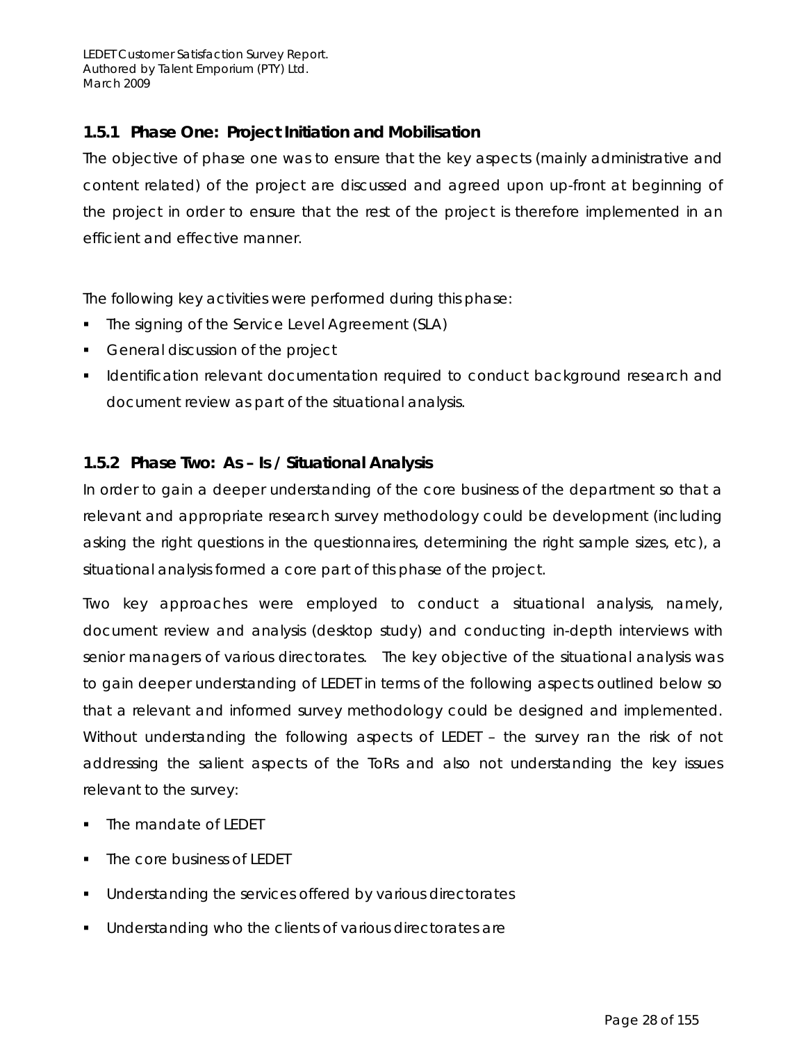### 1.5.1 Phase One: Project Initiation and Mobilisation

The objective of phase one was to ensure that the key aspects (mainly administrative and content related) of the project are discussed and agreed upon up-front at beginning of the project in order to ensure that the rest of the project is therefore implemented in an efficient and effective manner.

The following key activities were performed during this phase:

- The signing of the Service Level Agreement (SLA)
- General discussion of the project
- Identification relevant documentation required to conduct background research and document review as part of the situational analysis.

### 1.5.2 Phase Two: As – Is / Situational Analysis

In order to gain a deeper understanding of the core business of the department so that a relevant and appropriate research survey methodology could be development (including asking the right questions in the questionnaires, determining the right sample sizes, etc), a situational analysis formed a core part of this phase of the project.

Two key approaches were employed to conduct a situational analysis, namely, document review and analysis (desktop study) and conducting in-depth interviews with senior managers of various directorates. The key objective of the situational analysis was to gain deeper understanding of LEDET in terms of the following aspects outlined below so that a relevant and informed survey methodology could be designed and implemented. Without understanding the following aspects of LEDET – the survey ran the risk of not addressing the salient aspects of the ToRs and also not understanding the key issues relevant to the survey:

- The mandate of LEDET
- The core business of LEDET
- Understanding the services offered by various directorates
- Understanding who the clients of various directorates are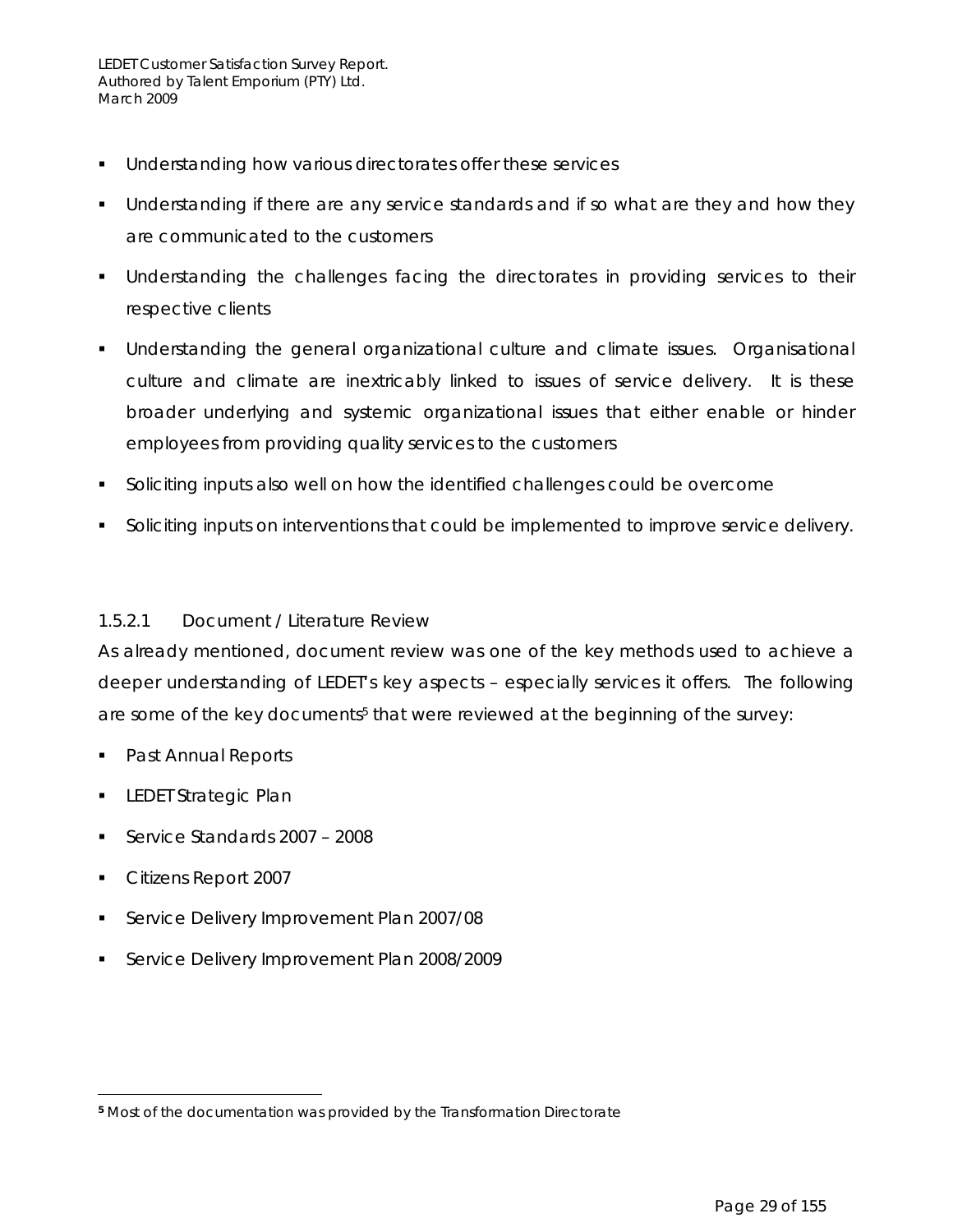- Understanding how various directorates offer these services
- Understanding if there are any service standards and if so what are they and how they are communicated to the customers
- Understanding the challenges facing the directorates in providing services to their respective clients
- Understanding the general organizational culture and climate issues. Organisational culture and climate are inextricably linked to issues of service delivery. It is these broader underlying and systemic organizational issues that either enable or hinder employees from providing quality services to the customers
- Soliciting inputs also well on how the identified challenges could be overcome
- Soliciting inputs on interventions that could be implemented to improve service delivery.

#### 1.5.2.1 Document / Literature Review

As already mentioned, document review was one of the key methods used to achieve a deeper understanding of LEDET's key aspects – especially services it offers. The following are some of the key documents[5] that were reviewed at the beginning of the survey:

- Past Annual Reports
- LEDET Strategic Plan
- Service Standards 2007 – 2008
- Citizens Report 2007
- Service Delivery Improvement Plan 2007/08
- Service Delivery Improvement Plan 2008/2009

---

[5] Most of the documentation was provided by the Transformation Directorate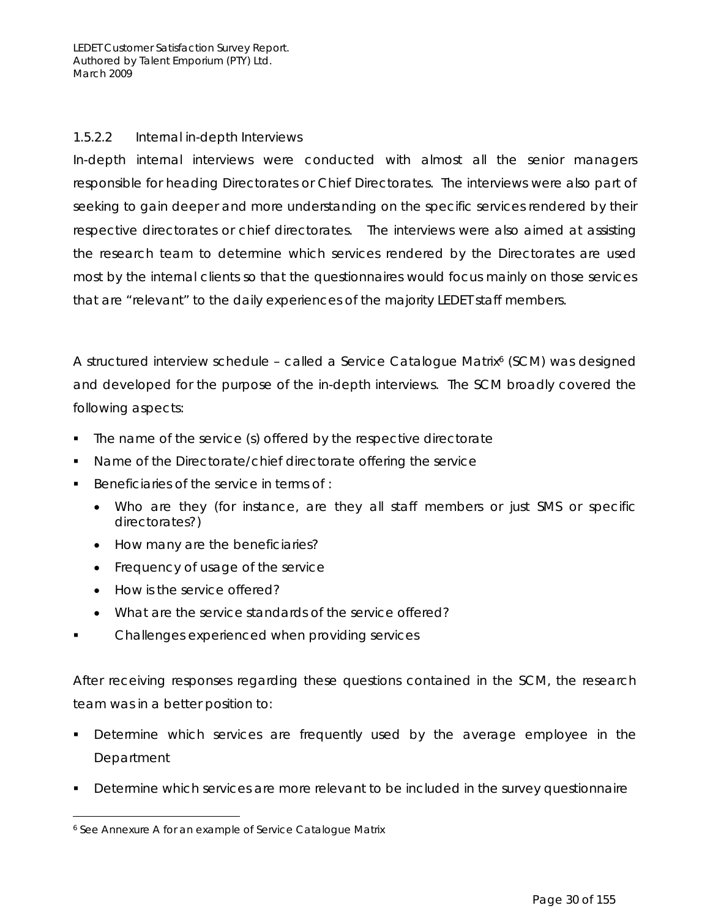#### 1.5.2.2 Internal in-depth Interviews

In-depth internal interviews were conducted with almost all the senior managers responsible for heading Directorates or Chief Directorates. The interviews were also part of seeking to gain deeper and more understanding on the specific services rendered by their respective directorates or chief directorates. The interviews were also aimed at assisting the research team to determine which services rendered by the Directorates are used most by the internal clients so that the questionnaires would focus mainly on those services that are "relevant" to the daily experiences of the majority LEDET staff members.

A structured interview schedule – called a Service Catalogue Matrix[6] (SCM) was designed and developed for the purpose of the in-depth interviews. The SCM broadly covered the following aspects:

- The name of the service (s) offered by the respective directorate
- Name of the Directorate/chief directorate offering the service
- Beneficiaries of the service in terms of :
  - Who are they (for instance, are they all staff members or just SMS or specific directorates?)
  - How many are the beneficiaries?
  - Frequency of usage of the service
  - How is the service offered?
  - What are the service standards of the service offered?
- Challenges experienced when providing services

After receiving responses regarding these questions contained in the SCM, the research team was in a better position to:

- Determine which services are frequently used by the average employee in the Department
- Determine which services are more relevant to be included in the survey questionnaire

[6] See Annexure A for an example of Service Catalogue Matrix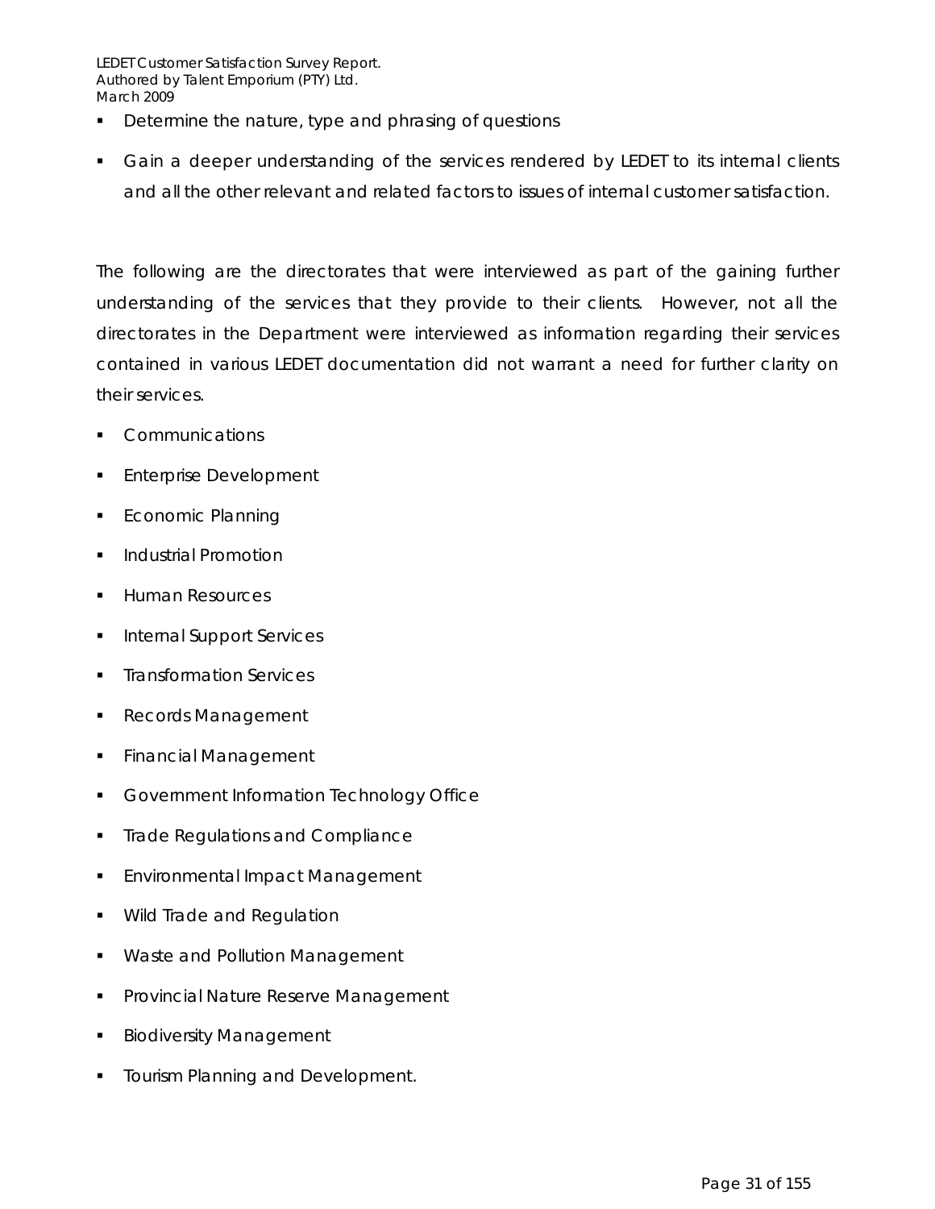- Determine the nature, type and phrasing of questions
- Gain a deeper understanding of the services rendered by LEDET to its internal clients and all the other relevant and related factors to issues of internal customer satisfaction.

The following are the directorates that were interviewed as part of the gaining further understanding of the services that they provide to their clients. However, not all the directorates in the Department were interviewed as information regarding their services contained in various LEDET documentation did not warrant a need for further clarity on their services.

- Communications
- Enterprise Development
- Economic Planning
- Industrial Promotion
- Human Resources
- Internal Support Services
- Transformation Services
- Records Management
- Financial Management
- Government Information Technology Office
- Trade Regulations and Compliance
- Environmental Impact Management
- Wild Trade and Regulation
- Waste and Pollution Management
- Provincial Nature Reserve Management
- Biodiversity Management
- Tourism Planning and Development.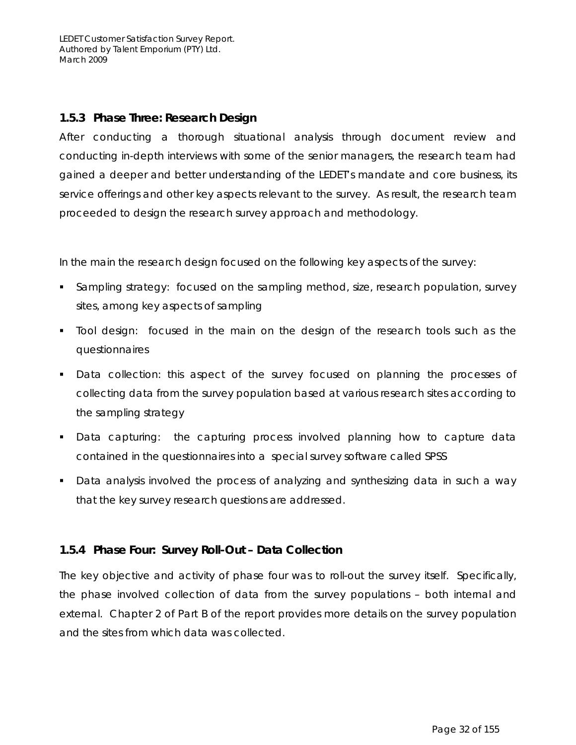### 1.5.3 Phase Three: Research Design

After conducting a thorough situational analysis through document review and conducting in-depth interviews with some of the senior managers, the research team had gained a deeper and better understanding of the LEDET's mandate and core business, its service offerings and other key aspects relevant to the survey. As result, the research team proceeded to design the research survey approach and methodology.

In the main the research design focused on the following key aspects of the survey:

- Sampling strategy: focused on the sampling method, size, research population, survey sites, among key aspects of sampling
- Tool design: focused in the main on the design of the research tools such as the questionnaires
- Data collection: this aspect of the survey focused on planning the processes of collecting data from the survey population based at various research sites according to the sampling strategy
- Data capturing: the capturing process involved planning how to capture data contained in the questionnaires into a special survey software called SPSS
- Data analysis involved the process of analyzing and synthesizing data in such a way that the key survey research questions are addressed.

### 1.5.4 Phase Four: Survey Roll-Out – Data Collection

The key objective and activity of phase four was to roll-out the survey itself. Specifically, the phase involved collection of data from the survey populations – both internal and external. Chapter 2 of Part B of the report provides more details on the survey population and the sites from which data was collected.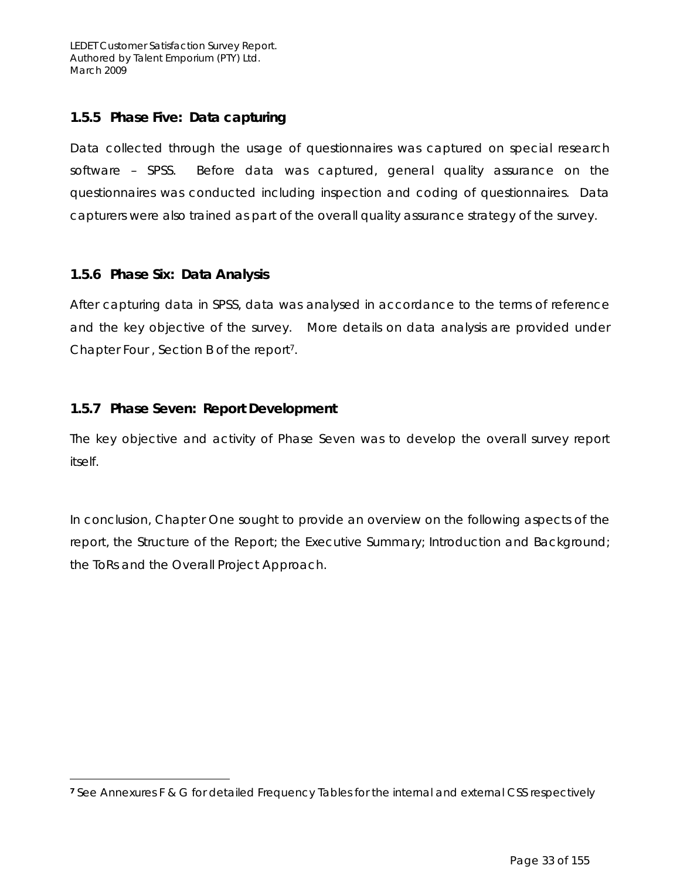### 1.5.5 Phase Five: Data capturing

Data collected through the usage of questionnaires was captured on special research software – SPSS. Before data was captured, general quality assurance on the questionnaires was conducted including inspection and coding of questionnaires. Data capturers were also trained as part of the overall quality assurance strategy of the survey.

### 1.5.6 Phase Six: Data Analysis

After capturing data in SPSS, data was analysed in accordance to the terms of reference and the key objective of the survey. More details on data analysis are provided under Chapter Four , Section B of the report[7].

### 1.5.7 Phase Seven: Report Development

The key objective and activity of Phase Seven was to develop the overall survey report itself.

In conclusion, Chapter One sought to provide an overview on the following aspects of the report, the Structure of the Report; the Executive Summary; Introduction and Background; the ToRs and the Overall Project Approach.

---

**7** See Annexures F & G for detailed Frequency Tables for the internal and external CSS respectively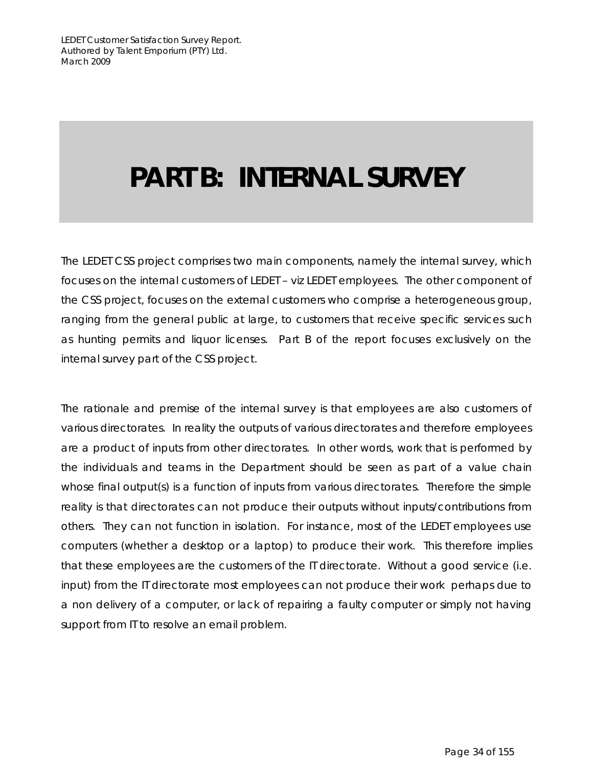# PART B: INTERNAL SURVEY

The LEDET CSS project comprises two main components, namely the internal survey, which focuses on the internal customers of LEDET – viz LEDET employees. The other component of the CSS project, focuses on the external customers who comprise a heterogeneous group, ranging from the general public at large, to customers that receive specific services such as hunting permits and liquor licenses. Part B of the report focuses exclusively on the internal survey part of the CSS project.

The rationale and premise of the internal survey is that employees are also customers of various directorates. In reality the outputs of various directorates and therefore employees are a product of inputs from other directorates. In other words, work that is performed by the individuals and teams in the Department should be seen as part of a value chain whose final output(s) is a function of inputs from various directorates. Therefore the simple reality is that directorates can not produce their outputs without inputs/contributions from others. They can not function in isolation. For instance, most of the LEDET employees use computers (whether a desktop or a laptop) to produce their work. This therefore implies that these employees are the customers of the IT directorate. Without a good service (i.e. input) from the IT directorate most employees can not produce their work perhaps due to a non delivery of a computer, or lack of repairing a faulty computer or simply not having support from IT to resolve an email problem.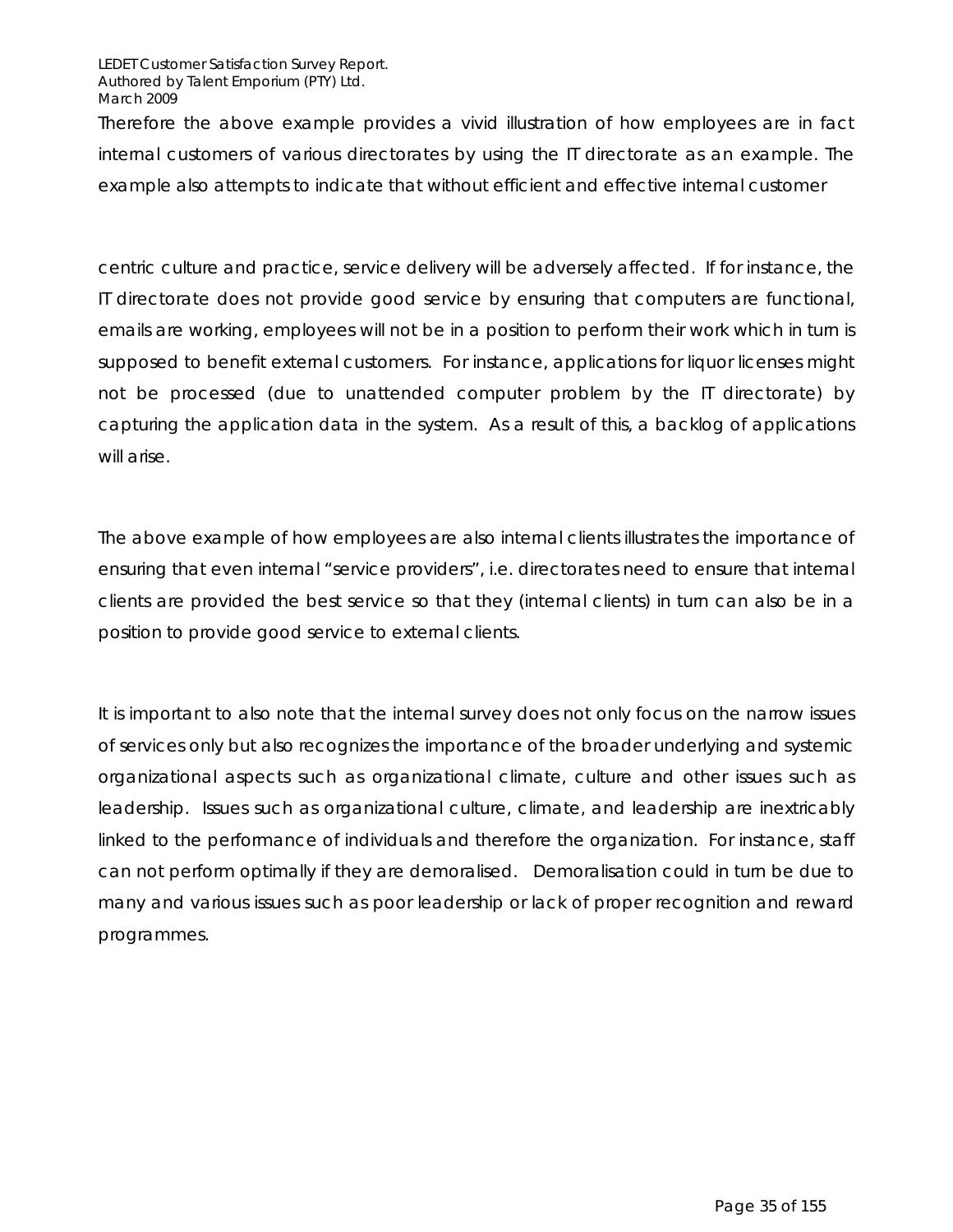Therefore the above example provides a vivid illustration of how employees are in fact internal customers of various directorates by using the IT directorate as an example. The example also attempts to indicate that without efficient and effective internal customer

centric culture and practice, service delivery will be adversely affected. If for instance, the IT directorate does not provide good service by ensuring that computers are functional, emails are working, employees will not be in a position to perform their work which in turn is supposed to benefit external customers. For instance, applications for liquor licenses might not be processed (due to unattended computer problem by the IT directorate) by capturing the application data in the system. As a result of this, a backlog of applications will arise.

The above example of how employees are also internal clients illustrates the importance of ensuring that even internal "service providers", i.e. directorates need to ensure that internal clients are provided the best service so that they (internal clients) in turn can also be in a position to provide good service to external clients.

It is important to also note that the internal survey does not only focus on the narrow issues of services only but also recognizes the importance of the broader underlying and systemic organizational aspects such as organizational climate, culture and other issues such as leadership. Issues such as organizational culture, climate, and leadership are inextricably linked to the performance of individuals and therefore the organization. For instance, staff can not perform optimally if they are demoralised. Demoralisation could in turn be due to many and various issues such as poor leadership or lack of proper recognition and reward programmes.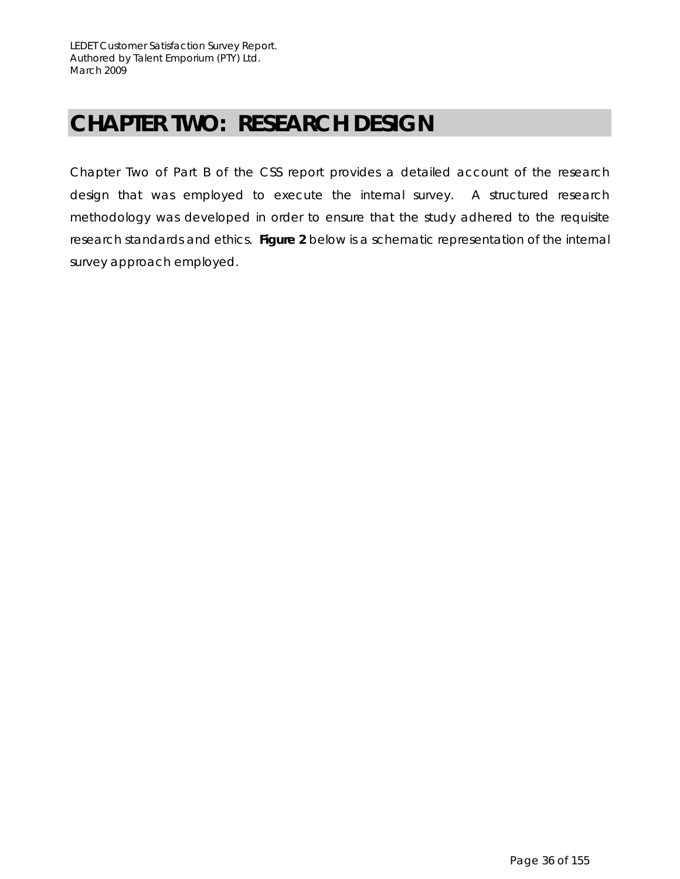# CHAPTER TWO: RESEARCH DESIGN

Chapter Two of Part B of the CSS report provides a detailed account of the research design that was employed to execute the internal survey. A structured research methodology was developed in order to ensure that the study adhered to the requisite research standards and ethics. **Figure 2** below is a schematic representation of the internal survey approach employed.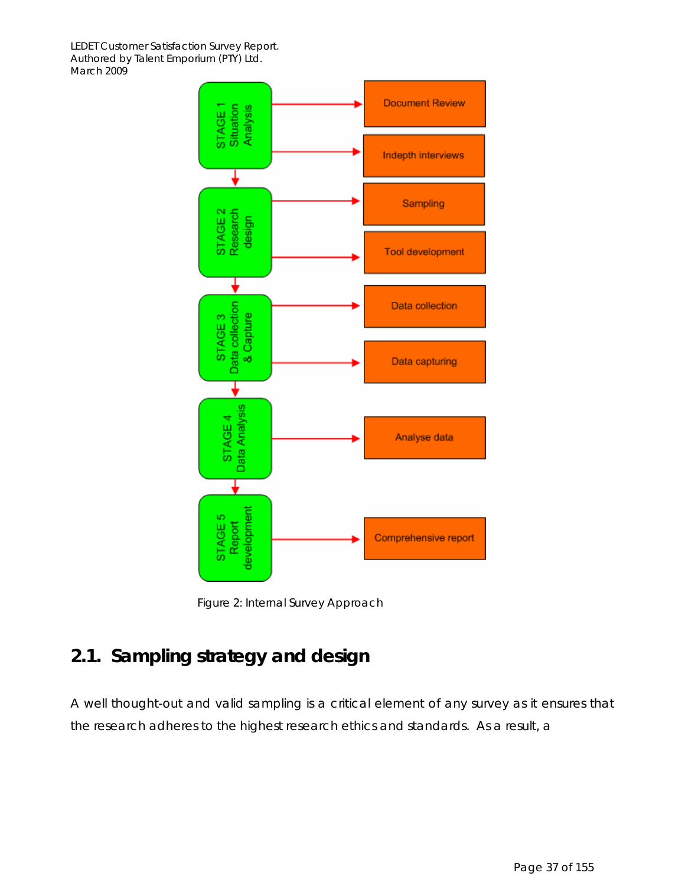- **STAGE 1 Situation Analysis**
  - Document Review
  - Indepth interviews
- **STAGE 2 Research design**
  - Sampling
  - Tool development
- **STAGE 3 Data collection & Capture**
  - Data collection
  - Data capturing
- **STAGE 4 Data Analysis**
  - Analyse data
- **STAGE 5 Report development**
  - Comprehensive report

Figure 2: Internal Survey Approach

## 2.1. Sampling strategy and design

A well thought-out and valid sampling is a critical element of any survey as it ensures that the research adheres to the highest research ethics and standards. As a result, a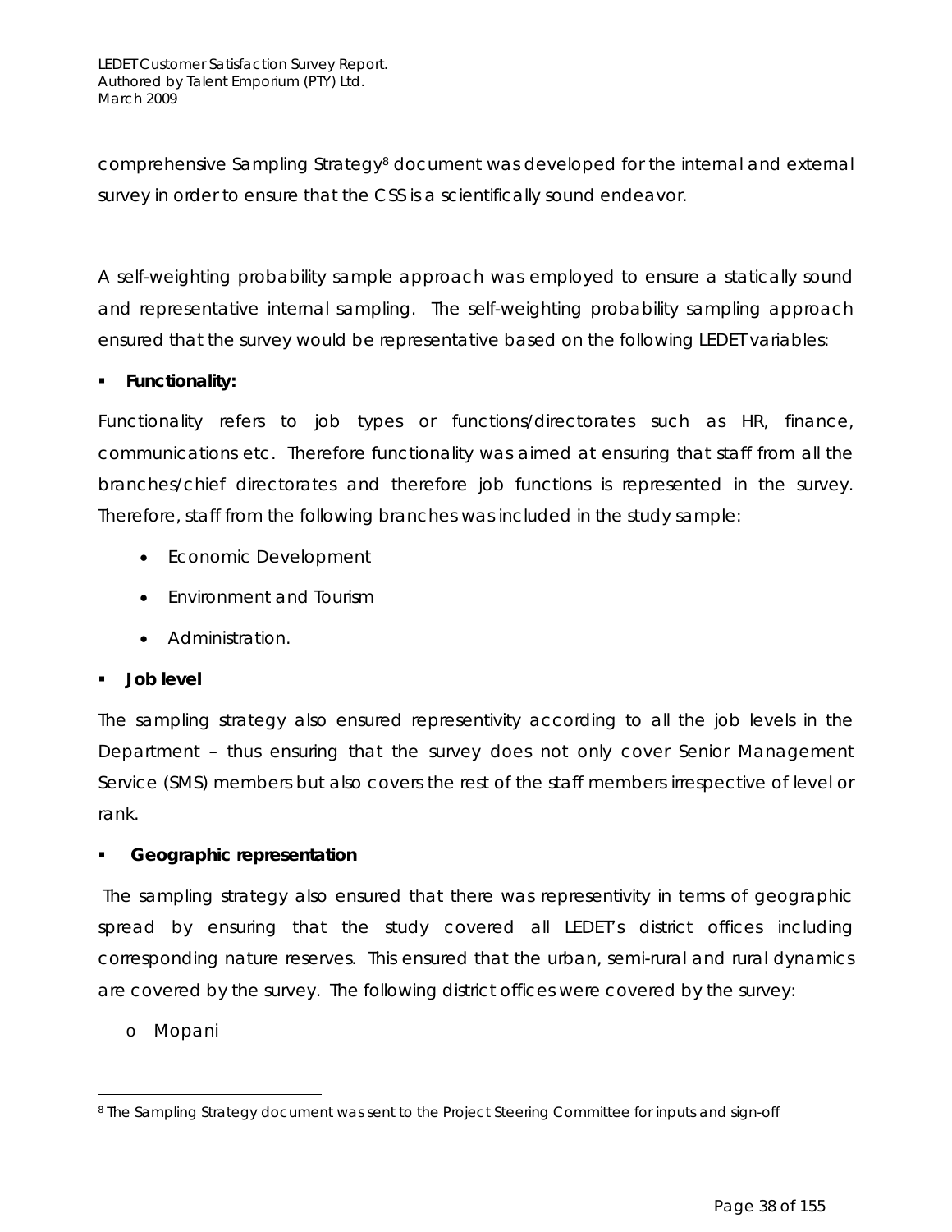comprehensive Sampling Strategy[8] document was developed for the internal and external survey in order to ensure that the CSS is a scientifically sound endeavor.

A self-weighting probability sample approach was employed to ensure a statically sound and representative internal sampling. The self-weighting probability sampling approach ensured that the survey would be representative based on the following LEDET variables:

- **Functionality:**

Functionality refers to job types or functions/directorates such as HR, finance, communications etc. Therefore functionality was aimed at ensuring that staff from all the branches/chief directorates and therefore job functions is represented in the survey. Therefore, staff from the following branches was included in the study sample:

- Economic Development
- Environment and Tourism
- Administration.

- **Job level**

The sampling strategy also ensured representivity according to all the job levels in the Department – thus ensuring that the survey does not only cover Senior Management Service (SMS) members but also covers the rest of the staff members irrespective of level or rank.

- **Geographic representation**

The sampling strategy also ensured that there was representivity in terms of geographic spread by ensuring that the study covered all LEDET's district offices including corresponding nature reserves. This ensured that the urban, semi-rural and rural dynamics are covered by the survey. The following district offices were covered by the survey:

- Mopani

[8] The Sampling Strategy document was sent to the Project Steering Committee for inputs and sign-off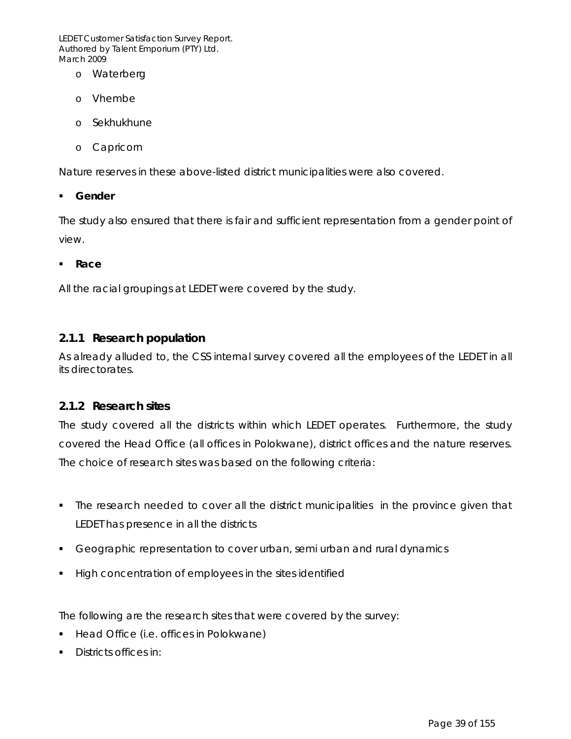- Waterberg
- Vhembe
- Sekhukhune
- Capricorn

Nature reserves in these above-listed district municipalities were also covered.

- **Gender**

The study also ensured that there is fair and sufficient representation from a gender point of view.

- **Race**

All the racial groupings at LEDET were covered by the study.

### 2.1.1 Research population

As already alluded to, the CSS internal survey covered all the employees of the LEDET in all its directorates.

### 2.1.2 Research sites

The study covered all the districts within which LEDET operates. Furthermore, the study covered the Head Office (all offices in Polokwane), district offices and the nature reserves. The choice of research sites was based on the following criteria:

- The research needed to cover all the district municipalities in the province given that LEDET has presence in all the districts
- Geographic representation to cover urban, semi urban and rural dynamics
- High concentration of employees in the sites identified

The following are the research sites that were covered by the survey:

- Head Office (i.e. offices in Polokwane)
- Districts offices in: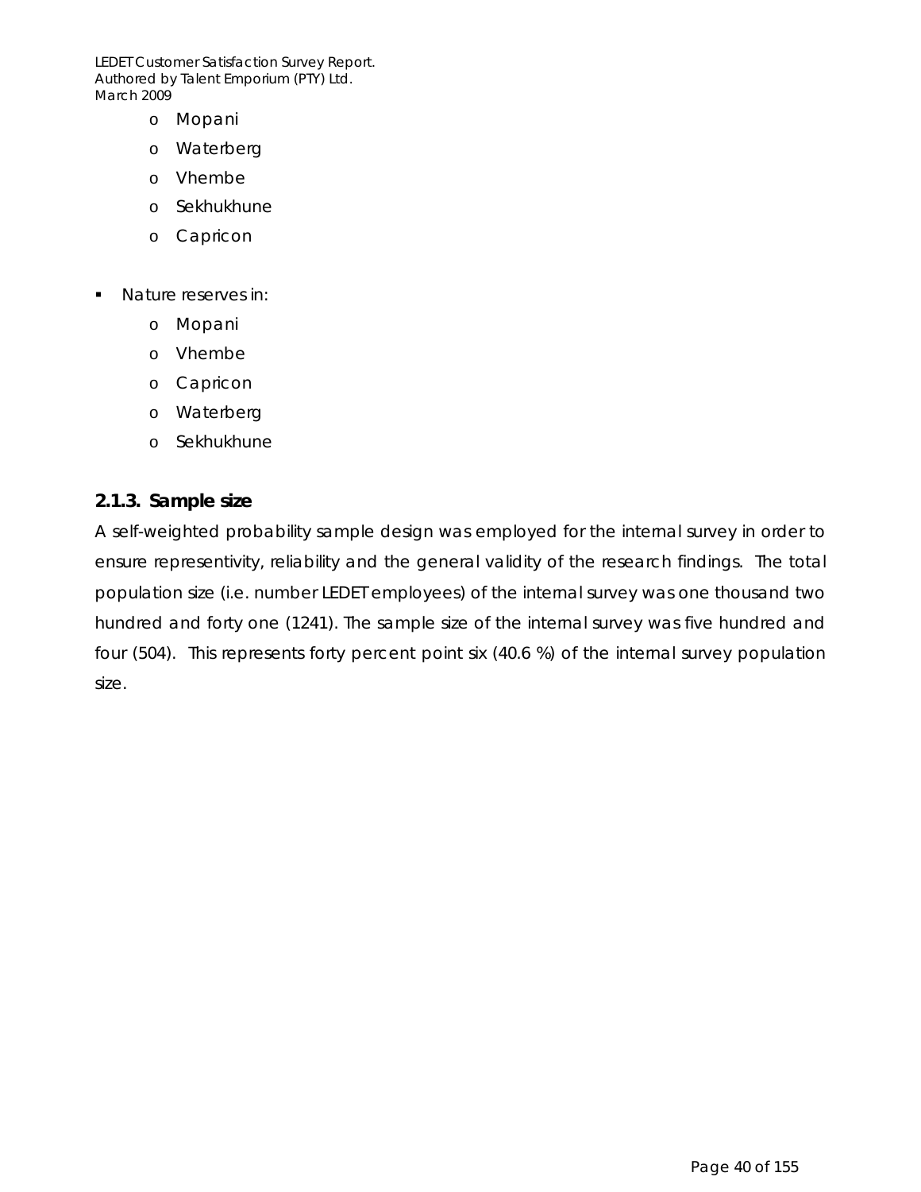- Mopani
  - Waterberg
  - Vhembe
  - Sekhukhune
  - Capricon

- Nature reserves in:
  - Mopani
  - Vhembe
  - Capricon
  - Waterberg
  - Sekhukhune

### 2.1.3. Sample size

A self-weighted probability sample design was employed for the internal survey in order to ensure representivity, reliability and the general validity of the research findings. The total population size (i.e. number LEDET employees) of the internal survey was one thousand two hundred and forty one (1241). The sample size of the internal survey was five hundred and four (504). This represents forty percent point six (40.6 %) of the internal survey population size.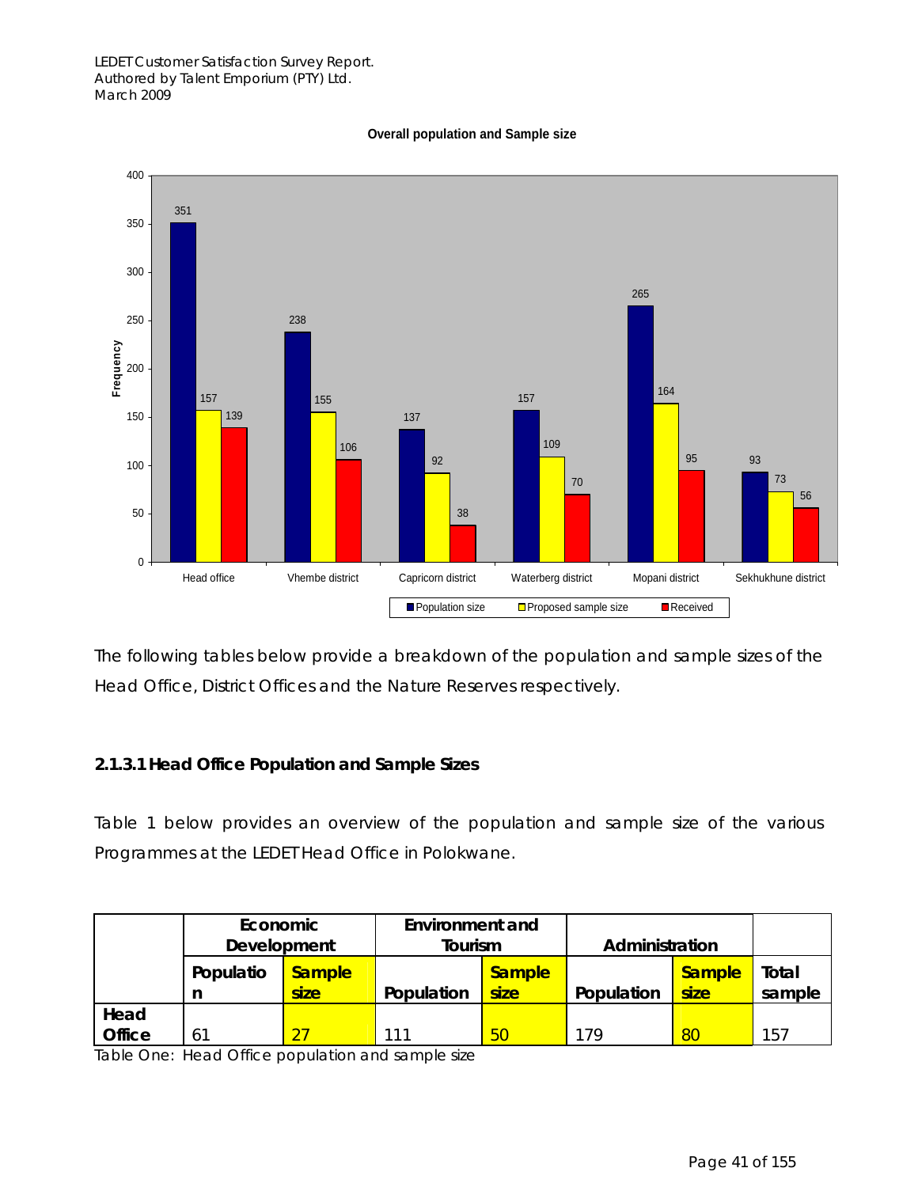**Overall population and Sample size**

| | Head office | Vhembe district | Capricorn district | Waterberg district | Mopani district | Sekhukhune district |
|---|---|---|---|---|---|---|
| Population size | 351 | 238 | 137 | 157 | 265 | 93 |
| Proposed sample size | 157 | 155 | 92 | 109 | 164 | 73 |
| Received | 139 | 106 | 38 | 70 | 95 | 56 |

The following tables below provide a breakdown of the population and sample sizes of the Head Office, District Offices and the Nature Reserves respectively.

### 2.1.3.1 Head Office Population and Sample Sizes

Table 1 below provides an overview of the population and sample size of the various Programmes at the LEDET Head Office in Polokwane.

| | Economic Development | | Environment and Tourism | | Administration | | |
|---|---|---|---|---|---|---|---|
| | Population | Sample size | Population | Sample size | Population | Sample size | Total sample |
| Head Office | 61 | 27 | 111 | 50 | 179 | 80 | 157 |

Table One: Head Office population and sample size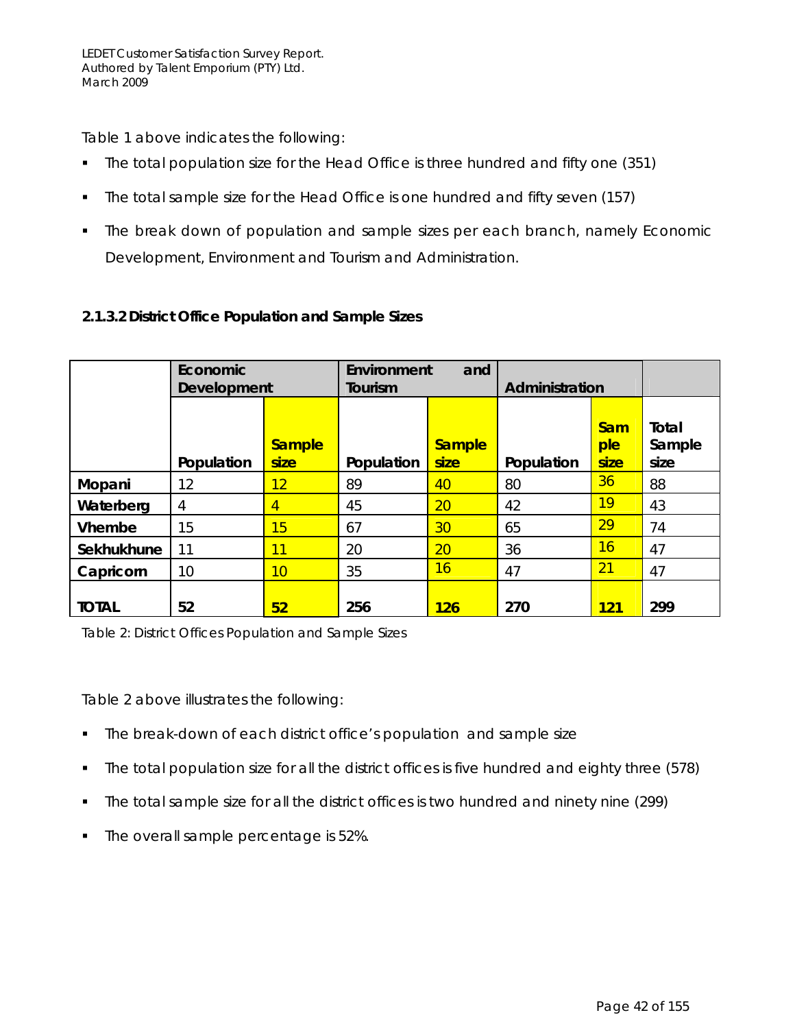Table 1 above indicates the following:

- The total population size for the Head Office is three hundred and fifty one (351)
- The total sample size for the Head Office is one hundred and fifty seven (157)
- The break down of population and sample sizes per each branch, namely Economic Development, Environment and Tourism and Administration.

#### 2.1.3.2 District Office Population and Sample Sizes

| | Economic Development | | Environment and Tourism | | Administration | | |
|---|---|---|---|---|---|---|---|
| | Population | Sample size | Population | Sample size | Population | Sample size | Total Sample size |
| **Mopani** | 12 | 12 | 89 | 40 | 80 | 36 | 88 |
| **Waterberg** | 4 | 4 | 45 | 20 | 42 | 19 | 43 |
| **Vhembe** | 15 | 15 | 67 | 30 | 65 | 29 | 74 |
| **Sekhukhune** | 11 | 11 | 20 | 20 | 36 | 16 | 47 |
| **Capricorn** | 10 | 10 | 35 | 16 | 47 | 21 | 47 |
| **TOTAL** | **52** | **52** | **256** | **126** | **270** | **121** | **299** |

Table 2: District Offices Population and Sample Sizes

Table 2 above illustrates the following:

- The break-down of each district office's population and sample size
- The total population size for all the district offices is five hundred and eighty three (578)
- The total sample size for all the district offices is two hundred and ninety nine (299)
- The overall sample percentage is 52%.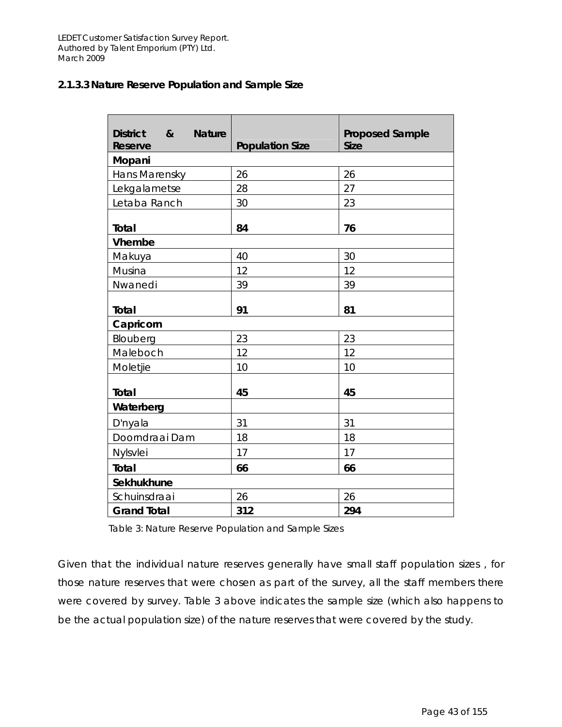### 2.1.3.3 Nature Reserve Population and Sample Size

| District & Nature Reserve | Population Size | Proposed Sample Size |
|---|---|---|
| **Mopani** | | |
| Hans Marensky | 26 | 26 |
| Lekgalametse | 28 | 27 |
| Letaba Ranch | 30 | 23 |
| **Total** | **84** | **76** |
| **Vhembe** | | |
| Makuya | 40 | 30 |
| Musina | 12 | 12 |
| Nwanedi | 39 | 39 |
| **Total** | **91** | **81** |
| **Capricorn** | | |
| Blouberg | 23 | 23 |
| Maleboch | 12 | 12 |
| Moletjie | 10 | 10 |
| **Total** | **45** | **45** |
| **Waterberg** | | |
| D'nyala | 31 | 31 |
| Doorndraai Dam | 18 | 18 |
| Nylsvlei | 17 | 17 |
| **Total** | **66** | **66** |
| **Sekhukhune** | | |
| Schuinsdraai | 26 | 26 |
| **Grand Total** | **312** | **294** |

Table 3: Nature Reserve Population and Sample Sizes

Given that the individual nature reserves generally have small staff population sizes , for those nature reserves that were chosen as part of the survey, all the staff members there were covered by survey. Table 3 above indicates the sample size (which also happens to be the actual population size) of the nature reserves that were covered by the study.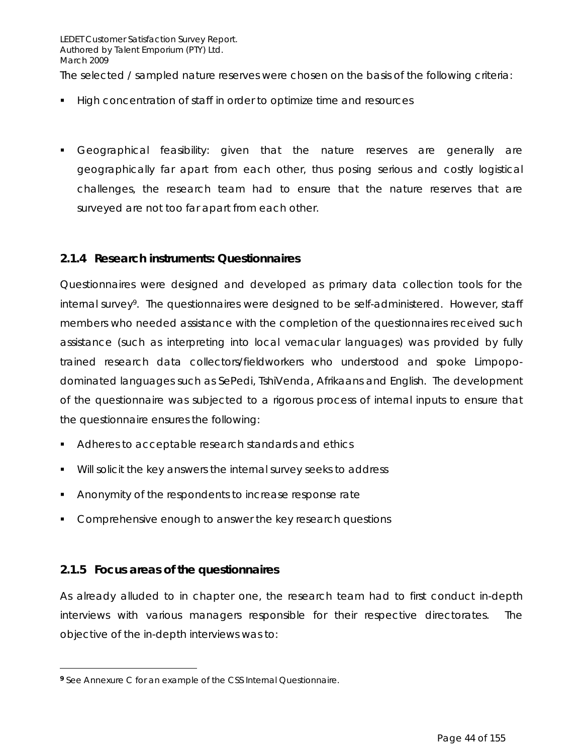The selected / sampled nature reserves were chosen on the basis of the following criteria:

- High concentration of staff in order to optimize time and resources

- Geographical feasibility: given that the nature reserves are generally are geographically far apart from each other, thus posing serious and costly logistical challenges, the research team had to ensure that the nature reserves that are surveyed are not too far apart from each other.

### 2.1.4 Research instruments: Questionnaires

Questionnaires were designed and developed as primary data collection tools for the internal survey[9]. The questionnaires were designed to be self-administered. However, staff members who needed assistance with the completion of the questionnaires received such assistance (such as interpreting into local vernacular languages) was provided by fully trained research data collectors/fieldworkers who understood and spoke Limpopo-dominated languages such as SePedi, TshiVenda, Afrikaans and English. The development of the questionnaire was subjected to a rigorous process of internal inputs to ensure that the questionnaire ensures the following:

- Adheres to acceptable research standards and ethics
- Will solicit the key answers the internal survey seeks to address
- Anonymity of the respondents to increase response rate
- Comprehensive enough to answer the key research questions

### 2.1.5 Focus areas of the questionnaires

As already alluded to in chapter one, the research team had to first conduct in-depth interviews with various managers responsible for their respective directorates. The objective of the in-depth interviews was to:

---

[9] See Annexure C for an example of the CSS Internal Questionnaire.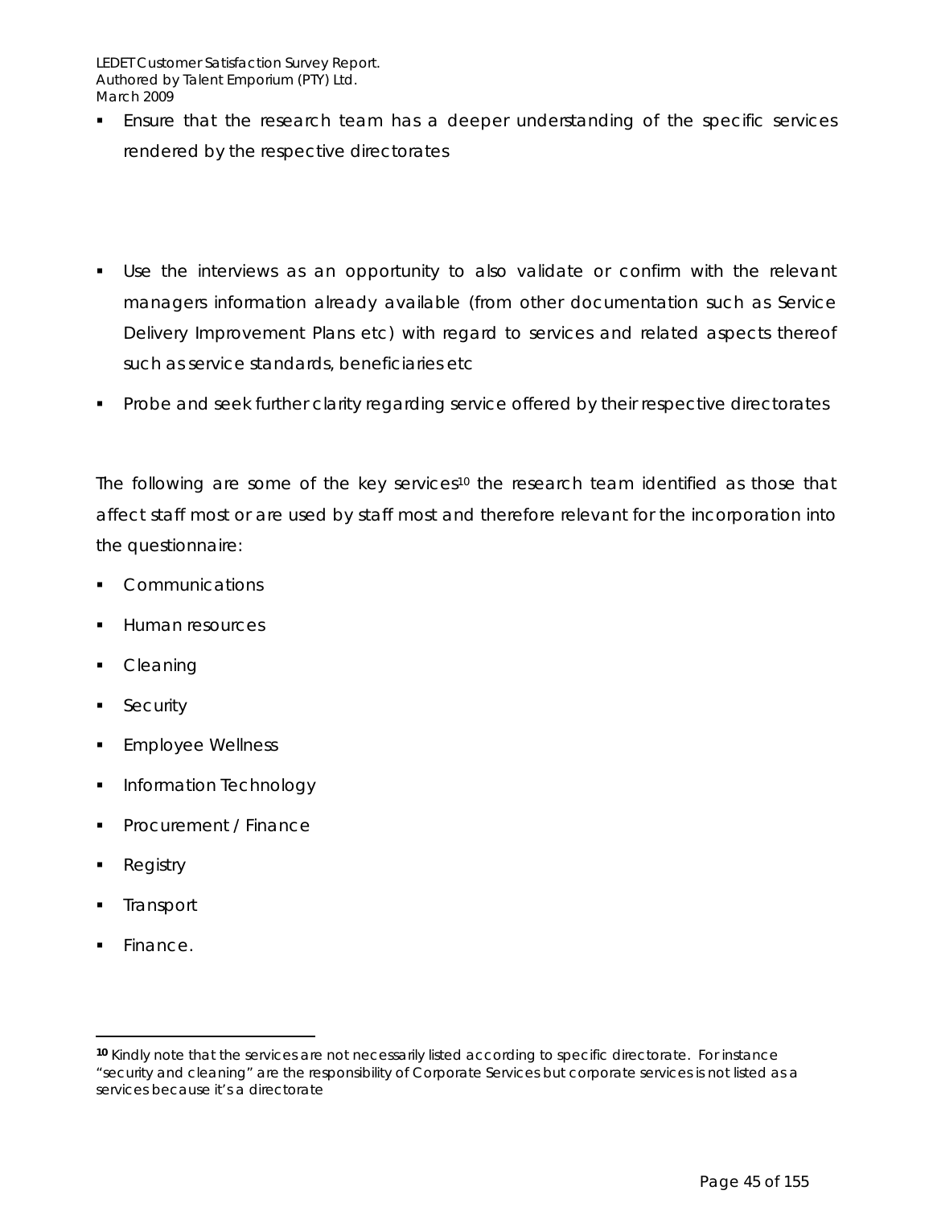- Ensure that the research team has a deeper understanding of the specific services rendered by the respective directorates

- Use the interviews as an opportunity to also validate or confirm with the relevant managers information already available (from other documentation such as Service Delivery Improvement Plans etc) with regard to services and related aspects thereof such as service standards, beneficiaries etc
- Probe and seek further clarity regarding service offered by their respective directorates

The following are some of the key services[10] the research team identified as those that affect staff most or are used by staff most and therefore relevant for the incorporation into the questionnaire:

- Communications
- Human resources
- Cleaning
- Security
- Employee Wellness
- Information Technology
- Procurement / Finance
- Registry
- Transport
- Finance.

---

[10] Kindly note that the services are not necessarily listed according to specific directorate. For instance "security and cleaning" are the responsibility of Corporate Services but corporate services is not listed as a services because it's a directorate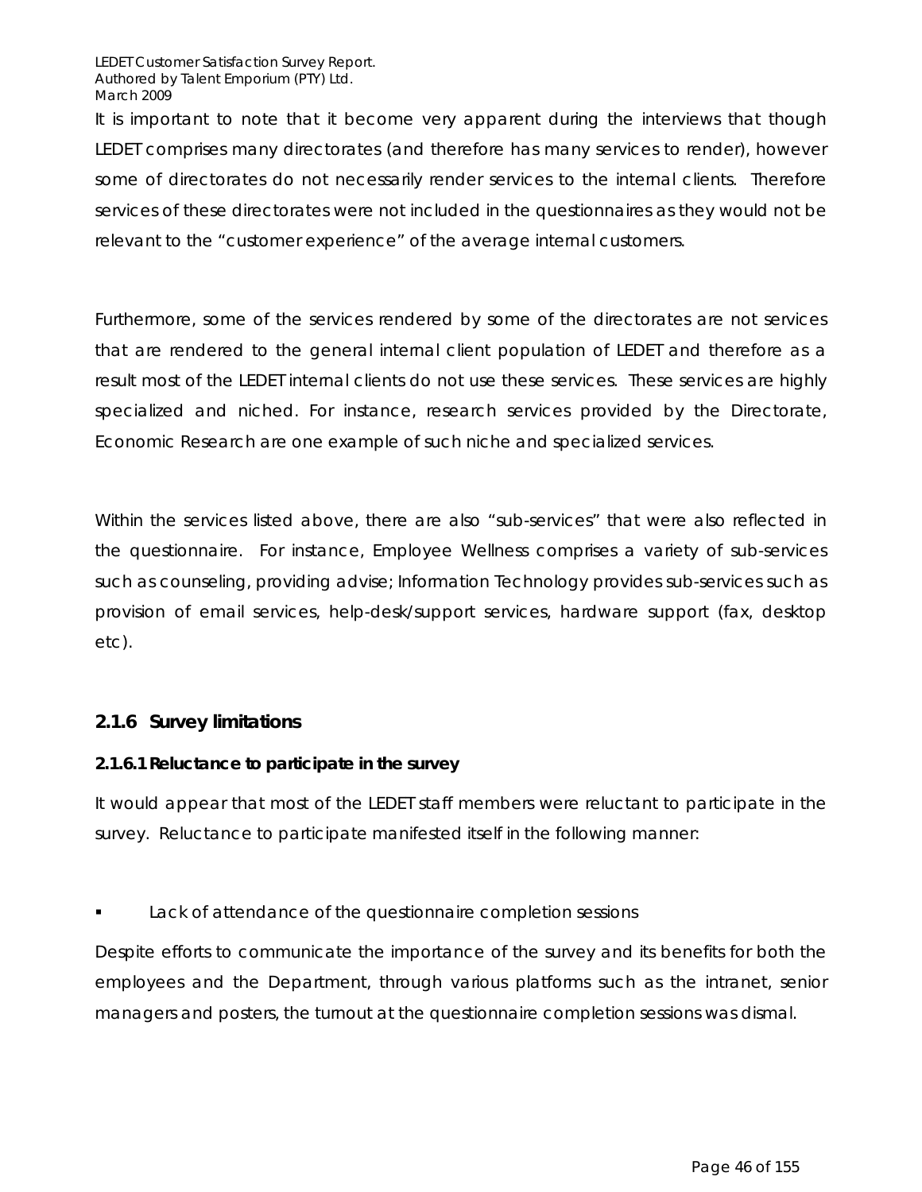It is important to note that it become very apparent during the interviews that though LEDET comprises many directorates (and therefore has many services to render), however some of directorates do not necessarily render services to the internal clients. Therefore services of these directorates were not included in the questionnaires as they would not be relevant to the "customer experience" of the average internal customers.

Furthermore, some of the services rendered by some of the directorates are not services that are rendered to the general internal client population of LEDET and therefore as a result most of the LEDET internal clients do not use these services. These services are highly specialized and niched. For instance, research services provided by the Directorate, Economic Research are one example of such niche and specialized services.

Within the services listed above, there are also "sub-services" that were also reflected in the questionnaire. For instance, Employee Wellness comprises a variety of sub-services such as counseling, providing advise; Information Technology provides sub-services such as provision of email services, help-desk/support services, hardware support (fax, desktop etc).

### 2.1.6 Survey limitations

#### 2.1.6.1 Reluctance to participate in the survey

It would appear that most of the LEDET staff members were reluctant to participate in the survey. Reluctance to participate manifested itself in the following manner:

- Lack of attendance of the questionnaire completion sessions

Despite efforts to communicate the importance of the survey and its benefits for both the employees and the Department, through various platforms such as the intranet, senior managers and posters, the turnout at the questionnaire completion sessions was dismal.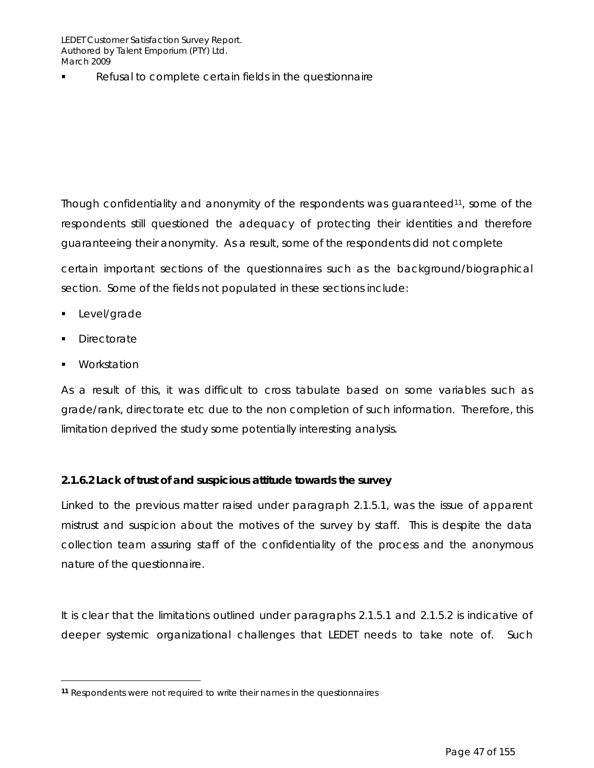- Refusal to complete certain fields in the questionnaire

Though confidentiality and anonymity of the respondents was guaranteed[11], some of the respondents still questioned the adequacy of protecting their identities and therefore guaranteeing their anonymity. As a result, some of the respondents did not complete certain important sections of the questionnaires such as the background/biographical section. Some of the fields not populated in these sections include:

- Level/grade
- Directorate
- Workstation

As a result of this, it was difficult to cross tabulate based on some variables such as grade/rank, directorate etc due to the non completion of such information. Therefore, this limitation deprived the study some potentially interesting analysis.

**2.1.6.2 Lack of trust of and suspicious attitude towards the survey**

Linked to the previous matter raised under paragraph 2.1.5.1, was the issue of apparent mistrust and suspicion about the motives of the survey by staff. This is despite the data collection team assuring staff of the confidentiality of the process and the anonymous nature of the questionnaire.

It is clear that the limitations outlined under paragraphs 2.1.5.1 and 2.1.5.2 is indicative of deeper systemic organizational challenges that LEDET needs to take note of. Such

---

[11] Respondents were not required to write their names in the questionnaires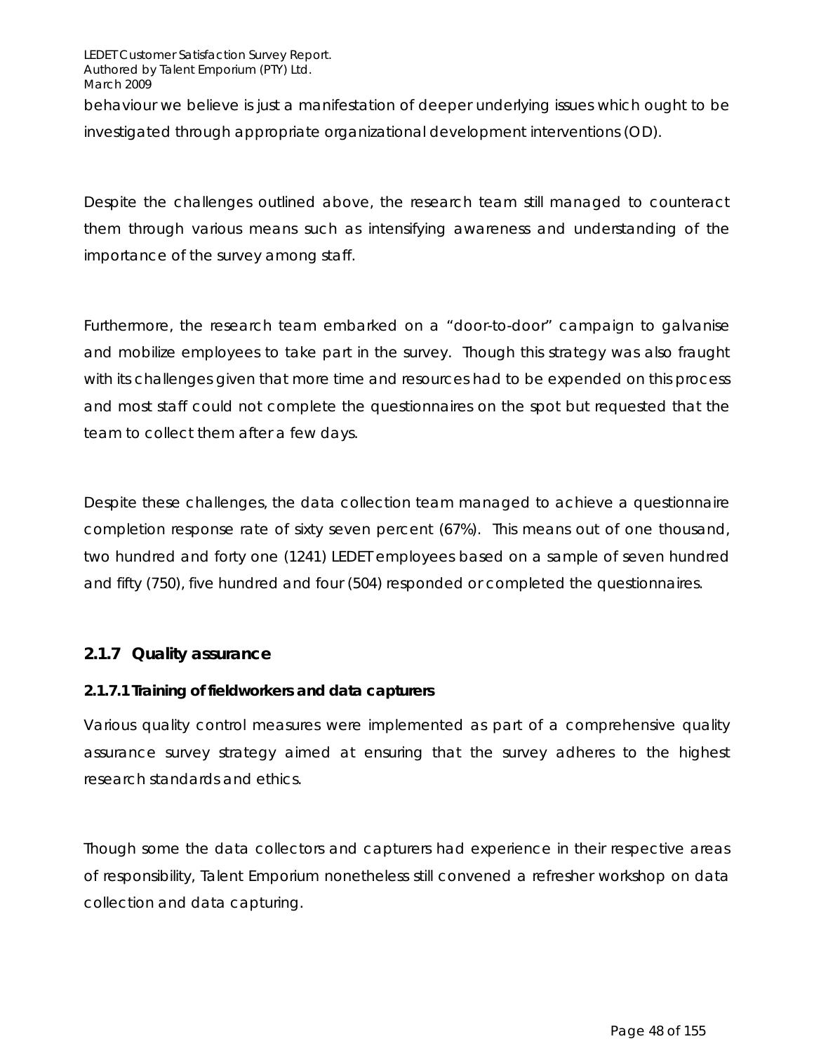behaviour we believe is just a manifestation of deeper underlying issues which ought to be investigated through appropriate organizational development interventions (OD).

Despite the challenges outlined above, the research team still managed to counteract them through various means such as intensifying awareness and understanding of the importance of the survey among staff.

Furthermore, the research team embarked on a "door-to-door" campaign to galvanise and mobilize employees to take part in the survey. Though this strategy was also fraught with its challenges given that more time and resources had to be expended on this process and most staff could not complete the questionnaires on the spot but requested that the team to collect them after a few days.

Despite these challenges, the data collection team managed to achieve a questionnaire completion response rate of sixty seven percent (67%). This means out of one thousand, two hundred and forty one (1241) LEDET employees based on a sample of seven hundred and fifty (750), five hundred and four (504) responded or completed the questionnaires.

### 2.1.7 Quality assurance

#### 2.1.7.1 Training of fieldworkers and data capturers

Various quality control measures were implemented as part of a comprehensive quality assurance survey strategy aimed at ensuring that the survey adheres to the highest research standards and ethics.

Though some the data collectors and capturers had experience in their respective areas of responsibility, Talent Emporium nonetheless still convened a refresher workshop on data collection and data capturing.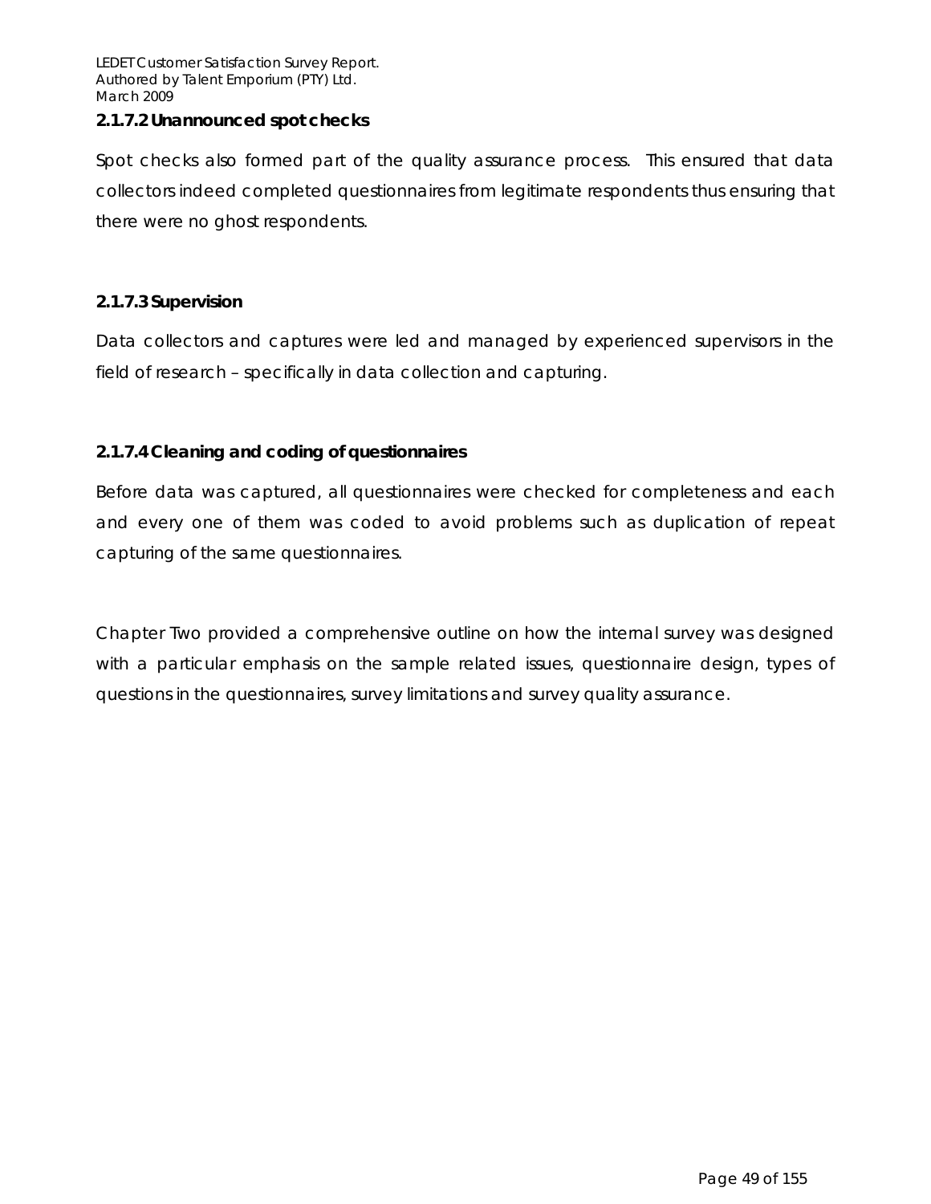#### 2.1.7.2 Unannounced spot checks

Spot checks also formed part of the quality assurance process. This ensured that data collectors indeed completed questionnaires from legitimate respondents thus ensuring that there were no ghost respondents.

#### 2.1.7.3 Supervision

Data collectors and captures were led and managed by experienced supervisors in the field of research – specifically in data collection and capturing.

#### 2.1.7.4 Cleaning and coding of questionnaires

Before data was captured, all questionnaires were checked for completeness and each and every one of them was coded to avoid problems such as duplication of repeat capturing of the same questionnaires.

Chapter Two provided a comprehensive outline on how the internal survey was designed with a particular emphasis on the sample related issues, questionnaire design, types of questions in the questionnaires, survey limitations and survey quality assurance.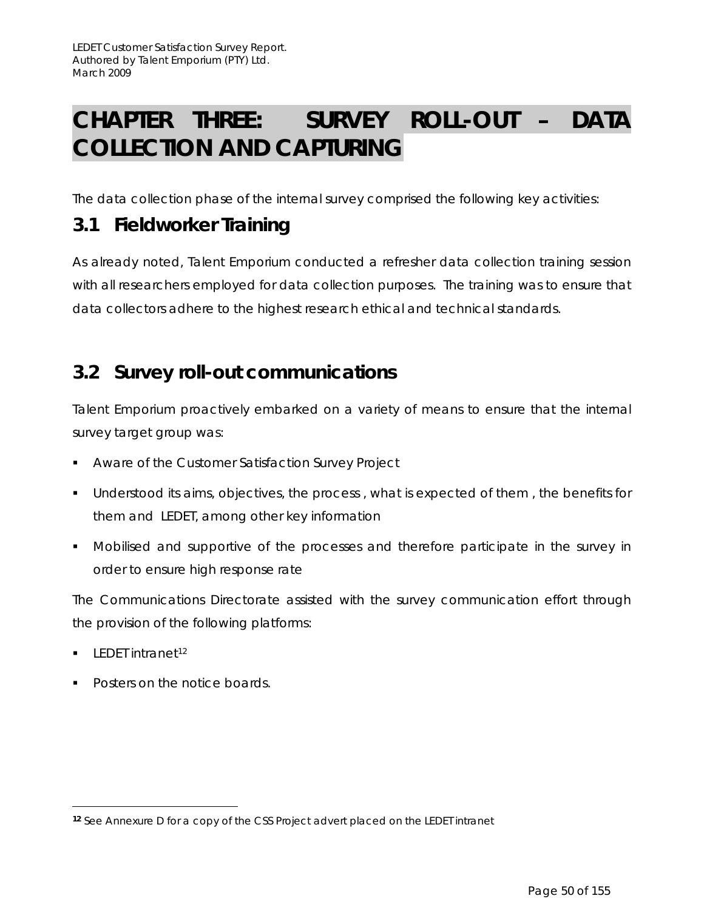# CHAPTER THREE: SURVEY ROLL-OUT – DATA COLLECTION AND CAPTURING

The data collection phase of the internal survey comprised the following key activities:

## 3.1 Fieldworker Training

As already noted, Talent Emporium conducted a refresher data collection training session with all researchers employed for data collection purposes. The training was to ensure that data collectors adhere to the highest research ethical and technical standards.

## 3.2 Survey roll-out communications

Talent Emporium proactively embarked on a variety of means to ensure that the internal survey target group was:

- Aware of the Customer Satisfaction Survey Project
- Understood its aims, objectives, the process , what is expected of them , the benefits for them and LEDET, among other key information
- Mobilised and supportive of the processes and therefore participate in the survey in order to ensure high response rate

The Communications Directorate assisted with the survey communication effort through the provision of the following platforms:

- LEDET intranet[12]
- Posters on the notice boards.

---

[12] See Annexure D for a copy of the CSS Project advert placed on the LEDET intranet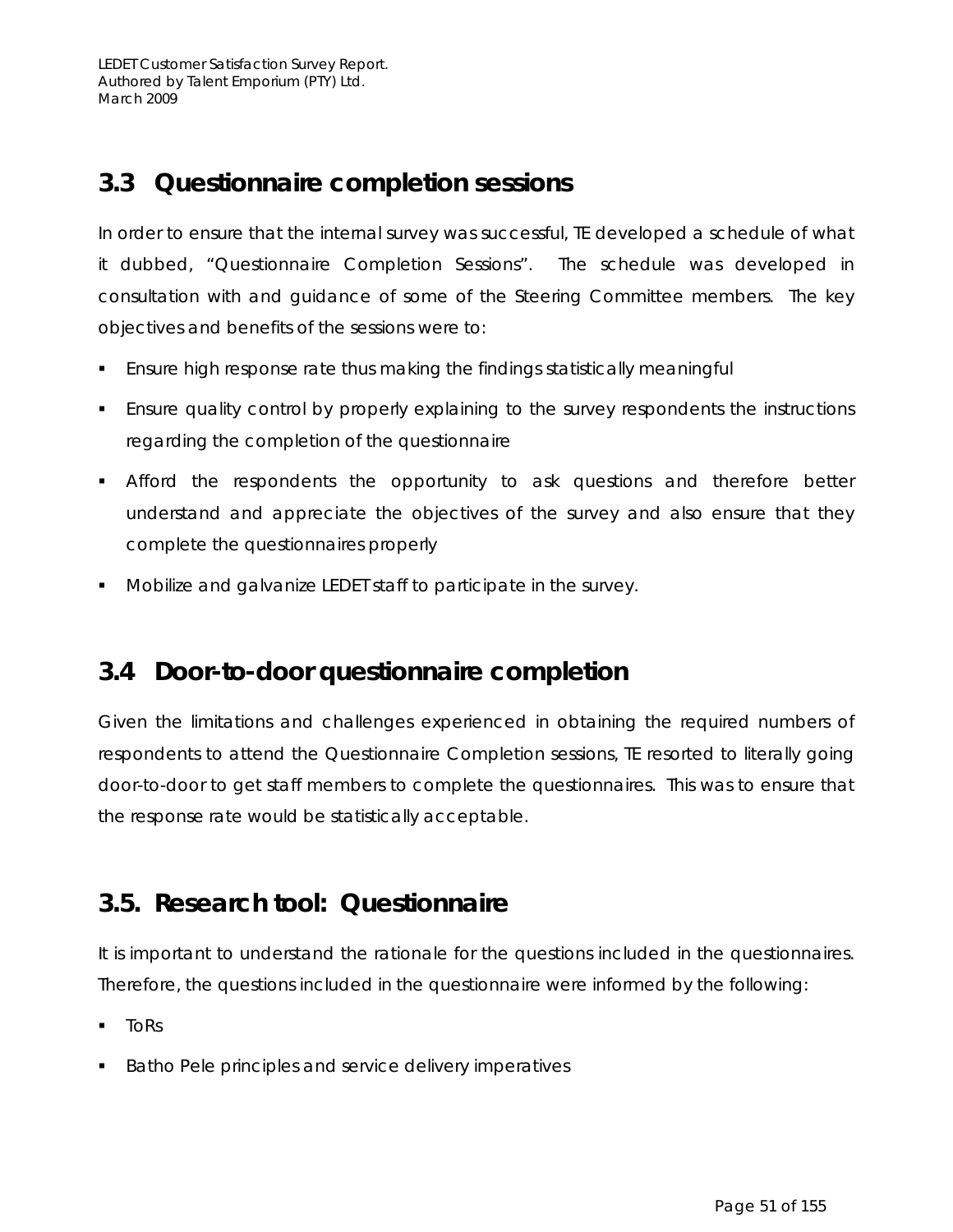## 3.3 Questionnaire completion sessions

In order to ensure that the internal survey was successful, TE developed a schedule of what it dubbed, "Questionnaire Completion Sessions". The schedule was developed in consultation with and guidance of some of the Steering Committee members. The key objectives and benefits of the sessions were to:

- Ensure high response rate thus making the findings statistically meaningful
- Ensure quality control by properly explaining to the survey respondents the instructions regarding the completion of the questionnaire
- Afford the respondents the opportunity to ask questions and therefore better understand and appreciate the objectives of the survey and also ensure that they complete the questionnaires properly
- Mobilize and galvanize LEDET staff to participate in the survey.

## 3.4 Door-to-door questionnaire completion

Given the limitations and challenges experienced in obtaining the required numbers of respondents to attend the Questionnaire Completion sessions, TE resorted to literally going door-to-door to get staff members to complete the questionnaires. This was to ensure that the response rate would be statistically acceptable.

## 3.5. Research tool: Questionnaire

It is important to understand the rationale for the questions included in the questionnaires. Therefore, the questions included in the questionnaire were informed by the following:

- ToRs
- Batho Pele principles and service delivery imperatives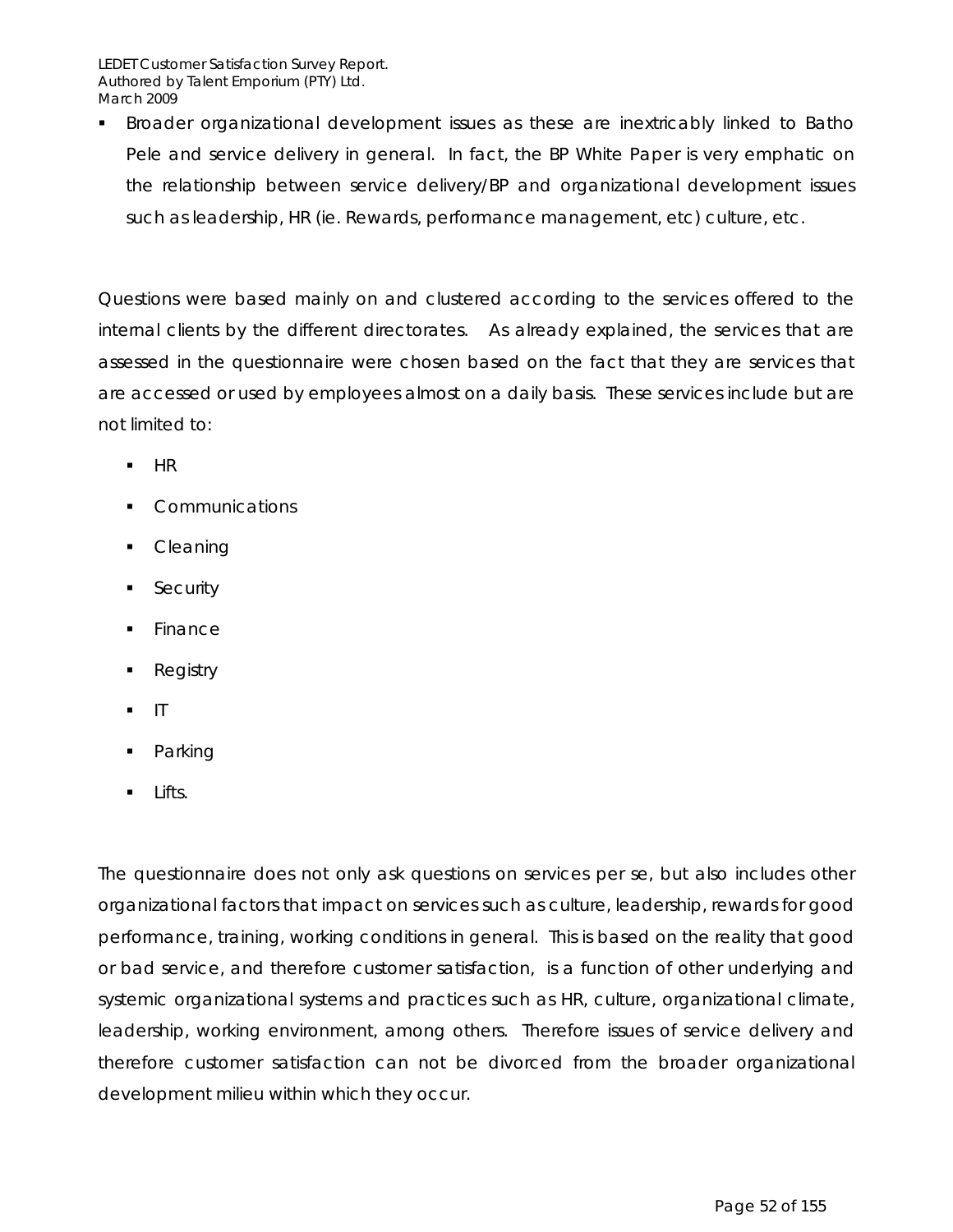- Broader organizational development issues as these are inextricably linked to Batho Pele and service delivery in general. In fact, the BP White Paper is very emphatic on the relationship between service delivery/BP and organizational development issues such as leadership, HR (ie. Rewards, performance management, etc) culture, etc.

Questions were based mainly on and clustered according to the services offered to the internal clients by the different directorates. As already explained, the services that are assessed in the questionnaire were chosen based on the fact that they are services that are accessed or used by employees almost on a daily basis. These services include but are not limited to:

- HR
- Communications
- Cleaning
- Security
- Finance
- Registry
- IT
- Parking
- Lifts.

The questionnaire does not only ask questions on services per se, but also includes other organizational factors that impact on services such as culture, leadership, rewards for good performance, training, working conditions in general. This is based on the reality that good or bad service, and therefore customer satisfaction, is a function of other underlying and systemic organizational systems and practices such as HR, culture, organizational climate, leadership, working environment, among others. Therefore issues of service delivery and therefore customer satisfaction can not be divorced from the broader organizational development milieu within which they occur.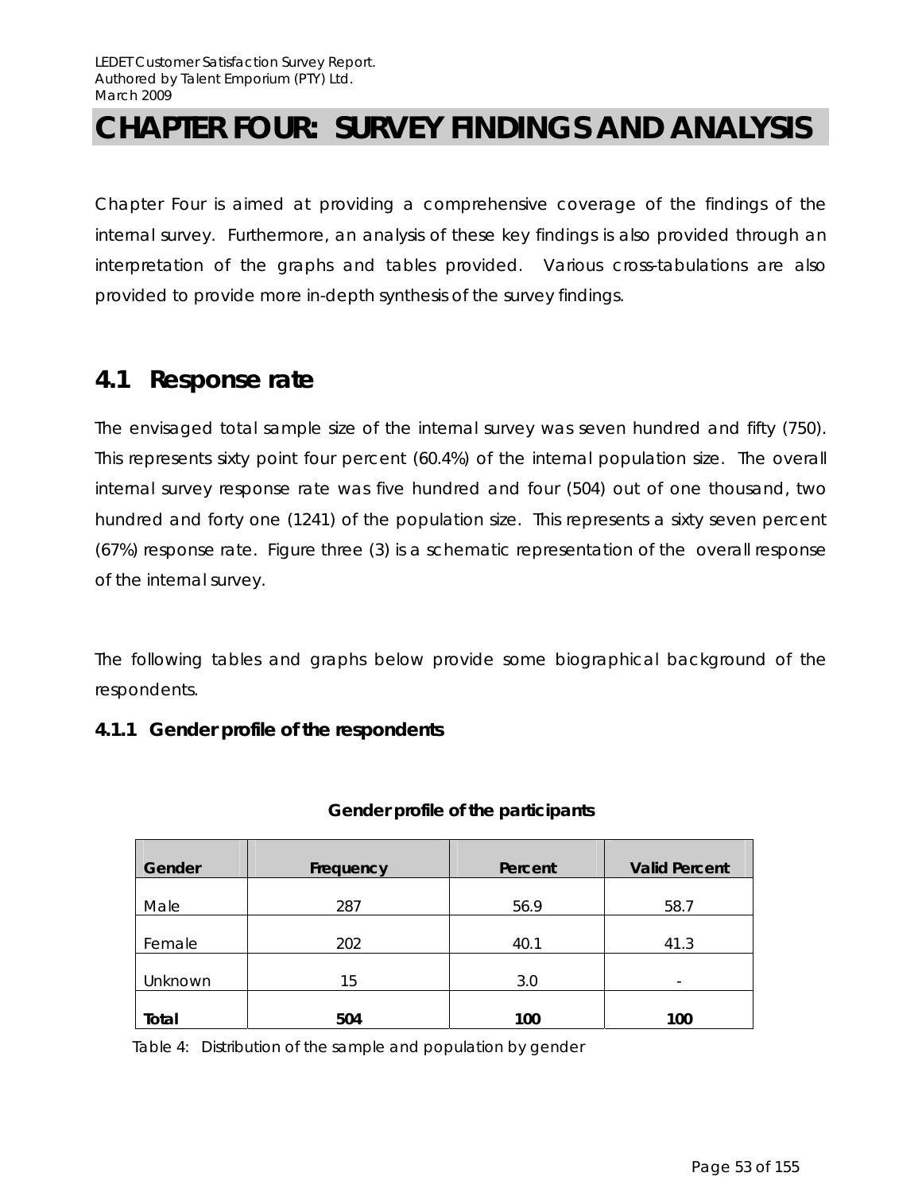# CHAPTER FOUR: SURVEY FINDINGS AND ANALYSIS

Chapter Four is aimed at providing a comprehensive coverage of the findings of the internal survey. Furthermore, an analysis of these key findings is also provided through an interpretation of the graphs and tables provided. Various cross-tabulations are also provided to provide more in-depth synthesis of the survey findings.

## 4.1 Response rate

The envisaged total sample size of the internal survey was seven hundred and fifty (750). This represents sixty point four percent (60.4%) of the internal population size. The overall internal survey response rate was five hundred and four (504) out of one thousand, two hundred and forty one (1241) of the population size. This represents a sixty seven percent (67%) response rate. Figure three (3) is a schematic representation of the overall response of the internal survey.

The following tables and graphs below provide some biographical background of the respondents.

### 4.1.1 Gender profile of the respondents

**Gender profile of the participants**

| Gender | Frequency | Percent | Valid Percent |
|---|---|---|---|
| Male | 287 | 56.9 | 58.7 |
| Female | 202 | 40.1 | 41.3 |
| Unknown | 15 | 3.0 | - |
| **Total** | **504** | **100** | **100** |

Table 4: Distribution of the sample and population by gender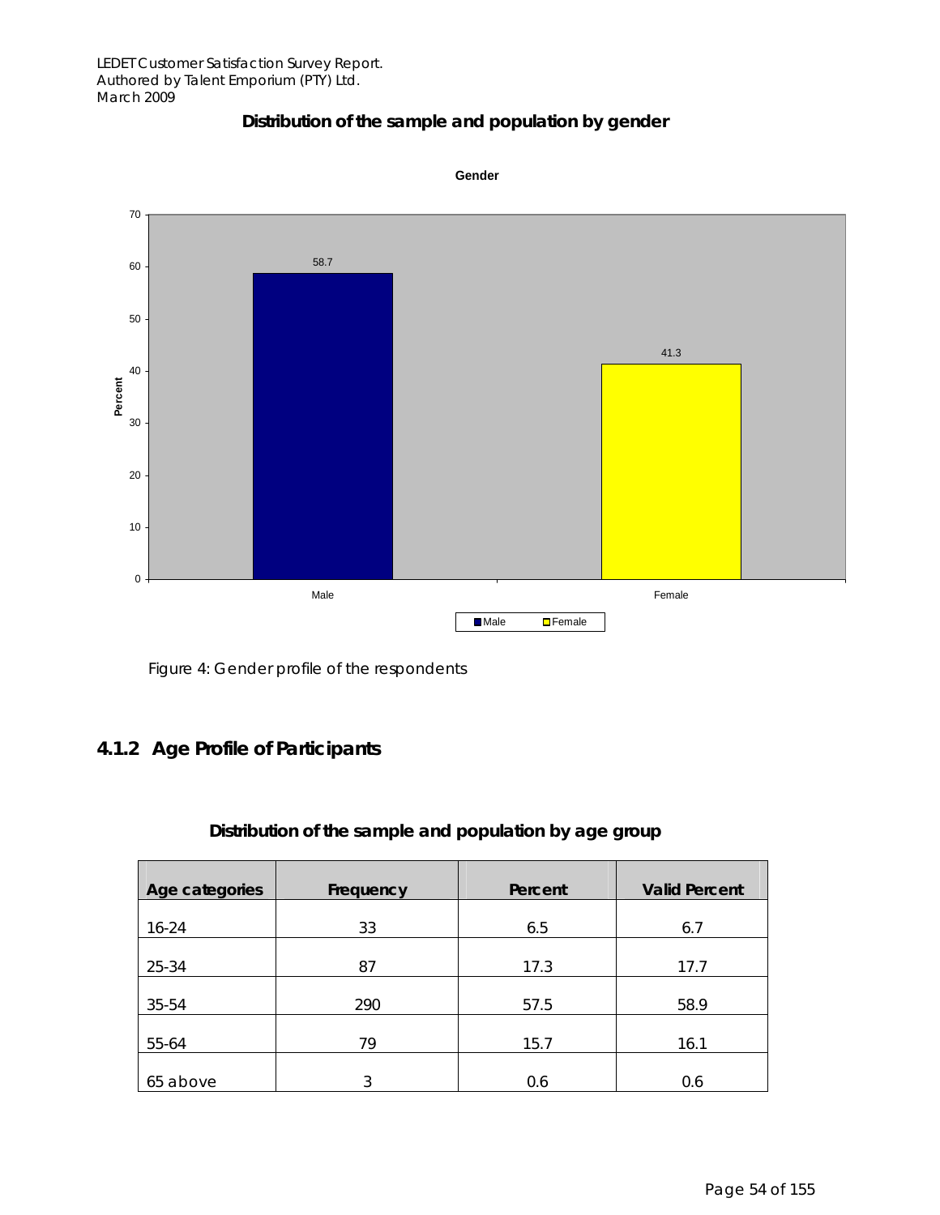**Distribution of the sample and population by gender**

Gender

| | Percent |
|---|---|
| Male | 58.7 |
| Female | 41.3 |

Figure 4: Gender profile of the respondents

## 4.1.2 Age Profile of Participants

**Distribution of the sample and population by age group**

| Age categories | Frequency | Percent | Valid Percent |
|---|---|---|---|
| 16-24 | 33 | 6.5 | 6.7 |
| 25-34 | 87 | 17.3 | 17.7 |
| 35-54 | 290 | 57.5 | 58.9 |
| 55-64 | 79 | 15.7 | 16.1 |
| 65 above | 3 | 0.6 | 0.6 |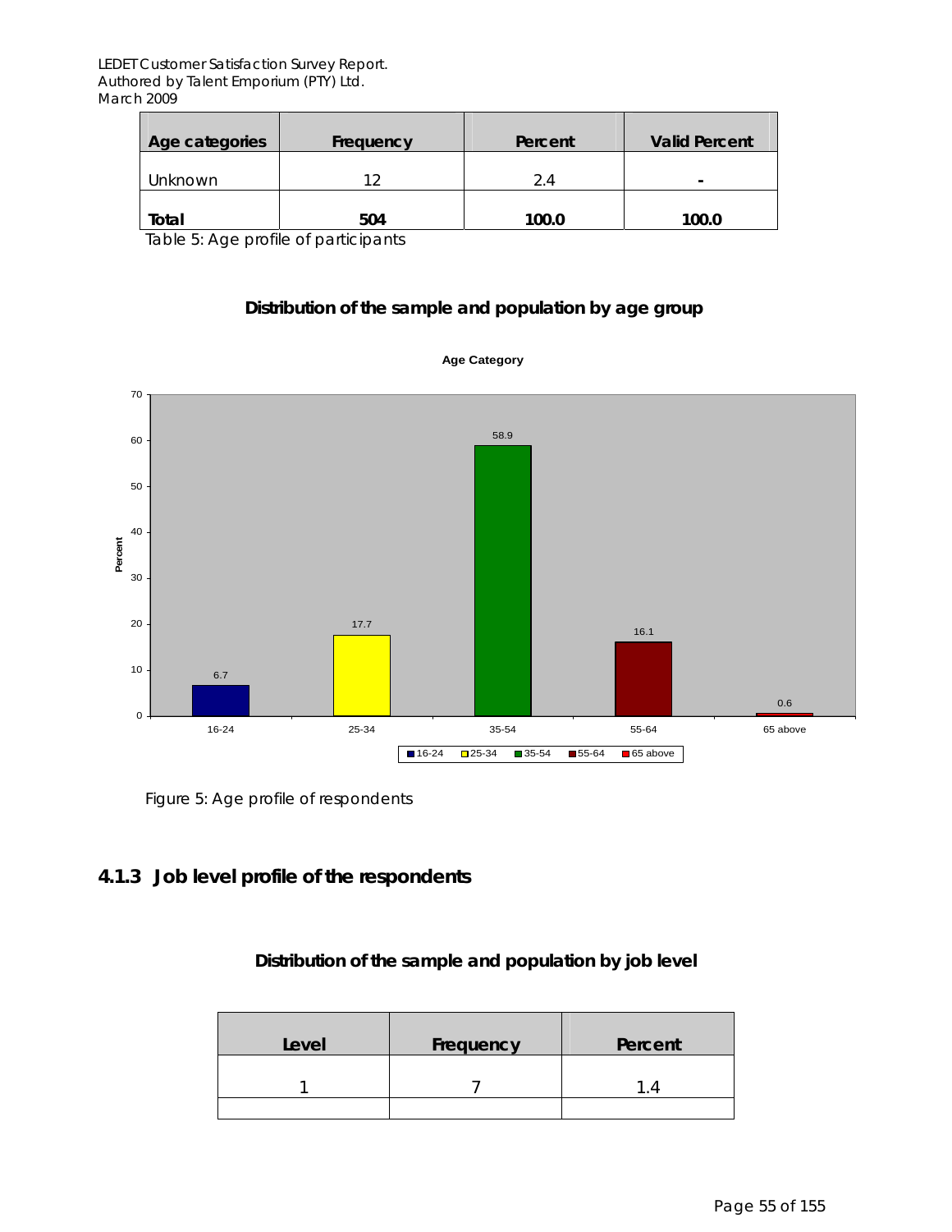| Age categories | Frequency | Percent | Valid Percent |
|---|---|---|---|
| Unknown | 12 | 2.4 | - |
| **Total** | **504** | **100.0** | **100.0** |

Table 5: Age profile of participants

**Distribution of the sample and population by age group**

Figure 5: Age profile of respondents

### 4.1.3 Job level profile of the respondents

**Distribution of the sample and population by job level**

| Level | Frequency | Percent |
|---|---|---|
| 1 | 7 | 1.4 |
| | | |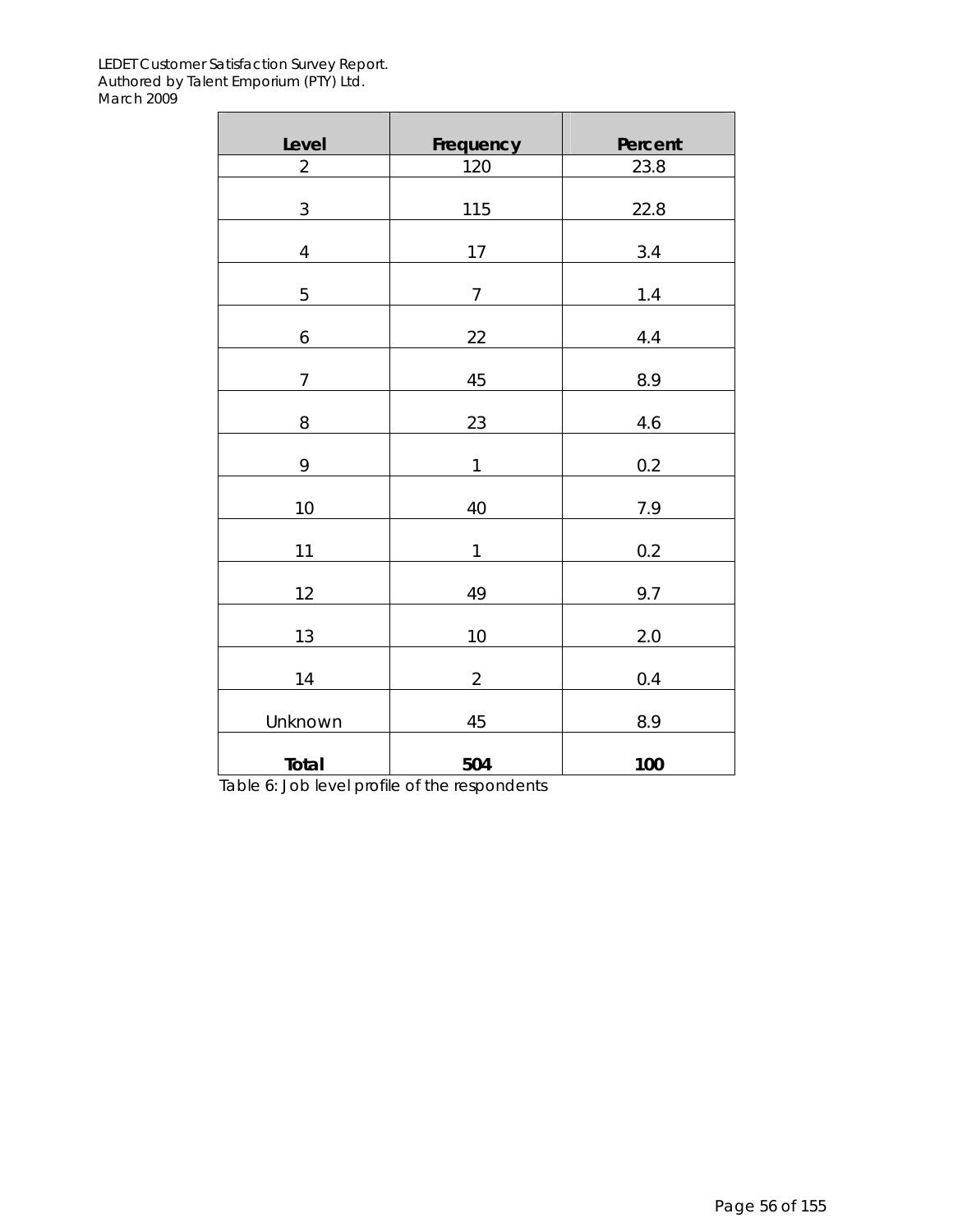| Level | Frequency | Percent |
|---|---|---|
| 2 | 120 | 23.8 |
| 3 | 115 | 22.8 |
| 4 | 17 | 3.4 |
| 5 | 7 | 1.4 |
| 6 | 22 | 4.4 |
| 7 | 45 | 8.9 |
| 8 | 23 | 4.6 |
| 9 | 1 | 0.2 |
| 10 | 40 | 7.9 |
| 11 | 1 | 0.2 |
| 12 | 49 | 9.7 |
| 13 | 10 | 2.0 |
| 14 | 2 | 0.4 |
| Unknown | 45 | 8.9 |
| **Total** | **504** | **100** |

Table 6: Job level profile of the respondents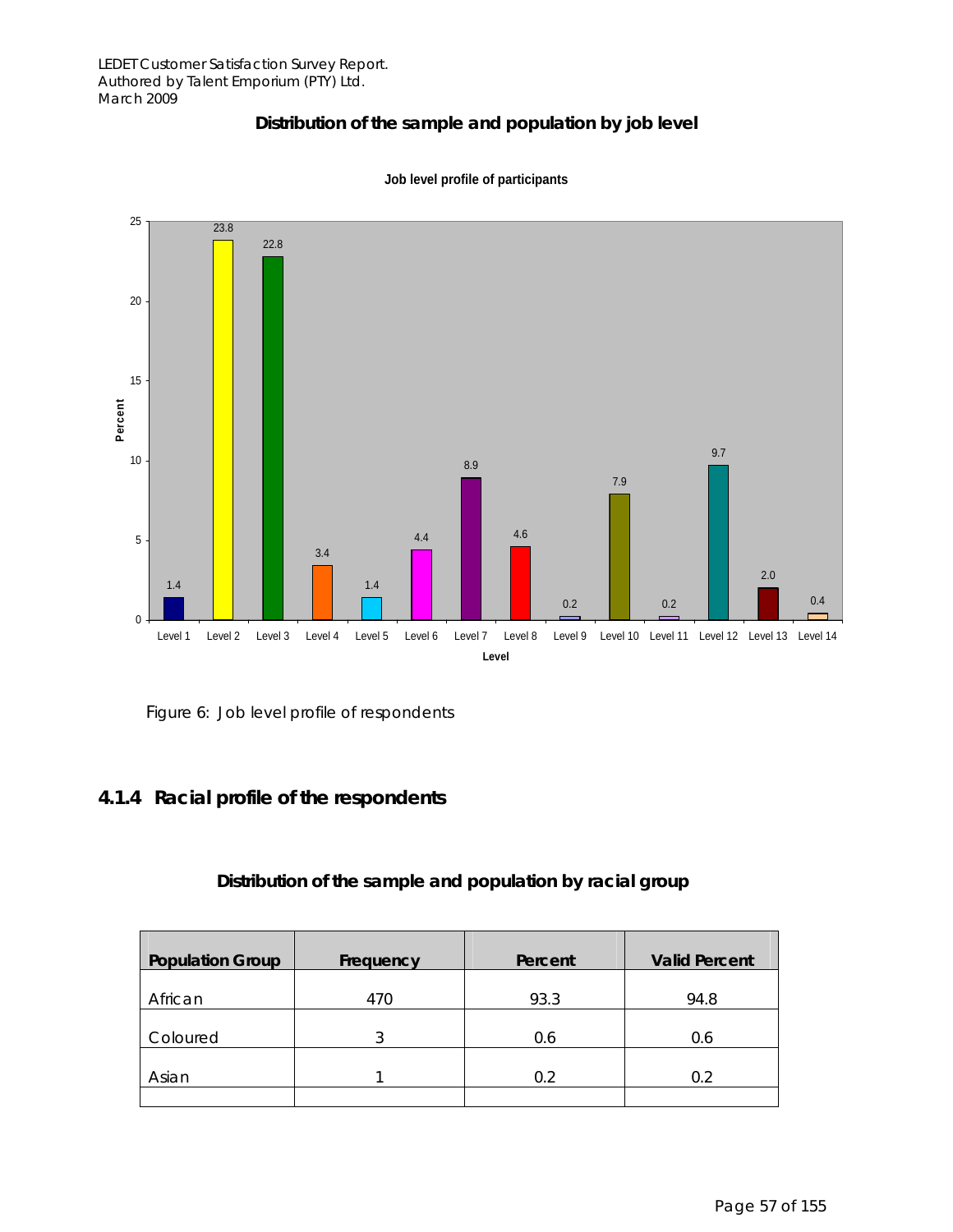**Distribution of the sample and population by job level**

**Job level profile of participants**

| Level | Percent |
|---|---|
| Level 1 | 1.4 |
| Level 2 | 23.8 |
| Level 3 | 22.8 |
| Level 4 | 3.4 |
| Level 5 | 1.4 |
| Level 6 | 4.4 |
| Level 7 | 8.9 |
| Level 8 | 4.6 |
| Level 9 | 0.2 |
| Level 10 | 7.9 |
| Level 11 | 0.2 |
| Level 12 | 9.7 |
| Level 13 | 2.0 |
| Level 14 | 0.4 |

Figure 6: Job level profile of respondents

### 4.1.4 Racial profile of the respondents

**Distribution of the sample and population by racial group**

| Population Group | Frequency | Percent | Valid Percent |
|---|---|---|---|
| African | 470 | 93.3 | 94.8 |
| Coloured | 3 | 0.6 | 0.6 |
| Asian | 1 | 0.2 | 0.2 |
| | | | |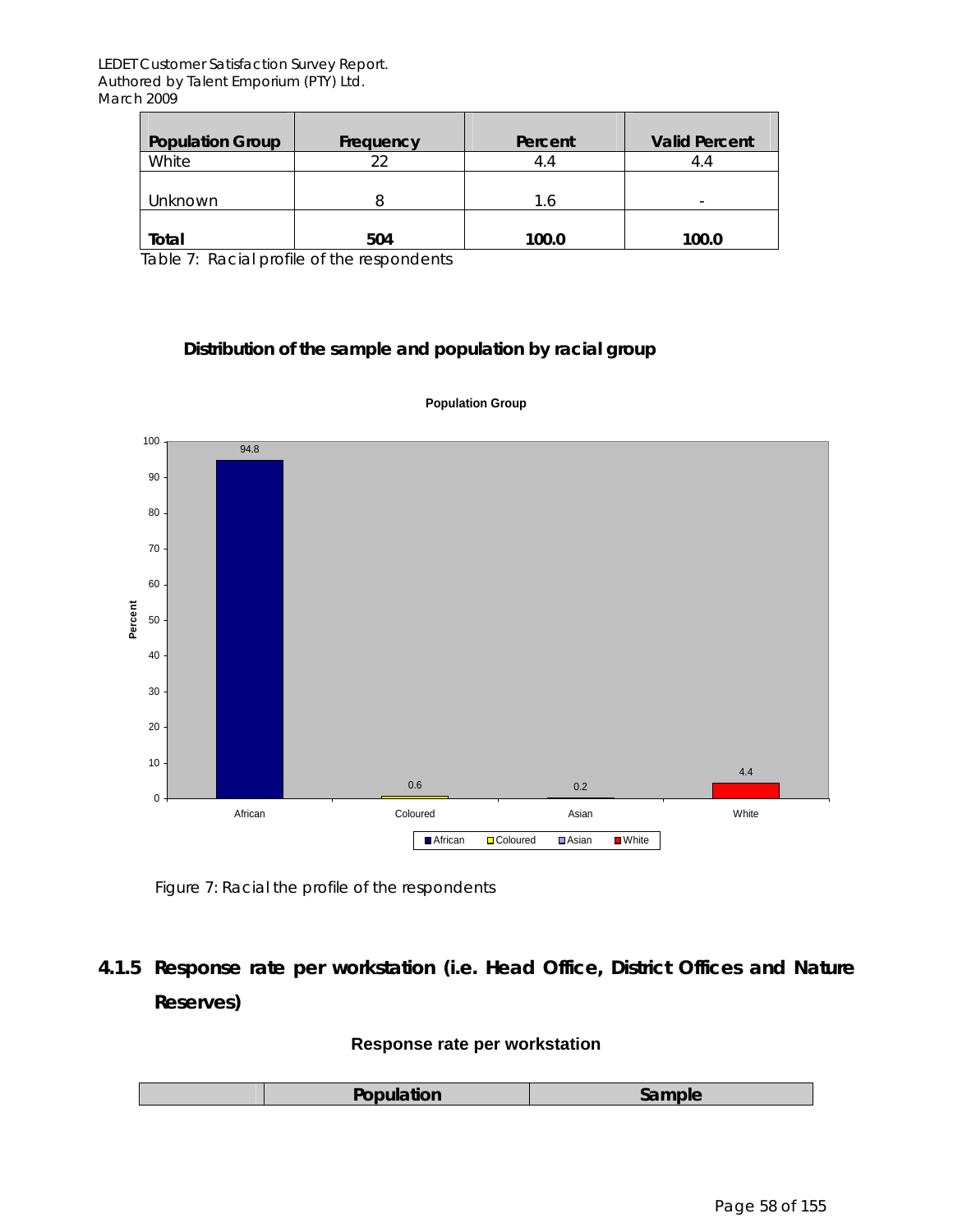| Population Group | Frequency | Percent | Valid Percent |
|---|---|---|---|
| White | 22 | 4.4 | 4.4 |
| Unknown | 8 | 1.6 | - |
| **Total** | **504** | **100.0** | **100.0** |

Table 7: Racial profile of the respondents

**Distribution of the sample and population by racial group**

**Population Group**

| Population Group | Percent |
|---|---|
| African | 94.8 |
| Coloured | 0.6 |
| Asian | 0.2 |
| White | 4.4 |

Figure 7: Racial the profile of the respondents

### 4.1.5 Response rate per workstation (i.e. Head Office, District Offices and Nature Reserves)

**Response rate per workstation**

| | Population | Sample |
|---|---|---|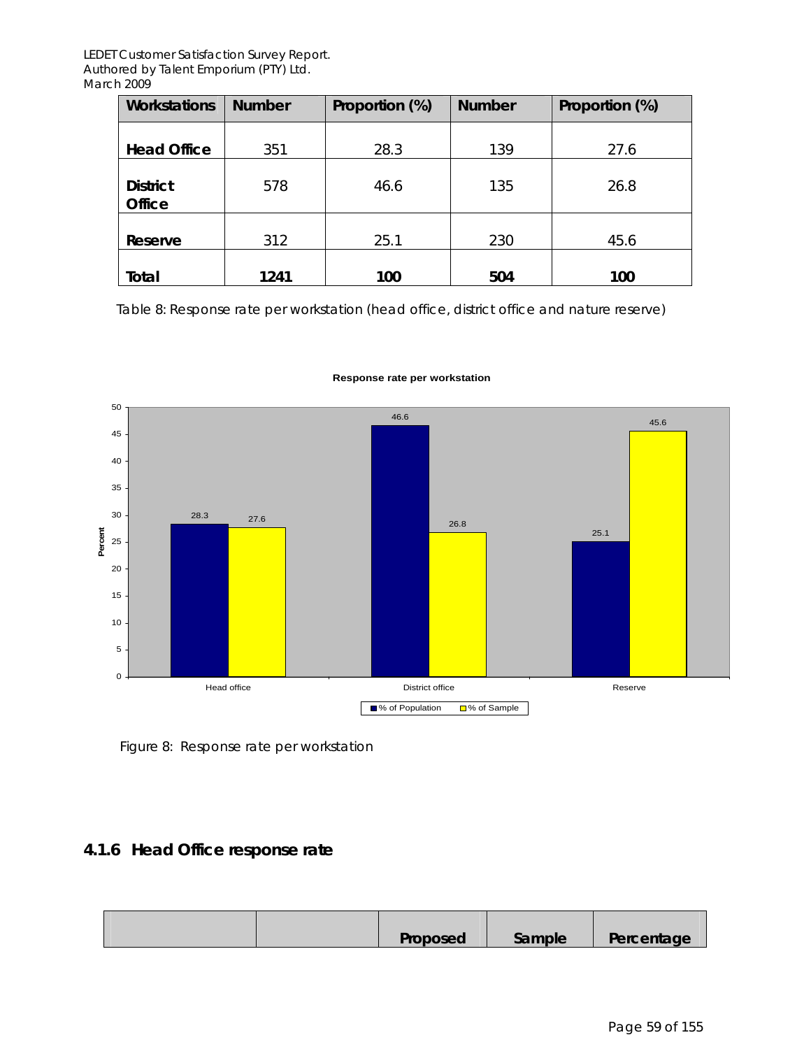| Workstations | Number | Proportion (%) | Number | Proportion (%) |
|---|---|---|---|---|
| **Head Office** | 351 | 28.3 | 139 | 27.6 |
| **District Office** | 578 | 46.6 | 135 | 26.8 |
| **Reserve** | 312 | 25.1 | 230 | 45.6 |
| **Total** | **1241** | **100** | **504** | **100** |

Table 8: Response rate per workstation (head office, district office and nature reserve)

**Response rate per workstation**

| | % of Population | % of Sample |
|---|---|---|
| Head office | 28.3 | 27.6 |
| District office | 46.6 | 26.8 |
| Reserve | 25.1 | 45.6 |

Figure 8: Response rate per workstation

### 4.1.6 Head Office response rate

| | | Proposed | Sample | Percentage |
|---|---|---|---|---|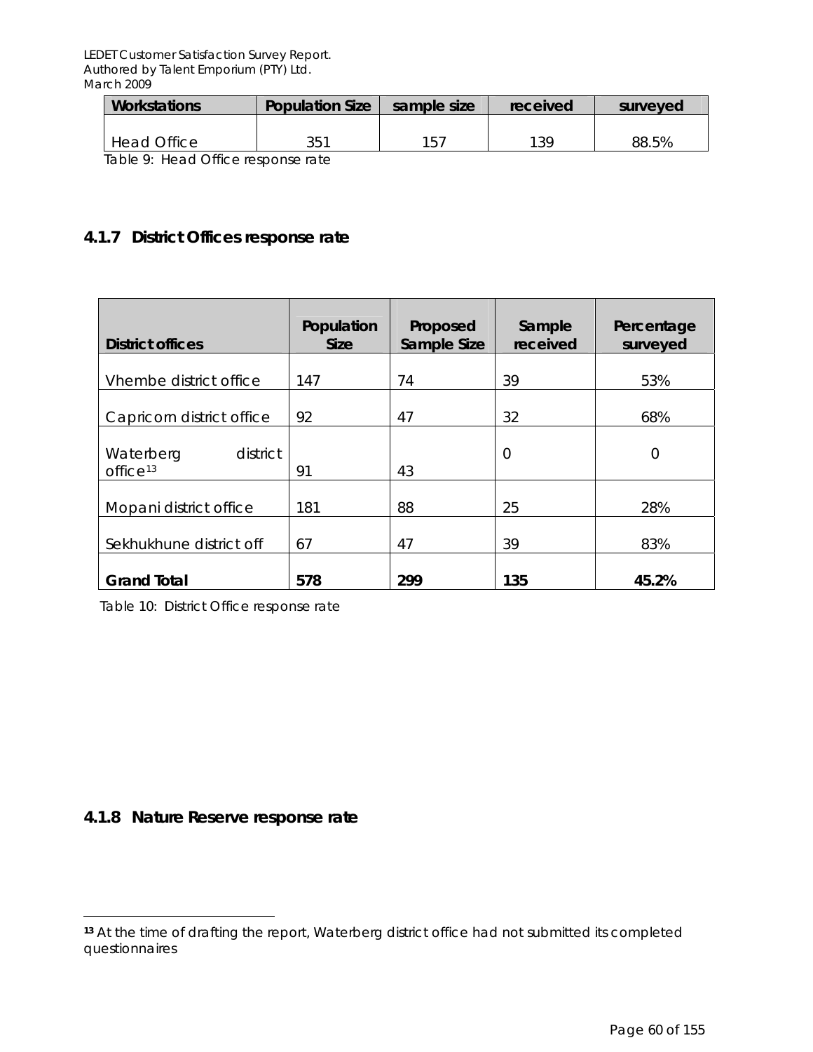| Workstations | Population Size | sample size | received | surveyed |
|---|---|---|---|---|
| Head Office | 351 | 157 | 139 | 88.5% |

Table 9: Head Office response rate

### 4.1.7 District Offices response rate

| District offices | Population Size | Proposed Sample Size | Sample received | Percentage surveyed |
|---|---|---|---|---|
| Vhembe district office | 147 | 74 | 39 | 53% |
| Capricorn district office | 92 | 47 | 32 | 68% |
| Waterberg district office[13] | 91 | 43 | 0 | 0 |
| Mopani district office | 181 | 88 | 25 | 28% |
| Sekhukhune district off | 67 | 47 | 39 | 83% |
| **Grand Total** | **578** | **299** | **135** | **45.2%** |

Table 10: District Office response rate

### 4.1.8 Nature Reserve response rate

[13] At the time of drafting the report, Waterberg district office had not submitted its completed questionnaires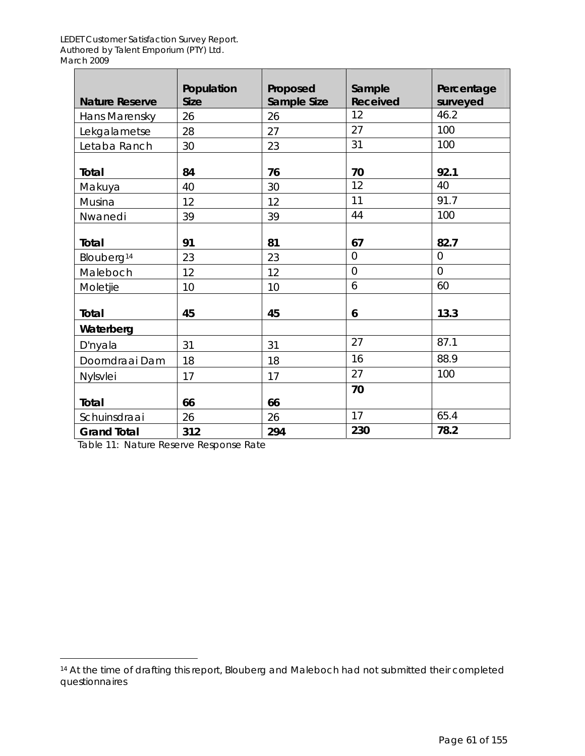| Nature Reserve | Population Size | Proposed Sample Size | Sample Received | Percentage surveyed |
|---|---|---|---|---|
| Hans Marensky | 26 | 26 | 12 | 46.2 |
| Lekgalametse | 28 | 27 | 27 | 100 |
| Letaba Ranch | 30 | 23 | 31 | 100 |
| **Total** | **84** | **76** | **70** | **92.1** |
| Makuya | 40 | 30 | 12 | 40 |
| Musina | 12 | 12 | 11 | 91.7 |
| Nwanedi | 39 | 39 | 44 | 100 |
| **Total** | **91** | **81** | **67** | **82.7** |
| Blouberg[14] | 23 | 23 | 0 | 0 |
| Maleboch | 12 | 12 | 0 | 0 |
| Moletjie | 10 | 10 | 6 | 60 |
| **Total** | **45** | **45** | **6** | **13.3** |
| **Waterberg** | | | | |
| D'nyala | 31 | 31 | 27 | 87.1 |
| Doorndraai Dam | 18 | 18 | 16 | 88.9 |
| Nylsvlei | 17 | 17 | 27 | 100 |
| **Total** | **66** | **66** | **70** | |
| Schuinsdraai | 26 | 26 | 17 | 65.4 |
| **Grand Total** | **312** | **294** | **230** | **78.2** |

Table 11: Nature Reserve Response Rate

[14] At the time of drafting this report, Blouberg and Maleboch had not submitted their completed questionnaires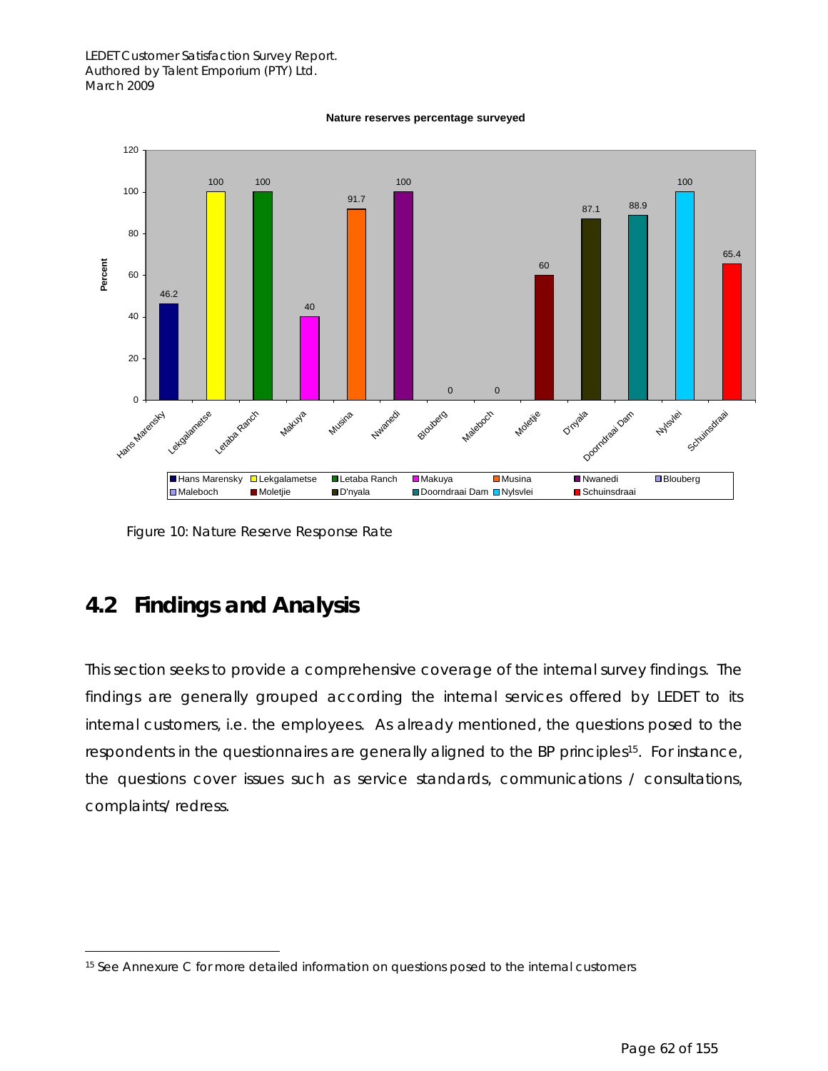**Nature reserves percentage surveyed**

| Nature reserve | Percent |
|---|---|
| Hans Marensky | 46.2 |
| Lekgalametse | 100 |
| Letaba Ranch | 100 |
| Makuya | 40 |
| Musina | 91.7 |
| Nwanedi | 100 |
| Blouberg | 0 |
| Maleboch | 0 |
| Moletjie | 60 |
| D'nyala | 87.1 |
| Doorndraai Dam | 88.9 |
| Nylsvlei | 100 |
| Schuinsdraai | 65.4 |

Figure 10: Nature Reserve Response Rate

## 4.2 Findings and Analysis

This section seeks to provide a comprehensive coverage of the internal survey findings. The findings are generally grouped according the internal services offered by LEDET to its internal customers, i.e. the employees. As already mentioned, the questions posed to the respondents in the questionnaires are generally aligned to the BP principles[15]. For instance, the questions cover issues such as service standards, communications / consultations, complaints/ redress.

[15] See Annexure C for more detailed information on questions posed to the internal customers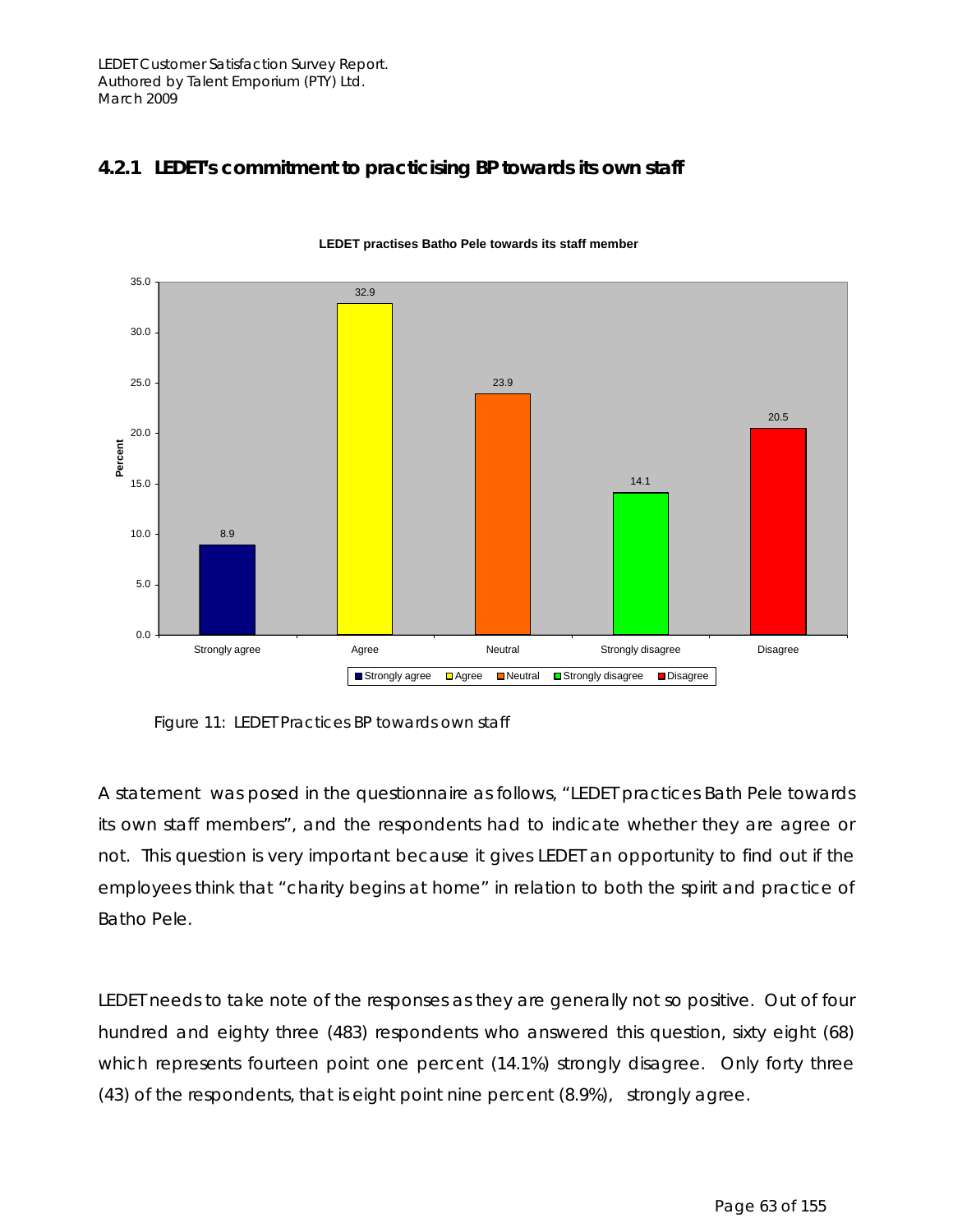## 4.2.1 LEDET's commitment to practicising BP towards its own staff

**LEDET practises Batho Pele towards its staff member**

| Response | Percent |
|---|---|
| Strongly agree | 8.9 |
| Agree | 32.9 |
| Neutral | 23.9 |
| Strongly disagree | 14.1 |
| Disagree | 20.5 |

Figure 11: LEDET Practices BP towards own staff

A statement was posed in the questionnaire as follows, "LEDET practices Bath Pele towards its own staff members", and the respondents had to indicate whether they are agree or not. This question is very important because it gives LEDET an opportunity to find out if the employees think that "charity begins at home" in relation to both the spirit and practice of Batho Pele.

LEDET needs to take note of the responses as they are generally not so positive. Out of four hundred and eighty three (483) respondents who answered this question, sixty eight (68) which represents fourteen point one percent (14.1%) strongly disagree. Only forty three (43) of the respondents, that is eight point nine percent (8.9%), strongly agree.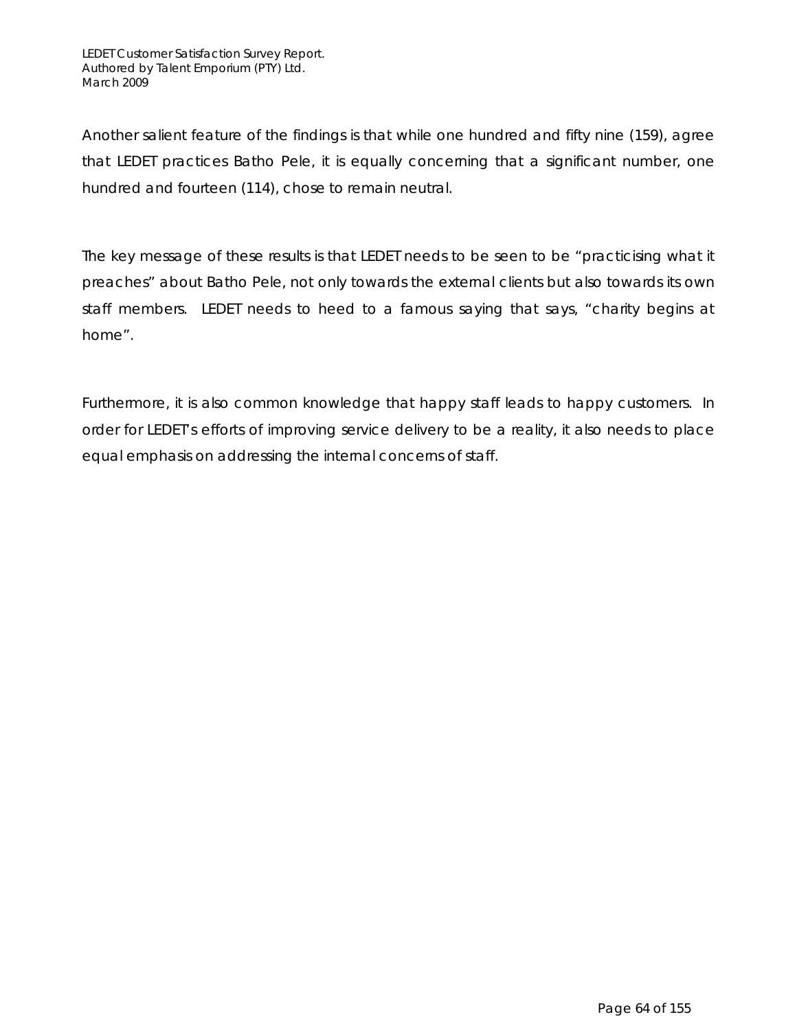Another salient feature of the findings is that while one hundred and fifty nine (159), agree that LEDET practices Batho Pele, it is equally concerning that a significant number, one hundred and fourteen (114), chose to remain neutral.

The key message of these results is that LEDET needs to be seen to be "practicising what it preaches" about Batho Pele, not only towards the external clients but also towards its own staff members. LEDET needs to heed to a famous saying that says, "charity begins at home".

Furthermore, it is also common knowledge that happy staff leads to happy customers. In order for LEDET's efforts of improving service delivery to be a reality, it also needs to place equal emphasis on addressing the internal concerns of staff.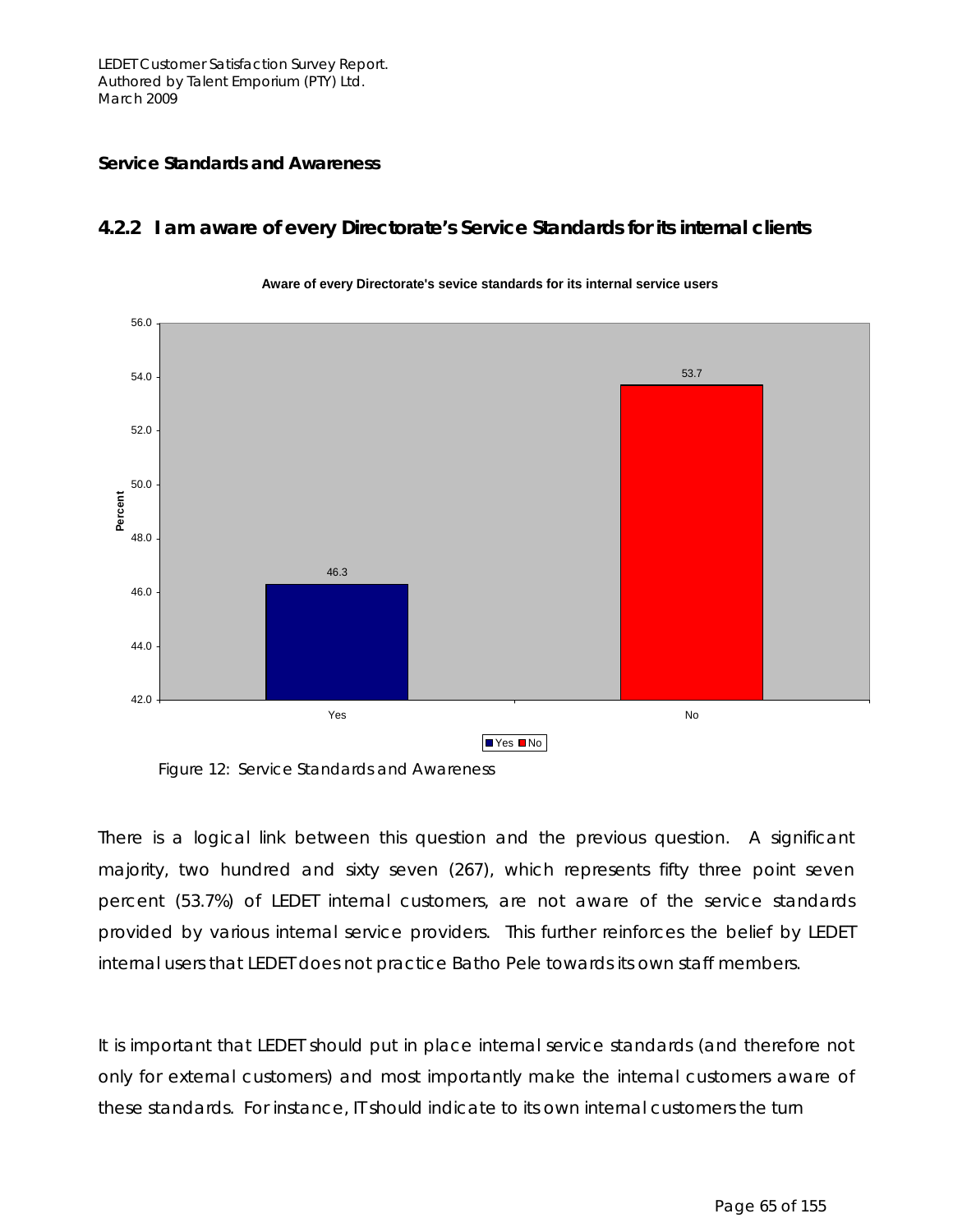## Service Standards and Awareness

### 4.2.2 I am aware of every Directorate's Service Standards for its internal clients

Figure 12: Service Standards and Awareness

There is a logical link between this question and the previous question. A significant majority, two hundred and sixty seven (267), which represents fifty three point seven percent (53.7%) of LEDET internal customers, are not aware of the service standards provided by various internal service providers. This further reinforces the belief by LEDET internal users that LEDET does not practice Batho Pele towards its own staff members.

It is important that LEDET should put in place internal service standards (and therefore not only for external customers) and most importantly make the internal customers aware of these standards. For instance, IT should indicate to its own internal customers the turn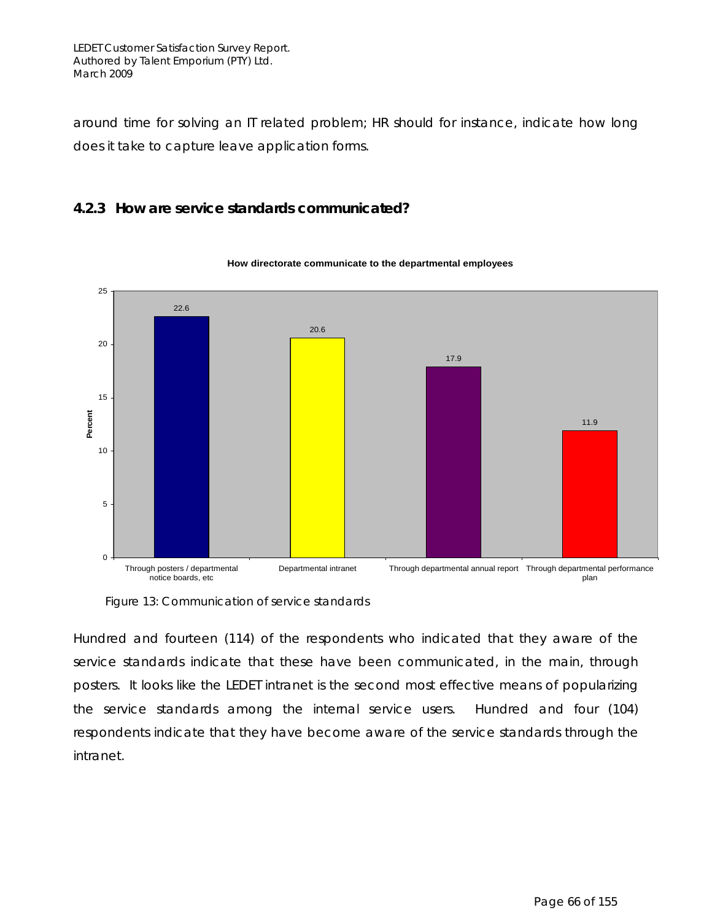around time for solving an IT related problem; HR should for instance, indicate how long does it take to capture leave application forms.

### 4.2.3 How are service standards communicated?

**How directorate communicate to the departmental employees**

| Communication channel | Percent |
|---|---|
| Through posters / departmental notice boards, etc | 22.6 |
| Departmental intranet | 20.6 |
| Through departmental annual report | 17.9 |
| Through departmental performance plan | 11.9 |

Figure 13: Communication of service standards

Hundred and fourteen (114) of the respondents who indicated that they aware of the service standards indicate that these have been communicated, in the main, through posters. It looks like the LEDET intranet is the second most effective means of popularizing the service standards among the internal service users. Hundred and four (104) respondents indicate that they have become aware of the service standards through the intranet.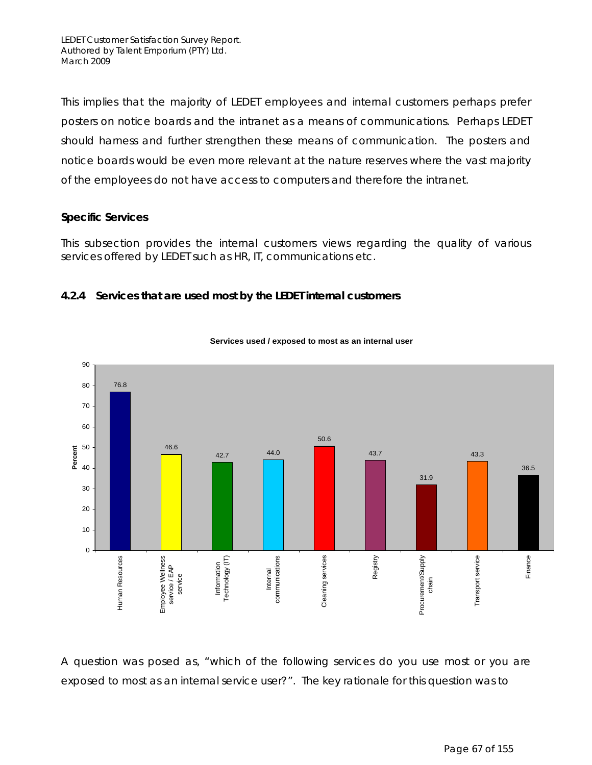This implies that the majority of LEDET employees and internal customers perhaps prefer posters on notice boards and the intranet as a means of communications. Perhaps LEDET should harness and further strengthen these means of communication. The posters and notice boards would be even more relevant at the nature reserves where the vast majority of the employees do not have access to computers and therefore the intranet.

**Specific Services**

This subsection provides the internal customers views regarding the quality of various services offered by LEDET such as HR, IT, communications etc.

### 4.2.4 Services that are used most by the LEDET internal customers

**Services used / exposed to most as an internal user**

| Service | Percent |
|---|---|
| Human Resources | 76.8 |
| Employee Wellness service / EAP service | 46.6 |
| Information Technology (IT) | 42.7 |
| Internal communications | 44.0 |
| Cleaning services | 50.6 |
| Registry | 43.7 |
| Procurement/Supply chain | 31.9 |
| Transport service | 43.3 |
| Finance | 36.5 |

A question was posed as, "which of the following services do you use most or you are exposed to most as an internal service user?". The key rationale for this question was to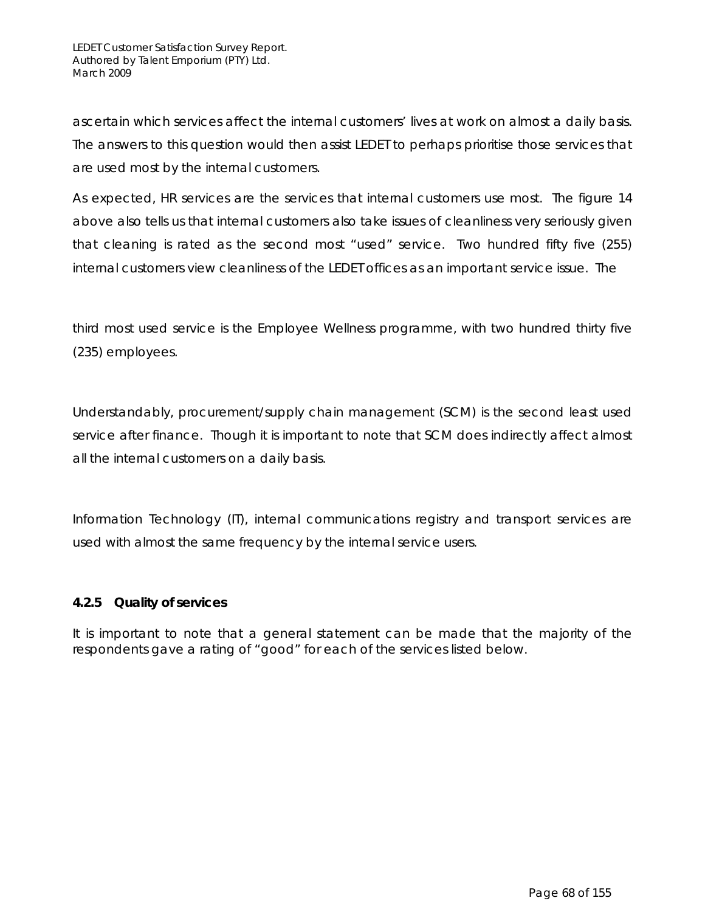ascertain which services affect the internal customers' lives at work on almost a daily basis. The answers to this question would then assist LEDET to perhaps prioritise those services that are used most by the internal customers.

As expected, HR services are the services that internal customers use most. The figure 14 above also tells us that internal customers also take issues of cleanliness very seriously given that cleaning is rated as the second most "used" service. Two hundred fifty five (255) internal customers view cleanliness of the LEDET offices as an important service issue. The

third most used service is the Employee Wellness programme, with two hundred thirty five (235) employees.

Understandably, procurement/supply chain management (SCM) is the second least used service after finance. Though it is important to note that SCM does indirectly affect almost all the internal customers on a daily basis.

Information Technology (IT), internal communications registry and transport services are used with almost the same frequency by the internal service users.

#### 4.2.5 Quality of services

It is important to note that a general statement can be made that the majority of the respondents gave a rating of "good" for each of the services listed below.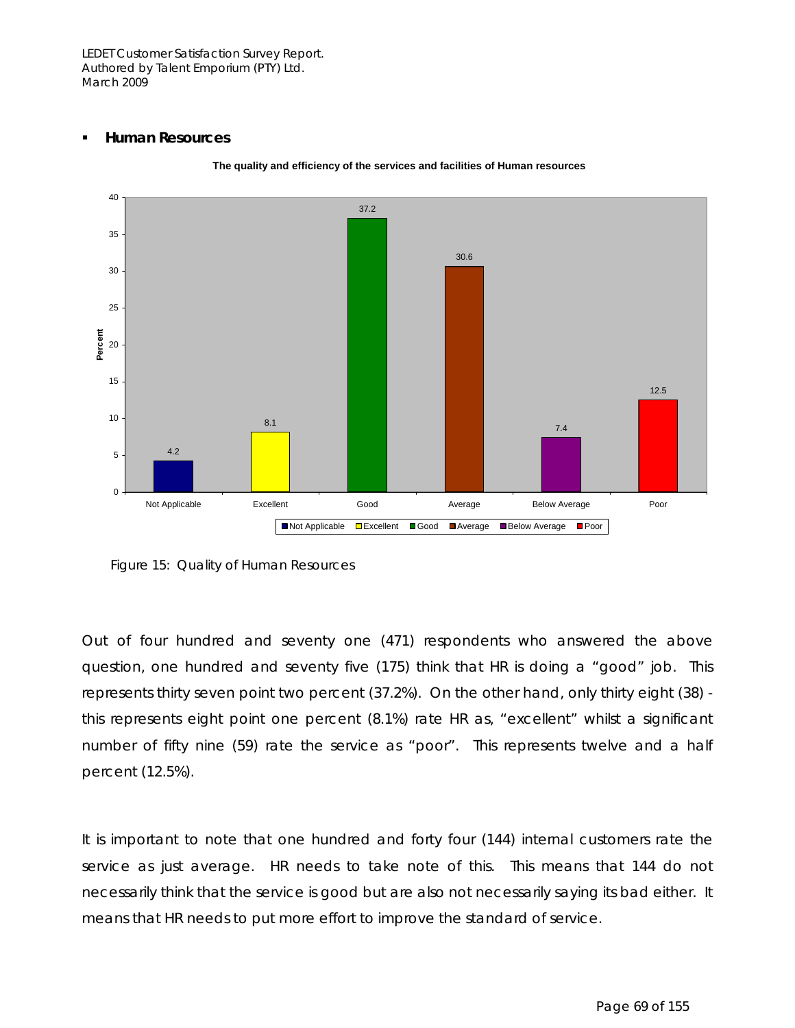- **Human Resources**

**The quality and efficiency of the services and facilities of Human resources**

| Rating | Percent |
|---|---|
| Not Applicable | 4.2 |
| Excellent | 8.1 |
| Good | 37.2 |
| Average | 30.6 |
| Below Average | 7.4 |
| Poor | 12.5 |

Figure 15: Quality of Human Resources

Out of four hundred and seventy one (471) respondents who answered the above question, one hundred and seventy five (175) think that HR is doing a "good" job. This represents thirty seven point two percent (37.2%). On the other hand, only thirty eight (38) - this represents eight point one percent (8.1%) rate HR as, "excellent" whilst a significant number of fifty nine (59) rate the service as "poor". This represents twelve and a half percent (12.5%).

It is important to note that one hundred and forty four (144) internal customers rate the service as just average. HR needs to take note of this. This means that 144 do not necessarily think that the service is good but are also not necessarily saying its bad either. It means that HR needs to put more effort to improve the standard of service.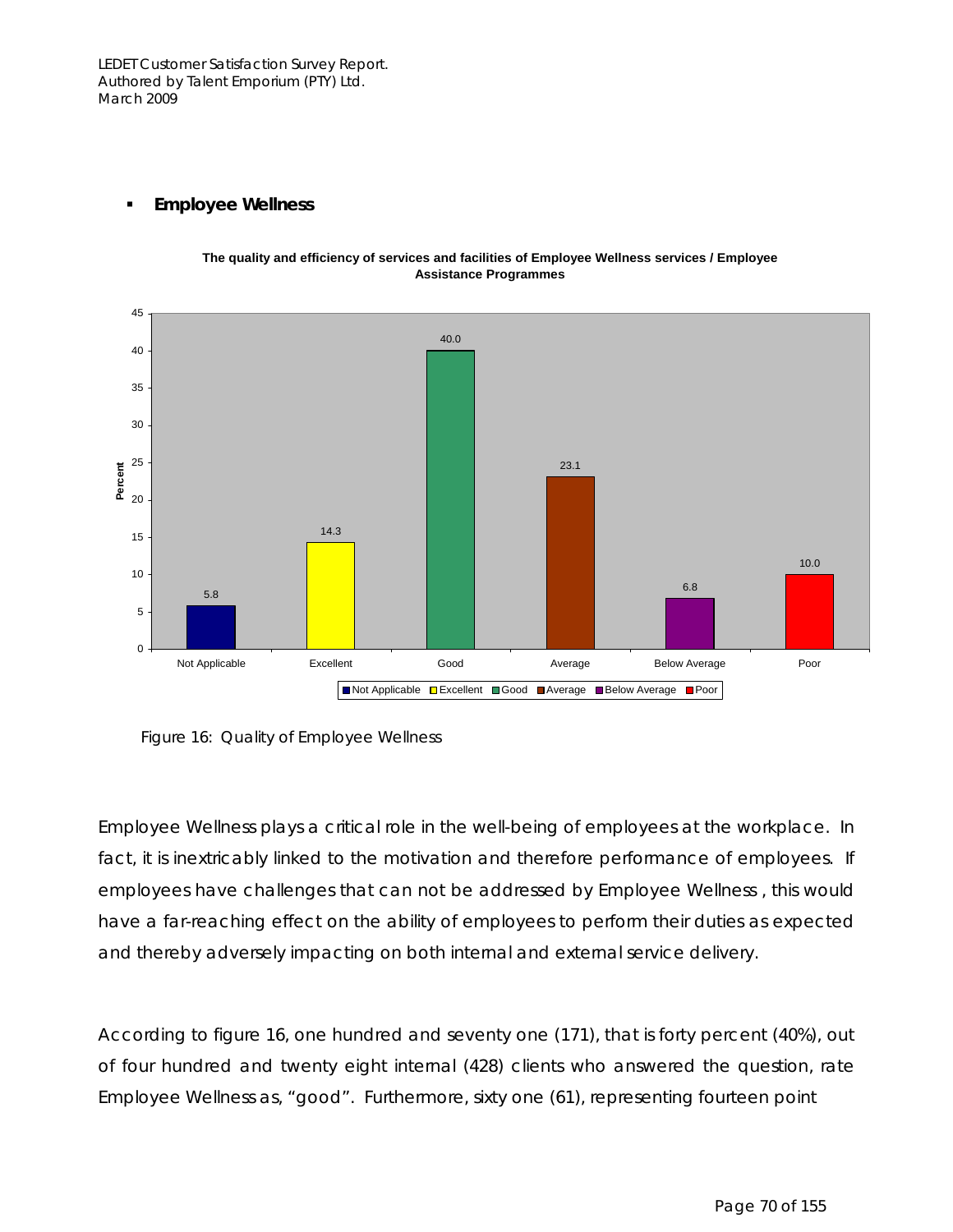- **Employee Wellness**

**The quality and efficiency of services and facilities of Employee Wellness services / Employee Assistance Programmes**

| Rating | Percent |
|---|---|
| Not Applicable | 5.8 |
| Excellent | 14.3 |
| Good | 40.0 |
| Average | 23.1 |
| Below Average | 6.8 |
| Poor | 10.0 |

Figure 16: Quality of Employee Wellness

Employee Wellness plays a critical role in the well-being of employees at the workplace. In fact, it is inextricably linked to the motivation and therefore performance of employees. If employees have challenges that can not be addressed by Employee Wellness , this would have a far-reaching effect on the ability of employees to perform their duties as expected and thereby adversely impacting on both internal and external service delivery.

According to figure 16, one hundred and seventy one (171), that is forty percent (40%), out of four hundred and twenty eight internal (428) clients who answered the question, rate Employee Wellness as, "good". Furthermore, sixty one (61), representing fourteen point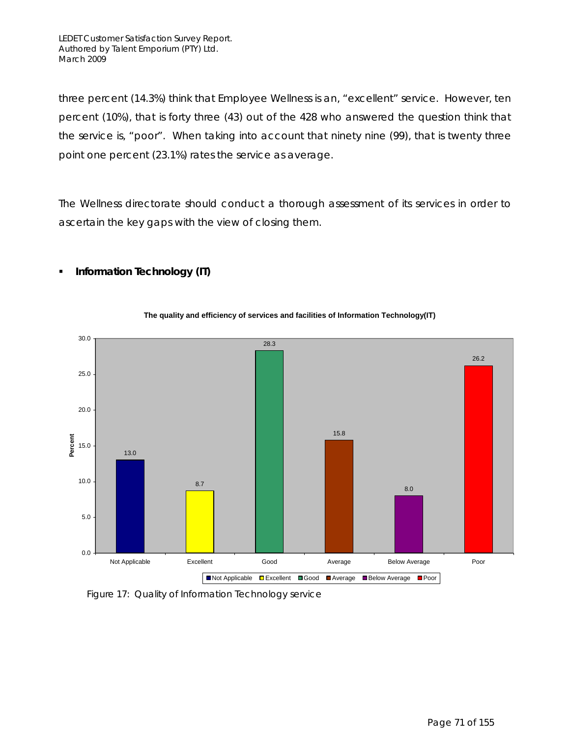three percent (14.3%) think that Employee Wellness is an, "excellent" service. However, ten percent (10%), that is forty three (43) out of the 428 who answered the question think that the service is, "poor". When taking into account that ninety nine (99), that is twenty three point one percent (23.1%) rates the service as average.

The Wellness directorate should conduct a thorough assessment of its services in order to ascertain the key gaps with the view of closing them.

- **Information Technology (IT)**

**The quality and efficiency of services and facilities of Information Technology(IT)**

| Rating | Percent |
|---|---|
| Not Applicable | 13.0 |
| Excellent | 8.7 |
| Good | 28.3 |
| Average | 15.8 |
| Below Average | 8.0 |
| Poor | 26.2 |

Figure 17: Quality of Information Technology service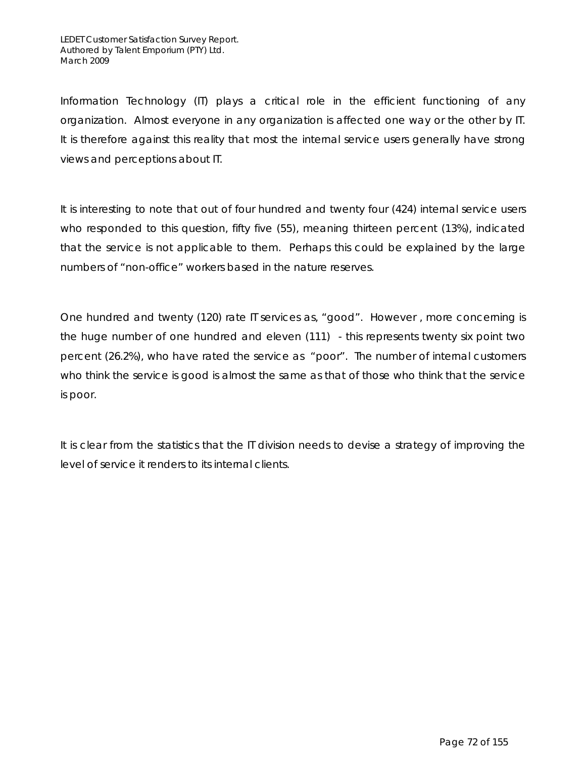Information Technology (IT) plays a critical role in the efficient functioning of any organization. Almost everyone in any organization is affected one way or the other by IT. It is therefore against this reality that most the internal service users generally have strong views and perceptions about IT.

It is interesting to note that out of four hundred and twenty four (424) internal service users who responded to this question, fifty five (55), meaning thirteen percent (13%), indicated that the service is not applicable to them. Perhaps this could be explained by the large numbers of "non-office" workers based in the nature reserves.

One hundred and twenty (120) rate IT services as, "good". However , more concerning is the huge number of one hundred and eleven (111) - this represents twenty six point two percent (26.2%), who have rated the service as "poor". The number of internal customers who think the service is good is almost the same as that of those who think that the service is poor.

It is clear from the statistics that the IT division needs to devise a strategy of improving the level of service it renders to its internal clients.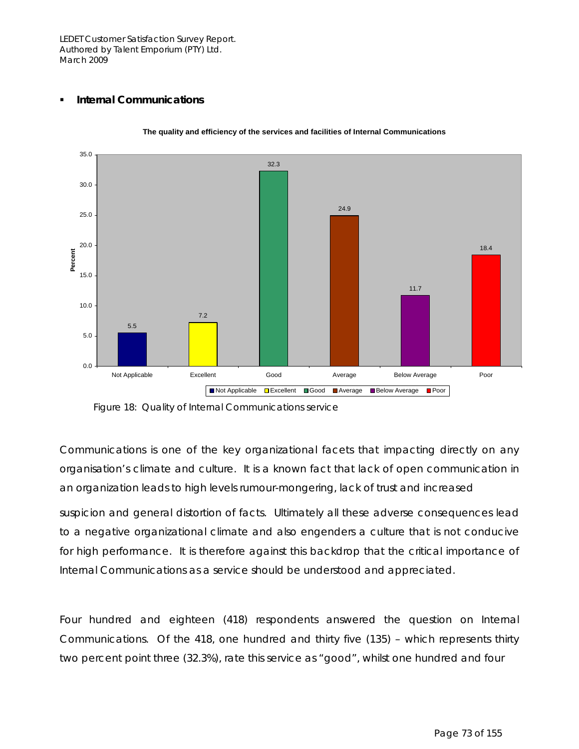- **Internal Communications**

**The quality and efficiency of the services and facilities of Internal Communications**

| | Not Applicable | Excellent | Good | Average | Below Average | Poor |
|---|---|---|---|---|---|---|
| Percent | 5.5 | 7.2 | 32.3 | 24.9 | 11.7 | 18.4 |

Figure 18: Quality of Internal Communications service

Communications is one of the key organizational facets that impacting directly on any organisation's climate and culture. It is a known fact that lack of open communication in an organization leads to high levels rumour-mongering, lack of trust and increased suspicion and general distortion of facts. Ultimately all these adverse consequences lead to a negative organizational climate and also engenders a culture that is not conducive for high performance. It is therefore against this backdrop that the critical importance of Internal Communications as a service should be understood and appreciated.

Four hundred and eighteen (418) respondents answered the question on Internal Communications. Of the 418, one hundred and thirty five (135) – which represents thirty two percent point three (32.3%), rate this service as "good", whilst one hundred and four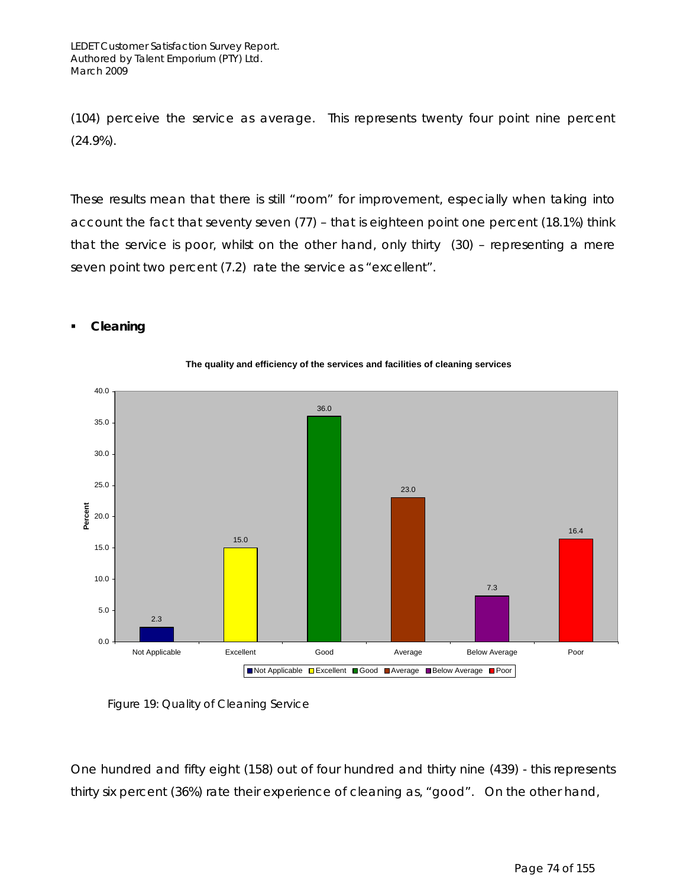(104) perceive the service as average. This represents twenty four point nine percent (24.9%).

These results mean that there is still "room" for improvement, especially when taking into account the fact that seventy seven (77) – that is eighteen point one percent (18.1%) think that the service is poor, whilst on the other hand, only thirty (30) – representing a mere seven point two percent (7.2) rate the service as "excellent".

- **Cleaning**

**The quality and efficiency of the services and facilities of cleaning services**

| Rating | Percent |
|---|---|
| Not Applicable | 2.3 |
| Excellent | 15.0 |
| Good | 36.0 |
| Average | 23.0 |
| Below Average | 7.3 |
| Poor | 16.4 |

Figure 19: Quality of Cleaning Service

One hundred and fifty eight (158) out of four hundred and thirty nine (439) - this represents thirty six percent (36%) rate their experience of cleaning as, "good". On the other hand,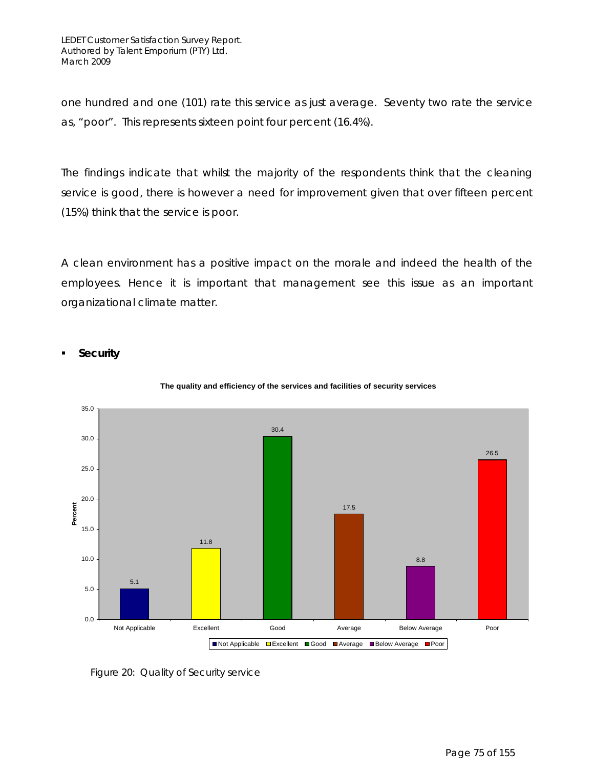one hundred and one (101) rate this service as just average. Seventy two rate the service as, "poor". This represents sixteen point four percent (16.4%).

The findings indicate that whilst the majority of the respondents think that the cleaning service is good, there is however a need for improvement given that over fifteen percent (15%) think that the service is poor.

A clean environment has a positive impact on the morale and indeed the health of the employees. Hence it is important that management see this issue as an important organizational climate matter.

- **Security**

**The quality and efficiency of the services and facilities of security services**

| Rating | Percent |
|---|---|
| Not Applicable | 5.1 |
| Excellent | 11.8 |
| Good | 30.4 |
| Average | 17.5 |
| Below Average | 8.8 |
| Poor | 26.5 |

Figure 20: Quality of Security service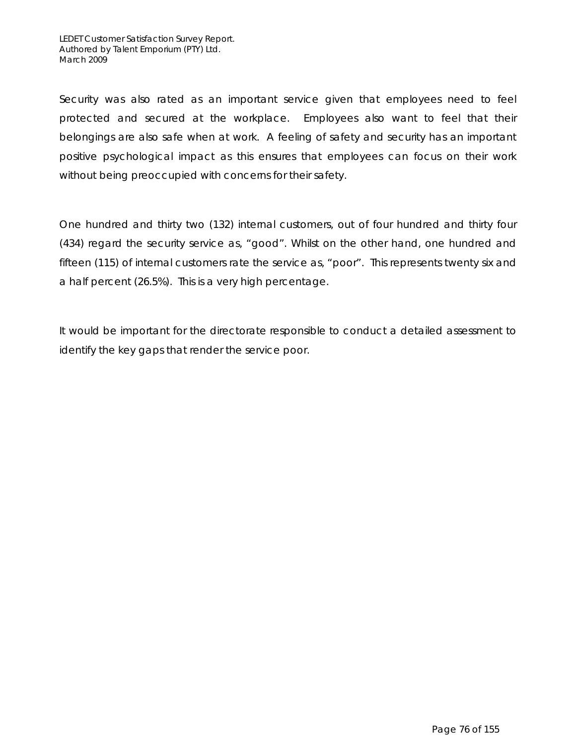Security was also rated as an important service given that employees need to feel protected and secured at the workplace. Employees also want to feel that their belongings are also safe when at work. A feeling of safety and security has an important positive psychological impact as this ensures that employees can focus on their work without being preoccupied with concerns for their safety.

One hundred and thirty two (132) internal customers, out of four hundred and thirty four (434) regard the security service as, "good". Whilst on the other hand, one hundred and fifteen (115) of internal customers rate the service as, "poor". This represents twenty six and a half percent (26.5%). This is a very high percentage.

It would be important for the directorate responsible to conduct a detailed assessment to identify the key gaps that render the service poor.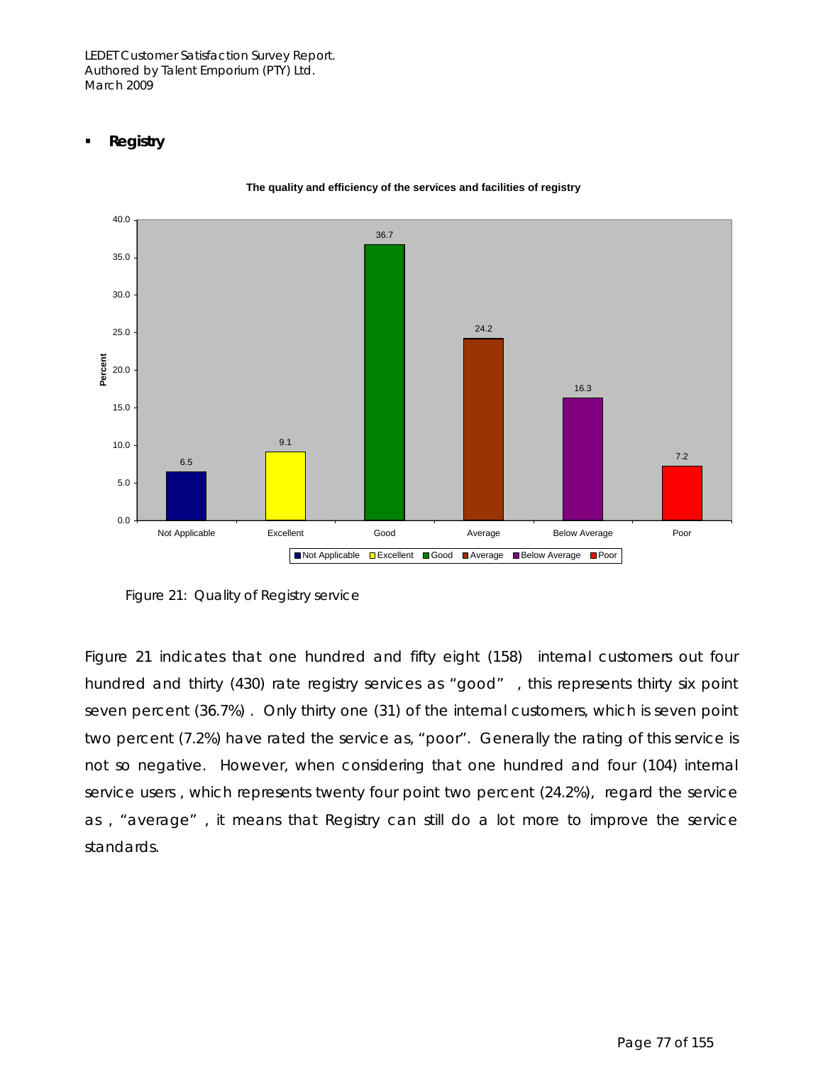- **Registry**

**The quality and efficiency of the services and facilities of registry**

| Rating | Percent |
|---|---|
| Not Applicable | 6.5 |
| Excellent | 9.1 |
| Good | 36.7 |
| Average | 24.2 |
| Below Average | 16.3 |
| Poor | 7.2 |

Figure 21: Quality of Registry service

Figure 21 indicates that one hundred and fifty eight (158) internal customers out four hundred and thirty (430) rate registry services as "good" , this represents thirty six point seven percent (36.7%) . Only thirty one (31) of the internal customers, which is seven point two percent (7.2%) have rated the service as, "poor". Generally the rating of this service is not so negative. However, when considering that one hundred and four (104) internal service users , which represents twenty four point two percent (24.2%), regard the service as , "average" , it means that Registry can still do a lot more to improve the service standards.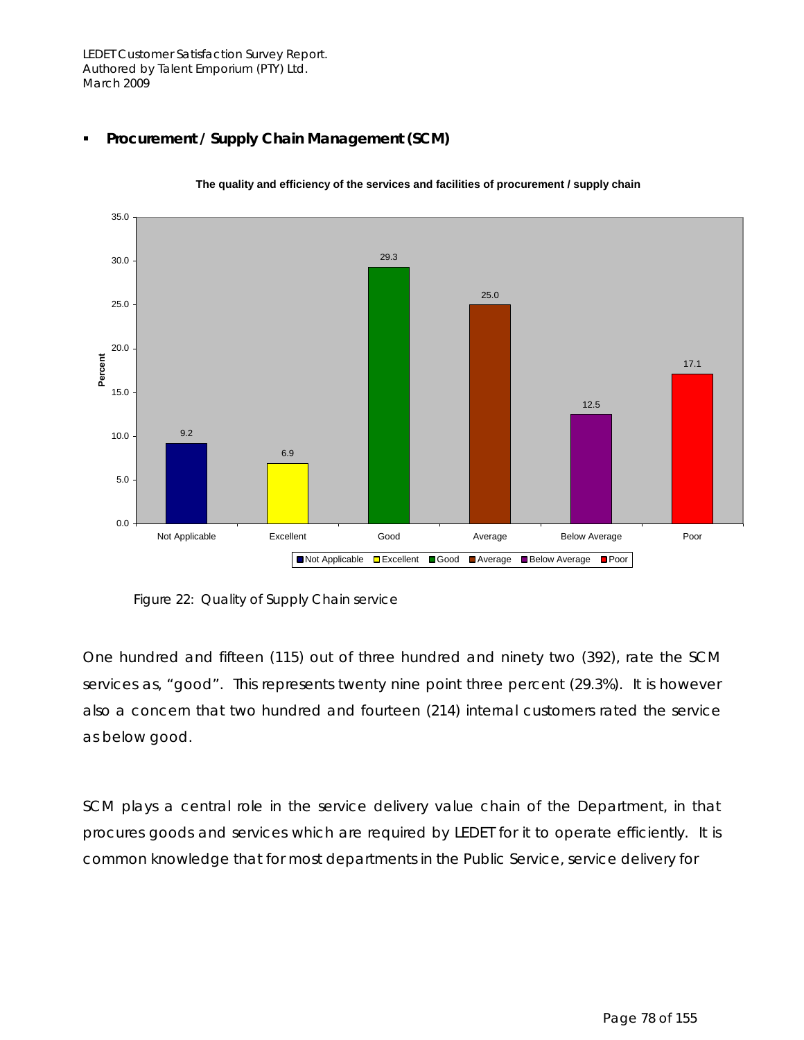- **Procurement / Supply Chain Management (SCM)**

**The quality and efficiency of the services and facilities of procurement / supply chain**

| Category | Percent |
|---|---|
| Not Applicable | 9.2 |
| Excellent | 6.9 |
| Good | 29.3 |
| Average | 25.0 |
| Below Average | 12.5 |
| Poor | 17.1 |

Figure 22: Quality of Supply Chain service

One hundred and fifteen (115) out of three hundred and ninety two (392), rate the SCM services as, "good". This represents twenty nine point three percent (29.3%). It is however also a concern that two hundred and fourteen (214) internal customers rated the service as below good.

SCM plays a central role in the service delivery value chain of the Department, in that procures goods and services which are required by LEDET for it to operate efficiently. It is common knowledge that for most departments in the Public Service, service delivery for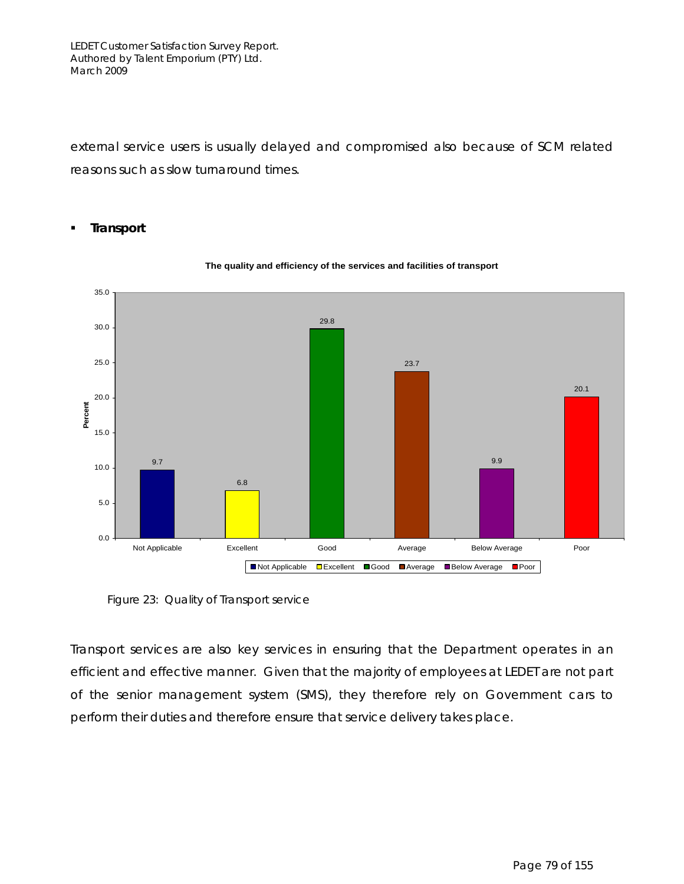external service users is usually delayed and compromised also because of SCM related reasons such as slow turnaround times.

- **Transport**

**The quality and efficiency of the services and facilities of transport**

| Rating | Percent |
|---|---|
| Not Applicable | 9.7 |
| Excellent | 6.8 |
| Good | 29.8 |
| Average | 23.7 |
| Below Average | 9.9 |
| Poor | 20.1 |

Figure 23: Quality of Transport service

Transport services are also key services in ensuring that the Department operates in an efficient and effective manner. Given that the majority of employees at LEDET are not part of the senior management system (SMS), they therefore rely on Government cars to perform their duties and therefore ensure that service delivery takes place.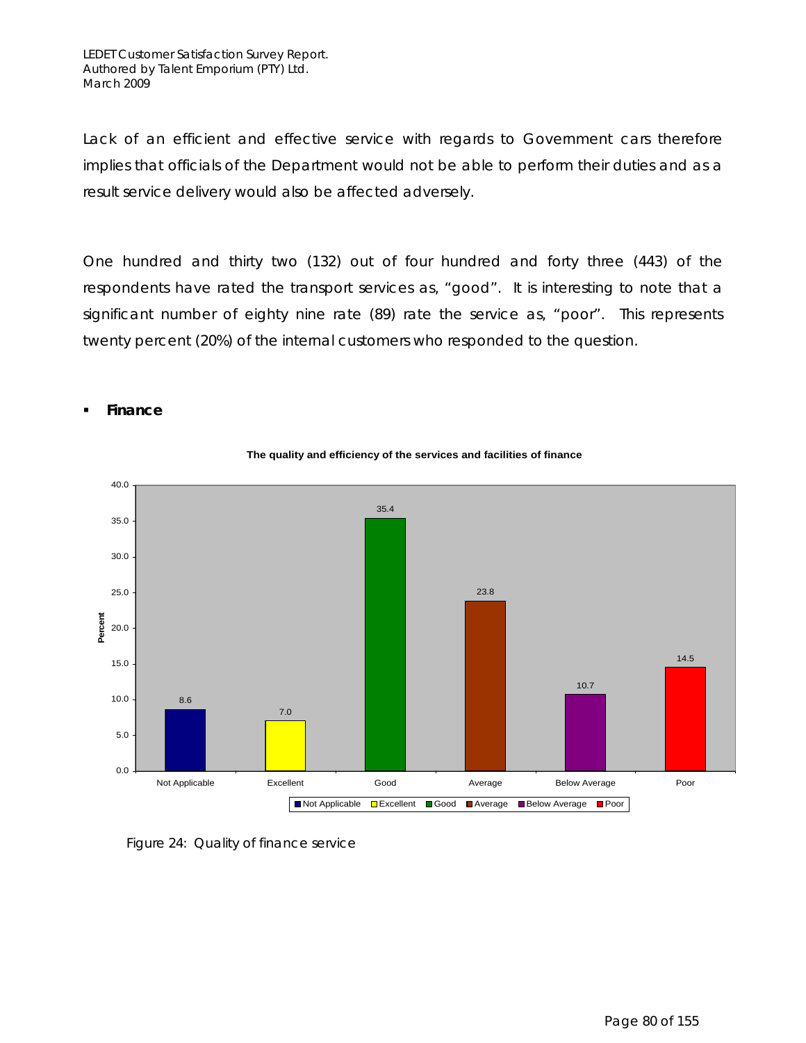Lack of an efficient and effective service with regards to Government cars therefore implies that officials of the Department would not be able to perform their duties and as a result service delivery would also be affected adversely.

One hundred and thirty two (132) out of four hundred and forty three (443) of the respondents have rated the transport services as, “good”. It is interesting to note that a significant number of eighty nine rate (89) rate the service as, “poor”. This represents twenty percent (20%) of the internal customers who responded to the question.

- **Finance**

**The quality and efficiency of the services and facilities of finance**

| Rating | Percent |
|---|---|
| Not Applicable | 8.6 |
| Excellent | 7.0 |
| Good | 35.4 |
| Average | 23.8 |
| Below Average | 10.7 |
| Poor | 14.5 |

Figure 24: Quality of finance service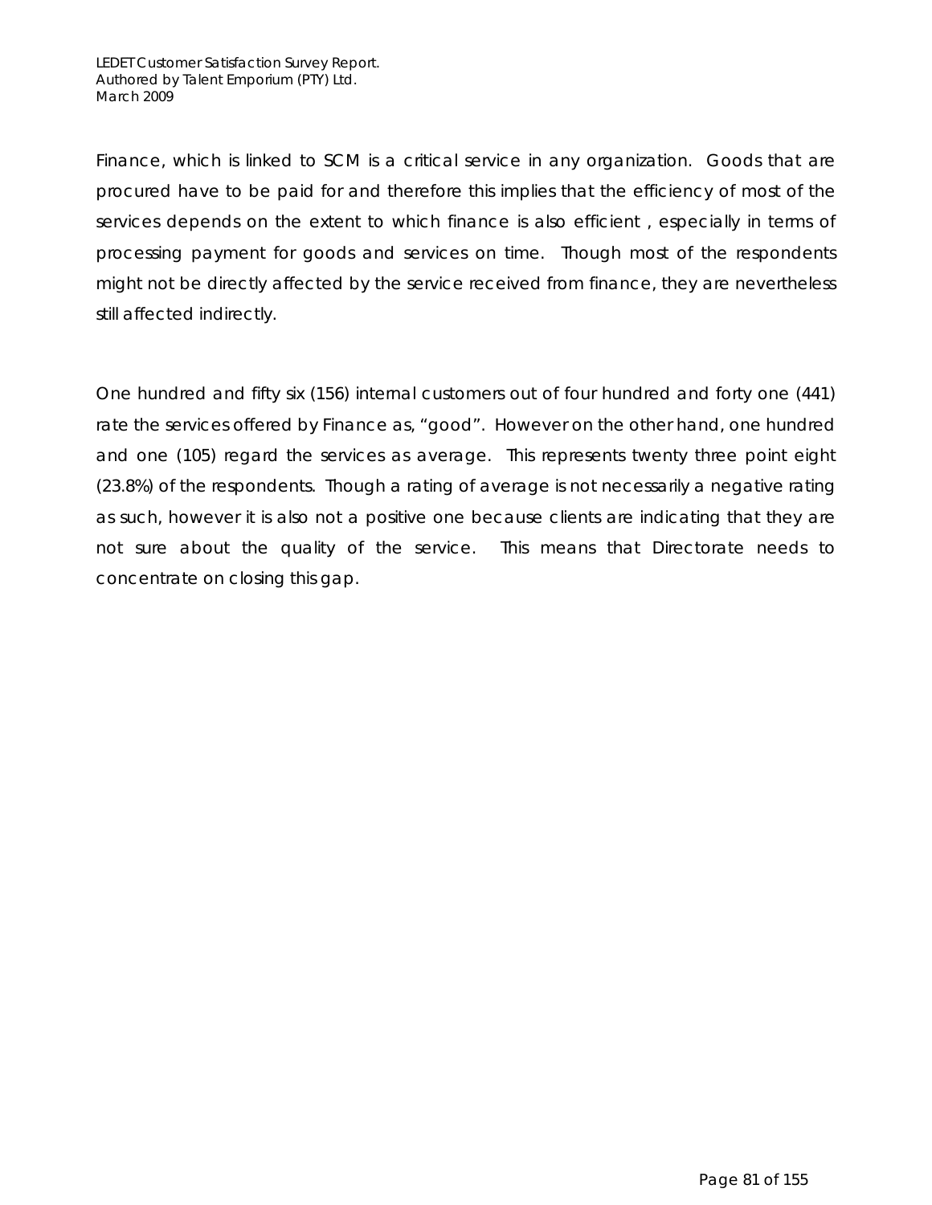Finance, which is linked to SCM is a critical service in any organization. Goods that are procured have to be paid for and therefore this implies that the efficiency of most of the services depends on the extent to which finance is also efficient , especially in terms of processing payment for goods and services on time. Though most of the respondents might not be directly affected by the service received from finance, they are nevertheless still affected indirectly.

One hundred and fifty six (156) internal customers out of four hundred and forty one (441) rate the services offered by Finance as, "good". However on the other hand, one hundred and one (105) regard the services as average. This represents twenty three point eight (23.8%) of the respondents. Though a rating of average is not necessarily a negative rating as such, however it is also not a positive one because clients are indicating that they are not sure about the quality of the service. This means that Directorate needs to concentrate on closing this gap.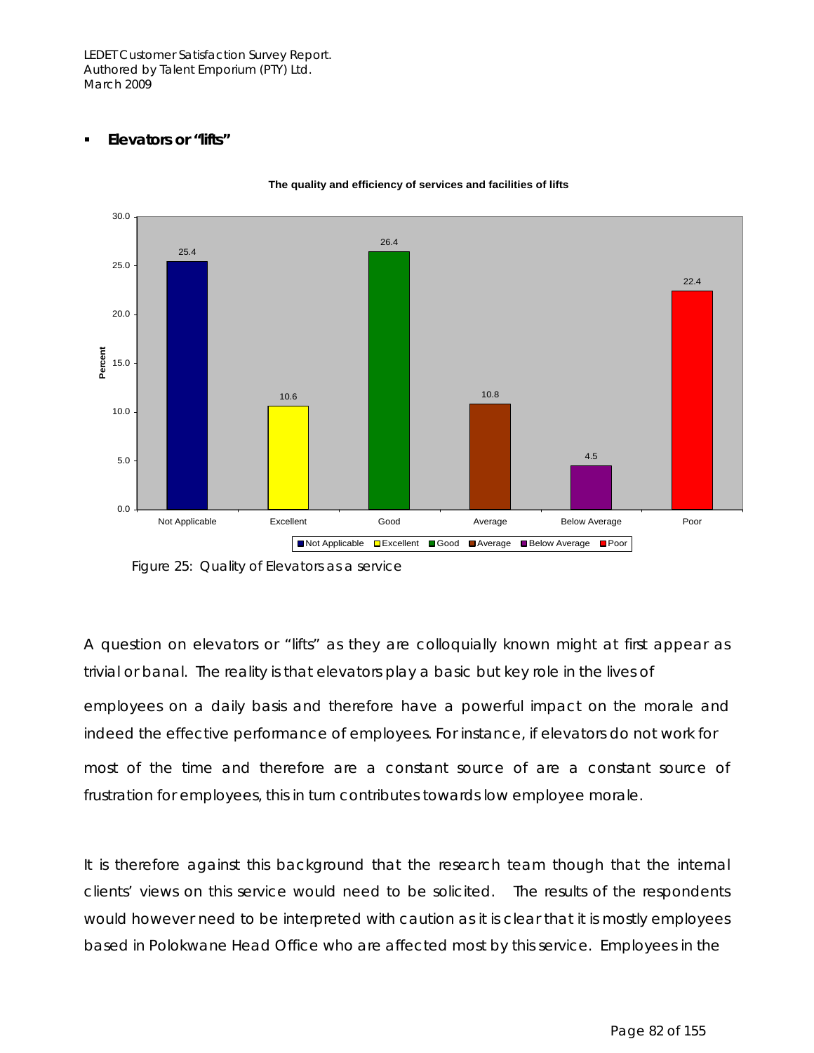- **Elevators or "lifts"**

**The quality and efficiency of services and facilities of lifts**

| Response | Percent |
|---|---|
| Not Applicable | 25.4 |
| Excellent | 10.6 |
| Good | 26.4 |
| Average | 10.8 |
| Below Average | 4.5 |
| Poor | 22.4 |

Figure 25: Quality of Elevators as a service

A question on elevators or "lifts" as they are colloquially known might at first appear as trivial or banal. The reality is that elevators play a basic but key role in the lives of employees on a daily basis and therefore have a powerful impact on the morale and indeed the effective performance of employees. For instance, if elevators do not work for most of the time and therefore are a constant source of are a constant source of frustration for employees, this in turn contributes towards low employee morale.

It is therefore against this background that the research team though that the internal clients' views on this service would need to be solicited. The results of the respondents would however need to be interpreted with caution as it is clear that it is mostly employees based in Polokwane Head Office who are affected most by this service. Employees in the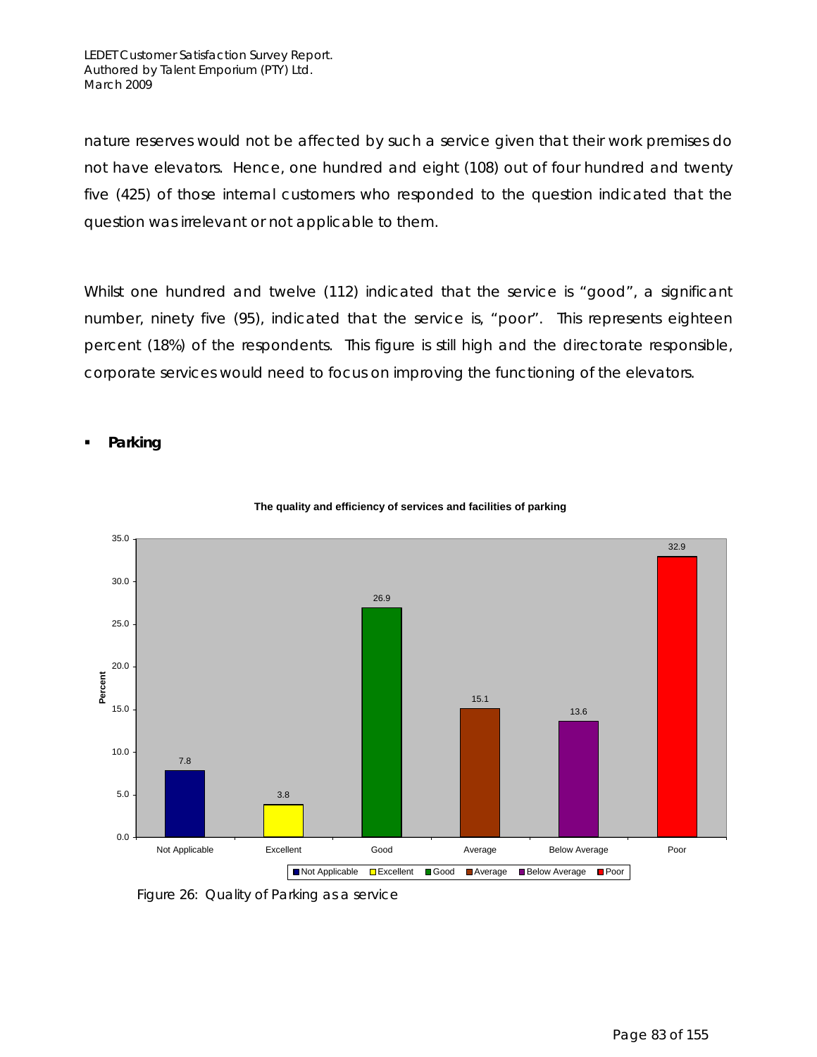nature reserves would not be affected by such a service given that their work premises do not have elevators. Hence, one hundred and eight (108) out of four hundred and twenty five (425) of those internal customers who responded to the question indicated that the question was irrelevant or not applicable to them.

Whilst one hundred and twelve (112) indicated that the service is "good", a significant number, ninety five (95), indicated that the service is, "poor". This represents eighteen percent (18%) of the respondents. This figure is still high and the directorate responsible, corporate services would need to focus on improving the functioning of the elevators.

- **Parking**

**The quality and efficiency of services and facilities of parking**

| Rating | Percent |
|---|---|
| Not Applicable | 7.8 |
| Excellent | 3.8 |
| Good | 26.9 |
| Average | 15.1 |
| Below Average | 13.6 |
| Poor | 32.9 |

Figure 26: Quality of Parking as a service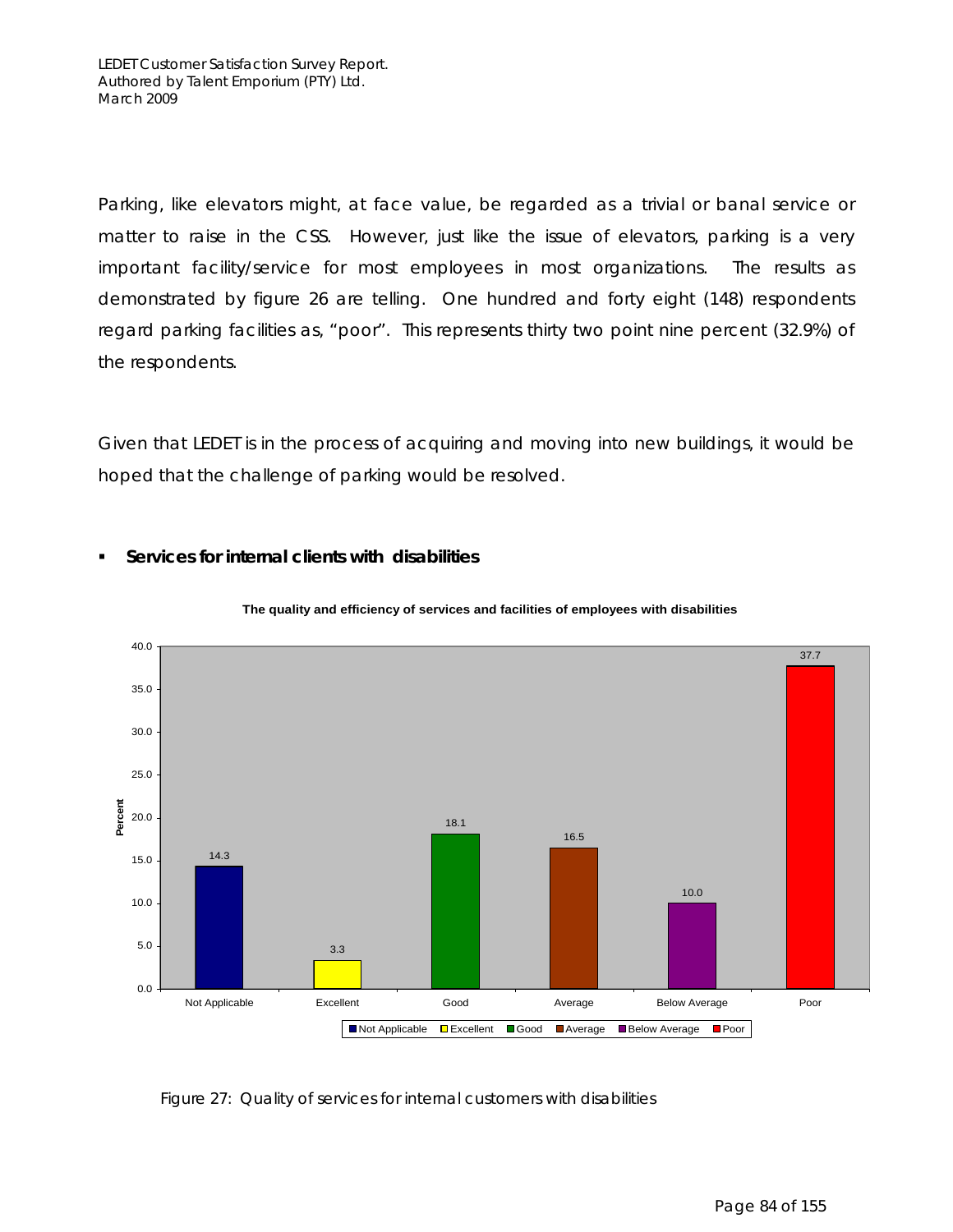Parking, like elevators might, at face value, be regarded as a trivial or banal service or matter to raise in the CSS. However, just like the issue of elevators, parking is a very important facility/service for most employees in most organizations. The results as demonstrated by figure 26 are telling. One hundred and forty eight (148) respondents regard parking facilities as, "poor". This represents thirty two point nine percent (32.9%) of the respondents.

Given that LEDET is in the process of acquiring and moving into new buildings, it would be hoped that the challenge of parking would be resolved.

- **Services for internal clients with disabilities**

**The quality and efficiency of services and facilities of employees with disabilities**

| Rating | Percent |
|---|---|
| Not Applicable | 14.3 |
| Excellent | 3.3 |
| Good | 18.1 |
| Average | 16.5 |
| Below Average | 10.0 |
| Poor | 37.7 |

Figure 27: Quality of services for internal customers with disabilities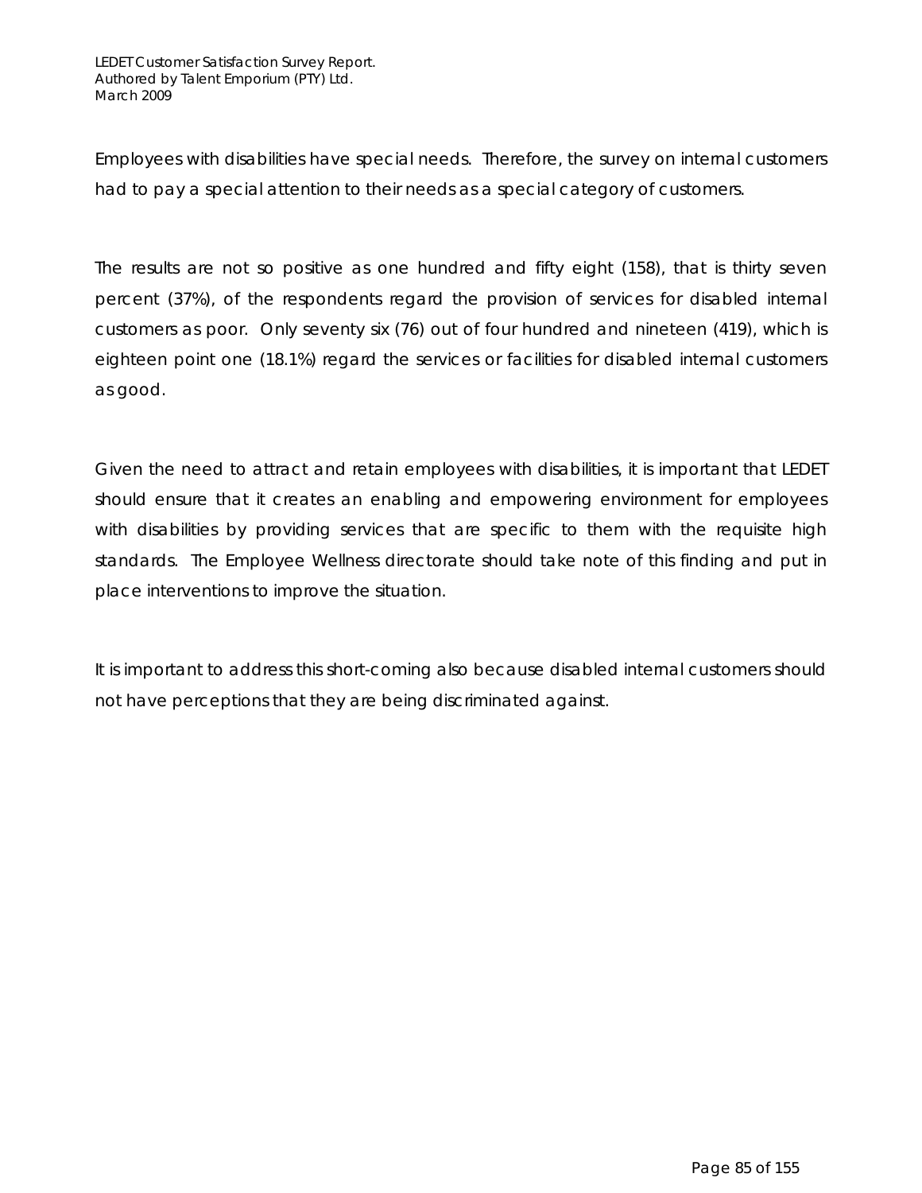Employees with disabilities have special needs. Therefore, the survey on internal customers had to pay a special attention to their needs as a special category of customers.

The results are not so positive as one hundred and fifty eight (158), that is thirty seven percent (37%), of the respondents regard the provision of services for disabled internal customers as poor. Only seventy six (76) out of four hundred and nineteen (419), which is eighteen point one (18.1%) regard the services or facilities for disabled internal customers as good.

Given the need to attract and retain employees with disabilities, it is important that LEDET should ensure that it creates an enabling and empowering environment for employees with disabilities by providing services that are specific to them with the requisite high standards. The Employee Wellness directorate should take note of this finding and put in place interventions to improve the situation.

It is important to address this short-coming also because disabled internal customers should not have perceptions that they are being discriminated against.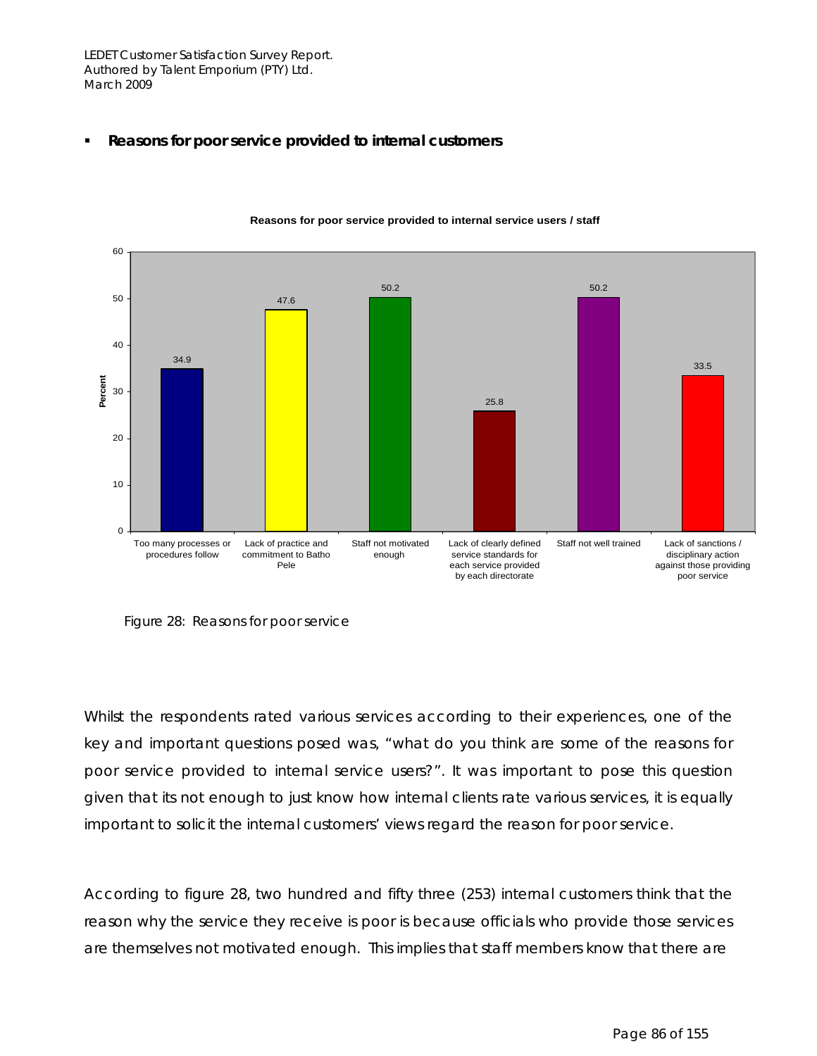- **Reasons for poor service provided to internal customers**

**Reasons for poor service provided to internal service users / staff**

| Reason | Percent |
|---|---|
| Too many processes or procedures follow | 34.9 |
| Lack of practice and commitment to Batho Pele | 47.6 |
| Staff not motivated enough | 50.2 |
| Lack of clearly defined service standards for each service provided by each directorate | 25.8 |
| Staff not well trained | 50.2 |
| Lack of sanctions / disciplinary action against those providing poor service | 33.5 |

Figure 28: Reasons for poor service

Whilst the respondents rated various services according to their experiences, one of the key and important questions posed was, "what do you think are some of the reasons for poor service provided to internal service users?". It was important to pose this question given that its not enough to just know how internal clients rate various services, it is equally important to solicit the internal customers' views regard the reason for poor service.

According to figure 28, two hundred and fifty three (253) internal customers think that the reason why the service they receive is poor is because officials who provide those services are themselves not motivated enough. This implies that staff members know that there are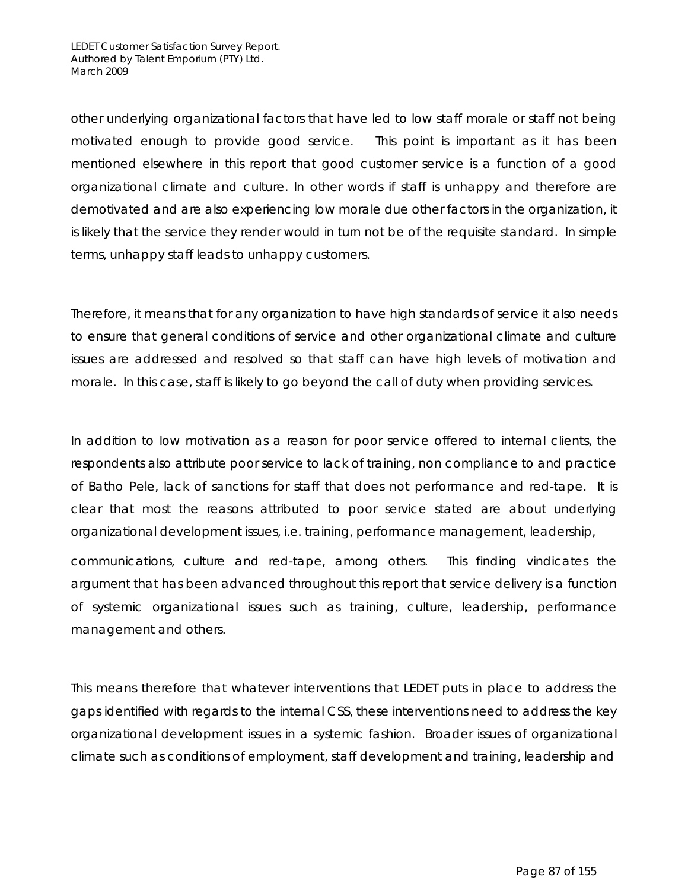other underlying organizational factors that have led to low staff morale or staff not being motivated enough to provide good service. This point is important as it has been mentioned elsewhere in this report that good customer service is a function of a good organizational climate and culture. In other words if staff is unhappy and therefore are demotivated and are also experiencing low morale due other factors in the organization, it is likely that the service they render would in turn not be of the requisite standard. In simple terms, unhappy staff leads to unhappy customers.

Therefore, it means that for any organization to have high standards of service it also needs to ensure that general conditions of service and other organizational climate and culture issues are addressed and resolved so that staff can have high levels of motivation and morale. In this case, staff is likely to go beyond the call of duty when providing services.

In addition to low motivation as a reason for poor service offered to internal clients, the respondents also attribute poor service to lack of training, non compliance to and practice of Batho Pele, lack of sanctions for staff that does not performance and red-tape. It is clear that most the reasons attributed to poor service stated are about underlying organizational development issues, i.e. training, performance management, leadership, communications, culture and red-tape, among others. This finding vindicates the argument that has been advanced throughout this report that service delivery is a function of systemic organizational issues such as training, culture, leadership, performance management and others.

This means therefore that whatever interventions that LEDET puts in place to address the gaps identified with regards to the internal CSS, these interventions need to address the key organizational development issues in a systemic fashion. Broader issues of organizational climate such as conditions of employment, staff development and training, leadership and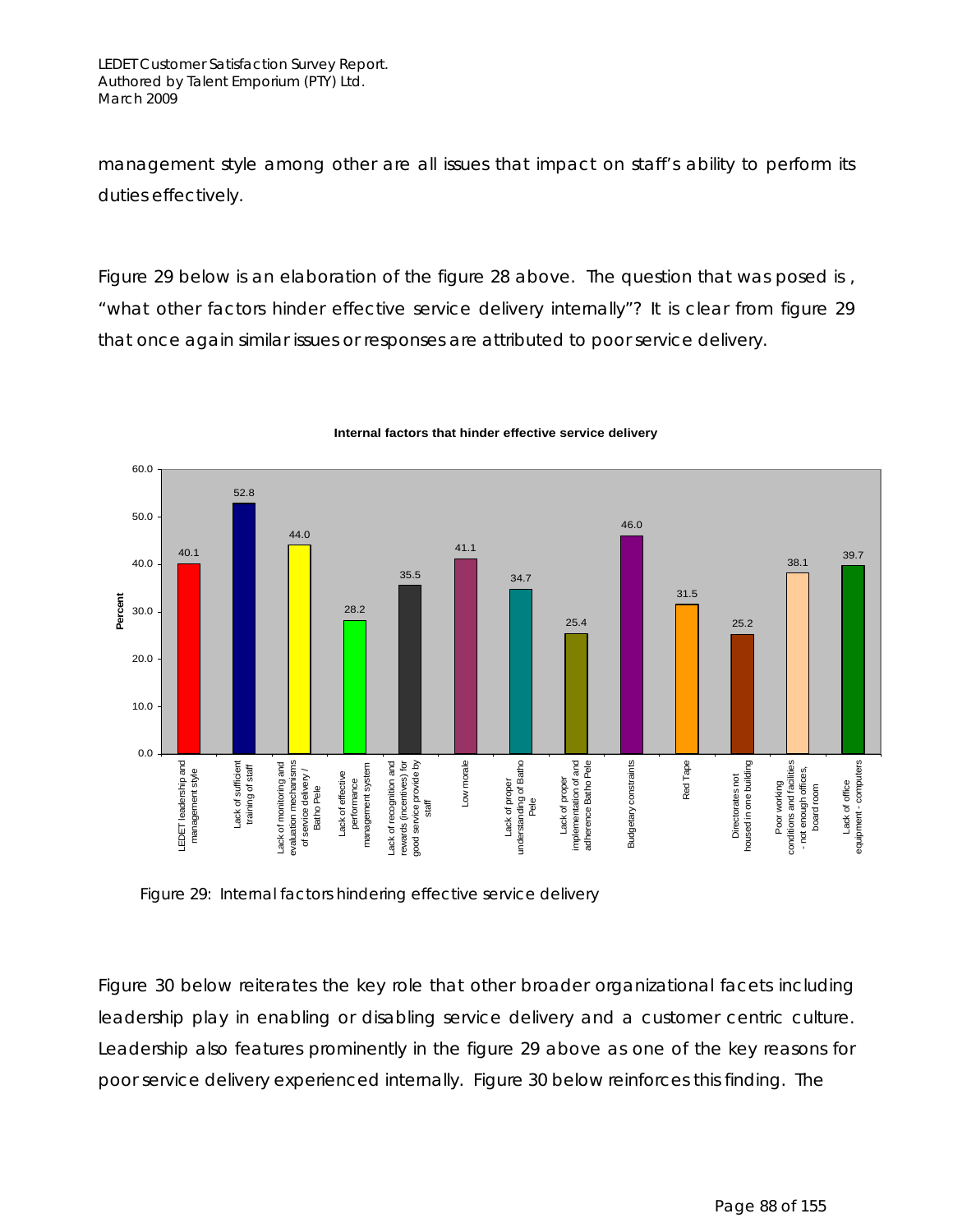management style among other are all issues that impact on staff's ability to perform its duties effectively.

Figure 29 below is an elaboration of the figure 28 above. The question that was posed is , "what other factors hinder effective service delivery internally"? It is clear from figure 29 that once again similar issues or responses are attributed to poor service delivery.

**Internal factors that hinder effective service delivery**

| Factor | Percent |
|---|---|
| LEDET leadership and management style | 40.1 |
| Lack of sufficient training of staff | 52.8 |
| Lack of monitoring and evaluation mechanisms of service delivery / Batho Pele | 44.0 |
| Lack of effective performance management system | 28.2 |
| Lack of recognition and rewards (incentives) for good service provide by staff | 35.5 |
| Low morale | 41.1 |
| Lack of proper understanding of Batho Pele | 34.7 |
| Lack of proper implementation of and adherence Batho Pele | 25.4 |
| Budgetary constraints | 46.0 |
| Red Tape | 31.5 |
| Directorates not housed in one building | 25.2 |
| Poor working conditions and facilities - not enough offices, board room | 38.1 |
| Lack of office equipment - computers | 39.7 |

Figure 29: Internal factors hindering effective service delivery

Figure 30 below reiterates the key role that other broader organizational facets including leadership play in enabling or disabling service delivery and a customer centric culture. Leadership also features prominently in the figure 29 above as one of the key reasons for poor service delivery experienced internally. Figure 30 below reinforces this finding. The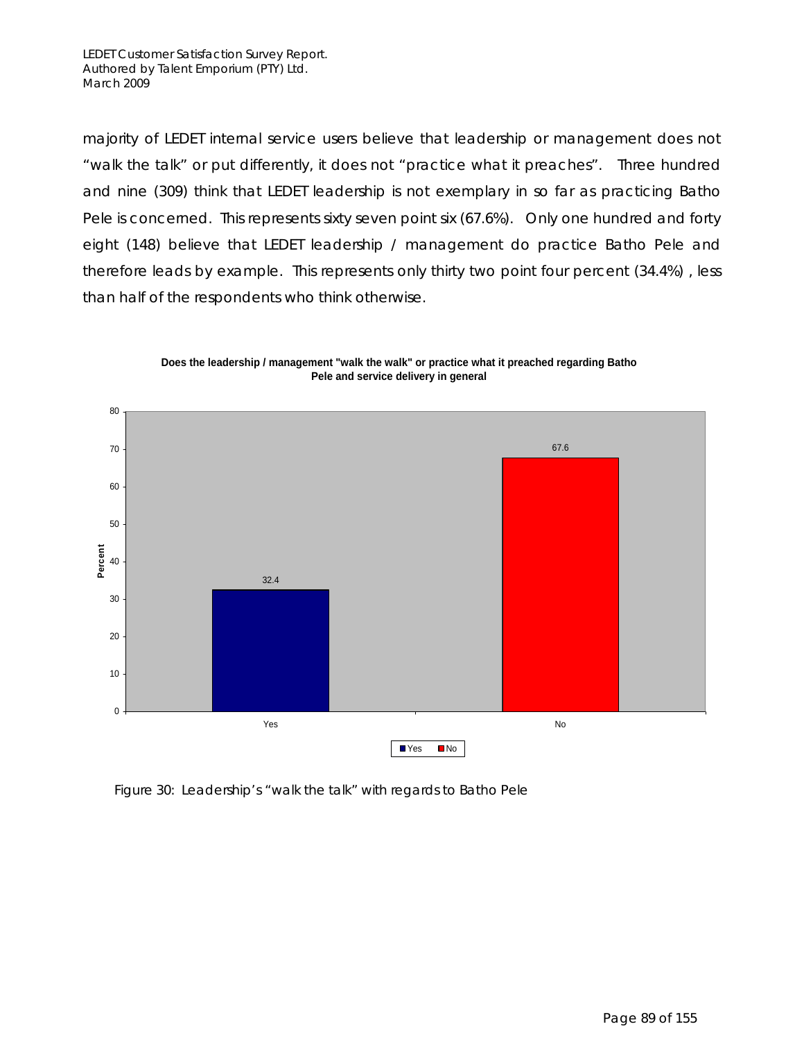majority of LEDET internal service users believe that leadership or management does not "walk the talk" or put differently, it does not "practice what it preaches". Three hundred and nine (309) think that LEDET leadership is not exemplary in so far as practicing Batho Pele is concerned. This represents sixty seven point six (67.6%). Only one hundred and forty eight (148) believe that LEDET leadership / management do practice Batho Pele and therefore leads by example. This represents only thirty two point four percent (34.4%) , less than half of the respondents who think otherwise.

**Does the leadership / management "walk the walk" or practice what it preached regarding Batho Pele and service delivery in general**

| | Percent |
|---|---|
| Yes | 32.4 |
| No | 67.6 |

Figure 30: Leadership's "walk the talk" with regards to Batho Pele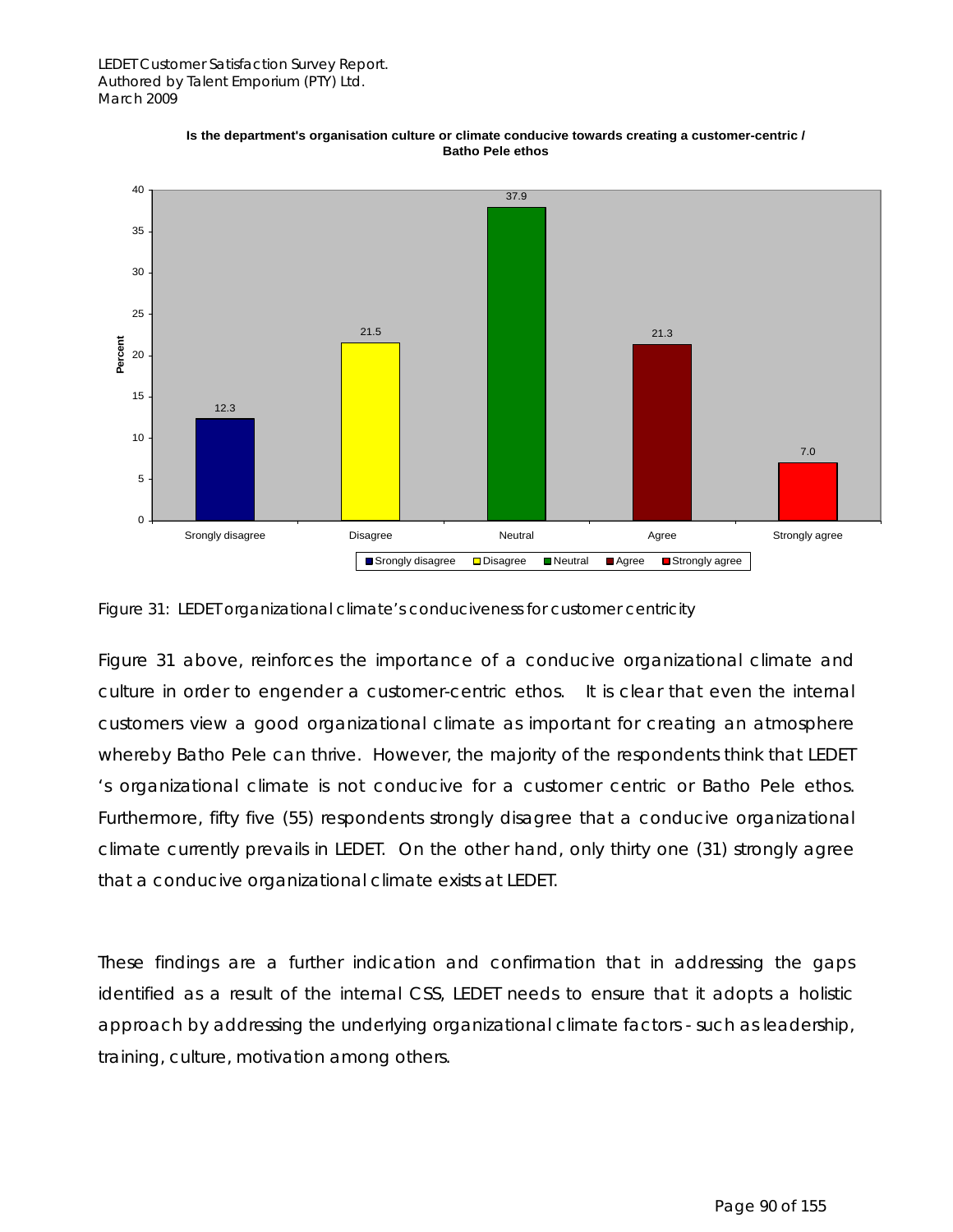**Is the department's organisation culture or climate conducive towards creating a customer-centric / Batho Pele ethos**

| Response | Percent |
| --- | --- |
| Srongly disagree | 12.3 |
| Disagree | 21.5 |
| Neutral | 37.9 |
| Agree | 21.3 |
| Strongly agree | 7.0 |

Figure 31: LEDET organizational climate's conduciveness for customer centricity

Figure 31 above, reinforces the importance of a conducive organizational climate and culture in order to engender a customer-centric ethos. It is clear that even the internal customers view a good organizational climate as important for creating an atmosphere whereby Batho Pele can thrive. However, the majority of the respondents think that LEDET 's organizational climate is not conducive for a customer centric or Batho Pele ethos. Furthermore, fifty five (55) respondents strongly disagree that a conducive organizational climate currently prevails in LEDET. On the other hand, only thirty one (31) strongly agree that a conducive organizational climate exists at LEDET.

These findings are a further indication and confirmation that in addressing the gaps identified as a result of the internal CSS, LEDET needs to ensure that it adopts a holistic approach by addressing the underlying organizational climate factors - such as leadership, training, culture, motivation among others.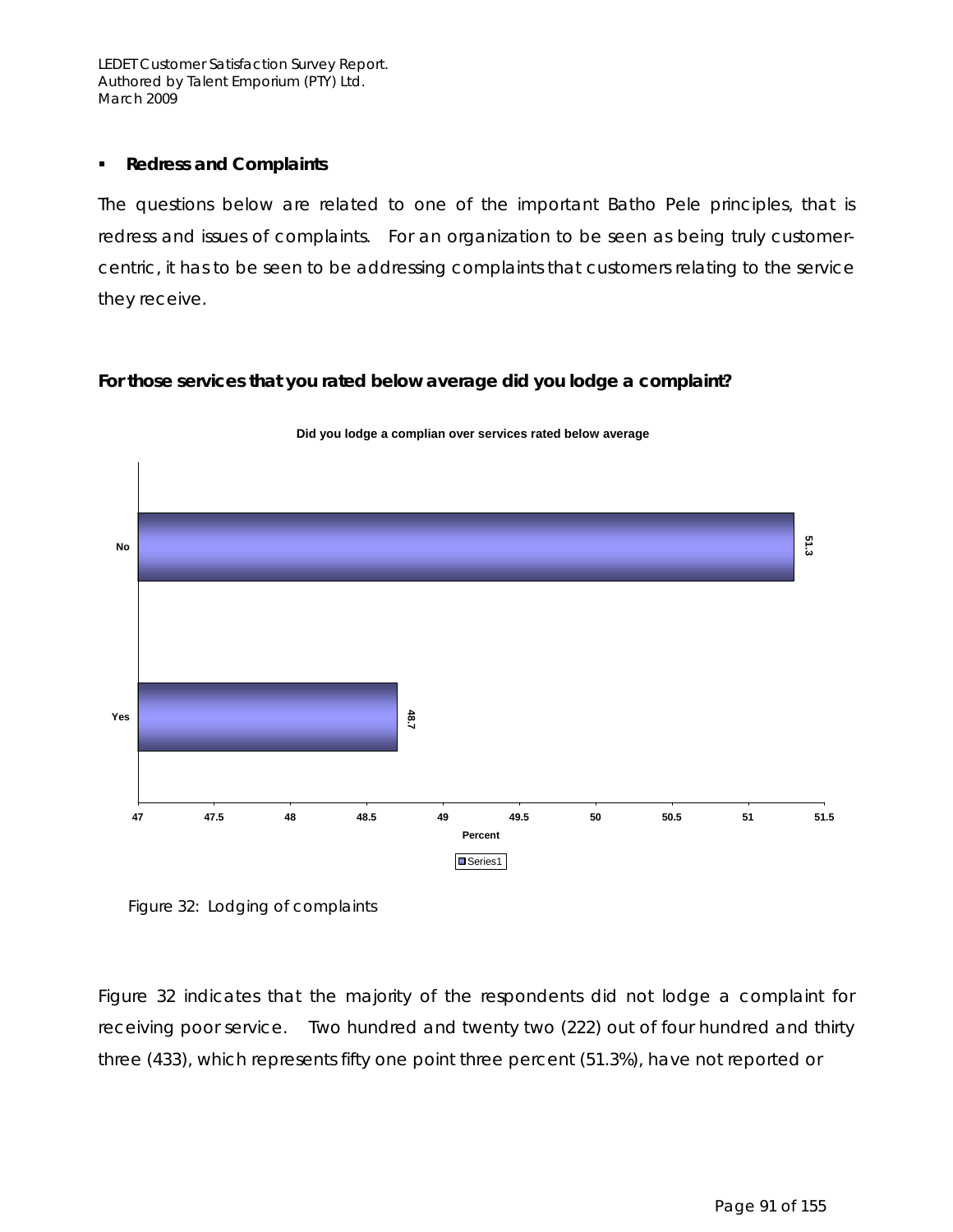- **Redress and Complaints**

The questions below are related to one of the important Batho Pele principles, that is redress and issues of complaints. For an organization to be seen as being truly customer-centric, it has to be seen to be addressing complaints that customers relating to the service they receive.

**For those services that you rated below average did you lodge a complaint?**

Did you lodge a complian over services rated below average

| Response | Percent |
|---|---|
| No | 51.3 |
| Yes | 48.7 |

Figure 32: Lodging of complaints

Figure 32 indicates that the majority of the respondents did not lodge a complaint for receiving poor service. Two hundred and twenty two (222) out of four hundred and thirty three (433), which represents fifty one point three percent (51.3%), have not reported or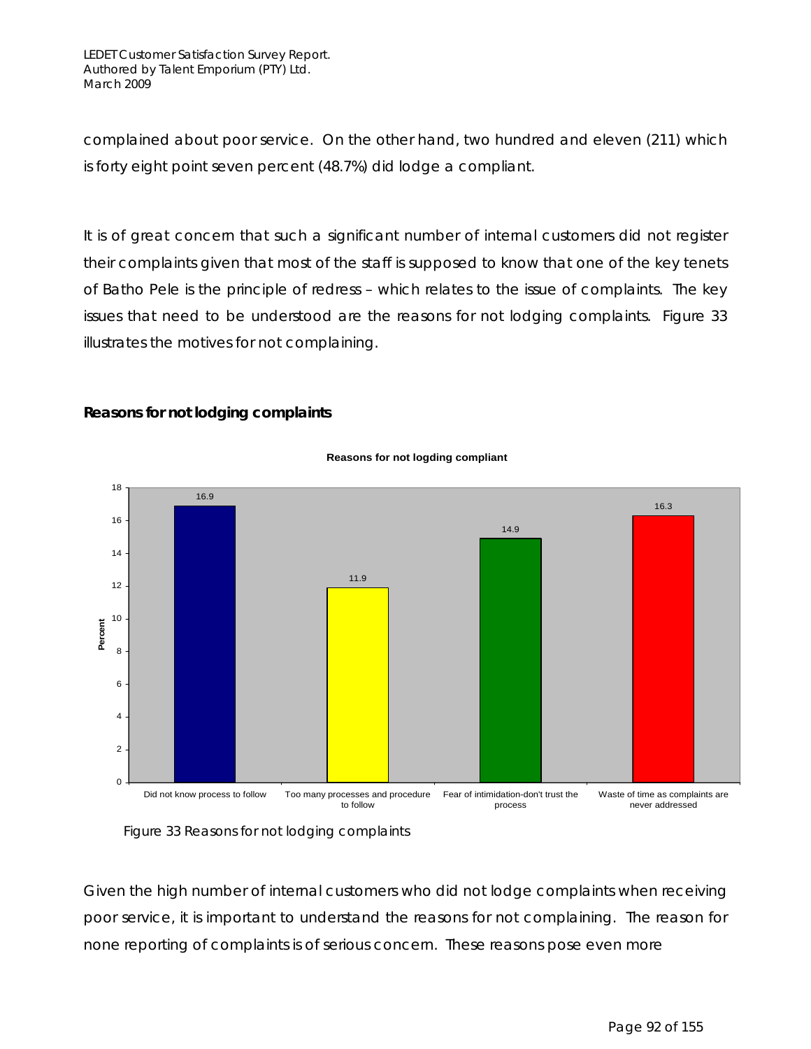complained about poor service. On the other hand, two hundred and eleven (211) which is forty eight point seven percent (48.7%) did lodge a compliant.

It is of great concern that such a significant number of internal customers did not register their complaints given that most of the staff is supposed to know that one of the key tenets of Batho Pele is the principle of redress – which relates to the issue of complaints. The key issues that need to be understood are the reasons for not lodging complaints. Figure 33 illustrates the motives for not complaining.

**Reasons for not lodging complaints**

**Reasons for not logding compliant**

| Reason | Percent |
|---|---|
| Did not know process to follow | 16.9 |
| Too many processes and procedure to follow | 11.9 |
| Fear of intimidation-don't trust the process | 14.9 |
| Waste of time as complaints are never addressed | 16.3 |

Figure 33 Reasons for not lodging complaints

Given the high number of internal customers who did not lodge complaints when receiving poor service, it is important to understand the reasons for not complaining. The reason for none reporting of complaints is of serious concern. These reasons pose even more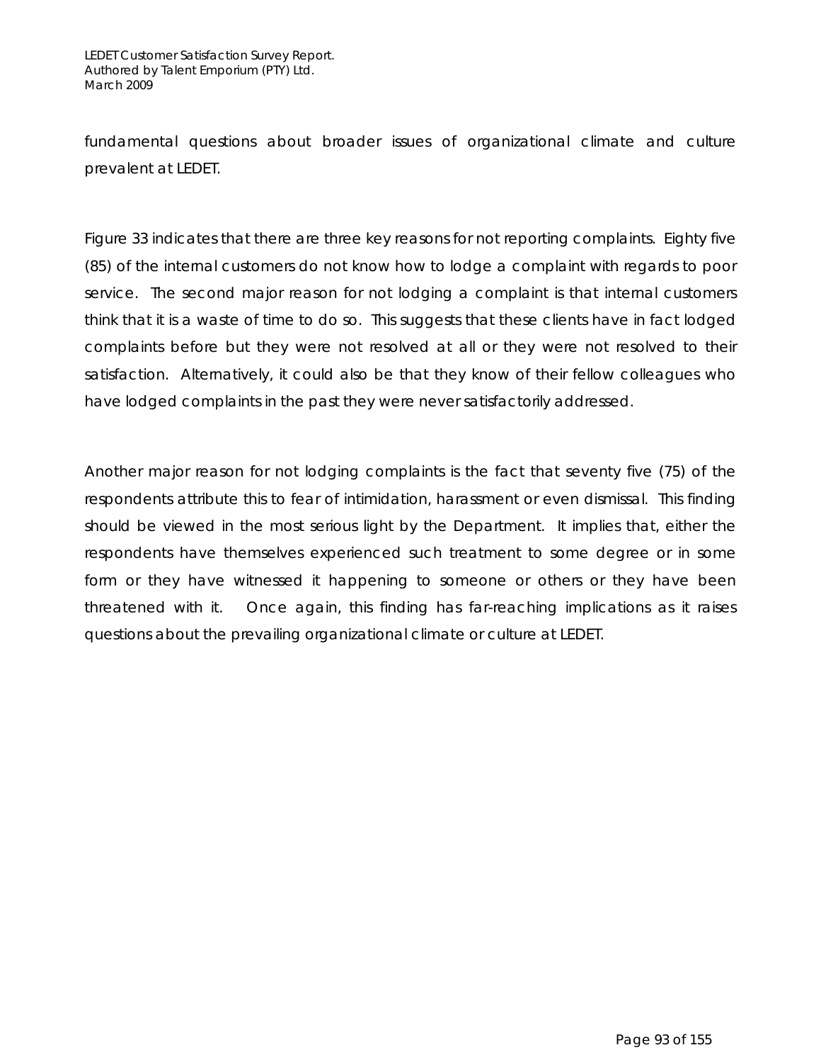fundamental questions about broader issues of organizational climate and culture prevalent at LEDET.

Figure 33 indicates that there are three key reasons for not reporting complaints. Eighty five (85) of the internal customers do not know how to lodge a complaint with regards to poor service. The second major reason for not lodging a complaint is that internal customers think that it is a waste of time to do so. This suggests that these clients have in fact lodged complaints before but they were not resolved at all or they were not resolved to their satisfaction. Alternatively, it could also be that they know of their fellow colleagues who have lodged complaints in the past they were never satisfactorily addressed.

Another major reason for not lodging complaints is the fact that seventy five (75) of the respondents attribute this to fear of intimidation, harassment or even dismissal. This finding should be viewed in the most serious light by the Department. It implies that, either the respondents have themselves experienced such treatment to some degree or in some form or they have witnessed it happening to someone or others or they have been threatened with it. Once again, this finding has far-reaching implications as it raises questions about the prevailing organizational climate or culture at LEDET.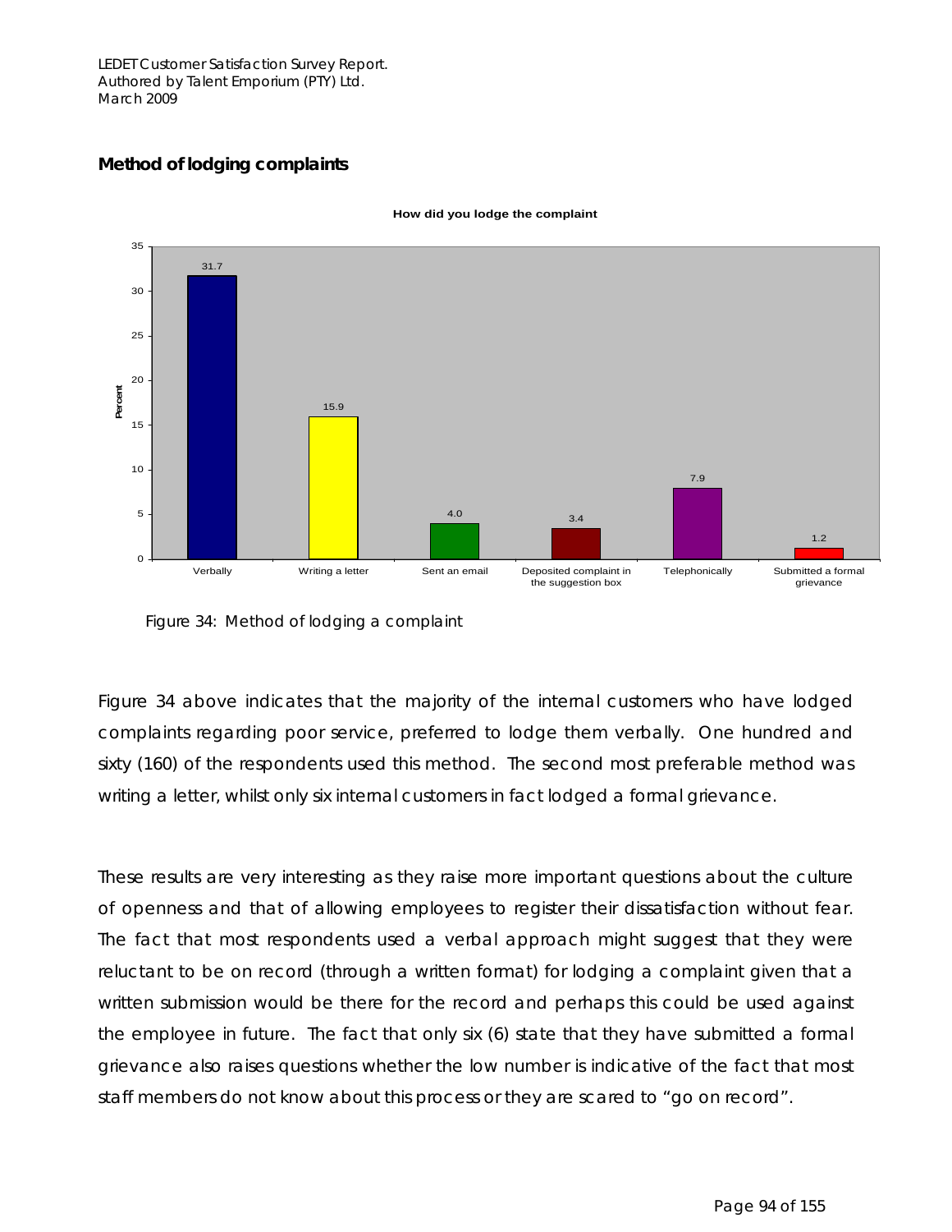## Method of lodging complaints

How did you lodge the complaint

| Method | Percent |
|---|---|
| Verbally | 31.7 |
| Writing a letter | 15.9 |
| Sent an email | 4.0 |
| Deposited complaint in the suggestion box | 3.4 |
| Telephonically | 7.9 |
| Submitted a formal grievance | 1.2 |

Figure 34: Method of lodging a complaint

Figure 34 above indicates that the majority of the internal customers who have lodged complaints regarding poor service, preferred to lodge them verbally. One hundred and sixty (160) of the respondents used this method. The second most preferable method was writing a letter, whilst only six internal customers in fact lodged a formal grievance.

These results are very interesting as they raise more important questions about the culture of openness and that of allowing employees to register their dissatisfaction without fear. The fact that most respondents used a verbal approach might suggest that they were reluctant to be on record (through a written format) for lodging a complaint given that a written submission would be there for the record and perhaps this could be used against the employee in future. The fact that only six (6) state that they have submitted a formal grievance also raises questions whether the low number is indicative of the fact that most staff members do not know about this process or they are scared to "go on record".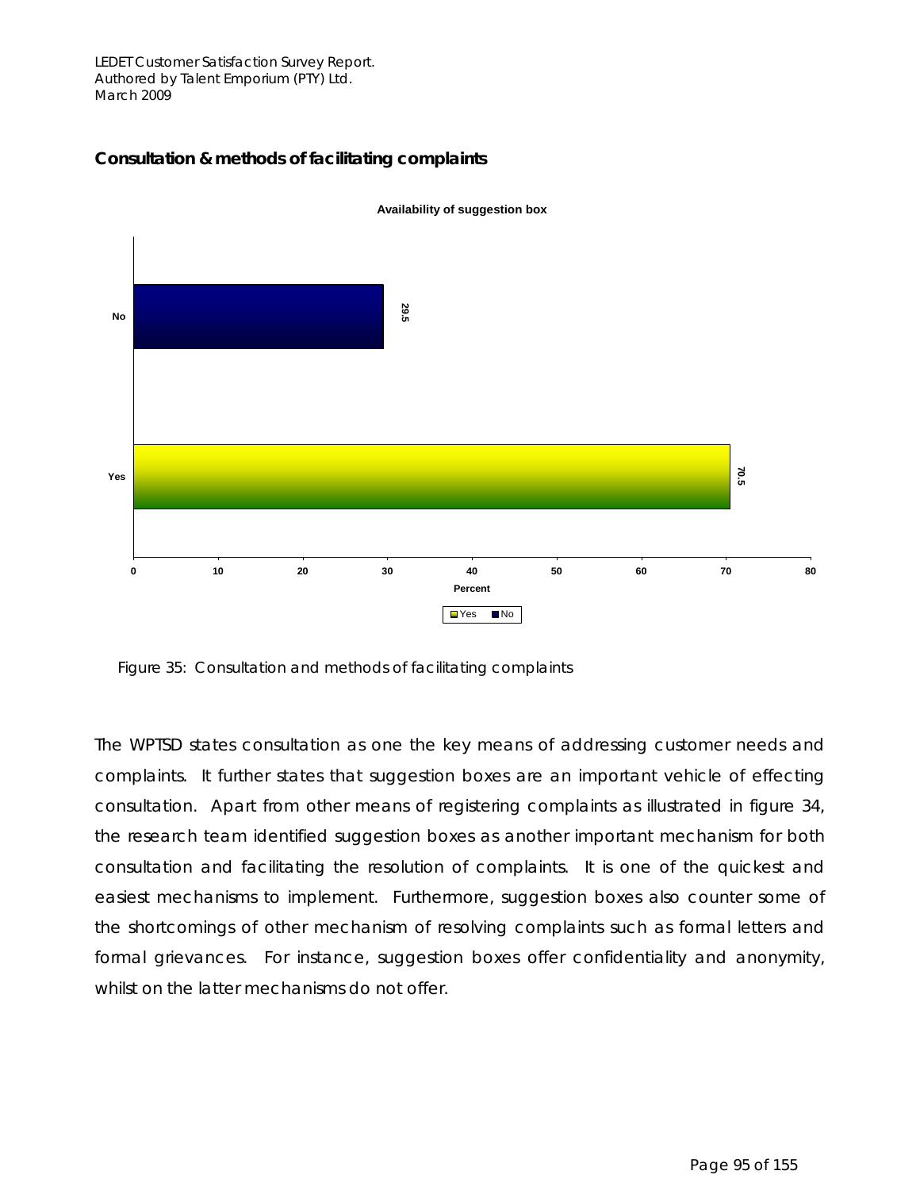## Consultation & methods of facilitating complaints

**Availability of suggestion box**

| | Percent |
|---|---|
| No | 29.5 |
| Yes | 70.5 |

Figure 35: Consultation and methods of facilitating complaints

The WPTSD states consultation as one the key means of addressing customer needs and complaints. It further states that suggestion boxes are an important vehicle of effecting consultation. Apart from other means of registering complaints as illustrated in figure 34, the research team identified suggestion boxes as another important mechanism for both consultation and facilitating the resolution of complaints. It is one of the quickest and easiest mechanisms to implement. Furthermore, suggestion boxes also counter some of the shortcomings of other mechanism of resolving complaints such as formal letters and formal grievances. For instance, suggestion boxes offer confidentiality and anonymity, whilst on the latter mechanisms do not offer.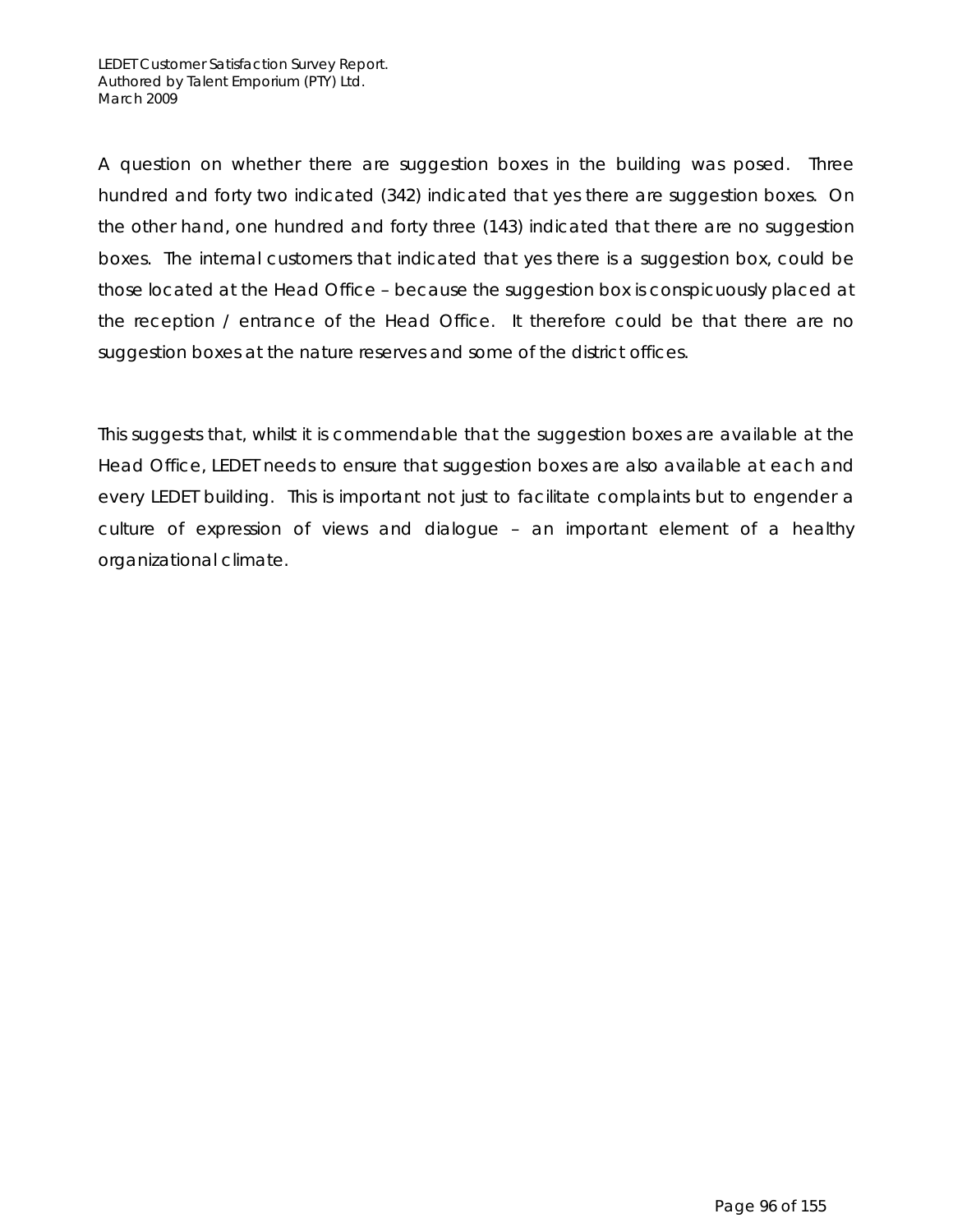A question on whether there are suggestion boxes in the building was posed. Three hundred and forty two indicated (342) indicated that yes there are suggestion boxes. On the other hand, one hundred and forty three (143) indicated that there are no suggestion boxes. The internal customers that indicated that yes there is a suggestion box, could be those located at the Head Office – because the suggestion box is conspicuously placed at the reception / entrance of the Head Office. It therefore could be that there are no suggestion boxes at the nature reserves and some of the district offices.

This suggests that, whilst it is commendable that the suggestion boxes are available at the Head Office, LEDET needs to ensure that suggestion boxes are also available at each and every LEDET building. This is important not just to facilitate complaints but to engender a culture of expression of views and dialogue – an important element of a healthy organizational climate.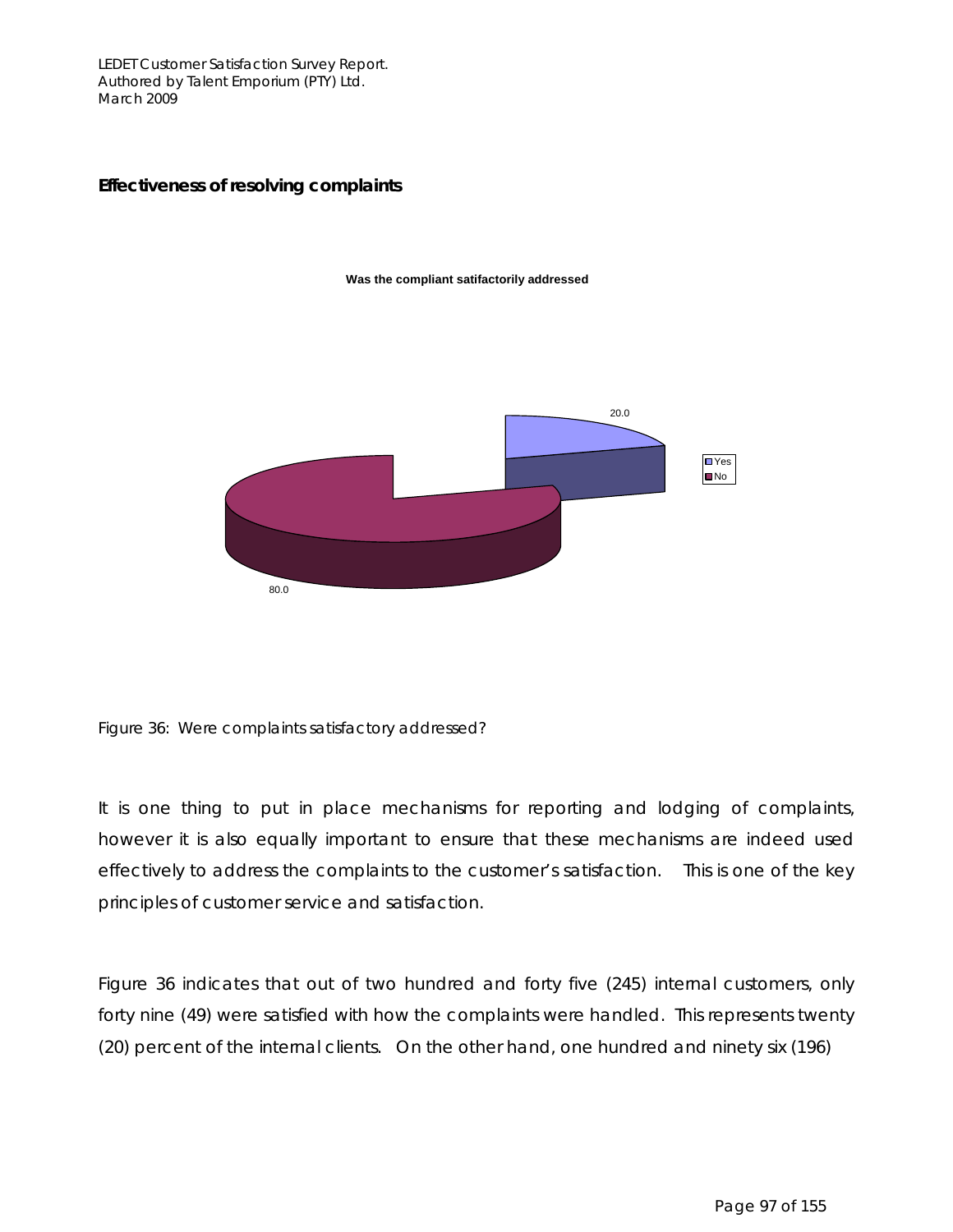## Effectiveness of resolving complaints

**Was the compliant satifactorily addressed**

20.0

80.0

Yes
No

Figure 36: Were complaints satisfactory addressed?

It is one thing to put in place mechanisms for reporting and lodging of complaints, however it is also equally important to ensure that these mechanisms are indeed used effectively to address the complaints to the customer's satisfaction. This is one of the key principles of customer service and satisfaction.

Figure 36 indicates that out of two hundred and forty five (245) internal customers, only forty nine (49) were satisfied with how the complaints were handled. This represents twenty (20) percent of the internal clients. On the other hand, one hundred and ninety six (196)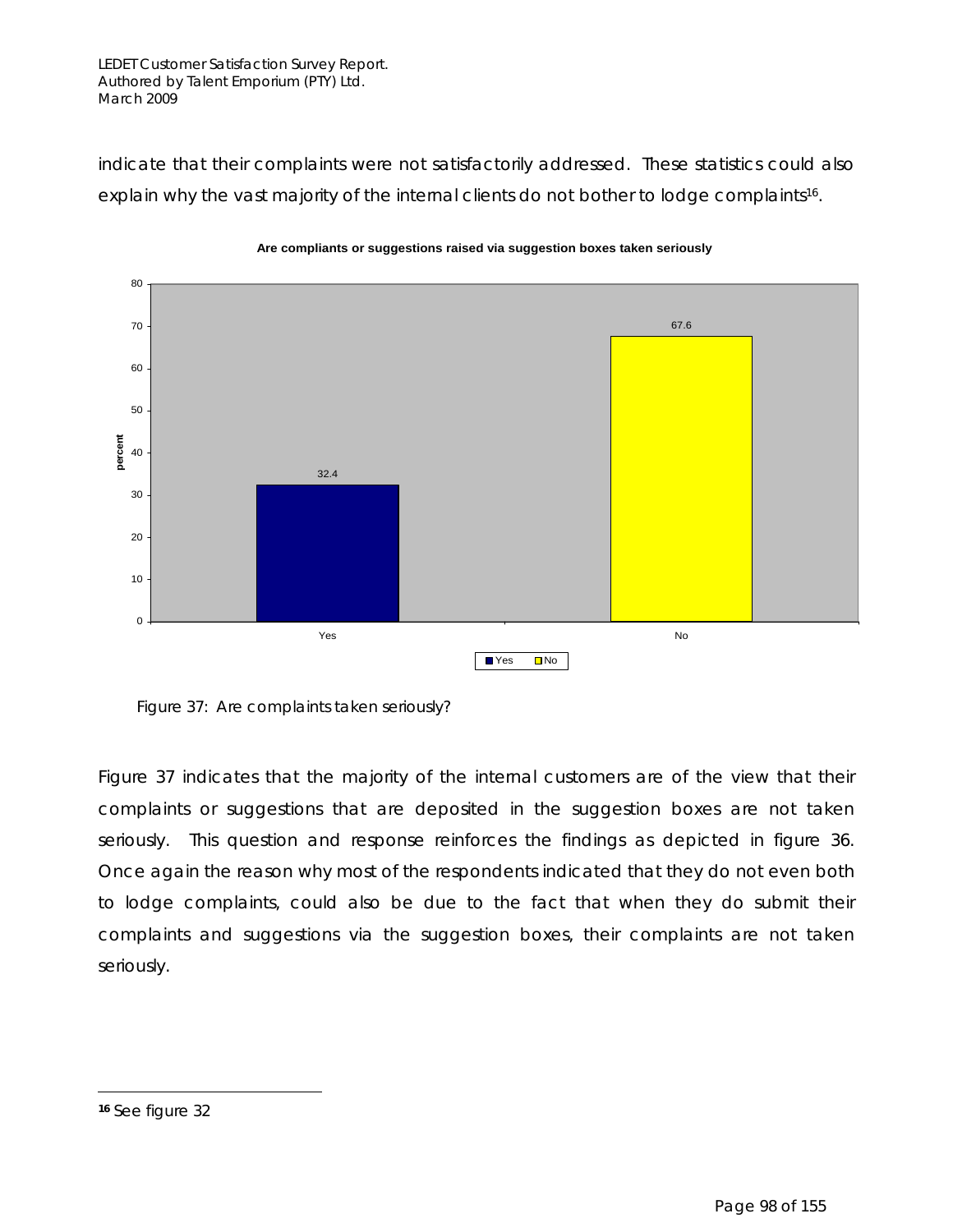indicate that their complaints were not satisfactorily addressed. These statistics could also explain why the vast majority of the internal clients do not bother to lodge complaints[16].

**Are compliants or suggestions raised via suggestion boxes taken seriously**

| | percent |
|---|---|
| Yes | 32.4 |
| No | 67.6 |

Figure 37: Are complaints taken seriously?

Figure 37 indicates that the majority of the internal customers are of the view that their complaints or suggestions that are deposited in the suggestion boxes are not taken seriously. This question and response reinforces the findings as depicted in figure 36. Once again the reason why most of the respondents indicated that they do not even both to lodge complaints, could also be due to the fact that when they do submit their complaints and suggestions via the suggestion boxes, their complaints are not taken seriously.

---

[16] See figure 32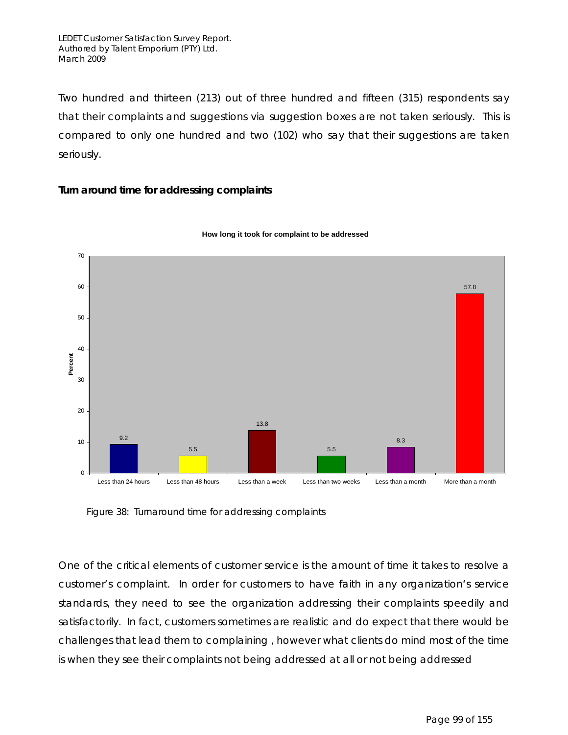Two hundred and thirteen (213) out of three hundred and fifteen (315) respondents say that their complaints and suggestions via suggestion boxes are not taken seriously. This is compared to only one hundred and two (102) who say that their suggestions are taken seriously.

**Turn around time for addressing complaints**

**How long it took for complaint to be addressed**

| | Percent |
|---|---|
| Less than 24 hours | 9.2 |
| Less than 48 hours | 5.5 |
| Less than a week | 13.8 |
| Less than two weeks | 5.5 |
| Less than a month | 8.3 |
| More than a month | 57.8 |

Figure 38: Turnaround time for addressing complaints

One of the critical elements of customer service is the amount of time it takes to resolve a customer's complaint. In order for customers to have faith in any organization's service standards, they need to see the organization addressing their complaints speedily and satisfactorily. In fact, customers sometimes are realistic and do expect that there would be challenges that lead them to complaining , however what clients do mind most of the time is when they see their complaints not being addressed at all or not being addressed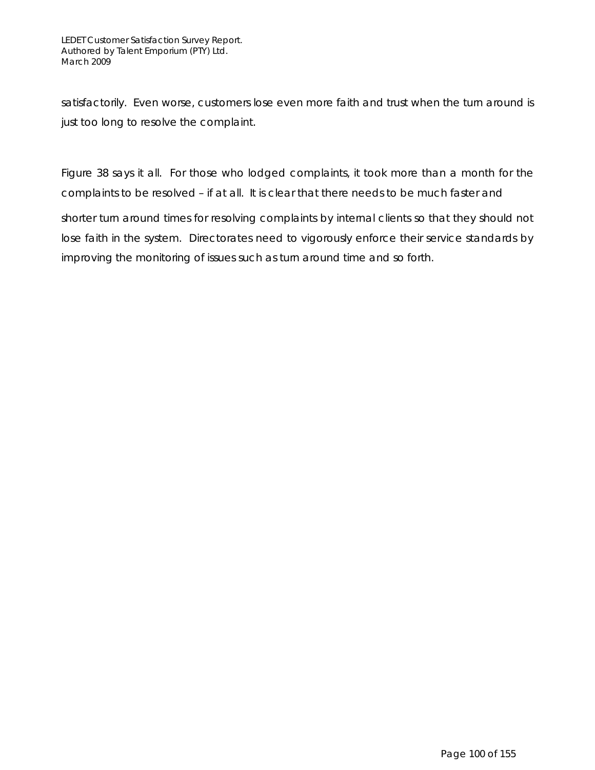satisfactorily. Even worse, customers lose even more faith and trust when the turn around is just too long to resolve the complaint.

Figure 38 says it all. For those who lodged complaints, it took more than a month for the complaints to be resolved – if at all. It is clear that there needs to be much faster and shorter turn around times for resolving complaints by internal clients so that they should not lose faith in the system. Directorates need to vigorously enforce their service standards by improving the monitoring of issues such as turn around time and so forth.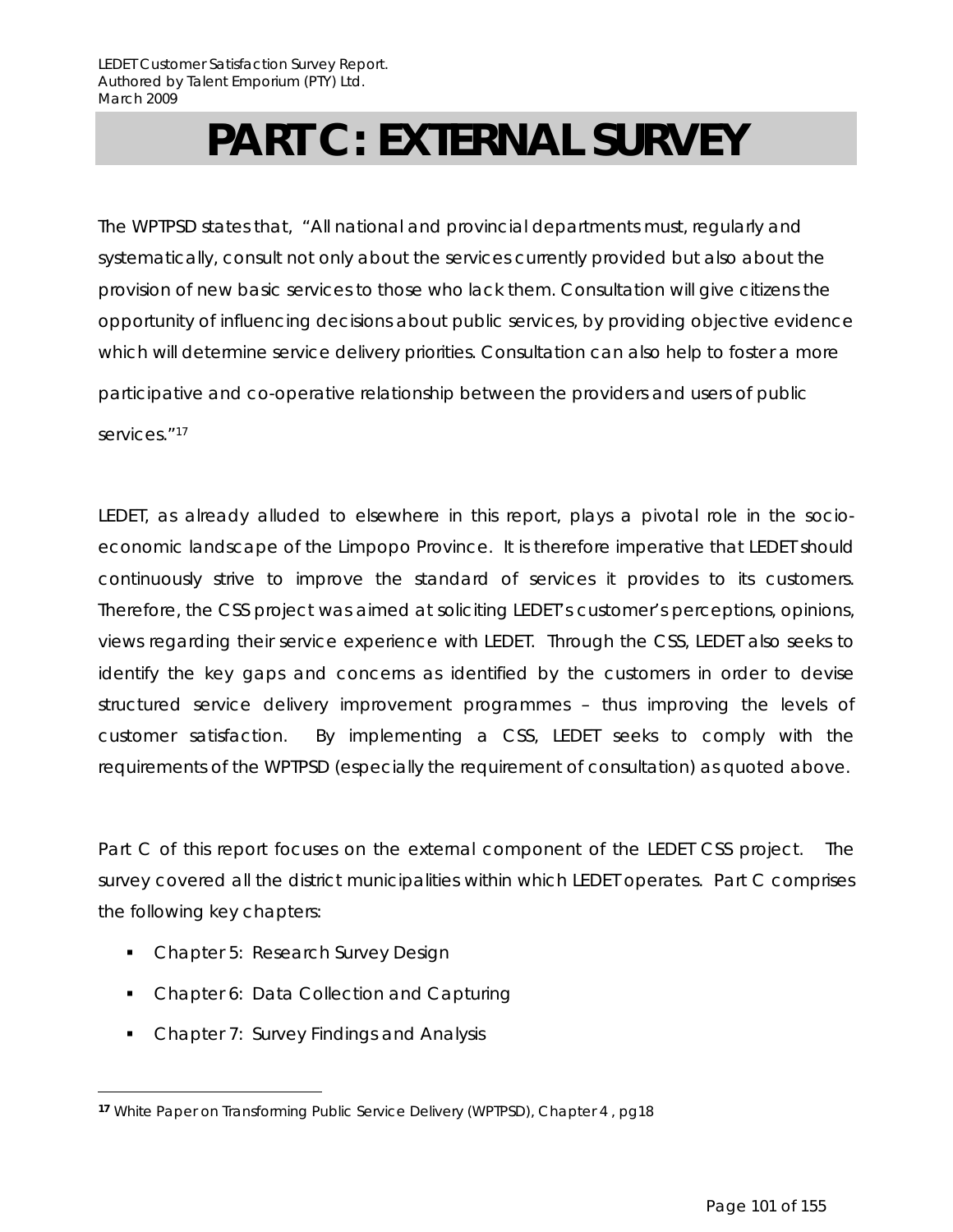# PART C: EXTERNAL SURVEY

The WPTPSD states that, "All national and provincial departments must, regularly and systematically, consult not only about the services currently provided but also about the provision of new basic services to those who lack them. Consultation will give citizens the opportunity of influencing decisions about public services, by providing objective evidence which will determine service delivery priorities. Consultation can also help to foster a more participative and co-operative relationship between the providers and users of public services."[17]

LEDET, as already alluded to elsewhere in this report, plays a pivotal role in the socio-economic landscape of the Limpopo Province. It is therefore imperative that LEDET should continuously strive to improve the standard of services it provides to its customers. Therefore, the CSS project was aimed at soliciting LEDET's customer's perceptions, opinions, views regarding their service experience with LEDET. Through the CSS, LEDET also seeks to identify the key gaps and concerns as identified by the customers in order to devise structured service delivery improvement programmes – thus improving the levels of customer satisfaction. By implementing a CSS, LEDET seeks to comply with the requirements of the WPTPSD (especially the requirement of consultation) as quoted above.

Part C of this report focuses on the external component of the LEDET CSS project. The survey covered all the district municipalities within which LEDET operates. Part C comprises the following key chapters:

- Chapter 5: Research Survey Design
- Chapter 6: Data Collection and Capturing
- Chapter 7: Survey Findings and Analysis

---

[17] White Paper on Transforming Public Service Delivery (WPTPSD), Chapter 4 , pg18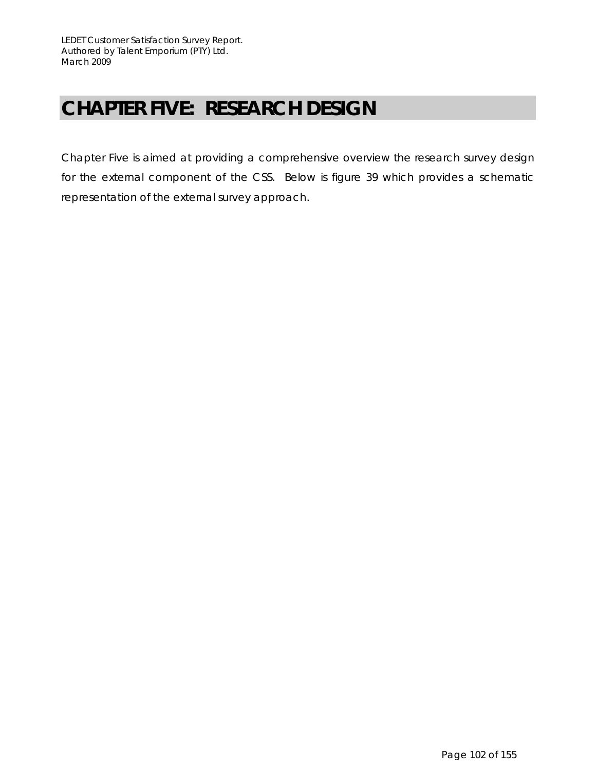# CHAPTER FIVE: RESEARCH DESIGN

Chapter Five is aimed at providing a comprehensive overview the research survey design for the external component of the CSS. Below is figure 39 which provides a schematic representation of the external survey approach.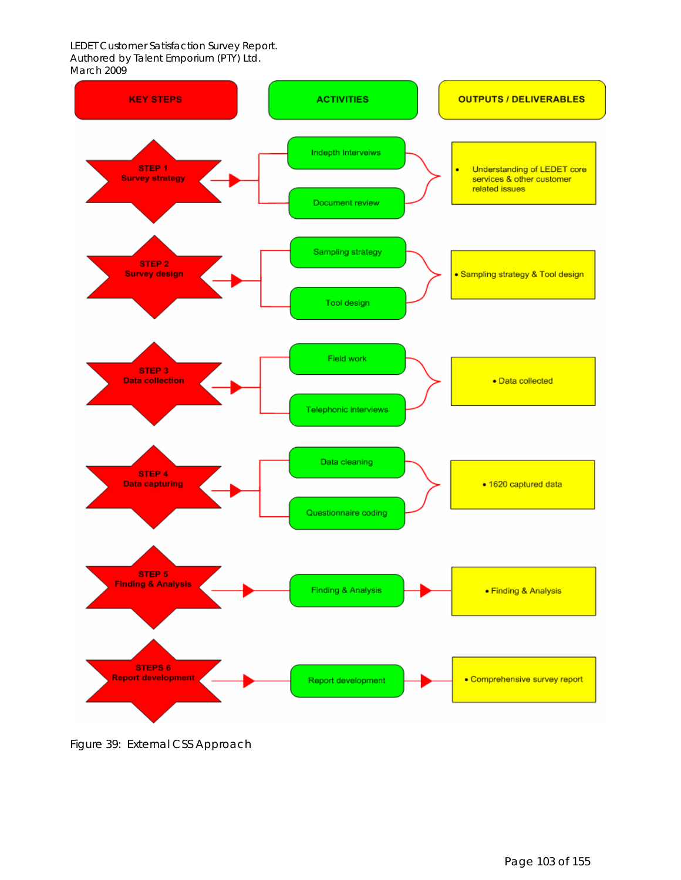| KEY STEPS | ACTIVITIES | OUTPUTS / DELIVERABLES |
|---|---|---|
| STEP 1 Survey strategy | Indepth Interveiws; Document review | • Understanding of LEDET core services & other customer related issues |
| STEP 2 Survey design | Sampling strategy; Tool design | • Sampling strategy & Tool design |
| STEP 3 Data collection | Field work; Telephonic interviews | • Data collected |
| STEP 4 Data capturing | Data cleaning; Questionnaire coding | • 1620 captured data |
| STEP 5 Finding & Analysis | Finding & Analysis | • Finding & Analysis |
| STEPS 6 Report development | Report development | • Comprehensive survey report |

Figure 39: External CSS Approach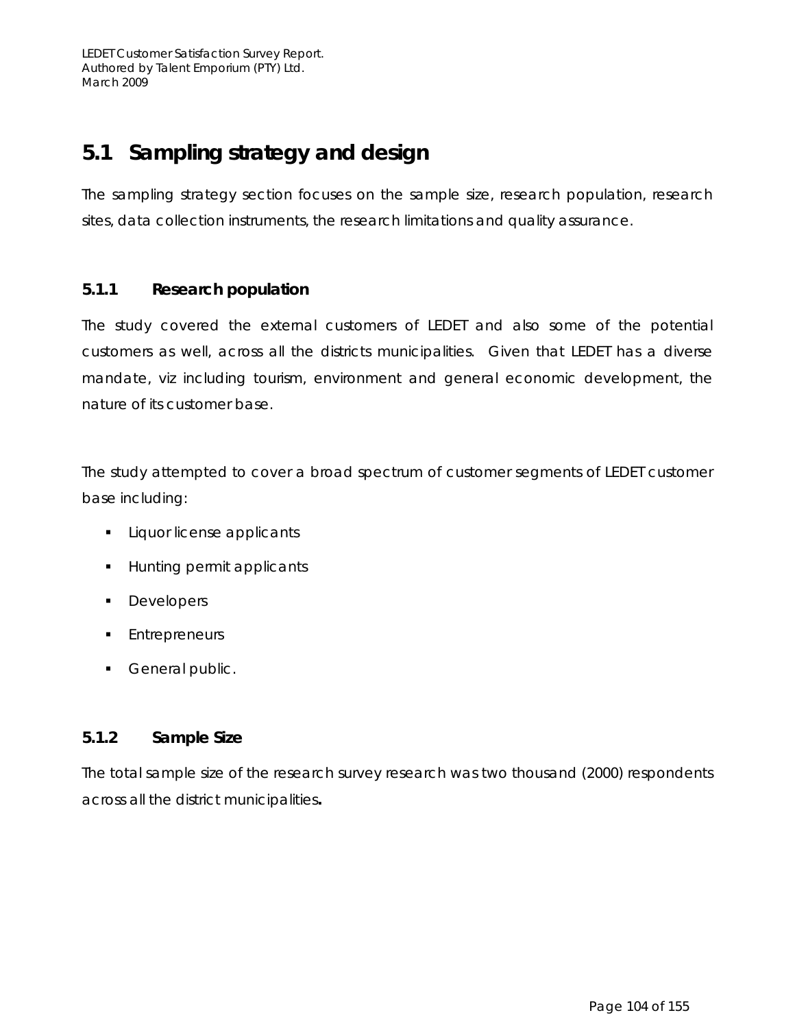## 5.1 Sampling strategy and design

The sampling strategy section focuses on the sample size, research population, research sites, data collection instruments, the research limitations and quality assurance.

### 5.1.1 Research population

The study covered the external customers of LEDET and also some of the potential customers as well, across all the districts municipalities. Given that LEDET has a diverse mandate, viz including tourism, environment and general economic development, the nature of its customer base.

The study attempted to cover a broad spectrum of customer segments of LEDET customer base including:

- Liquor license applicants
- Hunting permit applicants
- Developers
- Entrepreneurs
- General public.

### 5.1.2 Sample Size

The total sample size of the research survey research was two thousand (2000) respondents across all the district municipalities**.**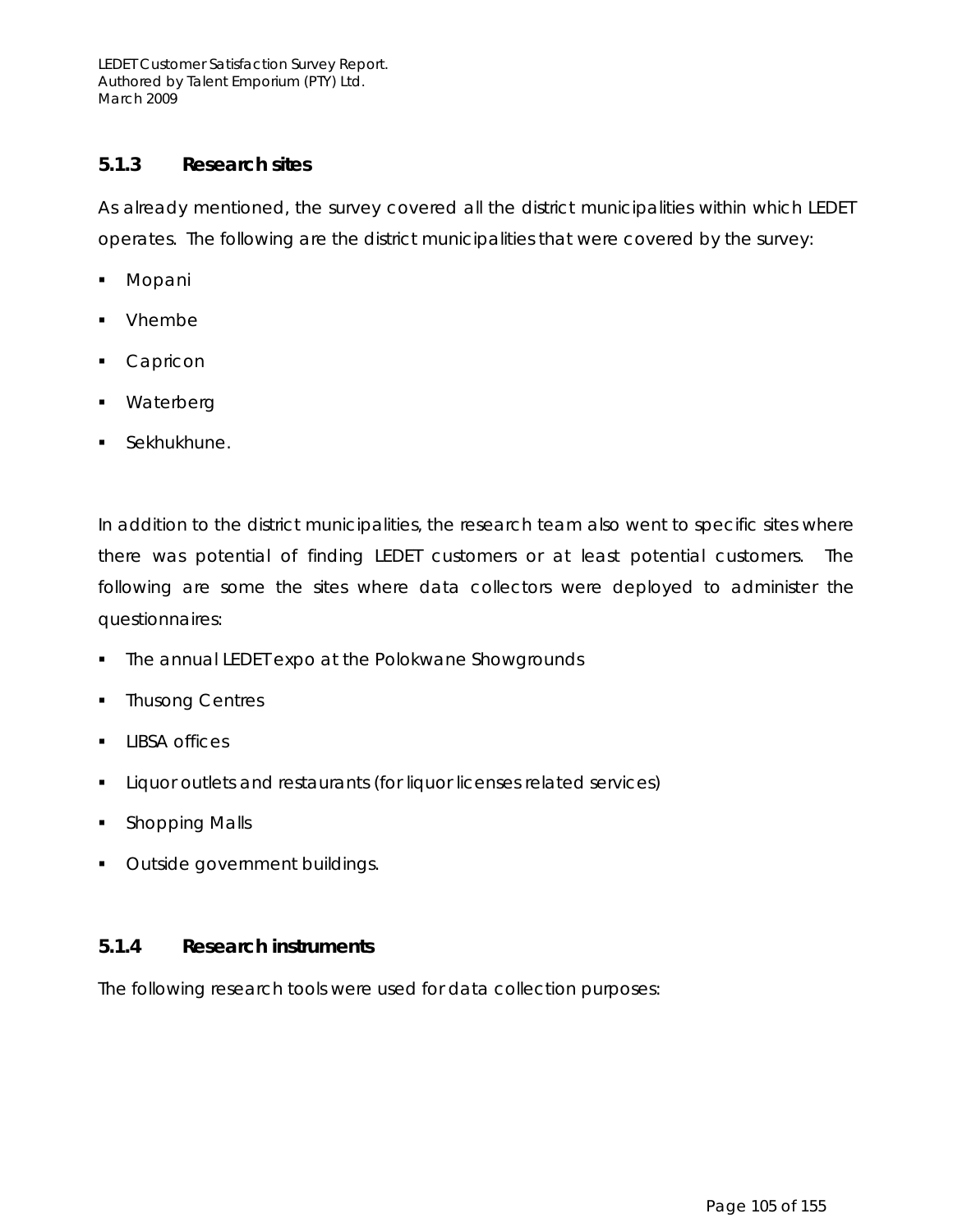### 5.1.3 Research sites

As already mentioned, the survey covered all the district municipalities within which LEDET operates. The following are the district municipalities that were covered by the survey:

- Mopani
- Vhembe
- Capricon
- Waterberg
- Sekhukhune.

In addition to the district municipalities, the research team also went to specific sites where there was potential of finding LEDET customers or at least potential customers. The following are some the sites where data collectors were deployed to administer the questionnaires:

- The annual LEDET expo at the Polokwane Showgrounds
- Thusong Centres
- LIBSA offices
- Liquor outlets and restaurants (for liquor licenses related services)
- Shopping Malls
- Outside government buildings.

### 5.1.4 Research instruments

The following research tools were used for data collection purposes: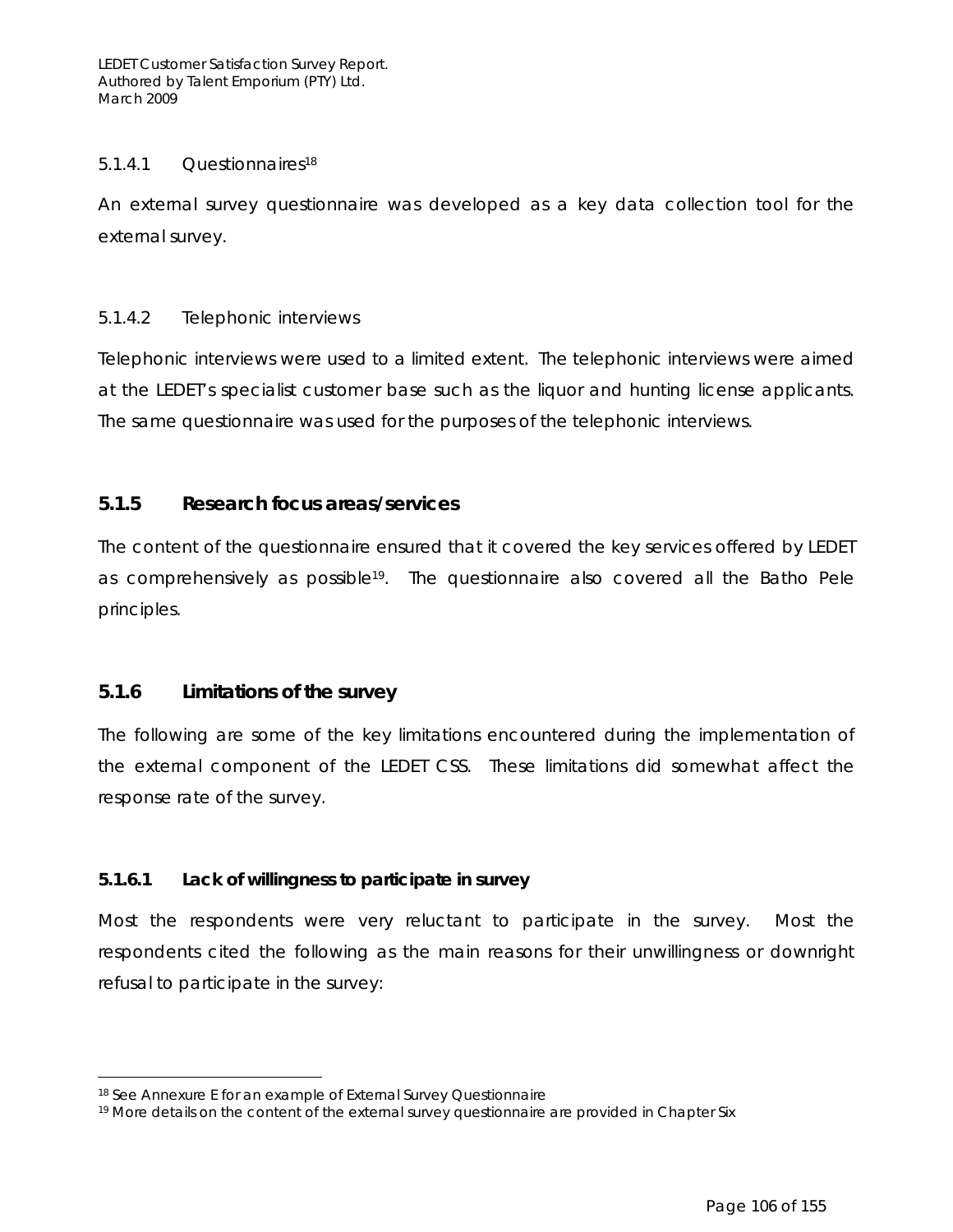#### 5.1.4.1 Questionnaires[18]

An external survey questionnaire was developed as a key data collection tool for the external survey.

#### 5.1.4.2 Telephonic interviews

Telephonic interviews were used to a limited extent. The telephonic interviews were aimed at the LEDET's specialist customer base such as the liquor and hunting license applicants. The same questionnaire was used for the purposes of the telephonic interviews.

### 5.1.5 Research focus areas/services

The content of the questionnaire ensured that it covered the key services offered by LEDET as comprehensively as possible[19]. The questionnaire also covered all the Batho Pele principles.

### 5.1.6 Limitations of the survey

The following are some of the key limitations encountered during the implementation of the external component of the LEDET CSS. These limitations did somewhat affect the response rate of the survey.

#### 5.1.6.1 Lack of willingness to participate in survey

Most the respondents were very reluctant to participate in the survey. Most the respondents cited the following as the main reasons for their unwillingness or downright refusal to participate in the survey:

---

[18] See Annexure E for an example of External Survey Questionnaire

[19] More details on the content of the external survey questionnaire are provided in Chapter Six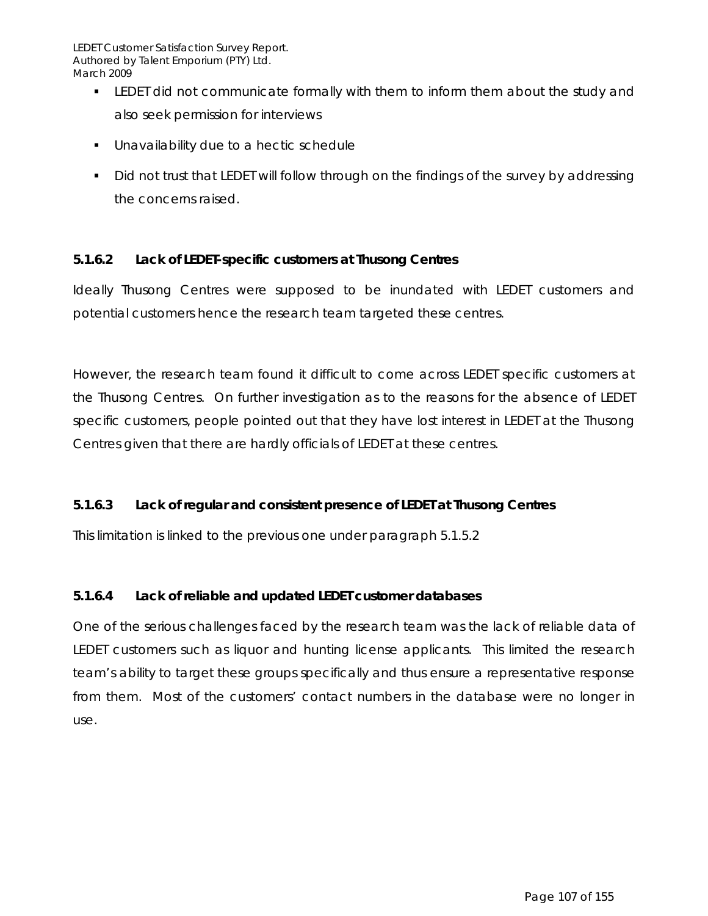- LEDET did not communicate formally with them to inform them about the study and also seek permission for interviews
- Unavailability due to a hectic schedule
- Did not trust that LEDET will follow through on the findings of the survey by addressing the concerns raised.

#### 5.1.6.2 Lack of LEDET-specific customers at Thusong Centres

Ideally Thusong Centres were supposed to be inundated with LEDET customers and potential customers hence the research team targeted these centres.

However, the research team found it difficult to come across LEDET specific customers at the Thusong Centres. On further investigation as to the reasons for the absence of LEDET specific customers, people pointed out that they have lost interest in LEDET at the Thusong Centres given that there are hardly officials of LEDET at these centres.

#### 5.1.6.3 Lack of regular and consistent presence of LEDET at Thusong Centres

This limitation is linked to the previous one under paragraph 5.1.5.2

#### 5.1.6.4 Lack of reliable and updated LEDET customer databases

One of the serious challenges faced by the research team was the lack of reliable data of LEDET customers such as liquor and hunting license applicants. This limited the research team's ability to target these groups specifically and thus ensure a representative response from them. Most of the customers' contact numbers in the database were no longer in use.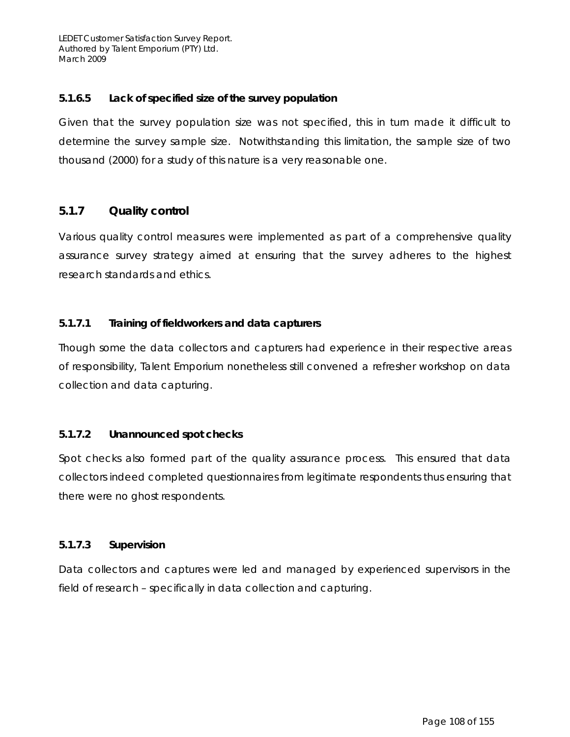#### 5.1.6.5 Lack of specified size of the survey population

Given that the survey population size was not specified, this in turn made it difficult to determine the survey sample size. Notwithstanding this limitation, the sample size of two thousand (2000) for a study of this nature is a very reasonable one.

### 5.1.7 Quality control

Various quality control measures were implemented as part of a comprehensive quality assurance survey strategy aimed at ensuring that the survey adheres to the highest research standards and ethics.

#### 5.1.7.1 Training of fieldworkers and data capturers

Though some the data collectors and capturers had experience in their respective areas of responsibility, Talent Emporium nonetheless still convened a refresher workshop on data collection and data capturing.

#### 5.1.7.2 Unannounced spot checks

Spot checks also formed part of the quality assurance process. This ensured that data collectors indeed completed questionnaires from legitimate respondents thus ensuring that there were no ghost respondents.

#### 5.1.7.3 Supervision

Data collectors and captures were led and managed by experienced supervisors in the field of research – specifically in data collection and capturing.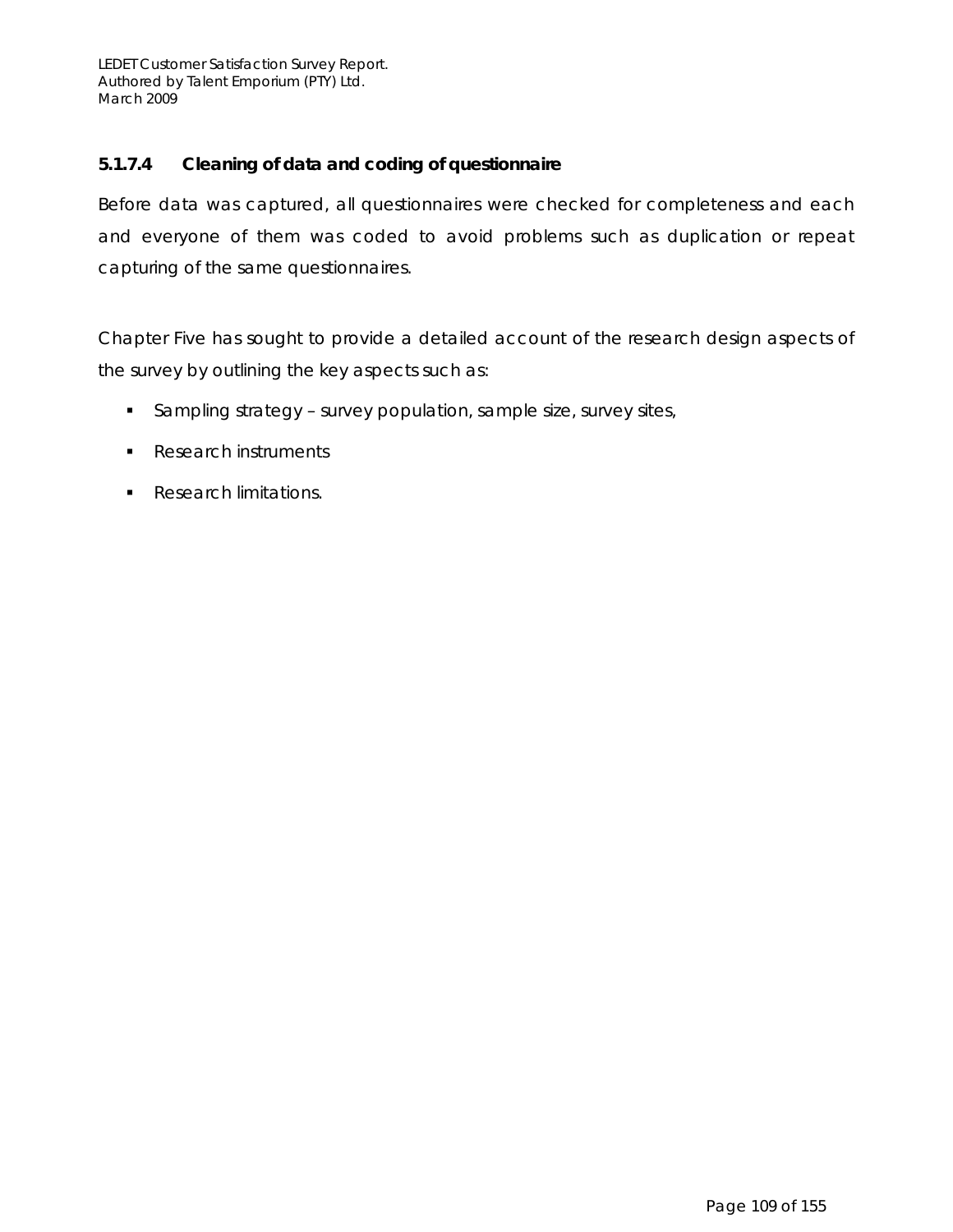#### 5.1.7.4 Cleaning of data and coding of questionnaire

Before data was captured, all questionnaires were checked for completeness and each and everyone of them was coded to avoid problems such as duplication or repeat capturing of the same questionnaires.

Chapter Five has sought to provide a detailed account of the research design aspects of the survey by outlining the key aspects such as:

- Sampling strategy – survey population, sample size, survey sites,
- Research instruments
- Research limitations.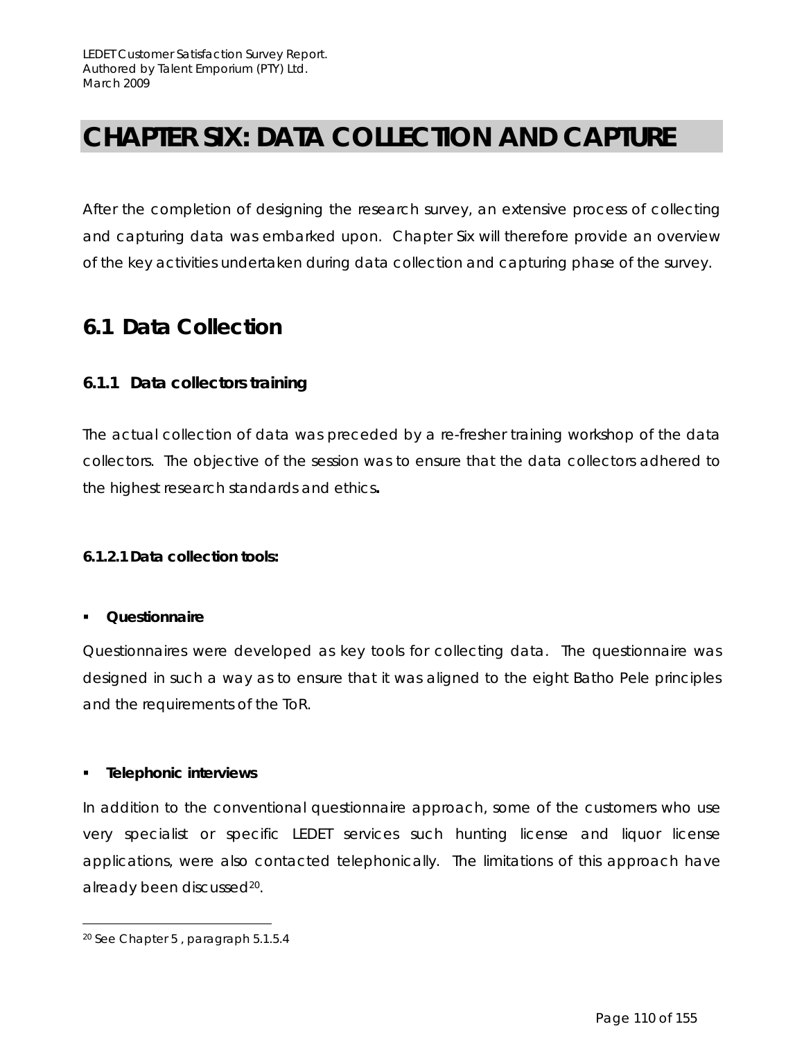# CHAPTER SIX: DATA COLLECTION AND CAPTURE

After the completion of designing the research survey, an extensive process of collecting and capturing data was embarked upon. Chapter Six will therefore provide an overview of the key activities undertaken during data collection and capturing phase of the survey.

## 6.1 Data Collection

### 6.1.1 Data collectors training

The actual collection of data was preceded by a re-fresher training workshop of the data collectors. The objective of the session was to ensure that the data collectors adhered to the highest research standards and ethics**.**

#### 6.1.2.1 Data collection tools:

- **Questionnaire**

Questionnaires were developed as key tools for collecting data. The questionnaire was designed in such a way as to ensure that it was aligned to the eight Batho Pele principles and the requirements of the ToR.

- **Telephonic interviews**

In addition to the conventional questionnaire approach, some of the customers who use very specialist or specific LEDET services such hunting license and liquor license applications, were also contacted telephonically. The limitations of this approach have already been discussed[20].

[20] See Chapter 5 , paragraph 5.1.5.4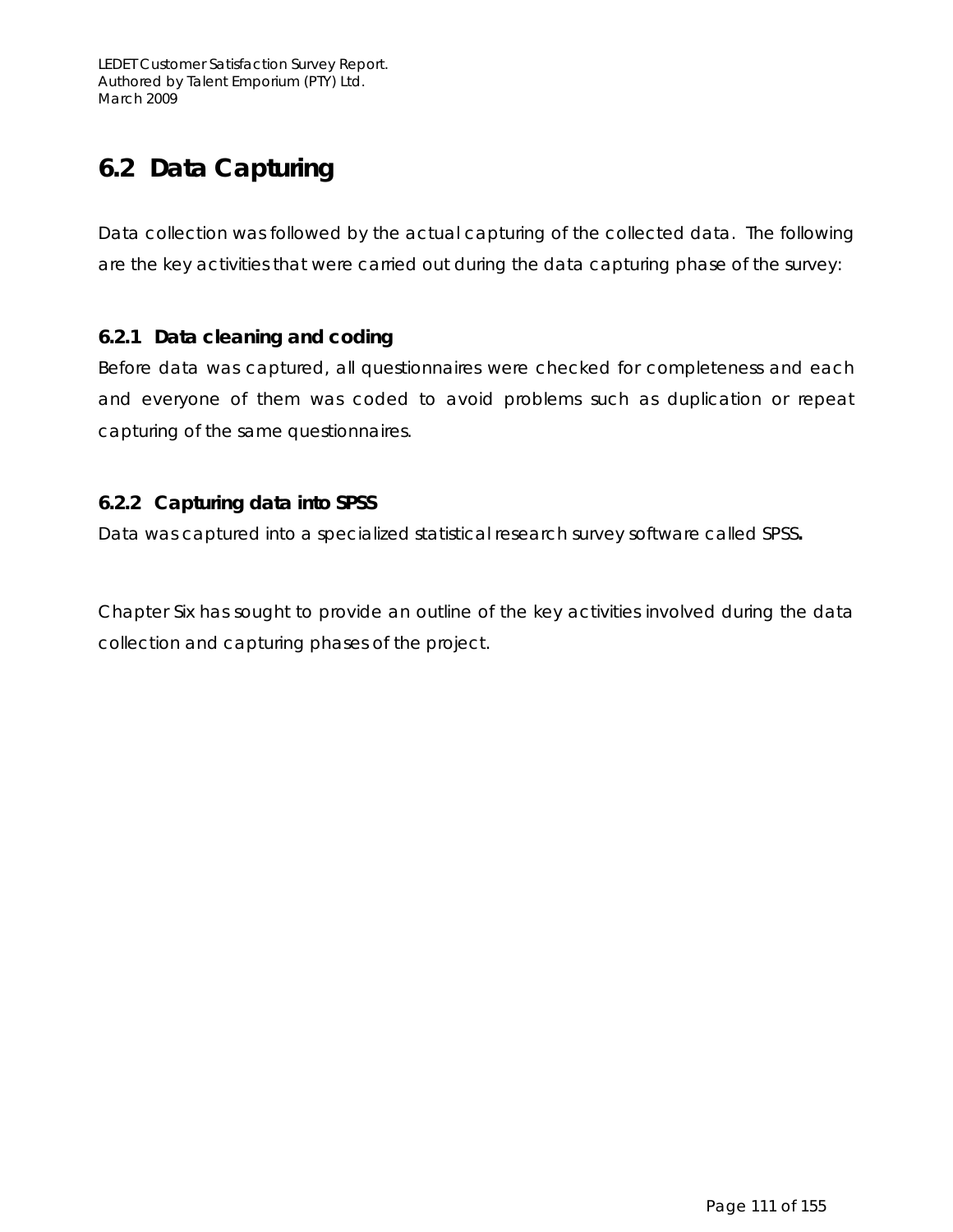## 6.2 Data Capturing

Data collection was followed by the actual capturing of the collected data. The following are the key activities that were carried out during the data capturing phase of the survey:

### 6.2.1 Data cleaning and coding

Before data was captured, all questionnaires were checked for completeness and each and everyone of them was coded to avoid problems such as duplication or repeat capturing of the same questionnaires.

### 6.2.2 Capturing data into SPSS

Data was captured into a specialized statistical research survey software called SPSS**.**

Chapter Six has sought to provide an outline of the key activities involved during the data collection and capturing phases of the project.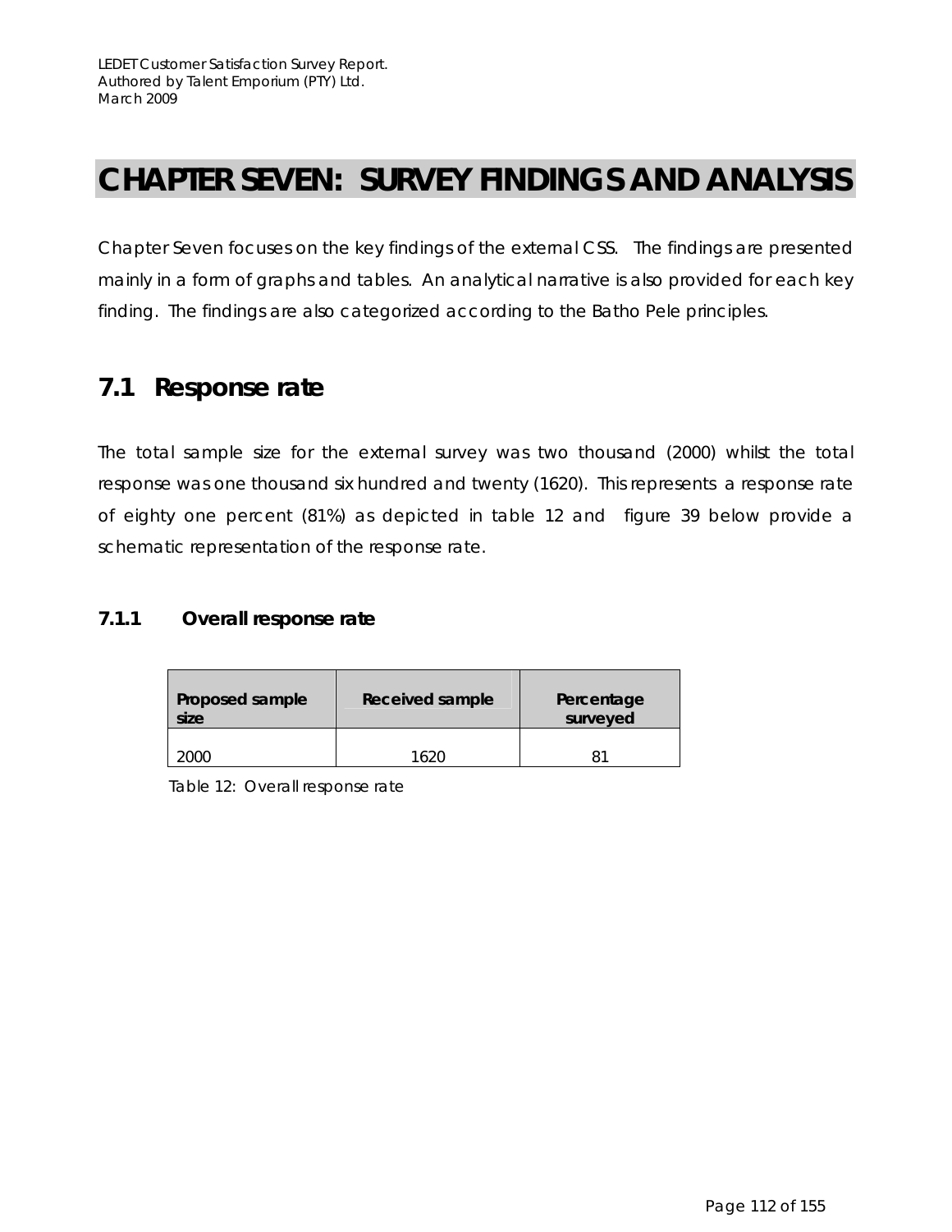# CHAPTER SEVEN: SURVEY FINDINGS AND ANALYSIS

Chapter Seven focuses on the key findings of the external CSS. The findings are presented mainly in a form of graphs and tables. An analytical narrative is also provided for each key finding. The findings are also categorized according to the Batho Pele principles.

## 7.1 Response rate

The total sample size for the external survey was two thousand (2000) whilst the total response was one thousand six hundred and twenty (1620). This represents a response rate of eighty one percent (81%) as depicted in table 12 and figure 39 below provide a schematic representation of the response rate.

### 7.1.1 Overall response rate

| Proposed sample size | Received sample | Percentage surveyed |
|---|---|---|
| 2000 | 1620 | 81 |

Table 12: Overall response rate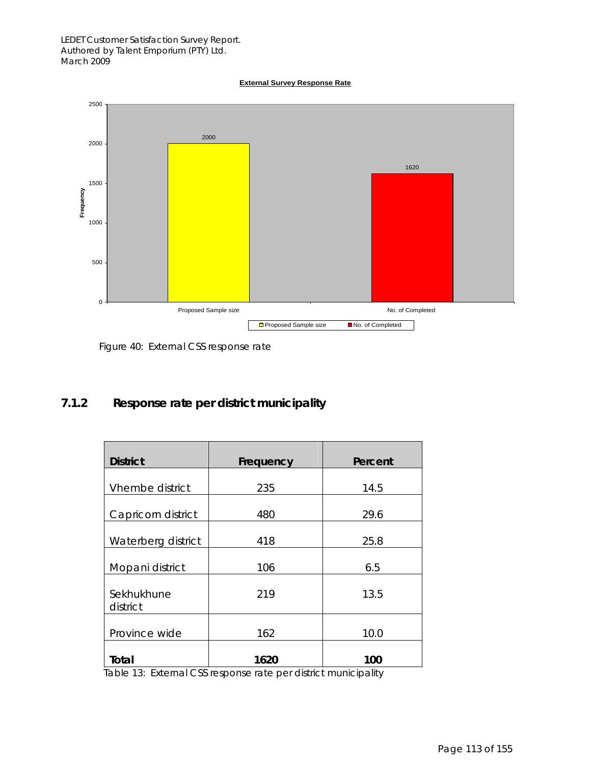**External Survey Response Rate**

Figure 40: External CSS response rate

### 7.1.2 Response rate per district municipality

| District | Frequency | Percent |
| --- | --- | --- |
| Vhembe district | 235 | 14.5 |
| Capricorn district | 480 | 29.6 |
| Waterberg district | 418 | 25.8 |
| Mopani district | 106 | 6.5 |
| Sekhukhune district | 219 | 13.5 |
| Province wide | 162 | 10.0 |
| **Total** | **1620** | **100** |

Table 13: External CSS response rate per district municipality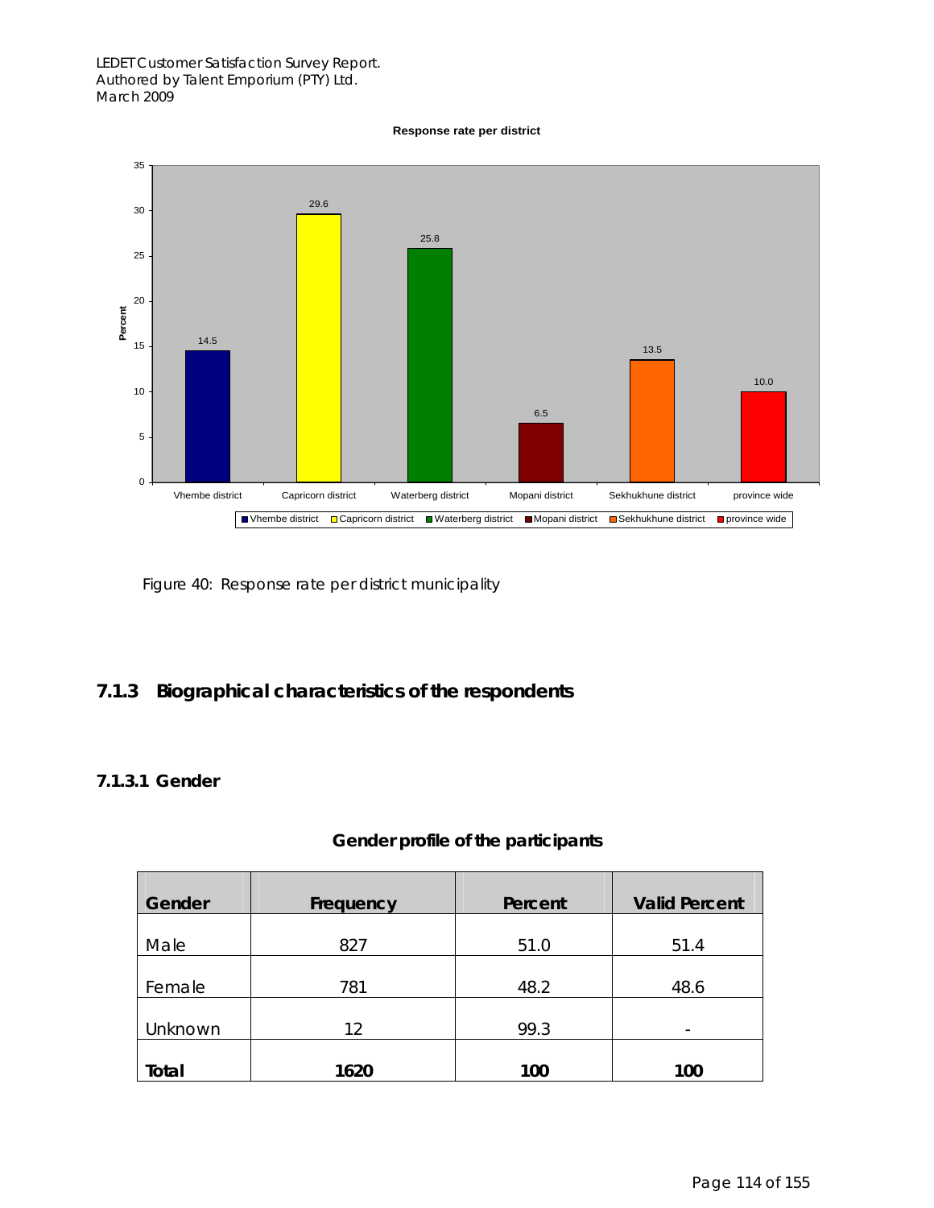**Response rate per district**

| District | Percent |
|---|---|
| Vhembe district | 14.5 |
| Capricorn district | 29.6 |
| Waterberg district | 25.8 |
| Mopani district | 6.5 |
| Sekhukhune district | 13.5 |
| province wide | 10.0 |

Figure 40: Response rate per district municipality

### 7.1.3 Biographical characteristics of the respondents

#### 7.1.3.1 Gender

**Gender profile of the participants**

| Gender | Frequency | Percent | Valid Percent |
|---|---|---|---|
| Male | 827 | 51.0 | 51.4 |
| Female | 781 | 48.2 | 48.6 |
| Unknown | 12 | 99.3 | - |
| **Total** | **1620** | **100** | **100** |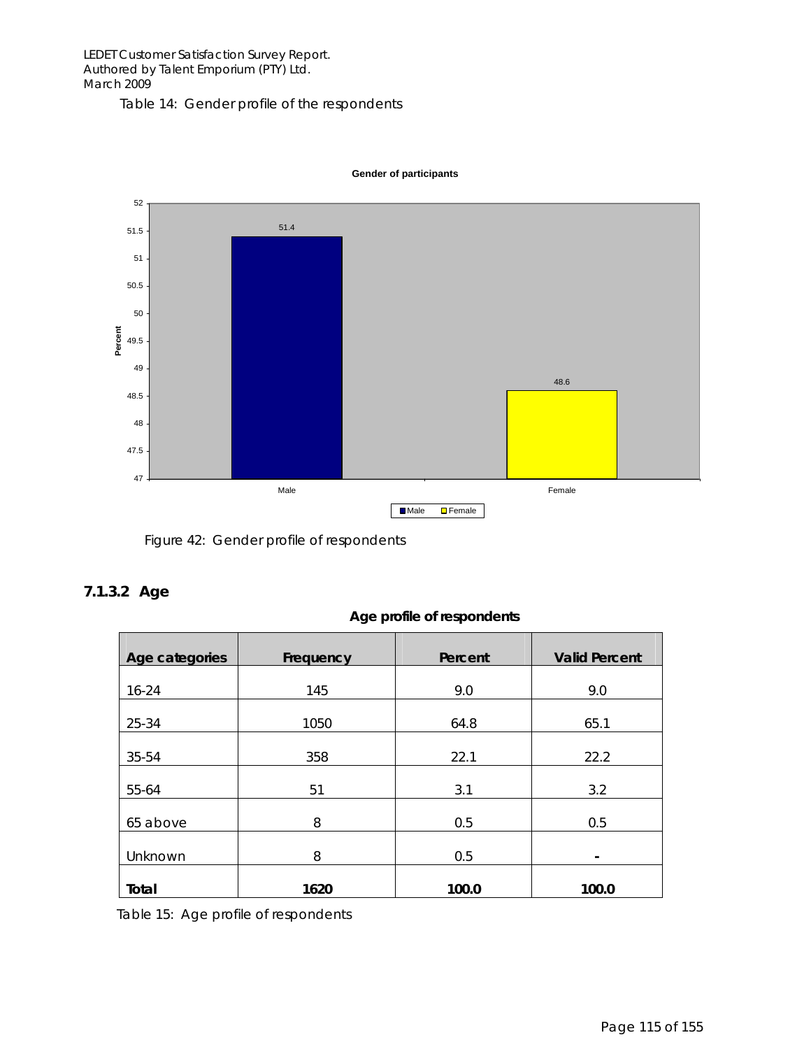Table 14: Gender profile of the respondents

Figure 42: Gender profile of respondents

### 7.1.3.2 Age

**Age profile of respondents**

| Age categories | Frequency | Percent | Valid Percent |
|---|---|---|---|
| 16-24 | 145 | 9.0 | 9.0 |
| 25-34 | 1050 | 64.8 | 65.1 |
| 35-54 | 358 | 22.1 | 22.2 |
| 55-64 | 51 | 3.1 | 3.2 |
| 65 above | 8 | 0.5 | 0.5 |
| Unknown | 8 | 0.5 | - |
| **Total** | **1620** | **100.0** | **100.0** |

Table 15: Age profile of respondents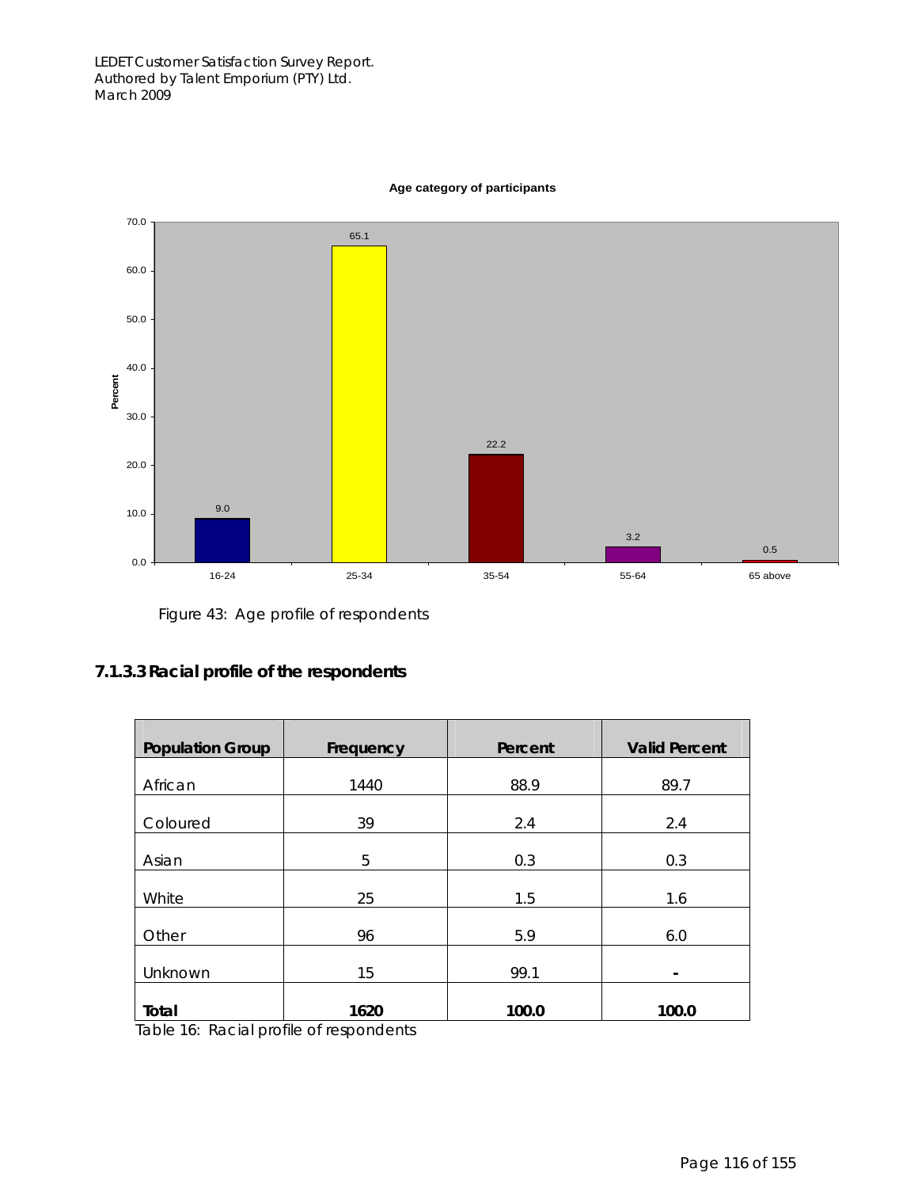Age category of participants

| Age category | Percent |
|---|---|
| 16-24 | 9.0 |
| 25-34 | 65.1 |
| 35-54 | 22.2 |
| 55-64 | 3.2 |
| 65 above | 0.5 |

Figure 43: Age profile of respondents

### 7.1.3.3 Racial profile of the respondents

| Population Group | Frequency | Percent | Valid Percent |
|---|---|---|---|
| African | 1440 | 88.9 | 89.7 |
| Coloured | 39 | 2.4 | 2.4 |
| Asian | 5 | 0.3 | 0.3 |
| White | 25 | 1.5 | 1.6 |
| Other | 96 | 5.9 | 6.0 |
| Unknown | 15 | 99.1 | - |
| **Total** | **1620** | **100.0** | **100.0** |

Table 16: Racial profile of respondents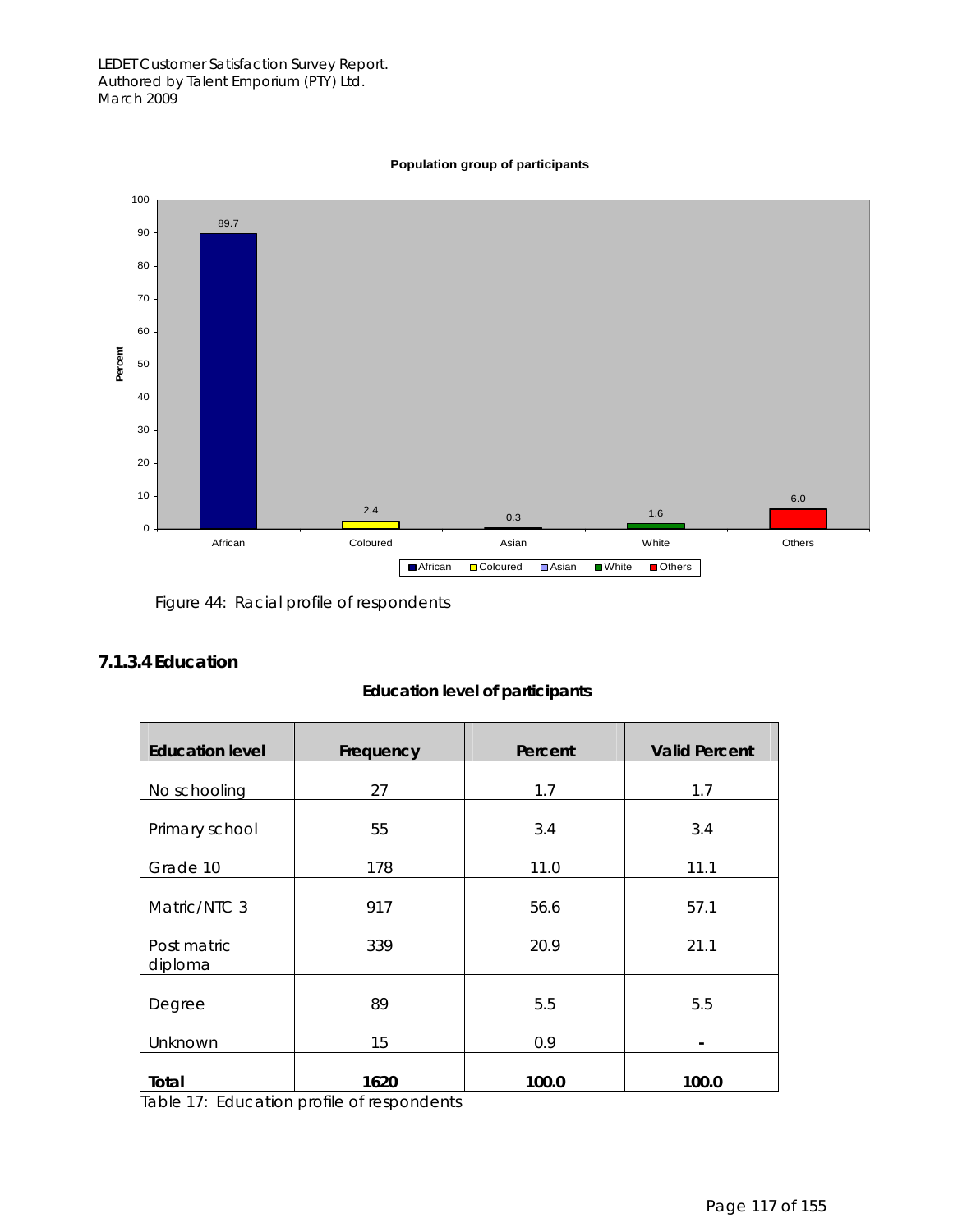**Population group of participants**

| Population group | Percent |
|---|---|
| African | 89.7 |
| Coloured | 2.4 |
| Asian | 0.3 |
| White | 1.6 |
| Others | 6.0 |

Figure 44: Racial profile of respondents

### 7.1.3.4 Education

**Education level of participants**

| Education level | Frequency | Percent | Valid Percent |
|---|---|---|---|
| No schooling | 27 | 1.7 | 1.7 |
| Primary school | 55 | 3.4 | 3.4 |
| Grade 10 | 178 | 11.0 | 11.1 |
| Matric/NTC 3 | 917 | 56.6 | 57.1 |
| Post matric diploma | 339 | 20.9 | 21.1 |
| Degree | 89 | 5.5 | 5.5 |
| Unknown | 15 | 0.9 | - |
| **Total** | **1620** | **100.0** | **100.0** |

Table 17: Education profile of respondents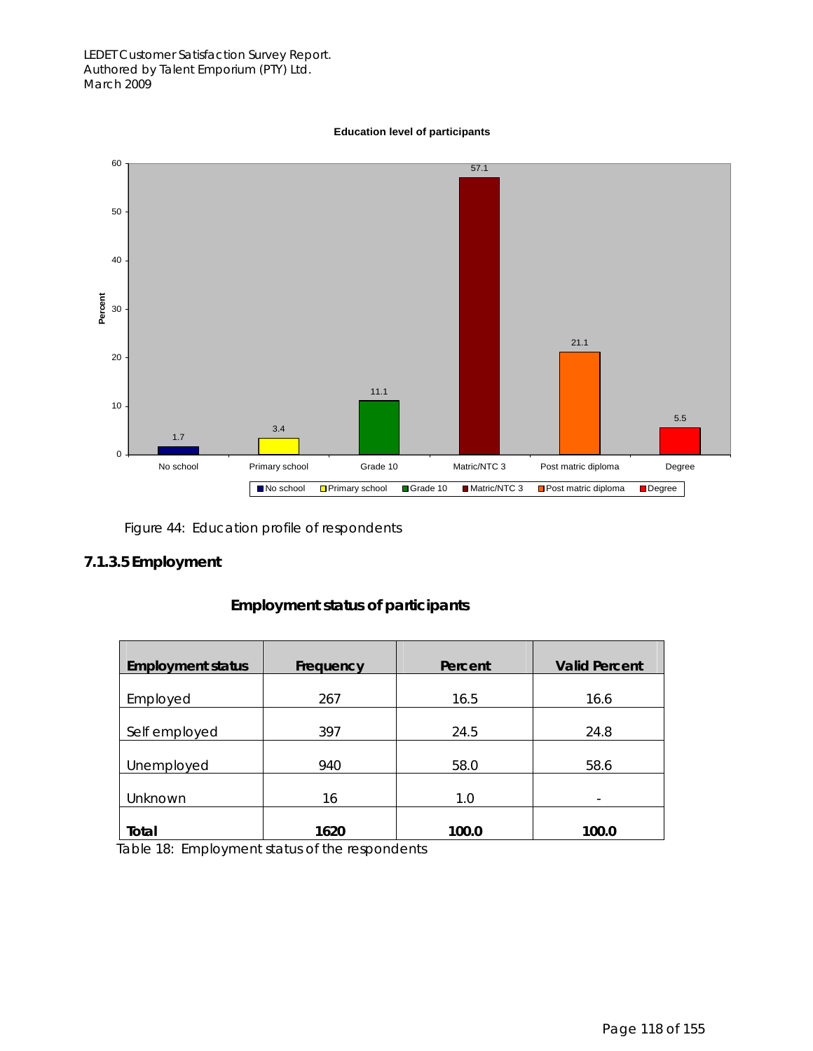**Education level of participants**

| Education level | Percent |
|---|---|
| No school | 1.7 |
| Primary school | 3.4 |
| Grade 10 | 11.1 |
| Matric/NTC 3 | 57.1 |
| Post matric diploma | 21.1 |
| Degree | 5.5 |

Figure 44: Education profile of respondents

### 7.1.3.5 Employment

**Employment status of participants**

| Employment status | Frequency | Percent | Valid Percent |
|---|---|---|---|
| Employed | 267 | 16.5 | 16.6 |
| Self employed | 397 | 24.5 | 24.8 |
| Unemployed | 940 | 58.0 | 58.6 |
| Unknown | 16 | 1.0 | - |
| **Total** | **1620** | **100.0** | **100.0** |

Table 18: Employment status of the respondents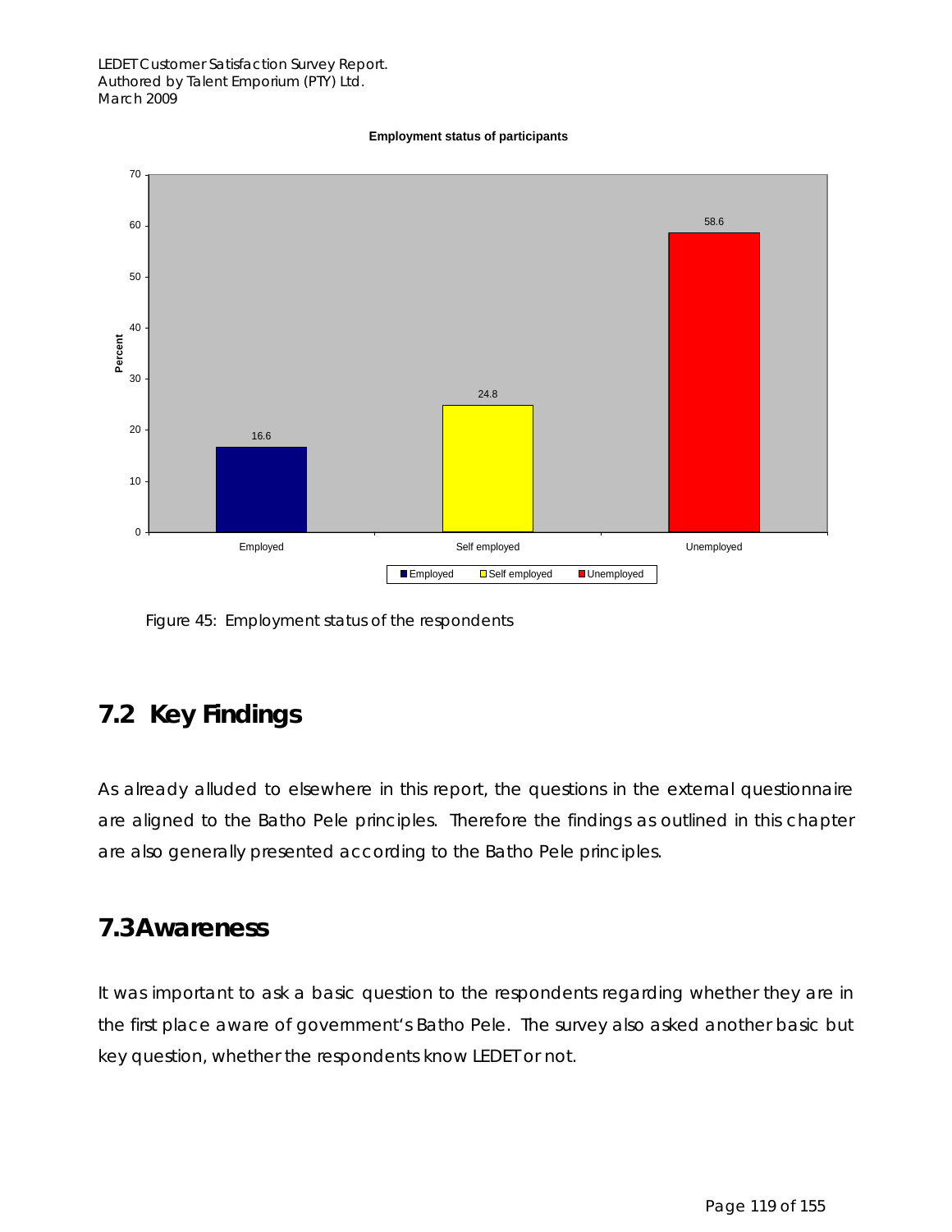**Employment status of participants**

| Employment status | Percent |
|---|---|
| Employed | 16.6 |
| Self employed | 24.8 |
| Unemployed | 58.6 |

Figure 45: Employment status of the respondents

## 7.2 Key Findings

As already alluded to elsewhere in this report, the questions in the external questionnaire are aligned to the Batho Pele principles. Therefore the findings as outlined in this chapter are also generally presented according to the Batho Pele principles.

## 7.3 Awareness

It was important to ask a basic question to the respondents regarding whether they are in the first place aware of government's Batho Pele. The survey also asked another basic but key question, whether the respondents know LEDET or not.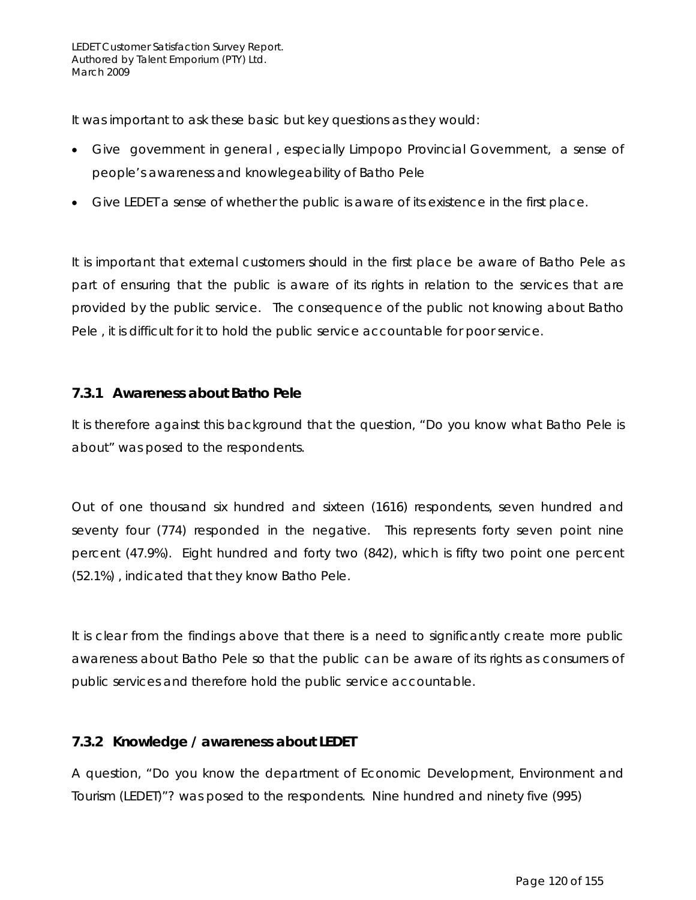It was important to ask these basic but key questions as they would:

- Give government in general , especially Limpopo Provincial Government, a sense of people's awareness and knowlegeability of Batho Pele
- Give LEDET a sense of whether the public is aware of its existence in the first place.

It is important that external customers should in the first place be aware of Batho Pele as part of ensuring that the public is aware of its rights in relation to the services that are provided by the public service. The consequence of the public not knowing about Batho Pele , it is difficult for it to hold the public service accountable for poor service.

### 7.3.1 Awareness about Batho Pele

It is therefore against this background that the question, "Do you know what Batho Pele is about" was posed to the respondents.

Out of one thousand six hundred and sixteen (1616) respondents, seven hundred and seventy four (774) responded in the negative. This represents forty seven point nine percent (47.9%). Eight hundred and forty two (842), which is fifty two point one percent (52.1%) , indicated that they know Batho Pele.

It is clear from the findings above that there is a need to significantly create more public awareness about Batho Pele so that the public can be aware of its rights as consumers of public services and therefore hold the public service accountable.

### 7.3.2 Knowledge / awareness about LEDET

A question, "Do you know the department of Economic Development, Environment and Tourism (LEDET)"? was posed to the respondents. Nine hundred and ninety five (995)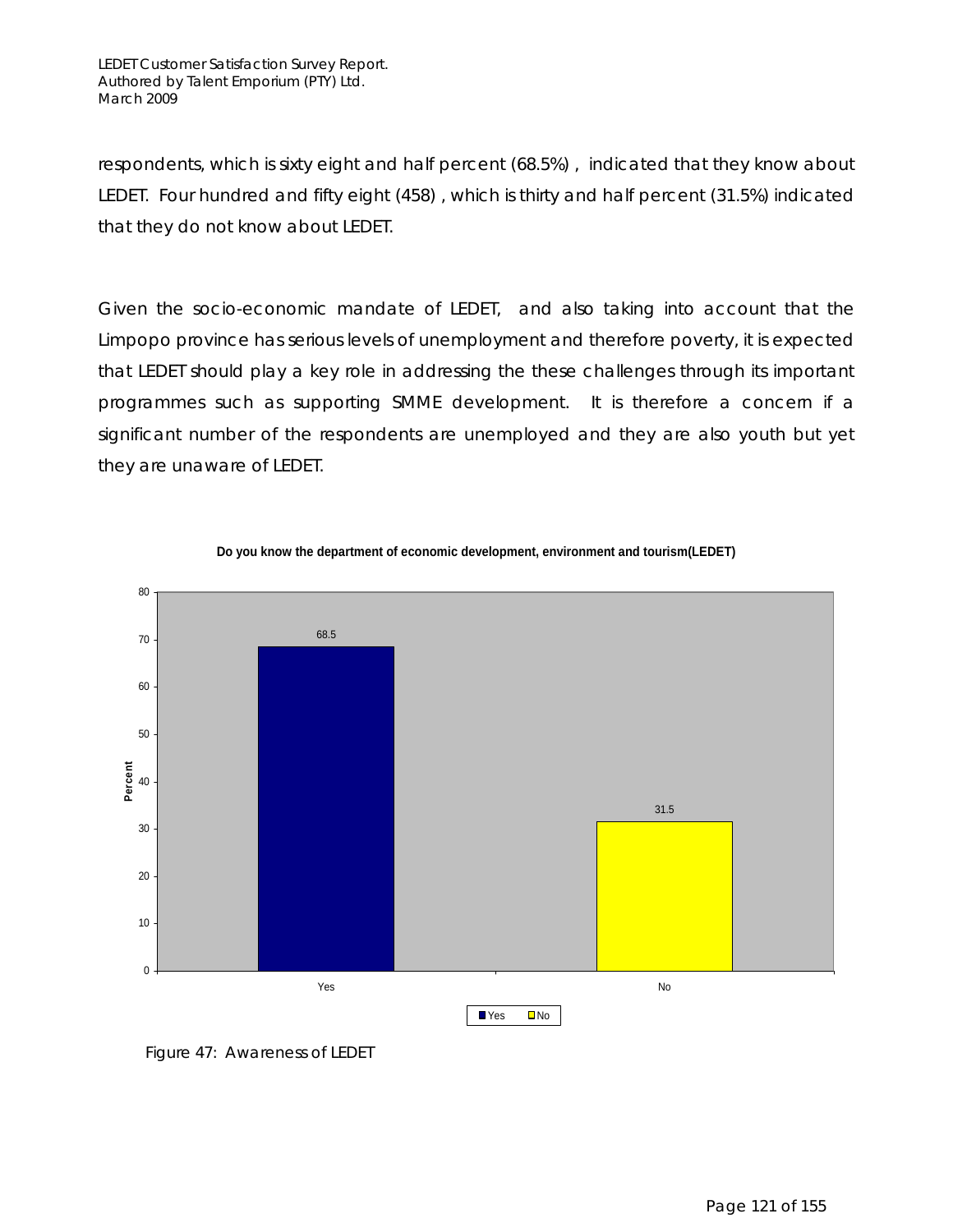respondents, which is sixty eight and half percent (68.5%) , indicated that they know about LEDET. Four hundred and fifty eight (458) , which is thirty and half percent (31.5%) indicated that they do not know about LEDET.

Given the socio-economic mandate of LEDET, and also taking into account that the Limpopo province has serious levels of unemployment and therefore poverty, it is expected that LEDET should play a key role in addressing the these challenges through its important programmes such as supporting SMME development. It is therefore a concern if a significant number of the respondents are unemployed and they are also youth but yet they are unaware of LEDET.

**Do you know the department of economic development, environment and tourism(LEDET)**

| Response | Percent |
| --- | --- |
| Yes | 68.5 |
| No | 31.5 |

Figure 47: Awareness of LEDET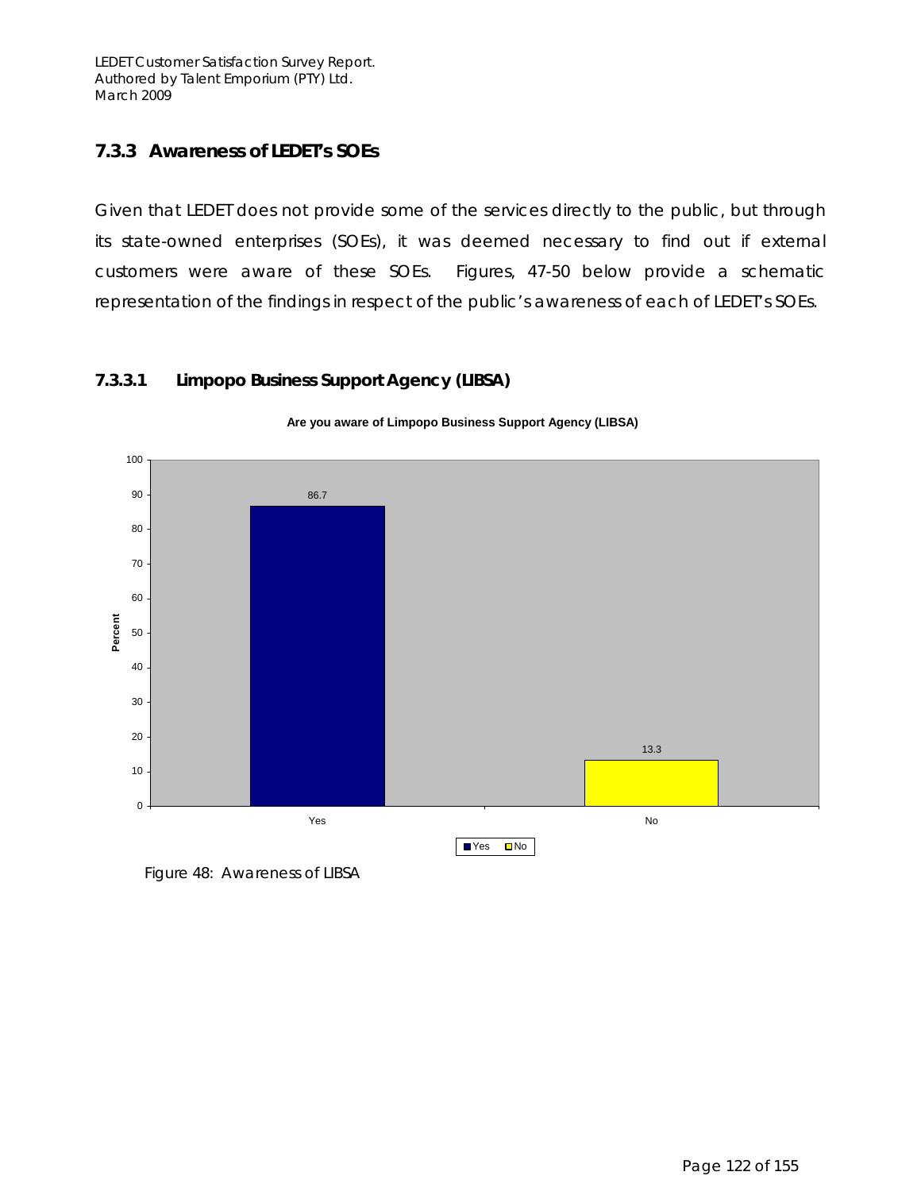### 7.3.3 Awareness of LEDET's SOEs

Given that LEDET does not provide some of the services directly to the public, but through its state-owned enterprises (SOEs), it was deemed necessary to find out if external customers were aware of these SOEs. Figures, 47-50 below provide a schematic representation of the findings in respect of the public's awareness of each of LEDET's SOEs.

#### 7.3.3.1 Limpopo Business Support Agency (LIBSA)

**Are you aware of Limpopo Business Support Agency (LIBSA)**

| Response | Percent |
|---|---|
| Yes | 86.7 |
| No | 13.3 |

Figure 48: Awareness of LIBSA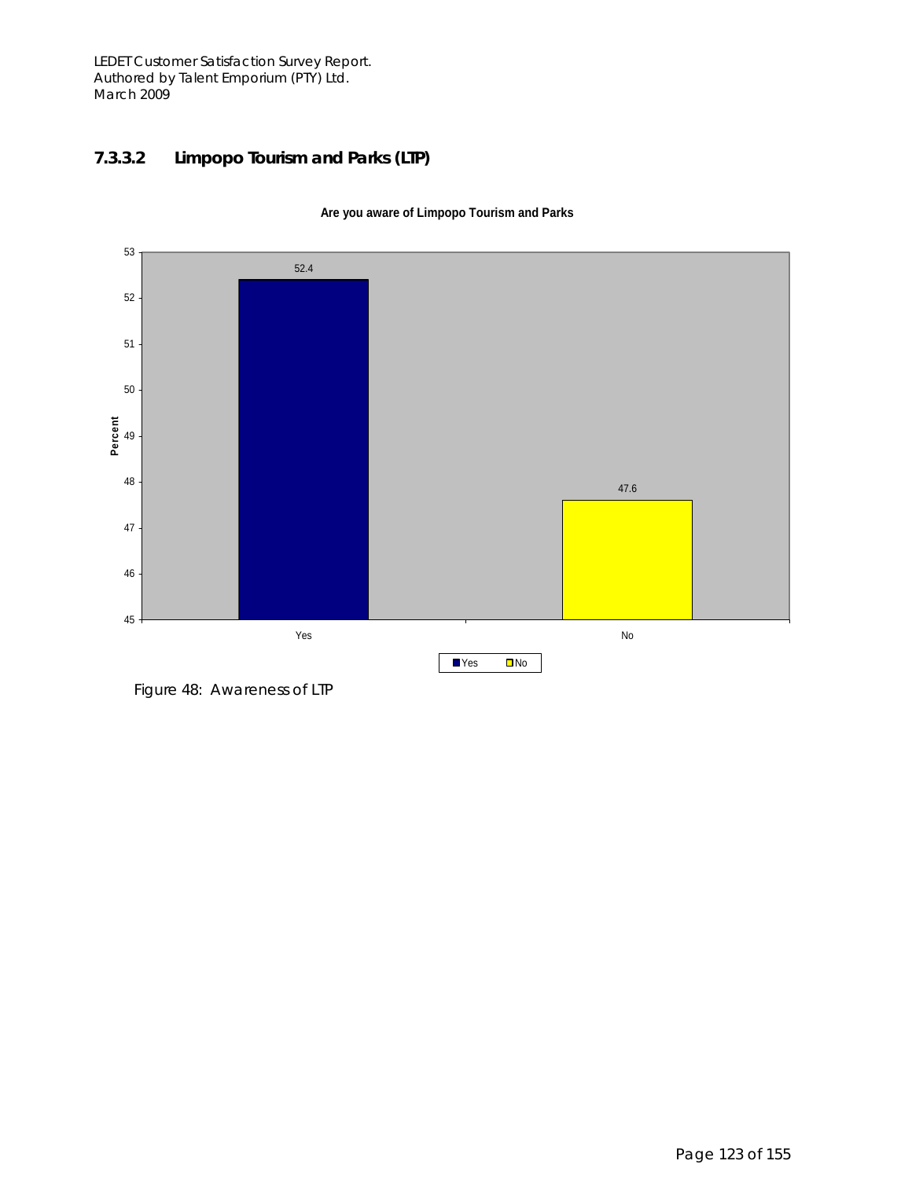### 7.3.3.2 Limpopo Tourism and Parks (LTP)

**Are you aware of Limpopo Tourism and Parks**

| Response | Percent |
|---|---|
| Yes | 52.4 |
| No | 47.6 |

Figure 48: Awareness of LTP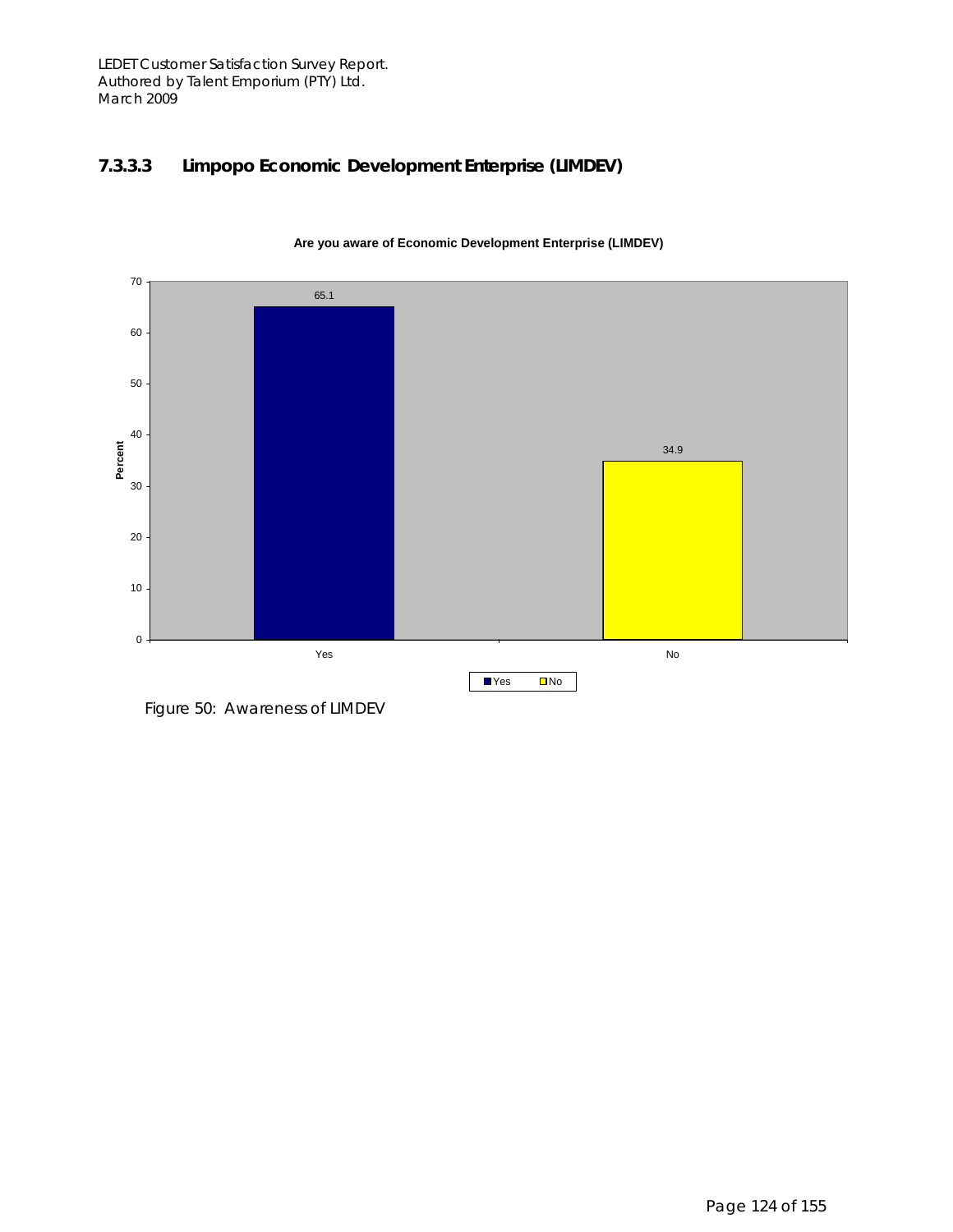### 7.3.3.3 Limpopo Economic Development Enterprise (LIMDEV)

**Are you aware of Economic Development Enterprise (LIMDEV)**

| | Percent |
|---|---|
| Yes | 65.1 |
| No | 34.9 |

Figure 50: Awareness of LIMDEV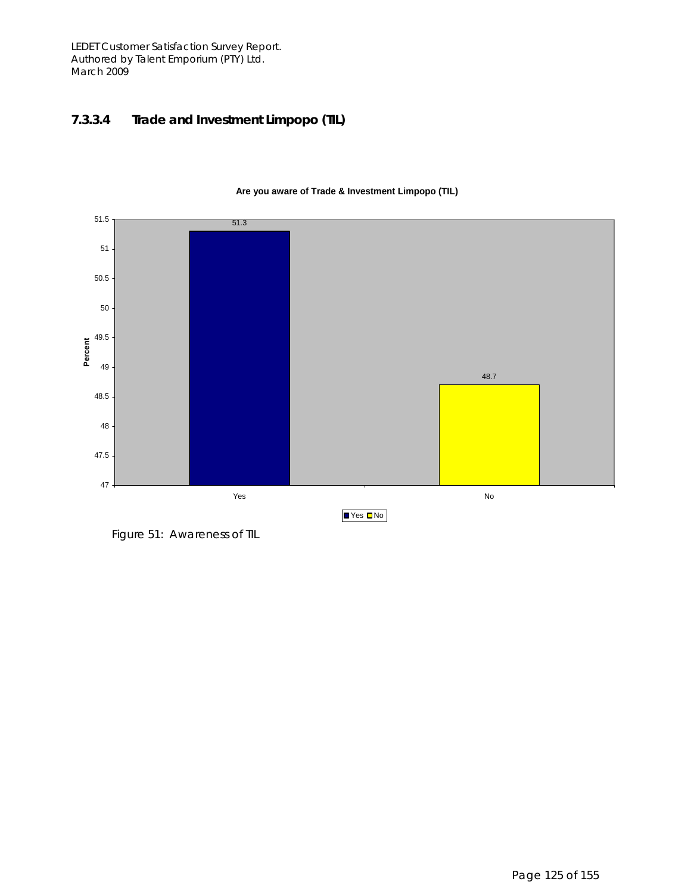### 7.3.3.4 Trade and Investment Limpopo (TIL)

**Are you aware of Trade & Investment Limpopo (TIL)**

| Response | Percent |
|---|---|
| Yes | 51.3 |
| No | 48.7 |

Figure 51: Awareness of TIL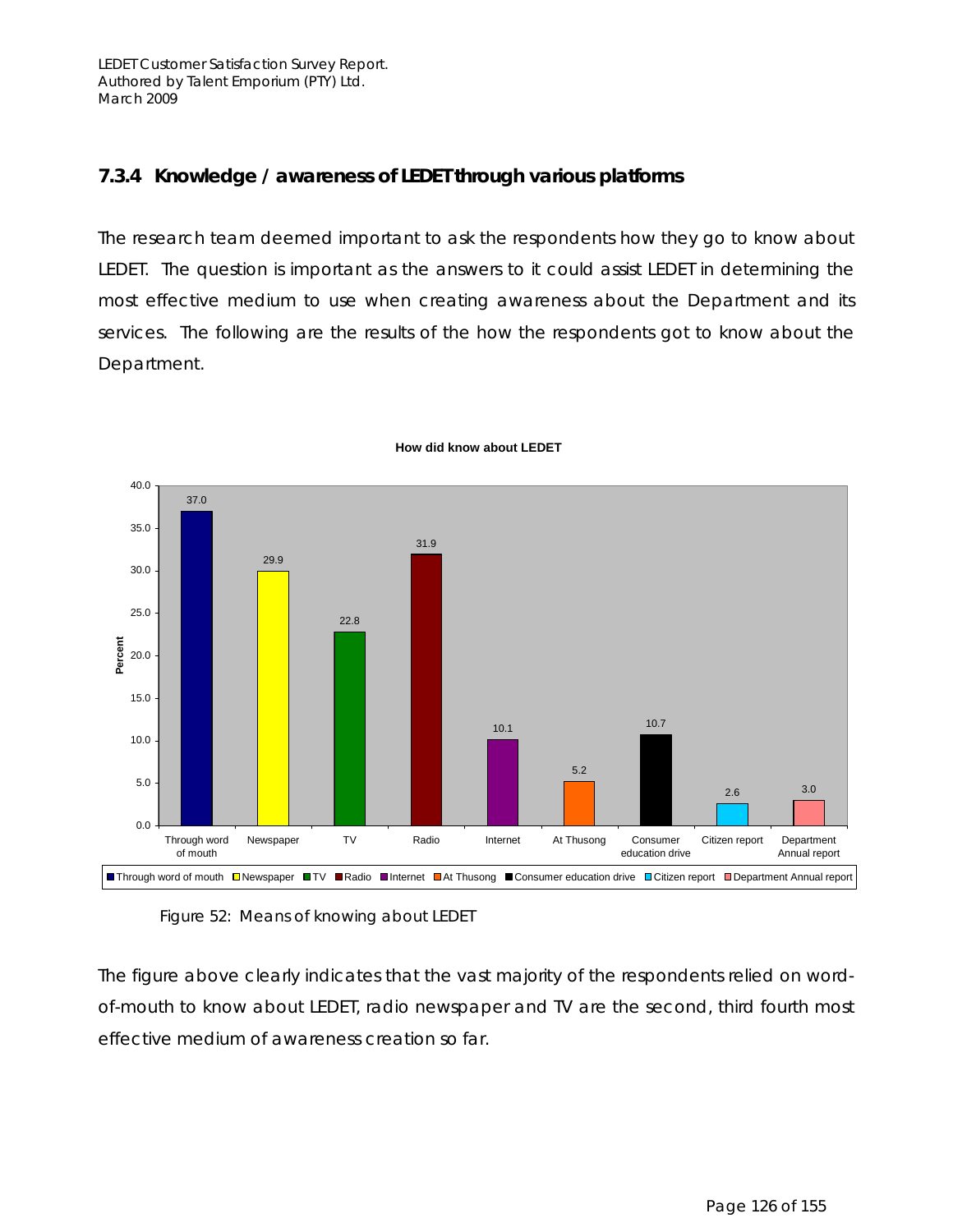### 7.3.4 Knowledge / awareness of LEDET through various platforms

The research team deemed important to ask the respondents how they go to know about LEDET. The question is important as the answers to it could assist LEDET in determining the most effective medium to use when creating awareness about the Department and its services. The following are the results of the how the respondents got to know about the Department.

**How did know about LEDET**

| Means | Percent |
|---|---|
| Through word of mouth | 37.0 |
| Newspaper | 29.9 |
| TV | 22.8 |
| Radio | 31.9 |
| Internet | 10.1 |
| At Thusong | 5.2 |
| Consumer education drive | 10.7 |
| Citizen report | 2.6 |
| Department Annual report | 3.0 |

Figure 52: Means of knowing about LEDET

The figure above clearly indicates that the vast majority of the respondents relied on word-of-mouth to know about LEDET, radio newspaper and TV are the second, third fourth most effective medium of awareness creation so far.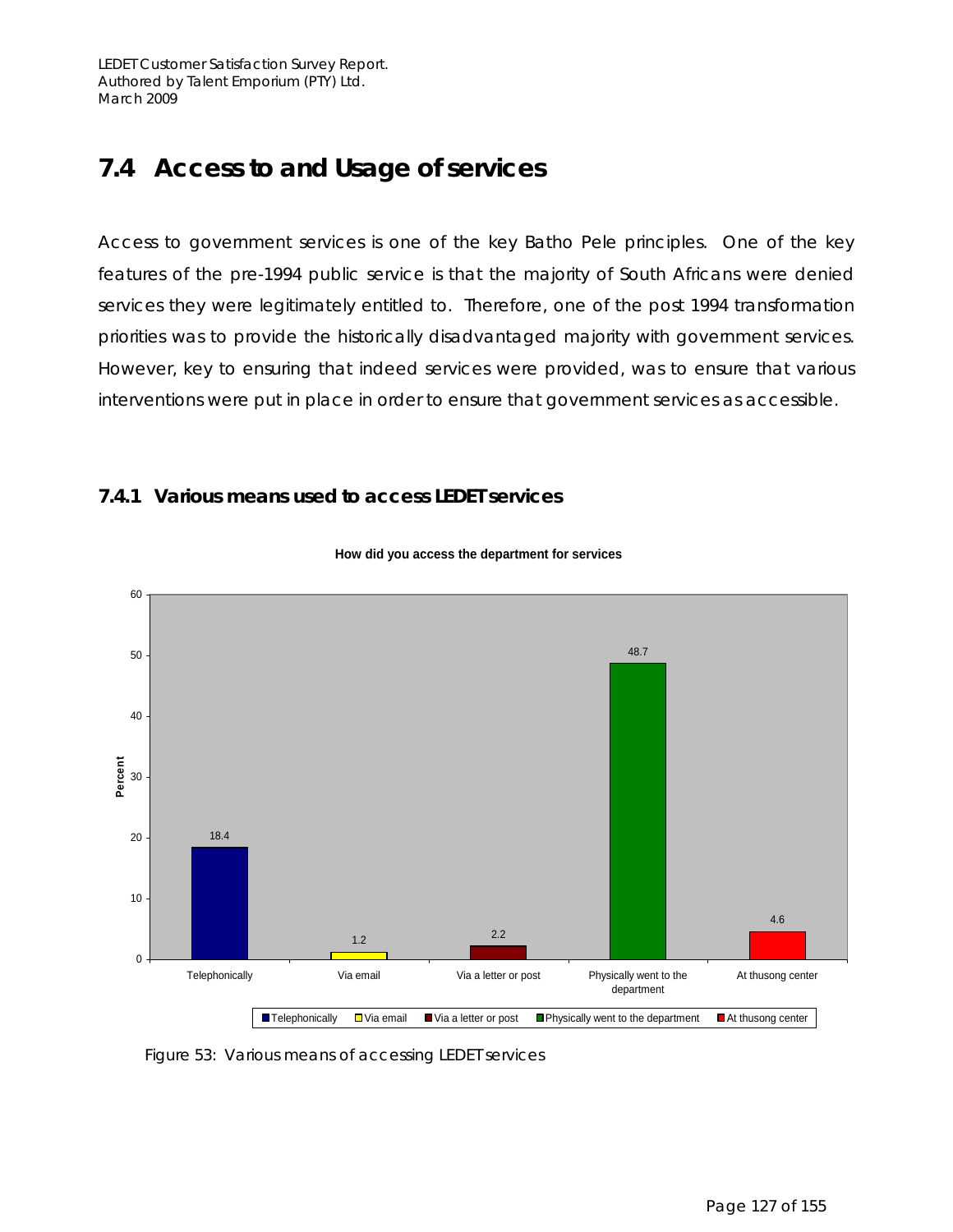## 7.4 Access to and Usage of services

Access to government services is one of the key Batho Pele principles. One of the key features of the pre-1994 public service is that the majority of South Africans were denied services they were legitimately entitled to. Therefore, one of the post 1994 transformation priorities was to provide the historically disadvantaged majority with government services. However, key to ensuring that indeed services were provided, was to ensure that various interventions were put in place in order to ensure that government services as accessible.

### 7.4.1 Various means used to access LEDET services

**How did you access the department for services**

| Means of access | Percent |
|---|---|
| Telephonically | 18.4 |
| Via email | 1.2 |
| Via a letter or post | 2.2 |
| Physically went to the department | 48.7 |
| At thusong center | 4.6 |

Figure 53: Various means of accessing LEDET services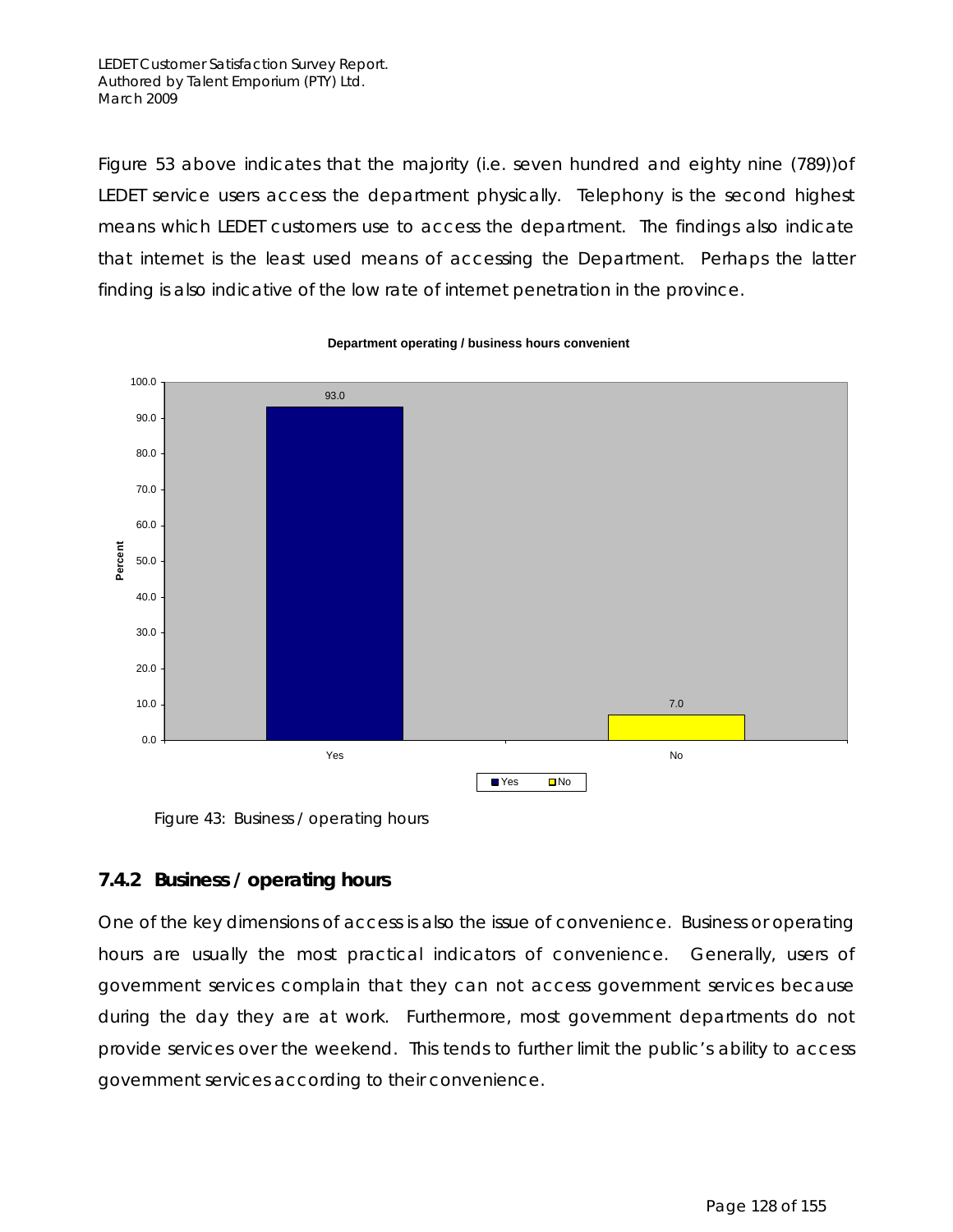Figure 53 above indicates that the majority (i.e. seven hundred and eighty nine (789))of LEDET service users access the department physically. Telephony is the second highest means which LEDET customers use to access the department. The findings also indicate that internet is the least used means of accessing the Department. Perhaps the latter finding is also indicative of the low rate of internet penetration in the province.

**Department operating / business hours convenient**

| Response | Percent |
|---|---|
| Yes | 93.0 |
| No | 7.0 |

Figure 43: Business / operating hours

### 7.4.2 Business / operating hours

One of the key dimensions of access is also the issue of convenience. Business or operating hours are usually the most practical indicators of convenience. Generally, users of government services complain that they can not access government services because during the day they are at work. Furthermore, most government departments do not provide services over the weekend. This tends to further limit the public's ability to access government services according to their convenience.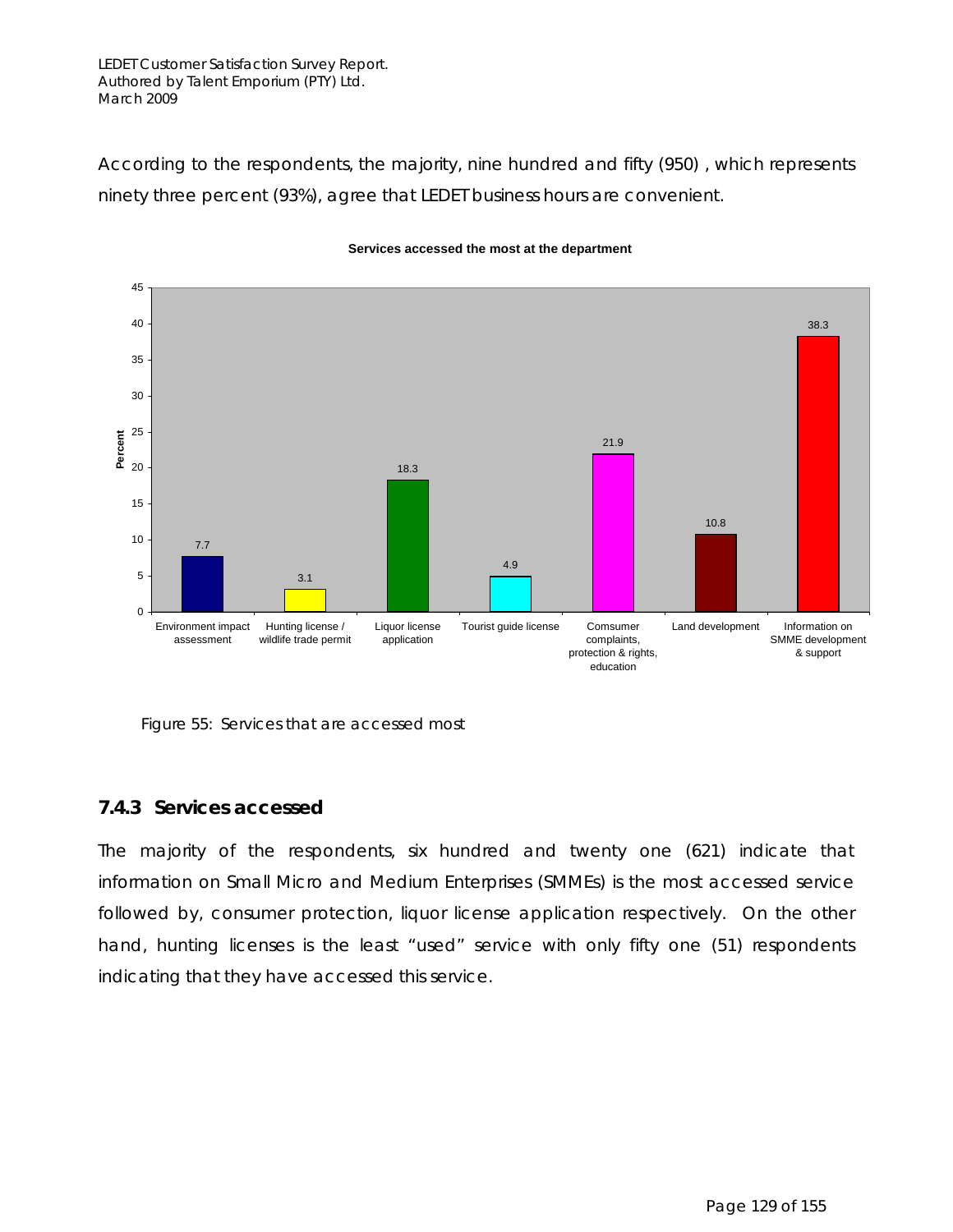According to the respondents, the majority, nine hundred and fifty (950) , which represents ninety three percent (93%), agree that LEDET business hours are convenient.

**Services accessed the most at the department**

| Service | Percent |
|---|---|
| Environment impact assessment | 7.7 |
| Hunting license / wildlife trade permit | 3.1 |
| Liquor license application | 18.3 |
| Tourist guide license | 4.9 |
| Comsumer complaints, protection & rights, education | 21.9 |
| Land development | 10.8 |
| Information on SMME development & support | 38.3 |

Figure 55: Services that are accessed most

### 7.4.3 Services accessed

The majority of the respondents, six hundred and twenty one (621) indicate that information on Small Micro and Medium Enterprises (SMMEs) is the most accessed service followed by, consumer protection, liquor license application respectively. On the other hand, hunting licenses is the least "used" service with only fifty one (51) respondents indicating that they have accessed this service.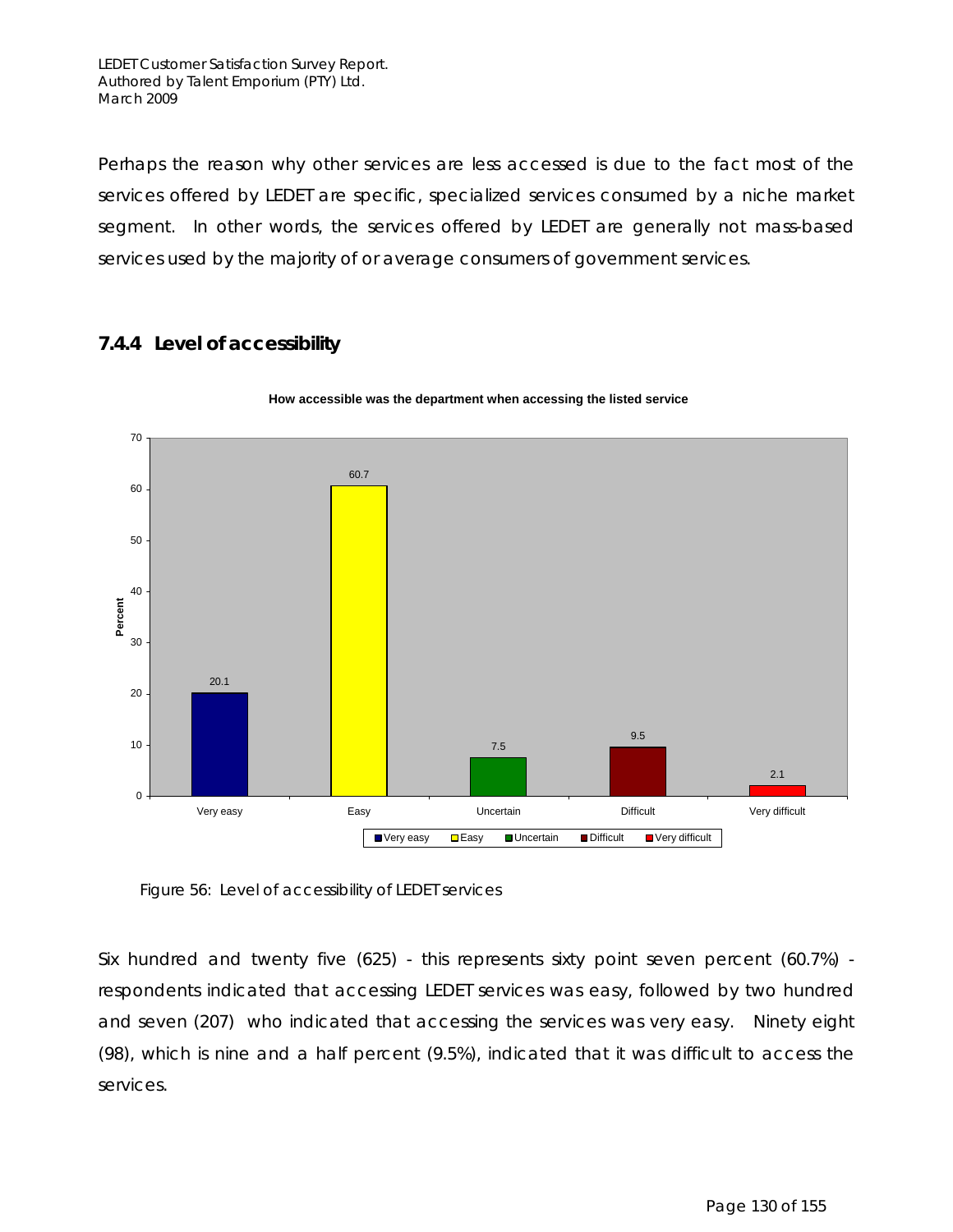Perhaps the reason why other services are less accessed is due to the fact most of the services offered by LEDET are specific, specialized services consumed by a niche market segment. In other words, the services offered by LEDET are generally not mass-based services used by the majority of or average consumers of government services.

### 7.4.4 Level of accessibility

**How accessible was the department when accessing the listed service**

| Response | Percent |
|---|---|
| Very easy | 20.1 |
| Easy | 60.7 |
| Uncertain | 7.5 |
| Difficult | 9.5 |
| Very difficult | 2.1 |

Figure 56: Level of accessibility of LEDET services

Six hundred and twenty five (625) - this represents sixty point seven percent (60.7%) - respondents indicated that accessing LEDET services was easy, followed by two hundred and seven (207) who indicated that accessing the services was very easy. Ninety eight (98), which is nine and a half percent (9.5%), indicated that it was difficult to access the services.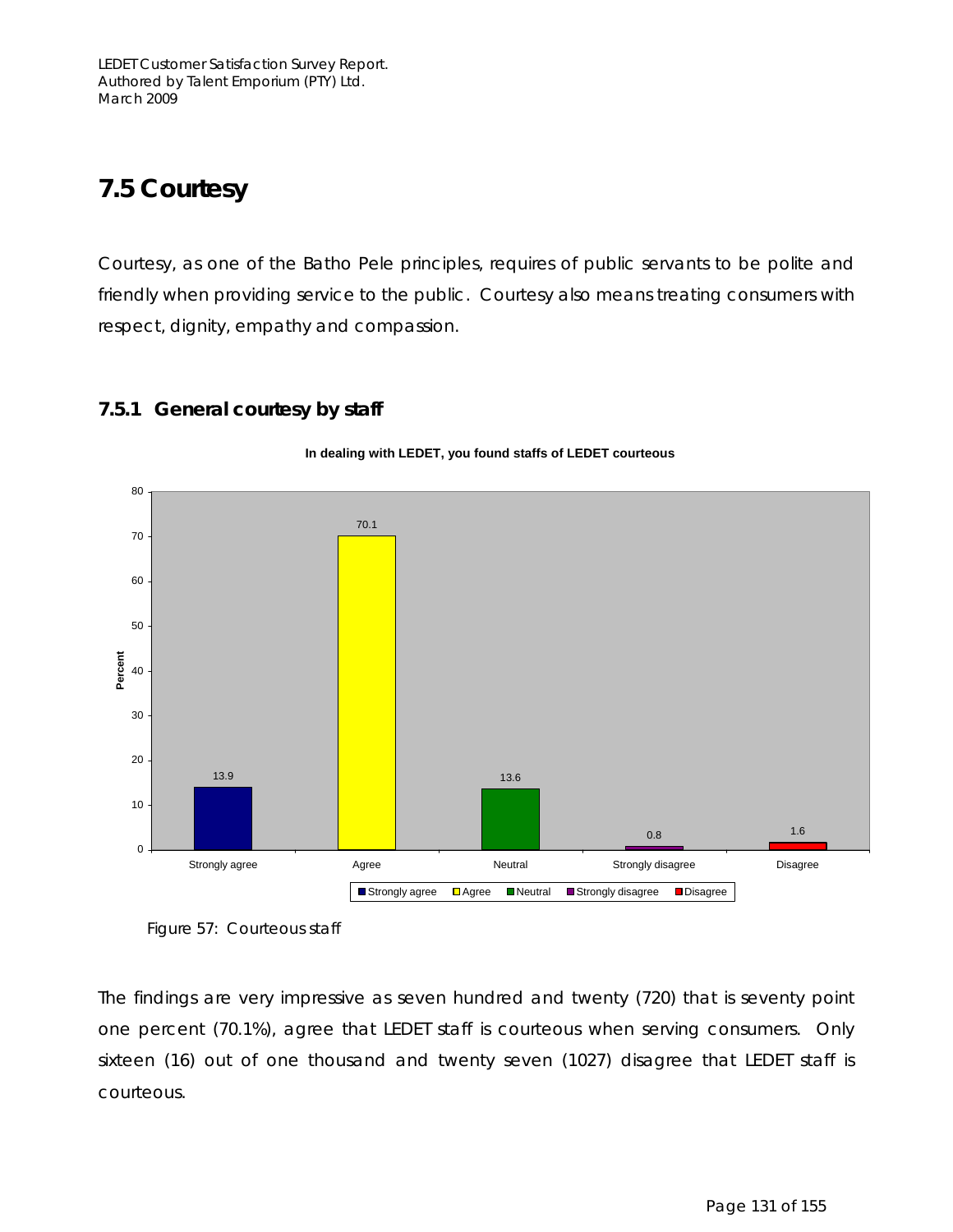## 7.5 Courtesy

Courtesy, as one of the Batho Pele principles, requires of public servants to be polite and friendly when providing service to the public. Courtesy also means treating consumers with respect, dignity, empathy and compassion.

### 7.5.1 General courtesy by staff

In dealing with LEDET, you found staffs of LEDET courteous

| Response | Percent |
|---|---|
| Strongly agree | 13.9 |
| Agree | 70.1 |
| Neutral | 13.6 |
| Strongly disagree | 0.8 |
| Disagree | 1.6 |

Figure 57: Courteous staff

The findings are very impressive as seven hundred and twenty (720) that is seventy point one percent (70.1%), agree that LEDET staff is courteous when serving consumers. Only sixteen (16) out of one thousand and twenty seven (1027) disagree that LEDET staff is courteous.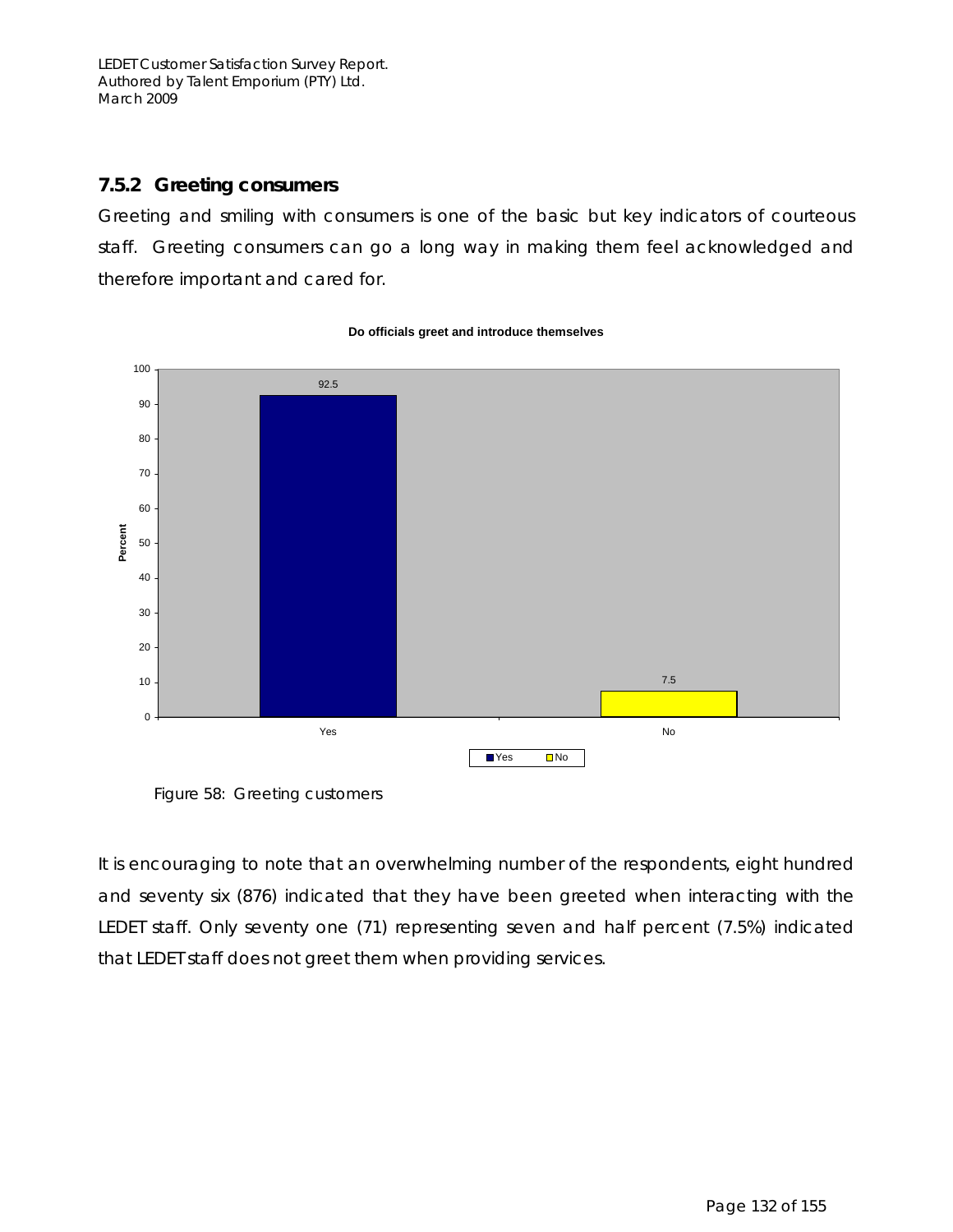### 7.5.2 Greeting consumers

Greeting and smiling with consumers is one of the basic but key indicators of courteous staff. Greeting consumers can go a long way in making them feel acknowledged and therefore important and cared for.

Figure 58: Greeting customers

It is encouraging to note that an overwhelming number of the respondents, eight hundred and seventy six (876) indicated that they have been greeted when interacting with the LEDET staff. Only seventy one (71) representing seven and half percent (7.5%) indicated that LEDET staff does not greet them when providing services.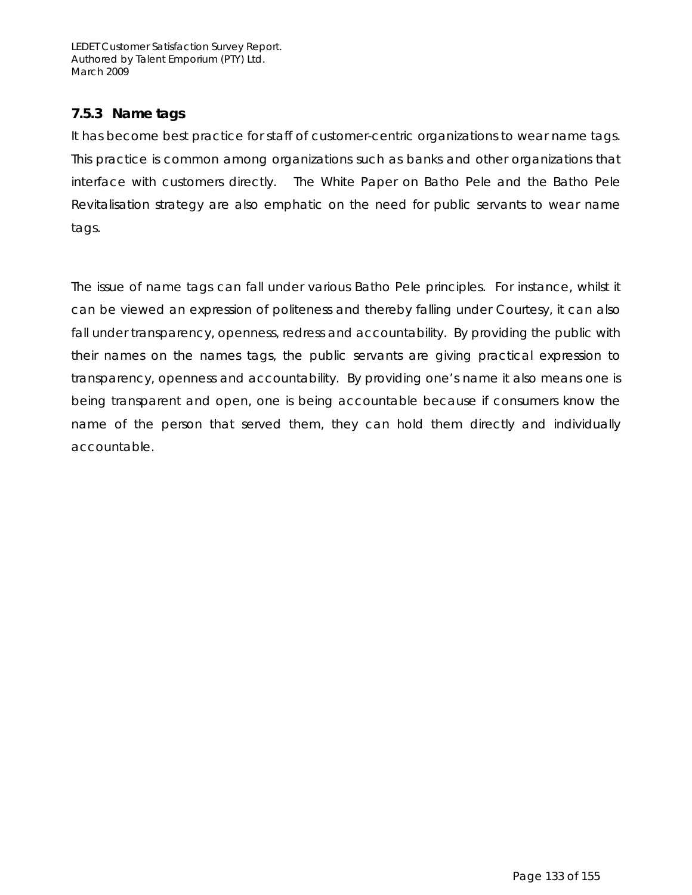### 7.5.3 Name tags

It has become best practice for staff of customer-centric organizations to wear name tags. This practice is common among organizations such as banks and other organizations that interface with customers directly. The White Paper on Batho Pele and the Batho Pele Revitalisation strategy are also emphatic on the need for public servants to wear name tags.

The issue of name tags can fall under various Batho Pele principles. For instance, whilst it can be viewed an expression of politeness and thereby falling under Courtesy, it can also fall under transparency, openness, redress and accountability. By providing the public with their names on the names tags, the public servants are giving practical expression to transparency, openness and accountability. By providing one's name it also means one is being transparent and open, one is being accountable because if consumers know the name of the person that served them, they can hold them directly and individually accountable.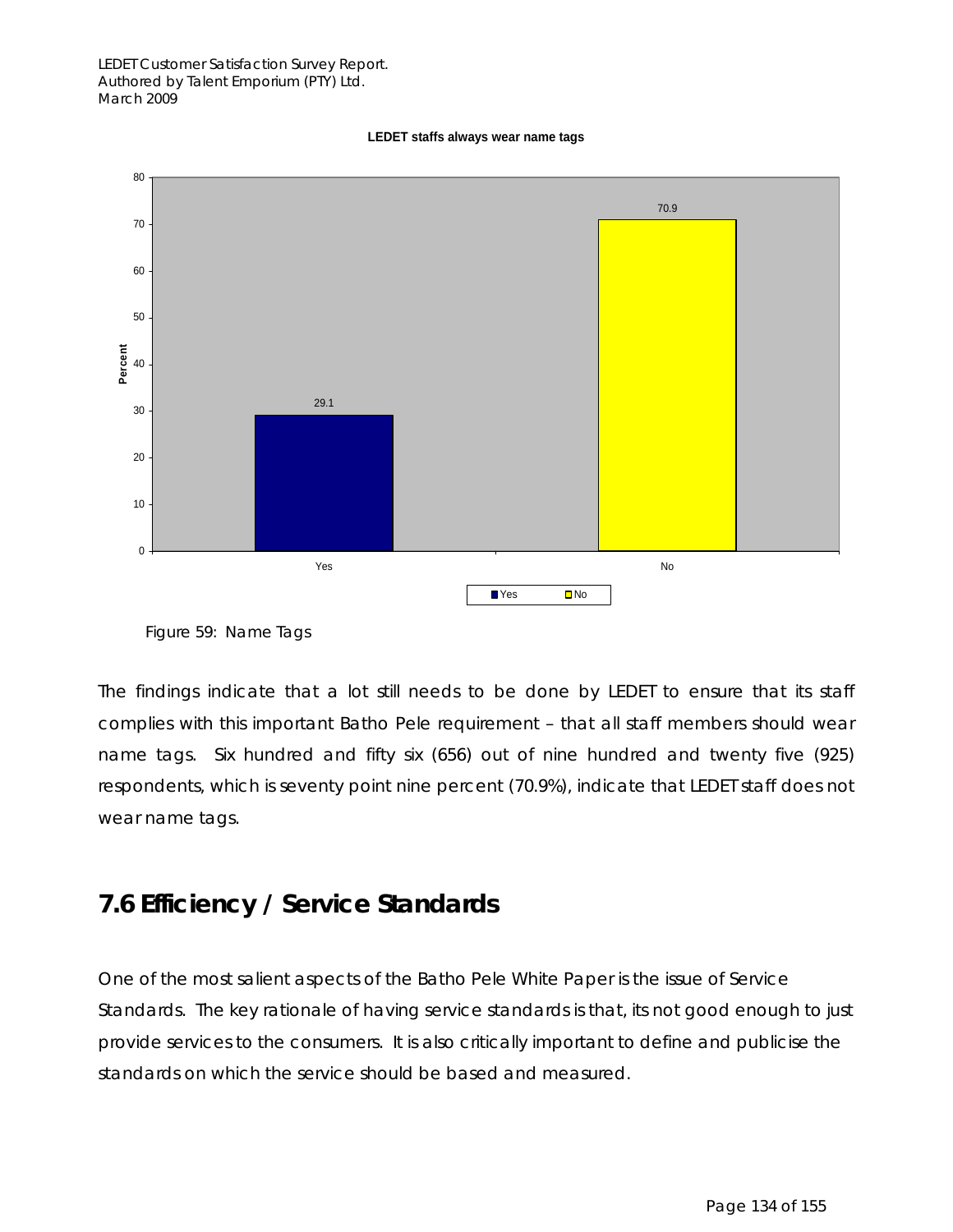**LEDET staffs always wear name tags**

| | Percent |
|---|---|
| Yes | 29.1 |
| No | 70.9 |

Figure 59: Name Tags

The findings indicate that a lot still needs to be done by LEDET to ensure that its staff complies with this important Batho Pele requirement – that all staff members should wear name tags. Six hundred and fifty six (656) out of nine hundred and twenty five (925) respondents, which is seventy point nine percent (70.9%), indicate that LEDET staff does not wear name tags.

## 7.6 Efficiency / Service Standards

One of the most salient aspects of the Batho Pele White Paper is the issue of Service Standards. The key rationale of having service standards is that, its not good enough to just provide services to the consumers. It is also critically important to define and publicise the standards on which the service should be based and measured.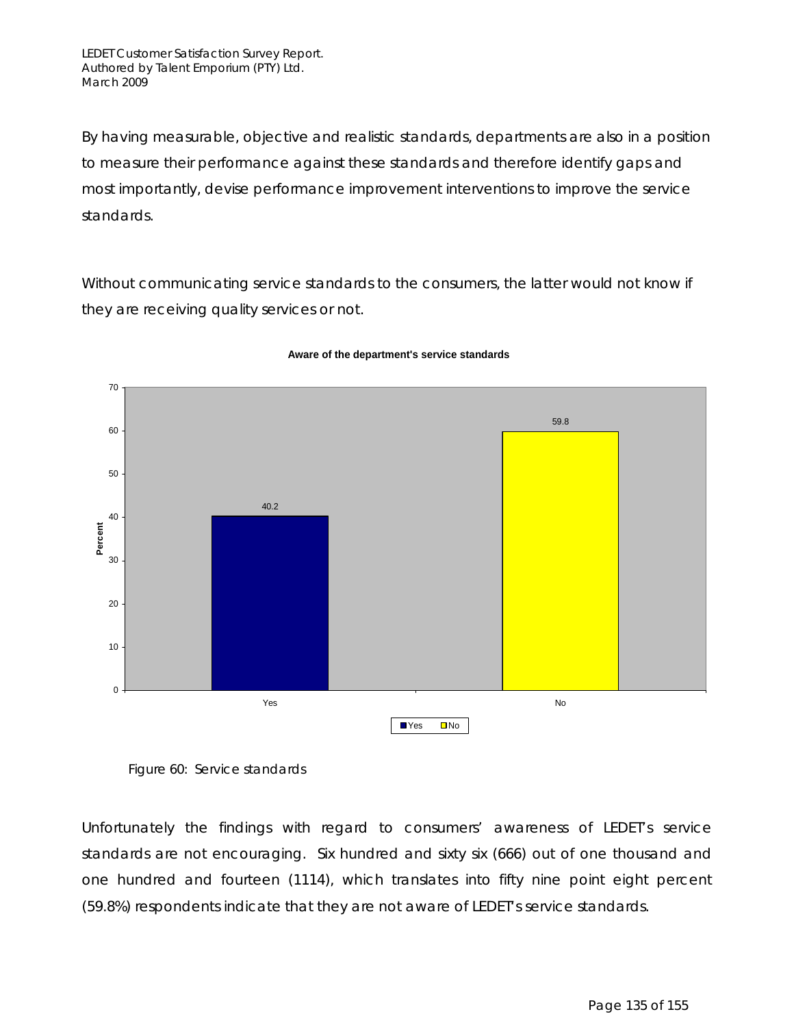By having measurable, objective and realistic standards, departments are also in a position to measure their performance against these standards and therefore identify gaps and most importantly, devise performance improvement interventions to improve the service standards.

Without communicating service standards to the consumers, the latter would not know if they are receiving quality services or not.

**Aware of the department's service standards**

| Response | Percent |
|---|---|
| Yes | 40.2 |
| No | 59.8 |

Figure 60: Service standards

Unfortunately the findings with regard to consumers' awareness of LEDET's service standards are not encouraging. Six hundred and sixty six (666) out of one thousand and one hundred and fourteen (1114), which translates into fifty nine point eight percent (59.8%) respondents indicate that they are not aware of LEDET's service standards.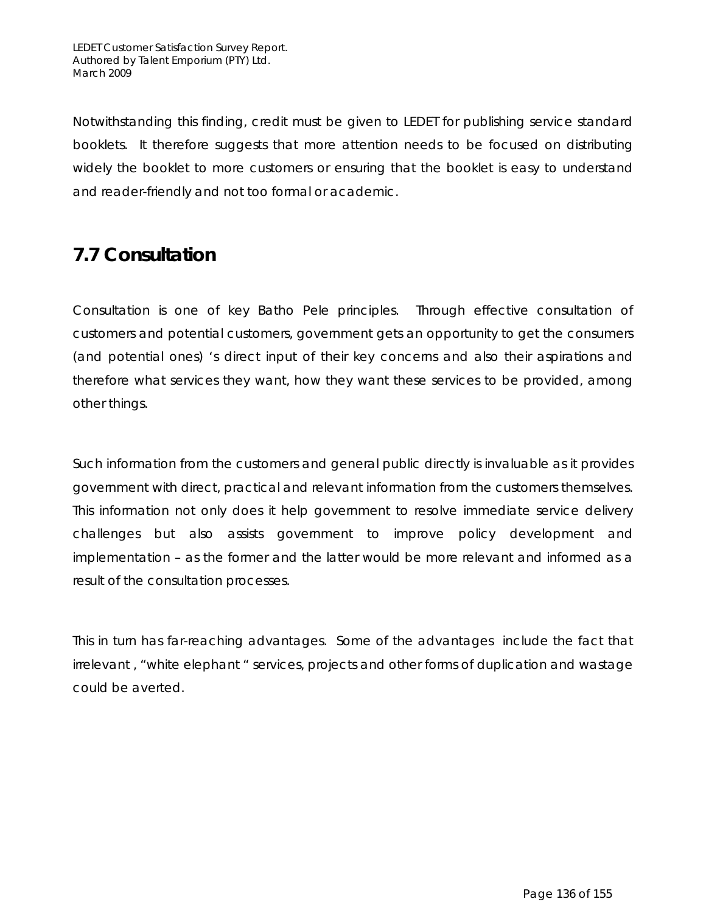Notwithstanding this finding, credit must be given to LEDET for publishing service standard booklets. It therefore suggests that more attention needs to be focused on distributing widely the booklet to more customers or ensuring that the booklet is easy to understand and reader-friendly and not too formal or academic.

## 7.7 Consultation

Consultation is one of key Batho Pele principles. Through effective consultation of customers and potential customers, government gets an opportunity to get the consumers (and potential ones) 's direct input of their key concerns and also their aspirations and therefore what services they want, how they want these services to be provided, among other things.

Such information from the customers and general public directly is invaluable as it provides government with direct, practical and relevant information from the customers themselves. This information not only does it help government to resolve immediate service delivery challenges but also assists government to improve policy development and implementation – as the former and the latter would be more relevant and informed as a result of the consultation processes.

This in turn has far-reaching advantages. Some of the advantages include the fact that irrelevant , "white elephant " services, projects and other forms of duplication and wastage could be averted.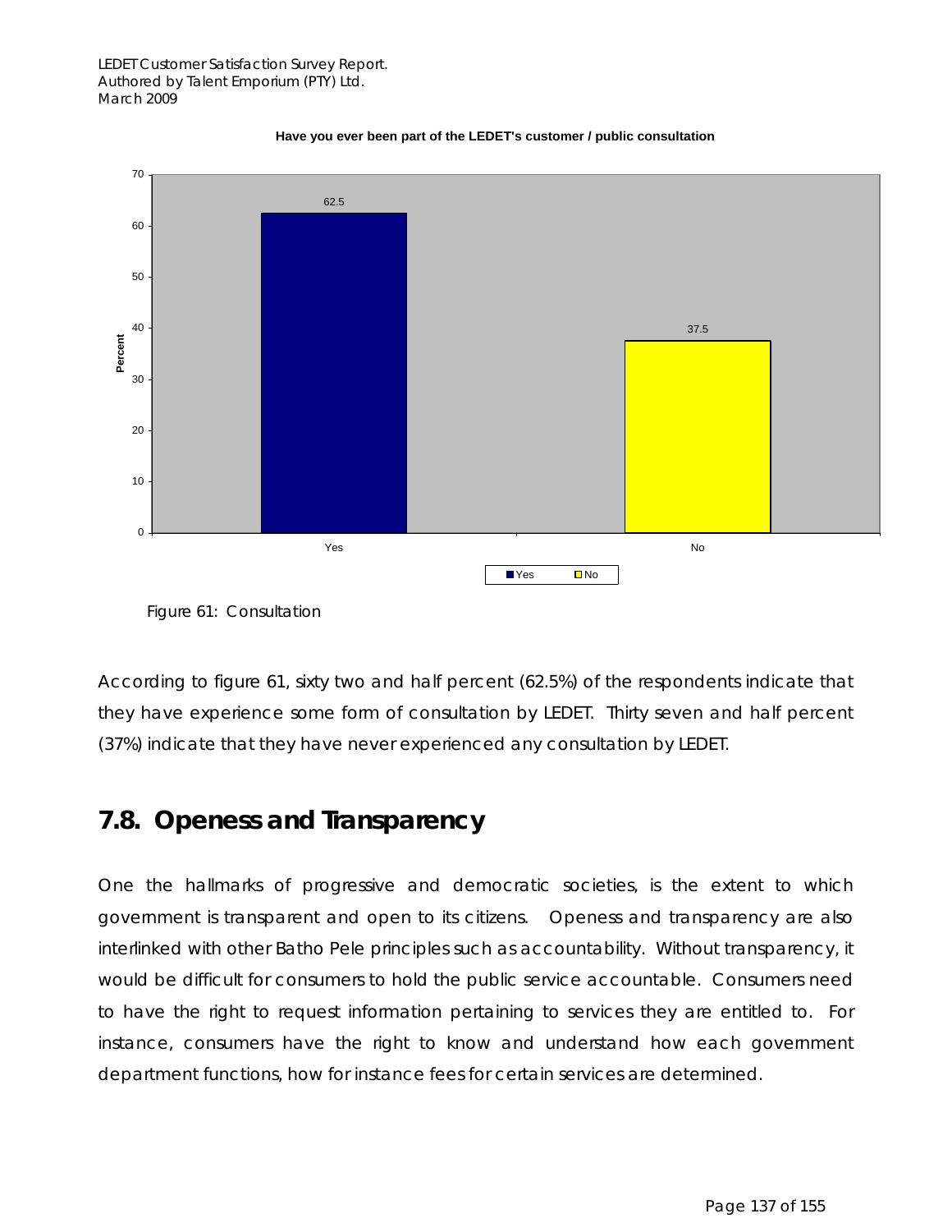**Have you ever been part of the LEDET's customer / public consultation**

| | Percent |
|---|---|
| Yes | 62.5 |
| No | 37.5 |

Figure 61: Consultation

According to figure 61, sixty two and half percent (62.5%) of the respondents indicate that they have experience some form of consultation by LEDET. Thirty seven and half percent (37%) indicate that they have never experienced any consultation by LEDET.

## 7.8. Openess and Transparency

One the hallmarks of progressive and democratic societies, is the extent to which government is transparent and open to its citizens. Openess and transparency are also interlinked with other Batho Pele principles such as accountability. Without transparency, it would be difficult for consumers to hold the public service accountable. Consumers need to have the right to request information pertaining to services they are entitled to. For instance, consumers have the right to know and understand how each government department functions, how for instance fees for certain services are determined.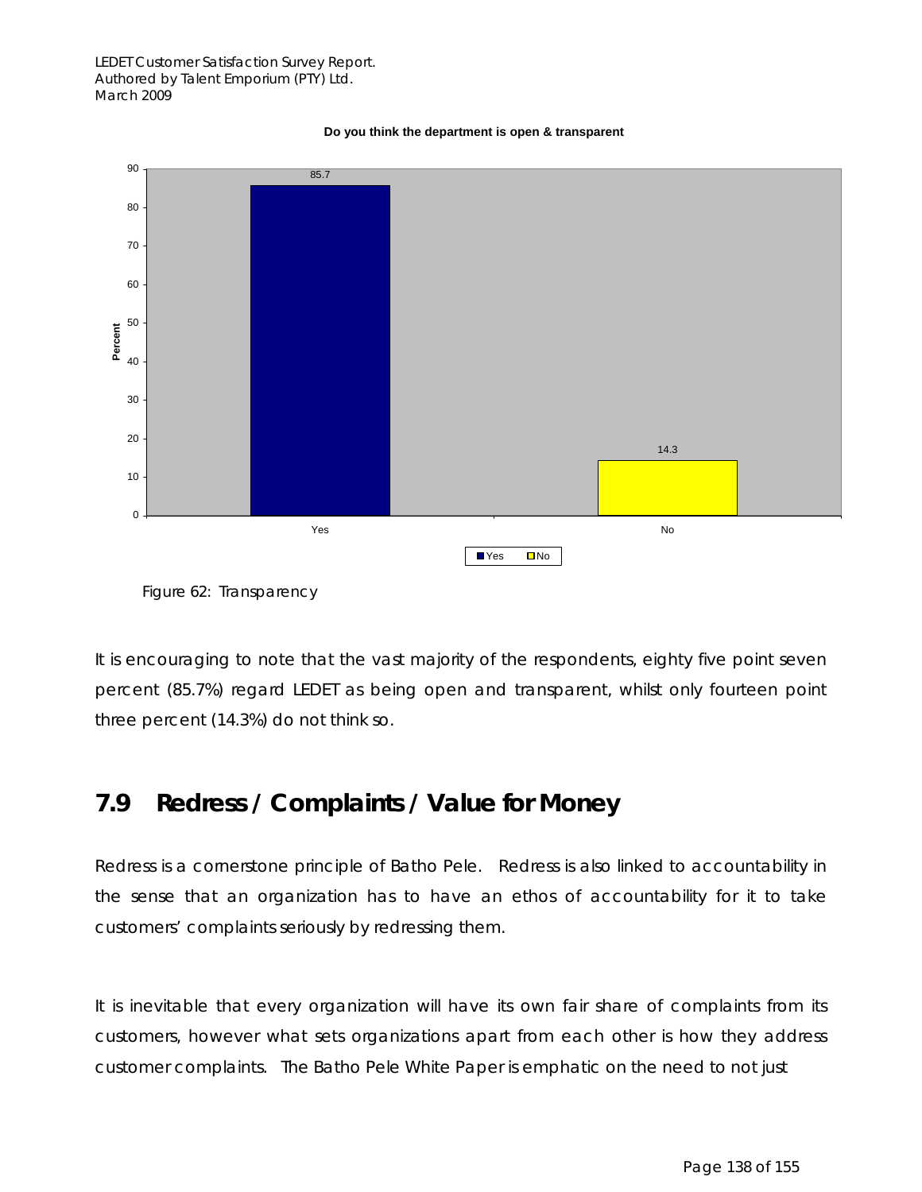**Do you think the department is open & transparent**

| | Percent |
|---|---|
| Yes | 85.7 |
| No | 14.3 |

Figure 62: Transparency

It is encouraging to note that the vast majority of the respondents, eighty five point seven percent (85.7%) regard LEDET as being open and transparent, whilst only fourteen point three percent (14.3%) do not think so.

## 7.9 Redress / Complaints / Value for Money

Redress is a cornerstone principle of Batho Pele. Redress is also linked to accountability in the sense that an organization has to have an ethos of accountability for it to take customers' complaints seriously by redressing them.

It is inevitable that every organization will have its own fair share of complaints from its customers, however what sets organizations apart from each other is how they address customer complaints. The Batho Pele White Paper is emphatic on the need to not just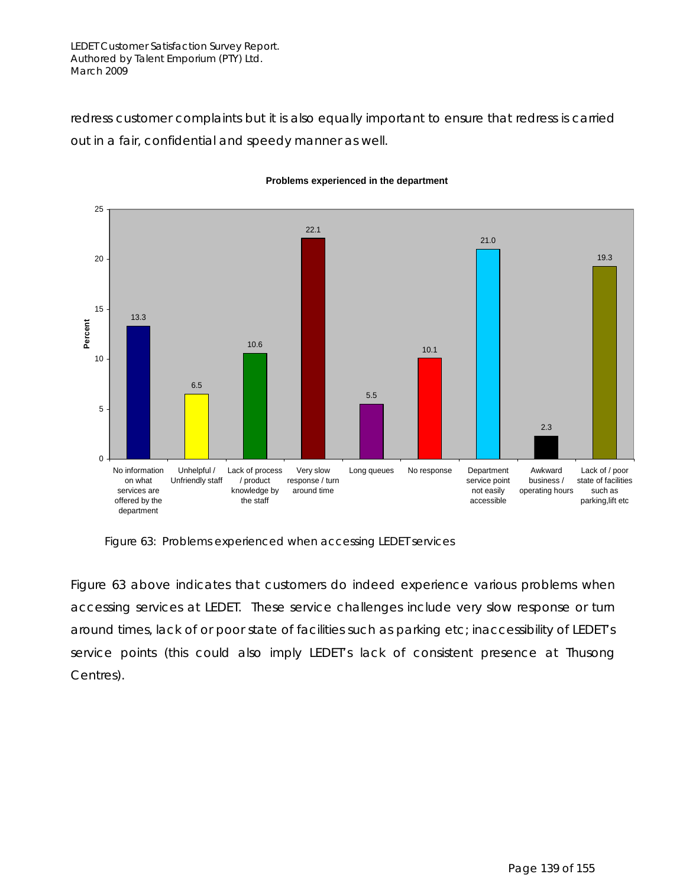redress customer complaints but it is also equally important to ensure that redress is carried out in a fair, confidential and speedy manner as well.

**Problems experienced in the department**

| Problem | Percent |
|---|---|
| No information on what services are offered by the department | 13.3 |
| Unhelpful / Unfriendly staff | 6.5 |
| Lack of process / product knowledge by the staff | 10.6 |
| Very slow response / turn around time | 22.1 |
| Long queues | 5.5 |
| No response | 10.1 |
| Department service point not easily accessible | 21.0 |
| Awkward business / operating hours | 2.3 |
| Lack of / poor state of facilities such as parking,lift etc | 19.3 |

Figure 63: Problems experienced when accessing LEDET services

Figure 63 above indicates that customers do indeed experience various problems when accessing services at LEDET. These service challenges include very slow response or turn around times, lack of or poor state of facilities such as parking etc; inaccessibility of LEDET's service points (this could also imply LEDET's lack of consistent presence at Thusong Centres).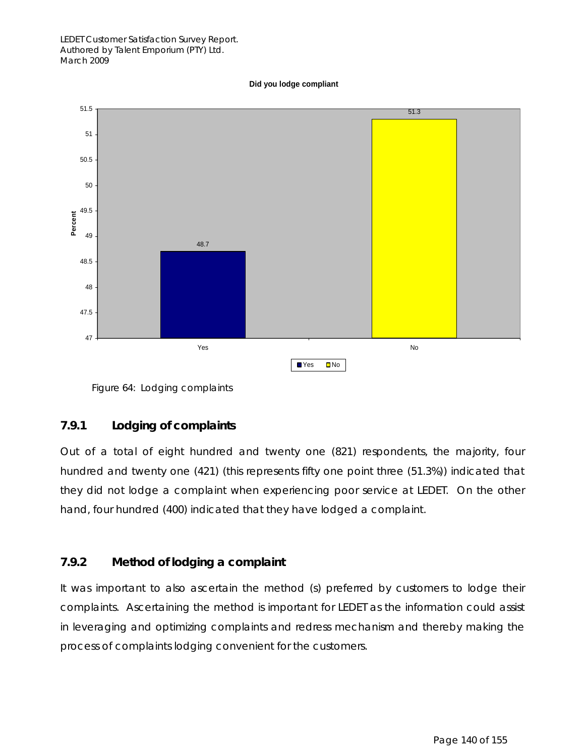Did you lodge compliant

| | Percent |
|---|---|
| Yes | 48.7 |
| No | 51.3 |

Figure 64: Lodging complaints

### 7.9.1 Lodging of complaints

Out of a total of eight hundred and twenty one (821) respondents, the majority, four hundred and twenty one (421) (this represents fifty one point three (51.3%)) indicated that they did not lodge a complaint when experiencing poor service at LEDET. On the other hand, four hundred (400) indicated that they have lodged a complaint.

### 7.9.2 Method of lodging a complaint

It was important to also ascertain the method (s) preferred by customers to lodge their complaints. Ascertaining the method is important for LEDET as the information could assist in leveraging and optimizing complaints and redress mechanism and thereby making the process of complaints lodging convenient for the customers.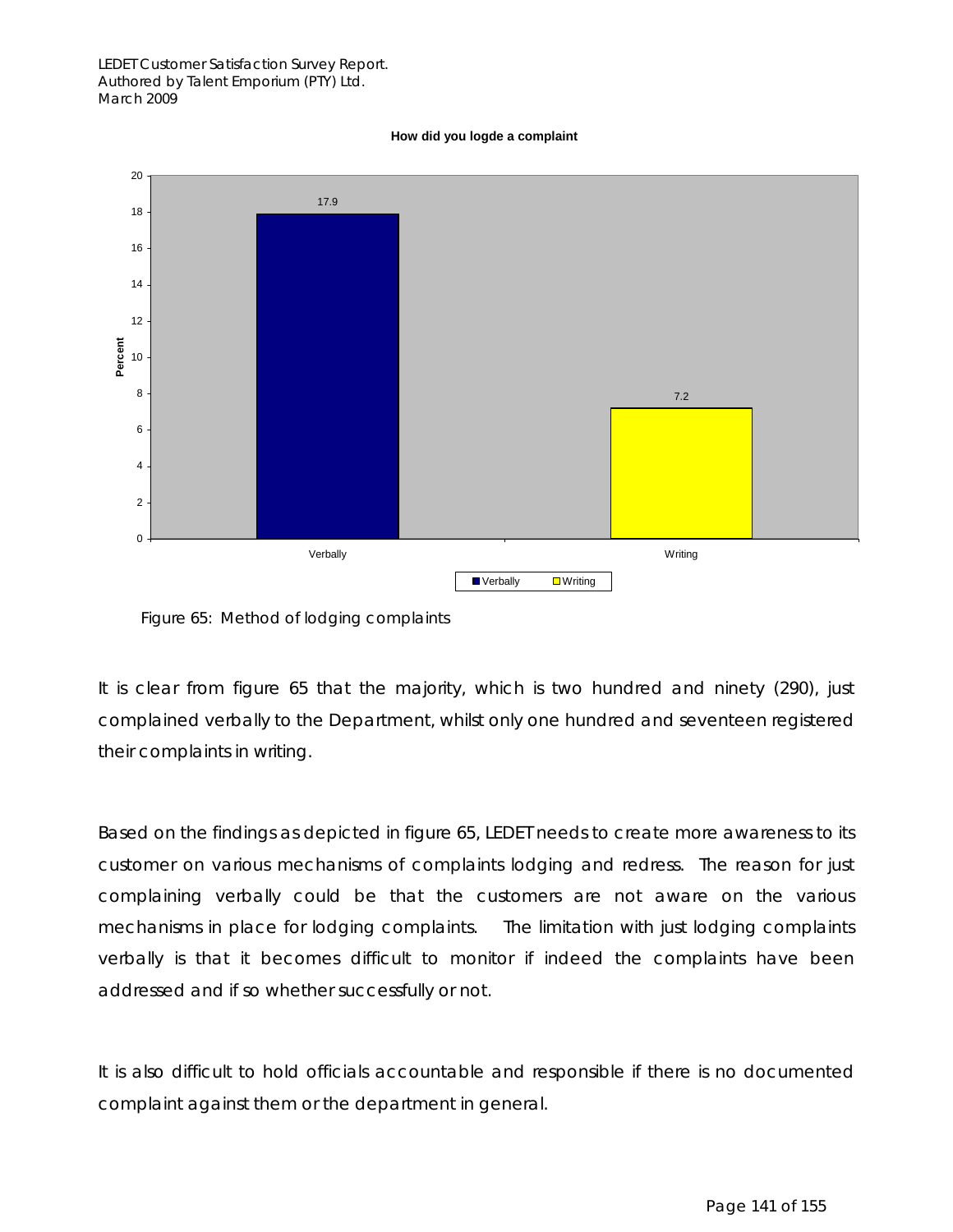**How did you logde a complaint**

| | Percent |
|---|---|
| Verbally | 17.9 |
| Writing | 7.2 |

Figure 65: Method of lodging complaints

It is clear from figure 65 that the majority, which is two hundred and ninety (290), just complained verbally to the Department, whilst only one hundred and seventeen registered their complaints in writing.

Based on the findings as depicted in figure 65, LEDET needs to create more awareness to its customer on various mechanisms of complaints lodging and redress. The reason for just complaining verbally could be that the customers are not aware on the various mechanisms in place for lodging complaints. The limitation with just lodging complaints verbally is that it becomes difficult to monitor if indeed the complaints have been addressed and if so whether successfully or not.

It is also difficult to hold officials accountable and responsible if there is no documented complaint against them or the department in general.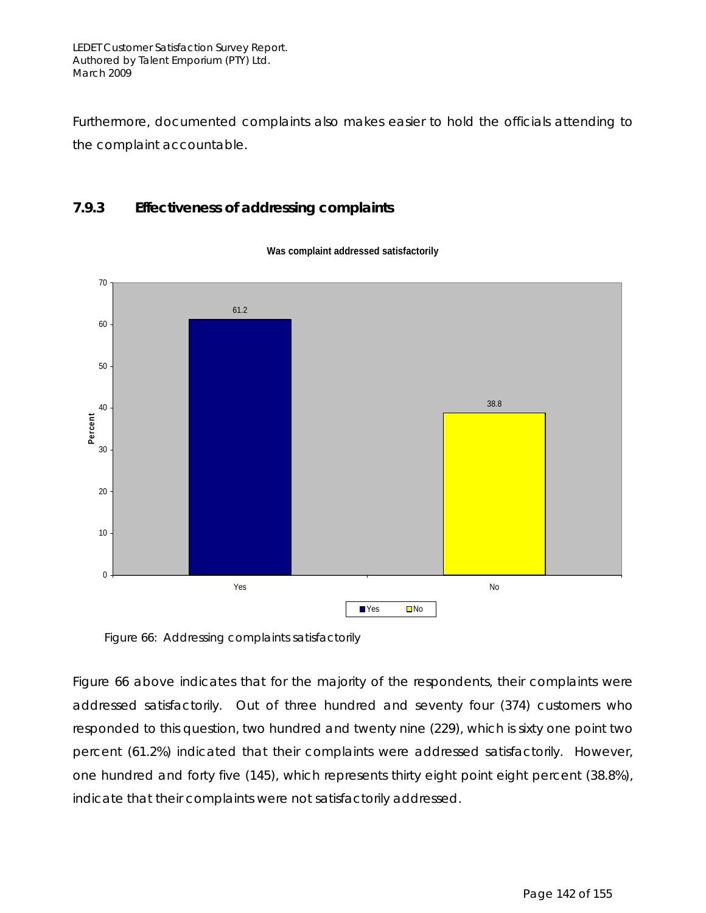Furthermore, documented complaints also makes easier to hold the officials attending to the complaint accountable.

### 7.9.3 Effectiveness of addressing complaints

**Was complaint addressed satisfactorily**

| | Percent |
|---|---|
| Yes | 61.2 |
| No | 38.8 |

Figure 66: Addressing complaints satisfactorily

Figure 66 above indicates that for the majority of the respondents, their complaints were addressed satisfactorily. Out of three hundred and seventy four (374) customers who responded to this question, two hundred and twenty nine (229), which is sixty one point two percent (61.2%) indicated that their complaints were addressed satisfactorily. However, one hundred and forty five (145), which represents thirty eight point eight percent (38.8%), indicate that their complaints were not satisfactorily addressed.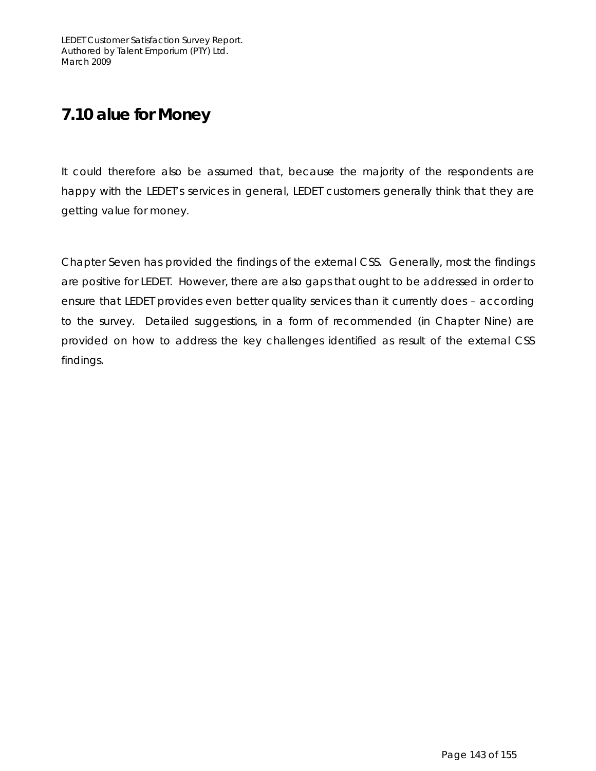## 7.10 alue for Money

It could therefore also be assumed that, because the majority of the respondents are happy with the LEDET's services in general, LEDET customers generally think that they are getting value for money.

Chapter Seven has provided the findings of the external CSS. Generally, most the findings are positive for LEDET. However, there are also gaps that ought to be addressed in order to ensure that LEDET provides even better quality services than it currently does – according to the survey. Detailed suggestions, in a form of recommended (in Chapter Nine) are provided on how to address the key challenges identified as result of the external CSS findings.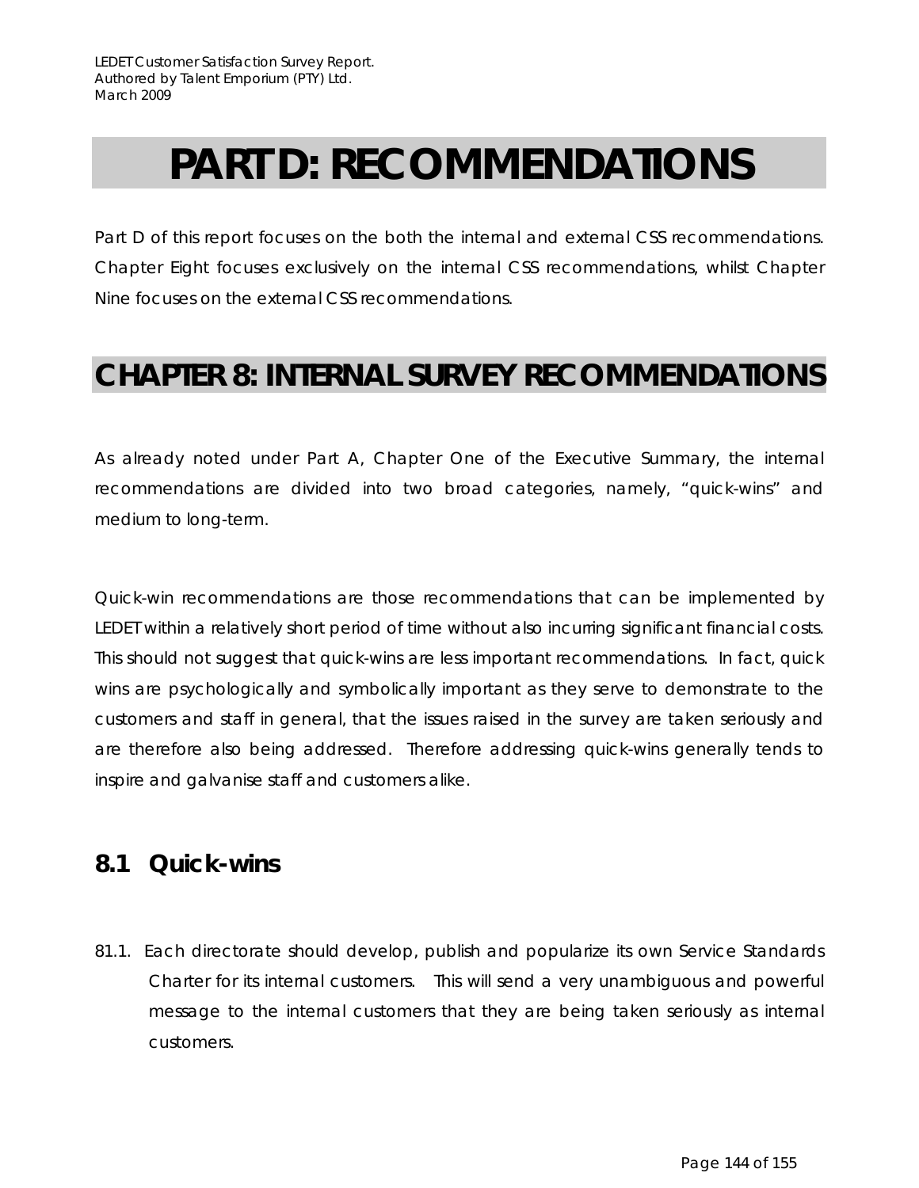# PART D: RECOMMENDATIONS

Part D of this report focuses on the both the internal and external CSS recommendations. Chapter Eight focuses exclusively on the internal CSS recommendations, whilst Chapter Nine focuses on the external CSS recommendations.

# CHAPTER 8: INTERNAL SURVEY RECOMMENDATIONS

As already noted under Part A, Chapter One of the Executive Summary, the internal recommendations are divided into two broad categories, namely, "quick-wins" and medium to long-term.

Quick-win recommendations are those recommendations that can be implemented by LEDET within a relatively short period of time without also incurring significant financial costs. This should not suggest that quick-wins are less important recommendations. In fact, quick wins are psychologically and symbolically important as they serve to demonstrate to the customers and staff in general, that the issues raised in the survey are taken seriously and are therefore also being addressed. Therefore addressing quick-wins generally tends to inspire and galvanise staff and customers alike.

## 8.1 Quick-wins

81.1. Each directorate should develop, publish and popularize its own Service Standards Charter for its internal customers. This will send a very unambiguous and powerful message to the internal customers that they are being taken seriously as internal customers.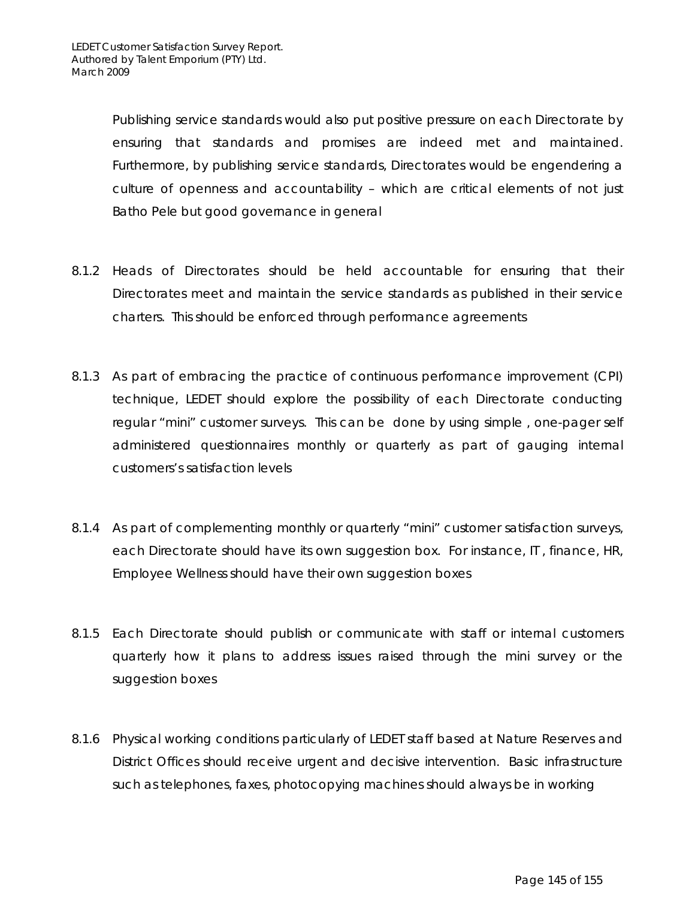Publishing service standards would also put positive pressure on each Directorate by ensuring that standards and promises are indeed met and maintained. Furthermore, by publishing service standards, Directorates would be engendering a culture of openness and accountability – which are critical elements of not just Batho Pele but good governance in general

8.1.2 Heads of Directorates should be held accountable for ensuring that their Directorates meet and maintain the service standards as published in their service charters. This should be enforced through performance agreements

8.1.3 As part of embracing the practice of continuous performance improvement (CPI) technique, LEDET should explore the possibility of each Directorate conducting regular "mini" customer surveys. This can be done by using simple , one-pager self administered questionnaires monthly or quarterly as part of gauging internal customers's satisfaction levels

8.1.4 As part of complementing monthly or quarterly "mini" customer satisfaction surveys, each Directorate should have its own suggestion box. For instance, IT , finance, HR, Employee Wellness should have their own suggestion boxes

8.1.5 Each Directorate should publish or communicate with staff or internal customers quarterly how it plans to address issues raised through the mini survey or the suggestion boxes

8.1.6 Physical working conditions particularly of LEDET staff based at Nature Reserves and District Offices should receive urgent and decisive intervention. Basic infrastructure such as telephones, faxes, photocopying machines should always be in working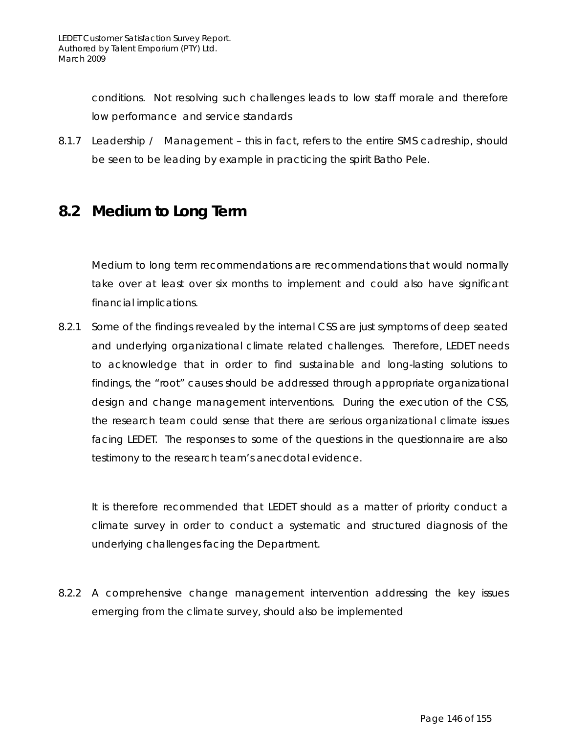conditions. Not resolving such challenges leads to low staff morale and therefore low performance and service standards

8.1.7 Leadership / Management – this in fact, refers to the entire SMS cadreship, should be seen to be leading by example in practicing the spirit Batho Pele.

## 8.2 Medium to Long Term

Medium to long term recommendations are recommendations that would normally take over at least over six months to implement and could also have significant financial implications.

8.2.1 Some of the findings revealed by the internal CSS are just symptoms of deep seated and underlying organizational climate related challenges. Therefore, LEDET needs to acknowledge that in order to find sustainable and long-lasting solutions to findings, the "root" causes should be addressed through appropriate organizational design and change management interventions. During the execution of the CSS, the research team could sense that there are serious organizational climate issues facing LEDET. The responses to some of the questions in the questionnaire are also testimony to the research team's anecdotal evidence.

It is therefore recommended that LEDET should as a matter of priority conduct a climate survey in order to conduct a systematic and structured diagnosis of the underlying challenges facing the Department.

8.2.2 A comprehensive change management intervention addressing the key issues emerging from the climate survey, should also be implemented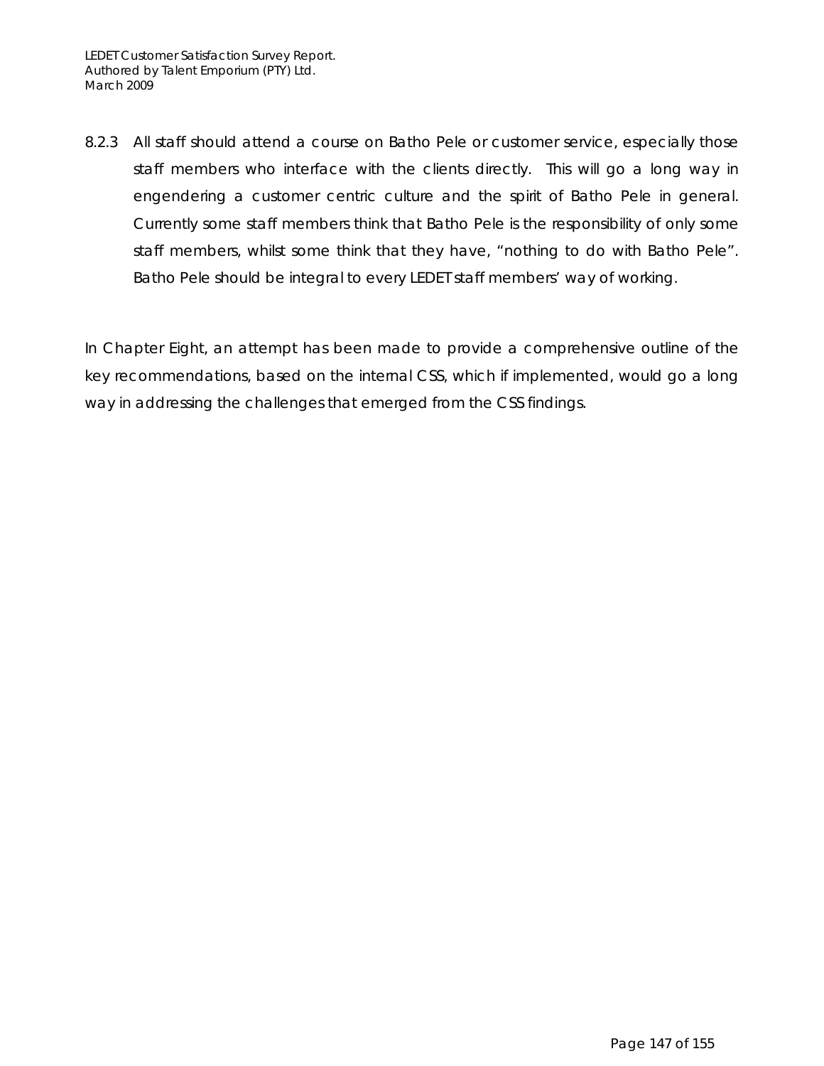8.2.3 All staff should attend a course on Batho Pele or customer service, especially those staff members who interface with the clients directly. This will go a long way in engendering a customer centric culture and the spirit of Batho Pele in general. Currently some staff members think that Batho Pele is the responsibility of only some staff members, whilst some think that they have, "nothing to do with Batho Pele". Batho Pele should be integral to every LEDET staff members' way of working.

In Chapter Eight, an attempt has been made to provide a comprehensive outline of the key recommendations, based on the internal CSS, which if implemented, would go a long way in addressing the challenges that emerged from the CSS findings.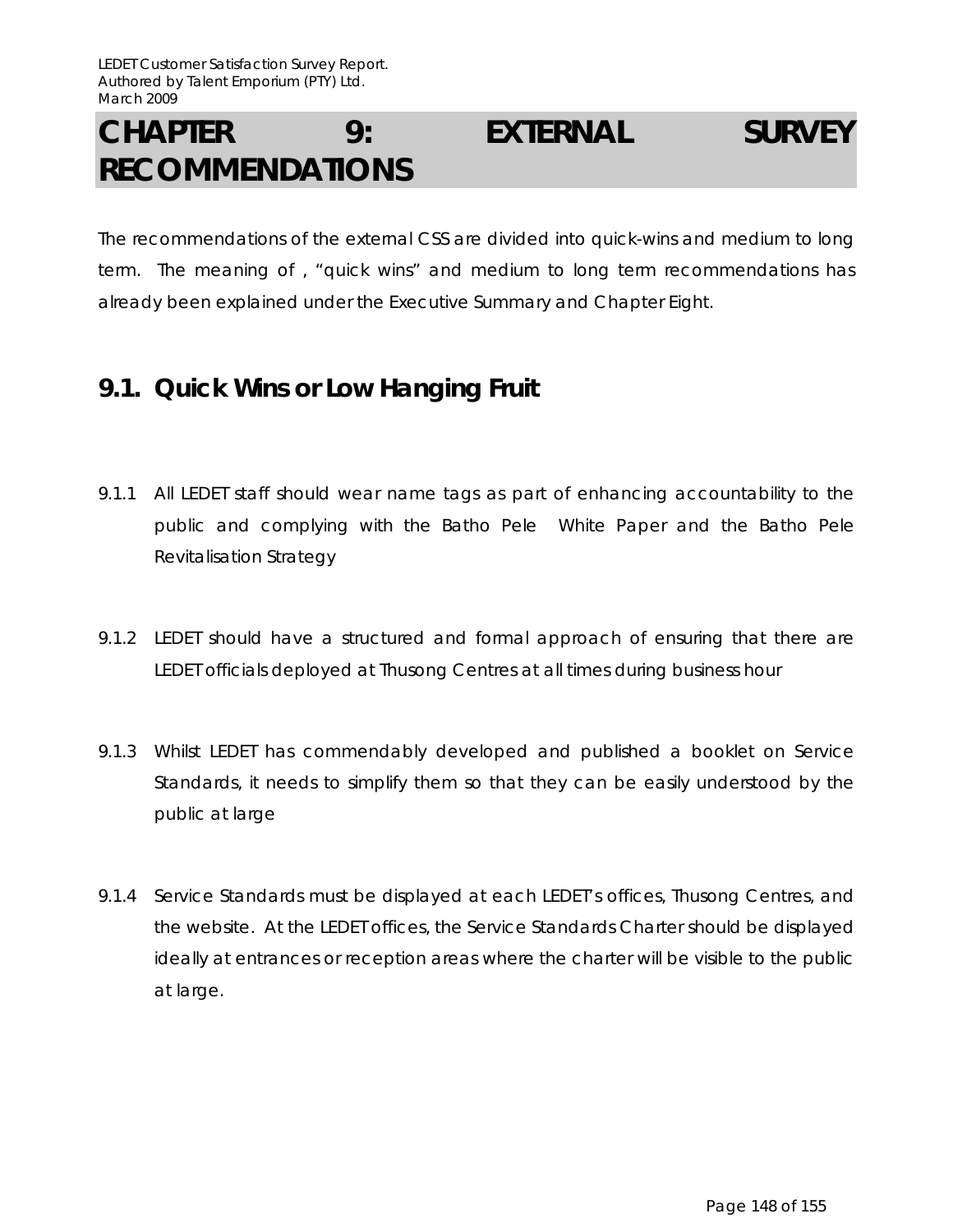# CHAPTER 9: EXTERNAL SURVEY RECOMMENDATIONS

The recommendations of the external CSS are divided into quick-wins and medium to long term. The meaning of , "quick wins" and medium to long term recommendations has already been explained under the Executive Summary and Chapter Eight.

## 9.1. Quick Wins or Low Hanging Fruit

9.1.1 All LEDET staff should wear name tags as part of enhancing accountability to the public and complying with the Batho Pele White Paper and the Batho Pele Revitalisation Strategy

9.1.2 LEDET should have a structured and formal approach of ensuring that there are LEDET officials deployed at Thusong Centres at all times during business hour

9.1.3 Whilst LEDET has commendably developed and published a booklet on Service Standards, it needs to simplify them so that they can be easily understood by the public at large

9.1.4 Service Standards must be displayed at each LEDET's offices, Thusong Centres, and the website. At the LEDET offices, the Service Standards Charter should be displayed ideally at entrances or reception areas where the charter will be visible to the public at large.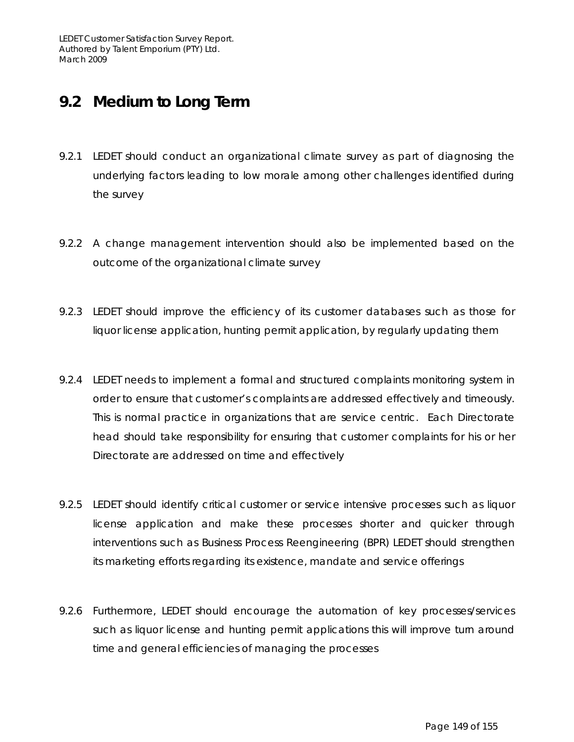## 9.2 Medium to Long Term

9.2.1 LEDET should conduct an organizational climate survey as part of diagnosing the underlying factors leading to low morale among other challenges identified during the survey

9.2.2 A change management intervention should also be implemented based on the outcome of the organizational climate survey

9.2.3 LEDET should improve the efficiency of its customer databases such as those for liquor license application, hunting permit application, by regularly updating them

9.2.4 LEDET needs to implement a formal and structured complaints monitoring system in order to ensure that customer's complaints are addressed effectively and timeously. This is normal practice in organizations that are service centric. Each Directorate head should take responsibility for ensuring that customer complaints for his or her Directorate are addressed on time and effectively

9.2.5 LEDET should identify critical customer or service intensive processes such as liquor license application and make these processes shorter and quicker through interventions such as Business Process Reengineering (BPR) LEDET should strengthen its marketing efforts regarding its existence, mandate and service offerings

9.2.6 Furthermore, LEDET should encourage the automation of key processes/services such as liquor license and hunting permit applications this will improve turn around time and general efficiencies of managing the processes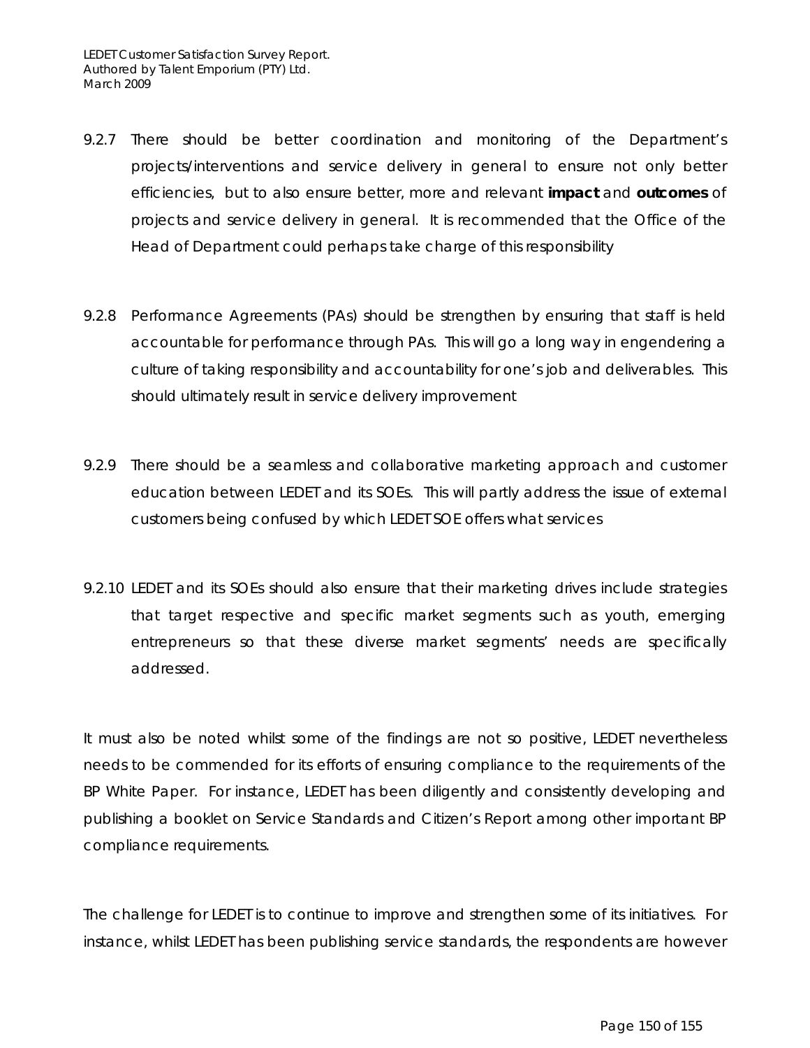9.2.7 There should be better coordination and monitoring of the Department's projects/interventions and service delivery in general to ensure not only better efficiencies, but to also ensure better, more and relevant **impact** and **outcomes** of projects and service delivery in general. It is recommended that the Office of the Head of Department could perhaps take charge of this responsibility

9.2.8 Performance Agreements (PAs) should be strengthen by ensuring that staff is held accountable for performance through PAs. This will go a long way in engendering a culture of taking responsibility and accountability for one's job and deliverables. This should ultimately result in service delivery improvement

9.2.9 There should be a seamless and collaborative marketing approach and customer education between LEDET and its SOEs. This will partly address the issue of external customers being confused by which LEDET SOE offers what services

9.2.10 LEDET and its SOEs should also ensure that their marketing drives include strategies that target respective and specific market segments such as youth, emerging entrepreneurs so that these diverse market segments' needs are specifically addressed.

It must also be noted whilst some of the findings are not so positive, LEDET nevertheless needs to be commended for its efforts of ensuring compliance to the requirements of the BP White Paper. For instance, LEDET has been diligently and consistently developing and publishing a booklet on Service Standards and Citizen's Report among other important BP compliance requirements.

The challenge for LEDET is to continue to improve and strengthen some of its initiatives. For instance, whilst LEDET has been publishing service standards, the respondents are however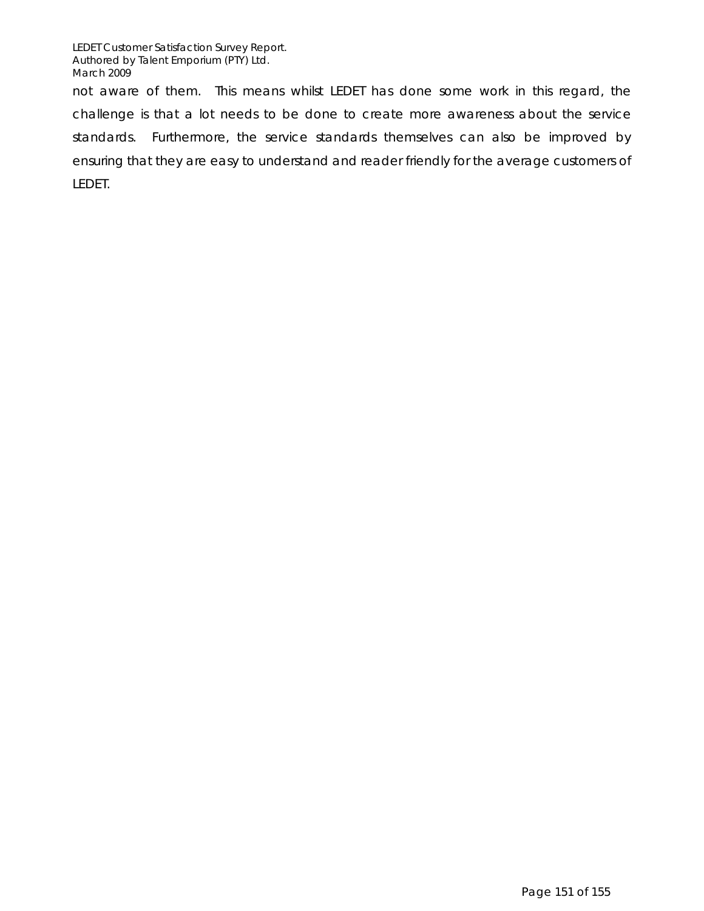not aware of them. This means whilst LEDET has done some work in this regard, the challenge is that a lot needs to be done to create more awareness about the service standards. Furthermore, the service standards themselves can also be improved by ensuring that they are easy to understand and reader friendly for the average customers of LEDET.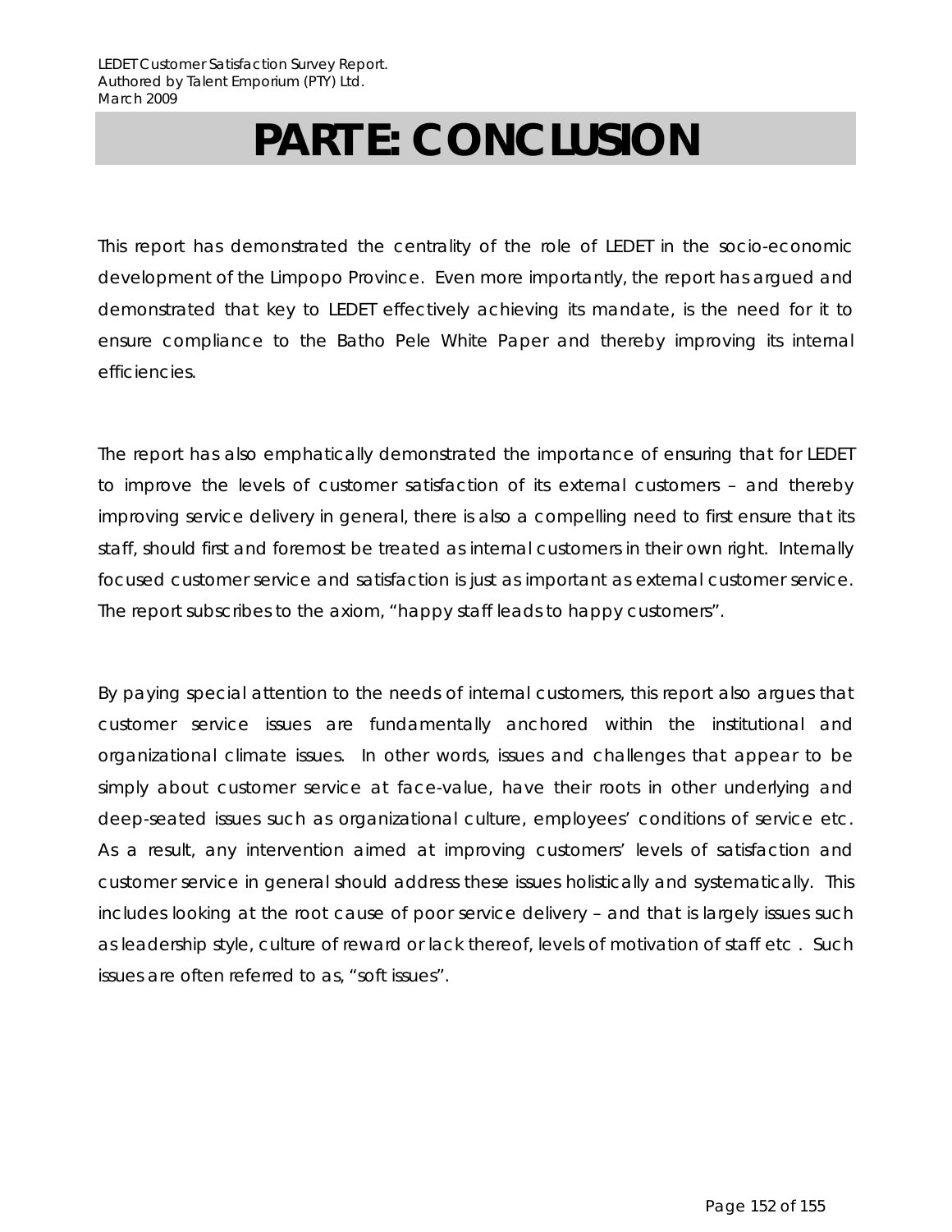# PART E: CONCLUSION

This report has demonstrated the centrality of the role of LEDET in the socio-economic development of the Limpopo Province. Even more importantly, the report has argued and demonstrated that key to LEDET effectively achieving its mandate, is the need for it to ensure compliance to the Batho Pele White Paper and thereby improving its internal efficiencies.

The report has also emphatically demonstrated the importance of ensuring that for LEDET to improve the levels of customer satisfaction of its external customers – and thereby improving service delivery in general, there is also a compelling need to first ensure that its staff, should first and foremost be treated as internal customers in their own right. Internally focused customer service and satisfaction is just as important as external customer service. The report subscribes to the axiom, "happy staff leads to happy customers".

By paying special attention to the needs of internal customers, this report also argues that customer service issues are fundamentally anchored within the institutional and organizational climate issues. In other words, issues and challenges that appear to be simply about customer service at face-value, have their roots in other underlying and deep-seated issues such as organizational culture, employees' conditions of service etc. As a result, any intervention aimed at improving customers' levels of satisfaction and customer service in general should address these issues holistically and systematically. This includes looking at the root cause of poor service delivery – and that is largely issues such as leadership style, culture of reward or lack thereof, levels of motivation of staff etc . Such issues are often referred to as, "soft issues".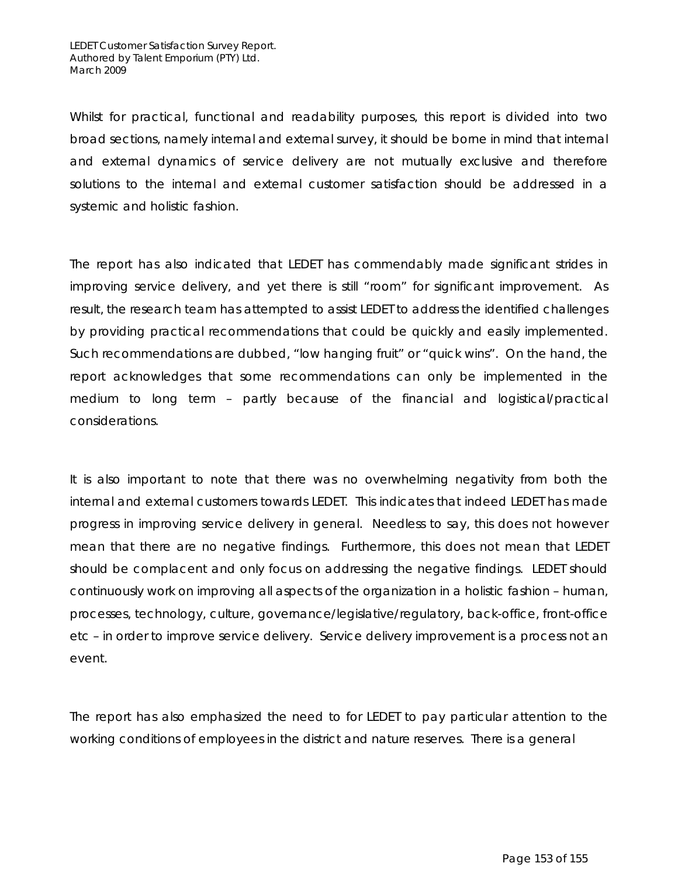Whilst for practical, functional and readability purposes, this report is divided into two broad sections, namely internal and external survey, it should be borne in mind that internal and external dynamics of service delivery are not mutually exclusive and therefore solutions to the internal and external customer satisfaction should be addressed in a systemic and holistic fashion.

The report has also indicated that LEDET has commendably made significant strides in improving service delivery, and yet there is still "room" for significant improvement. As result, the research team has attempted to assist LEDET to address the identified challenges by providing practical recommendations that could be quickly and easily implemented. Such recommendations are dubbed, "low hanging fruit" or "quick wins". On the hand, the report acknowledges that some recommendations can only be implemented in the medium to long term – partly because of the financial and logistical/practical considerations.

It is also important to note that there was no overwhelming negativity from both the internal and external customers towards LEDET. This indicates that indeed LEDET has made progress in improving service delivery in general. Needless to say, this does not however mean that there are no negative findings. Furthermore, this does not mean that LEDET should be complacent and only focus on addressing the negative findings. LEDET should continuously work on improving all aspects of the organization in a holistic fashion – human, processes, technology, culture, governance/legislative/regulatory, back-office, front-office etc – in order to improve service delivery. Service delivery improvement is a process not an event.

The report has also emphasized the need to for LEDET to pay particular attention to the working conditions of employees in the district and nature reserves. There is a general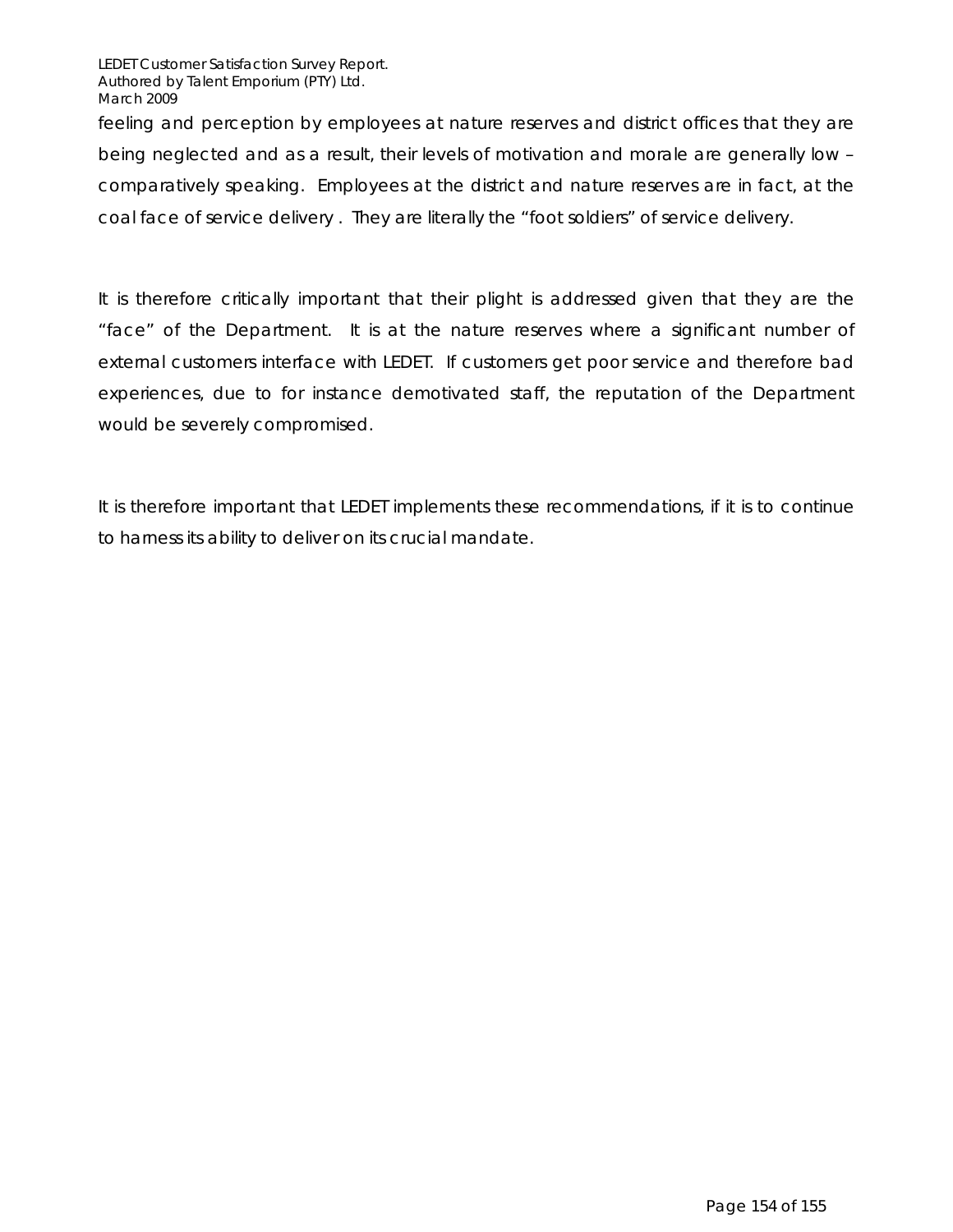feeling and perception by employees at nature reserves and district offices that they are being neglected and as a result, their levels of motivation and morale are generally low – comparatively speaking. Employees at the district and nature reserves are in fact, at the coal face of service delivery . They are literally the "foot soldiers" of service delivery.

It is therefore critically important that their plight is addressed given that they are the "face" of the Department. It is at the nature reserves where a significant number of external customers interface with LEDET. If customers get poor service and therefore bad experiences, due to for instance demotivated staff, the reputation of the Department would be severely compromised.

It is therefore important that LEDET implements these recommendations, if it is to continue to harness its ability to deliver on its crucial mandate.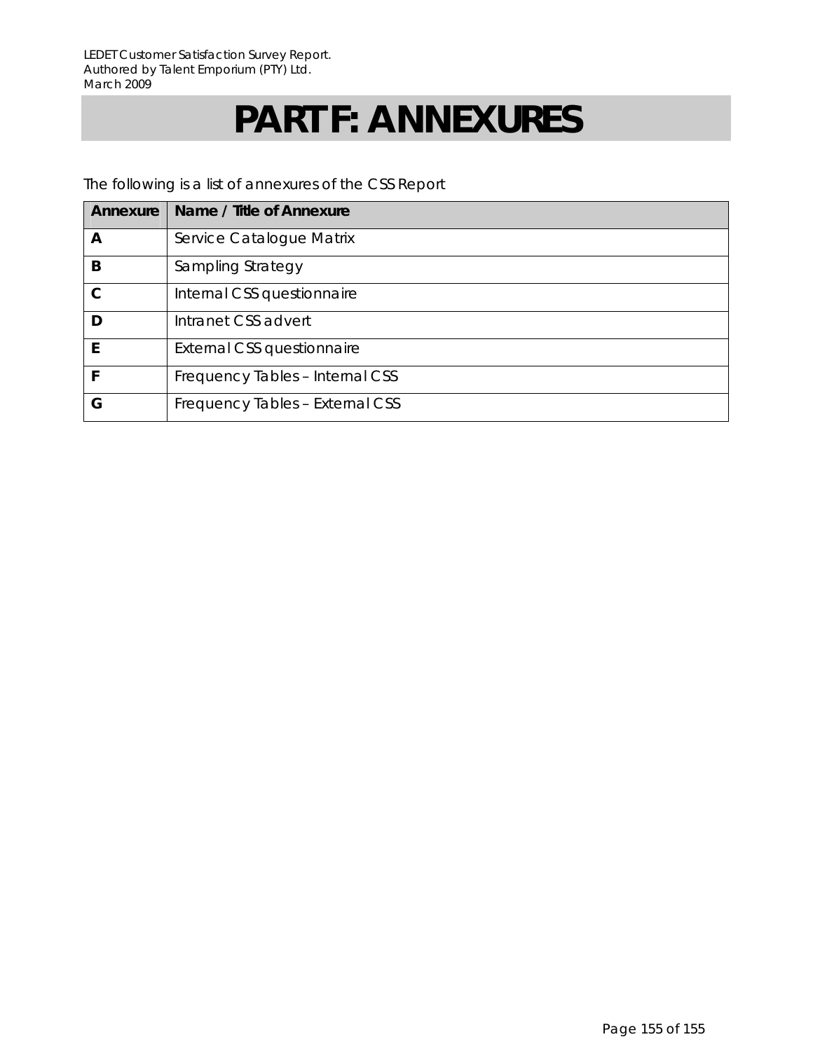# PART F: ANNEXURES

The following is a list of annexures of the CSS Report

| Annexure | Name / Title of Annexure |
|---|---|
| A | Service Catalogue Matrix |
| B | Sampling Strategy |
| C | Internal CSS questionnaire |
| D | Intranet CSS advert |
| E | External CSS questionnaire |
| F | Frequency Tables – Internal CSS |
| G | Frequency Tables – External CSS |